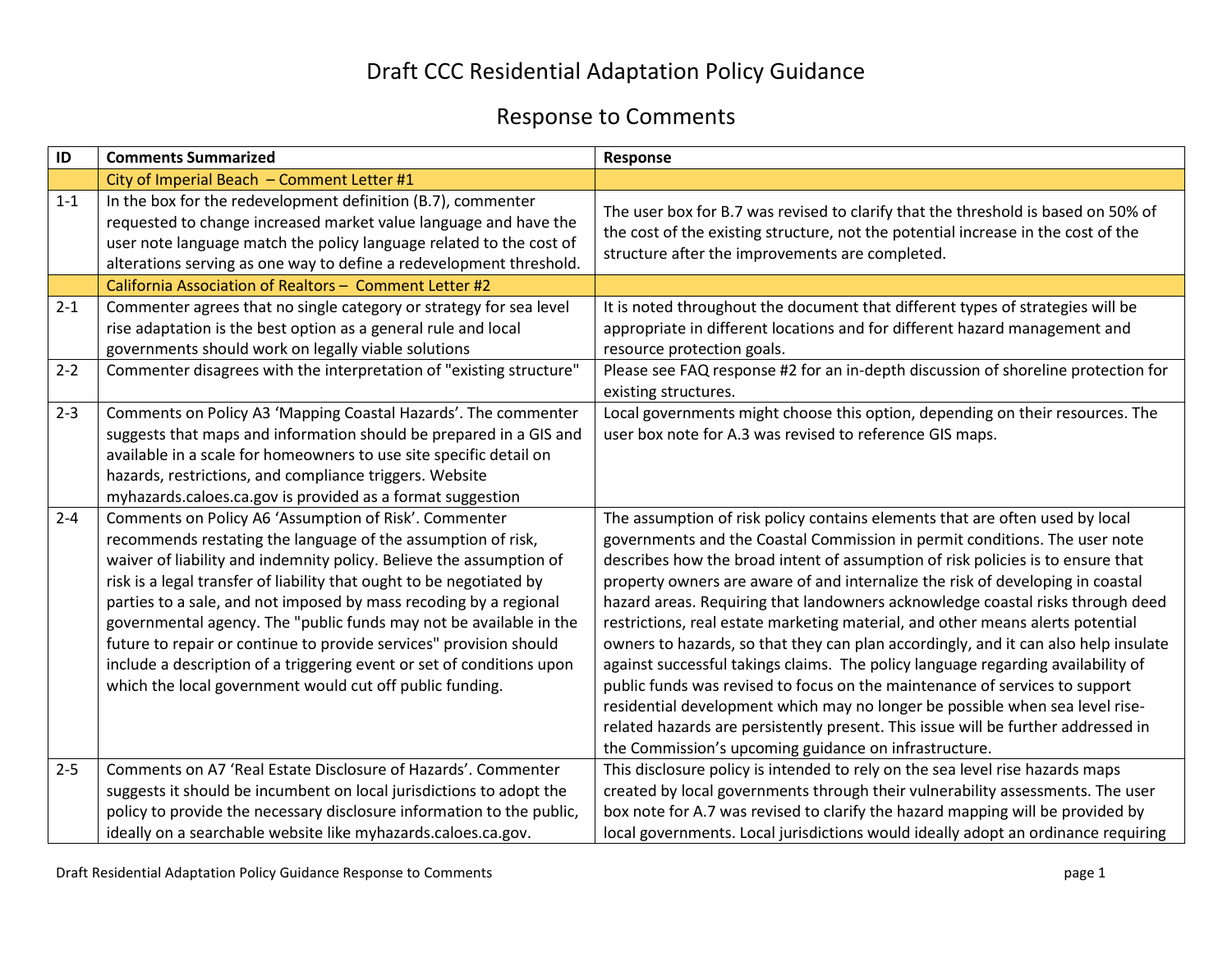# Draft CCC Residential Adaptation Policy Guidance

## Response to Comments

| ID | Comments Summarized | Response |
|---|---|---|
| | City of Imperial Beach – Comment Letter #1 | |
| 1-1 | In the box for the redevelopment definition (B.7), commenter requested to change increased market value language and have the user note language match the policy language related to the cost of alterations serving as one way to define a redevelopment threshold. | The user box for B.7 was revised to clarify that the threshold is based on 50% of the cost of the existing structure, not the potential increase in the cost of the structure after the improvements are completed. |
| | California Association of Realtors – Comment Letter #2 | |
| 2-1 | Commenter agrees that no single category or strategy for sea level rise adaptation is the best option as a general rule and local governments should work on legally viable solutions | It is noted throughout the document that different types of strategies will be appropriate in different locations and for different hazard management and resource protection goals. |
| 2-2 | Commenter disagrees with the interpretation of "existing structure" | Please see FAQ response #2 for an in-depth discussion of shoreline protection for existing structures. |
| 2-3 | Comments on Policy A3 'Mapping Coastal Hazards'. The commenter suggests that maps and information should be prepared in a GIS and available in a scale for homeowners to use site specific detail on hazards, restrictions, and compliance triggers. Website myhazards.caloes.ca.gov is provided as a format suggestion | Local governments might choose this option, depending on their resources. The user box note for A.3 was revised to reference GIS maps. |
| 2-4 | Comments on Policy A6 'Assumption of Risk'. Commenter recommends restating the language of the assumption of risk, waiver of liability and indemnity policy. Believe the assumption of risk is a legal transfer of liability that ought to be negotiated by parties to a sale, and not imposed by mass recoding by a regional governmental agency. The "public funds may not be available in the future to repair or continue to provide services" provision should include a description of a triggering event or set of conditions upon which the local government would cut off public funding. | The assumption of risk policy contains elements that are often used by local governments and the Coastal Commission in permit conditions. The user note describes how the broad intent of assumption of risk policies is to ensure that property owners are aware of and internalize the risk of developing in coastal hazard areas. Requiring that landowners acknowledge coastal risks through deed restrictions, real estate marketing material, and other means alerts potential owners to hazards, so that they can plan accordingly, and it can also help insulate against successful takings claims. The policy language regarding availability of public funds was revised to focus on the maintenance of services to support residential development which may no longer be possible when sea level rise-related hazards are persistently present. This issue will be further addressed in the Commission's upcoming guidance on infrastructure. |
| 2-5 | Comments on A7 'Real Estate Disclosure of Hazards'. Commenter suggests it should be incumbent on local jurisdictions to adopt the policy to provide the necessary disclosure information to the public, ideally on a searchable website like myhazards.caloes.ca.gov. | This disclosure policy is intended to rely on the sea level rise hazards maps created by local governments through their vulnerability assessments. The user box note for A.7 was revised to clarify the hazard mapping will be provided by local governments. Local jurisdictions would ideally adopt an ordinance requiring |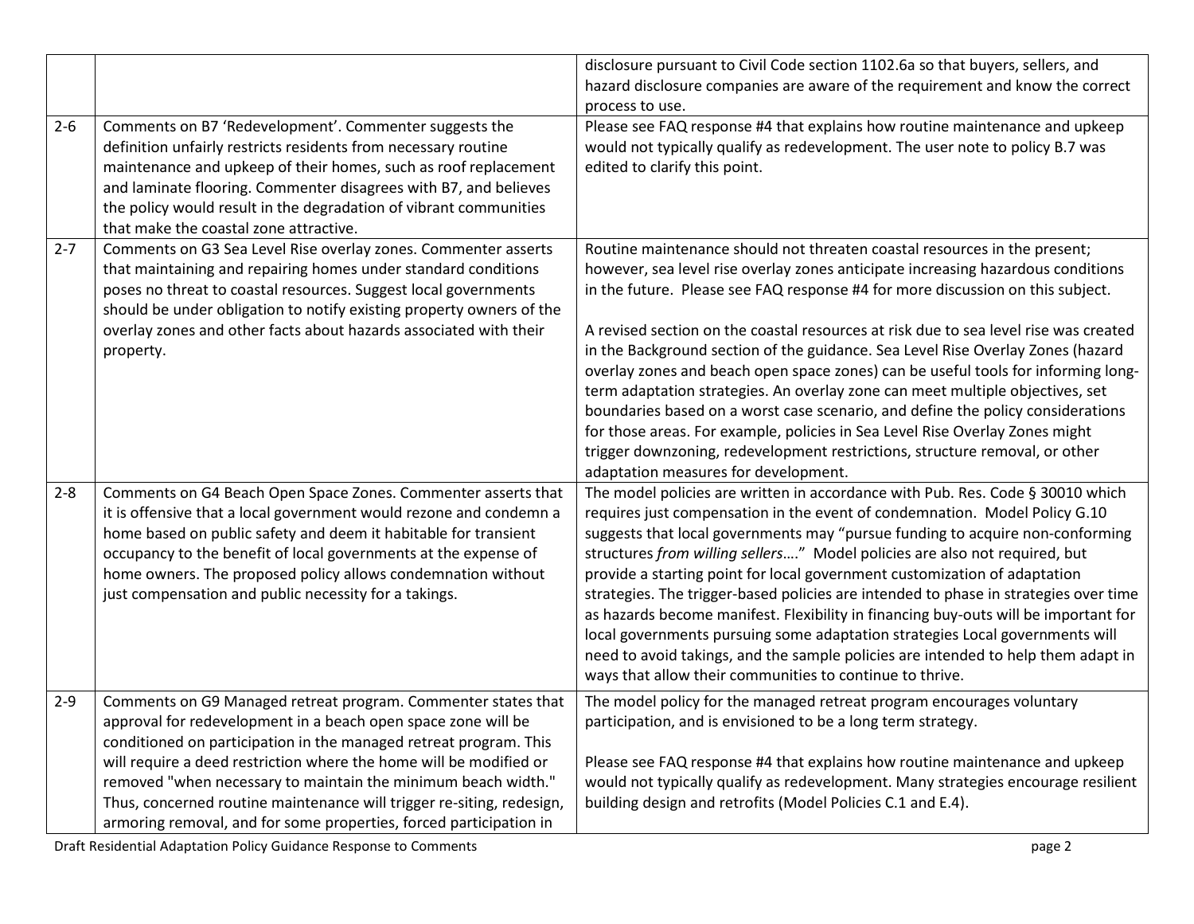| | | |
|---|---|---|
| | | disclosure pursuant to Civil Code section 1102.6a so that buyers, sellers, and hazard disclosure companies are aware of the requirement and know the correct process to use. |
| 2-6 | Comments on B7 'Redevelopment'. Commenter suggests the definition unfairly restricts residents from necessary routine maintenance and upkeep of their homes, such as roof replacement and laminate flooring. Commenter disagrees with B7, and believes the policy would result in the degradation of vibrant communities that make the coastal zone attractive. | Please see FAQ response #4 that explains how routine maintenance and upkeep would not typically qualify as redevelopment. The user note to policy B.7 was edited to clarify this point. |
| 2-7 | Comments on G3 Sea Level Rise overlay zones. Commenter asserts that maintaining and repairing homes under standard conditions poses no threat to coastal resources. Suggest local governments should be under obligation to notify existing property owners of the overlay zones and other facts about hazards associated with their property. | Routine maintenance should not threaten coastal resources in the present; however, sea level rise overlay zones anticipate increasing hazardous conditions in the future. Please see FAQ response #4 for more discussion on this subject.<br><br>A revised section on the coastal resources at risk due to sea level rise was created in the Background section of the guidance. Sea Level Rise Overlay Zones (hazard overlay zones and beach open space zones) can be useful tools for informing long-term adaptation strategies. An overlay zone can meet multiple objectives, set boundaries based on a worst case scenario, and define the policy considerations for those areas. For example, policies in Sea Level Rise Overlay Zones might trigger downzoning, redevelopment restrictions, structure removal, or other adaptation measures for development. |
| 2-8 | Comments on G4 Beach Open Space Zones. Commenter asserts that it is offensive that a local government would rezone and condemn a home based on public safety and deem it habitable for transient occupancy to the benefit of local governments at the expense of home owners. The proposed policy allows condemnation without just compensation and public necessity for a takings. | The model policies are written in accordance with Pub. Res. Code § 30010 which requires just compensation in the event of condemnation. Model Policy G.10 suggests that local governments may "pursue funding to acquire non-conforming structures *from willing sellers*...." Model policies are also not required, but provide a starting point for local government customization of adaptation strategies. The trigger-based policies are intended to phase in strategies over time as hazards become manifest. Flexibility in financing buy-outs will be important for local governments pursuing some adaptation strategies Local governments will need to avoid takings, and the sample policies are intended to help them adapt in ways that allow their communities to continue to thrive. |
| 2-9 | Comments on G9 Managed retreat program. Commenter states that approval for redevelopment in a beach open space zone will be conditioned on participation in the managed retreat program. This will require a deed restriction where the home will be modified or removed "when necessary to maintain the minimum beach width." Thus, concerned routine maintenance will trigger re-siting, redesign, armoring removal, and for some properties, forced participation in | The model policy for the managed retreat program encourages voluntary participation, and is envisioned to be a long term strategy.<br><br>Please see FAQ response #4 that explains how routine maintenance and upkeep would not typically qualify as redevelopment. Many strategies encourage resilient building design and retrofits (Model Policies C.1 and E.4). |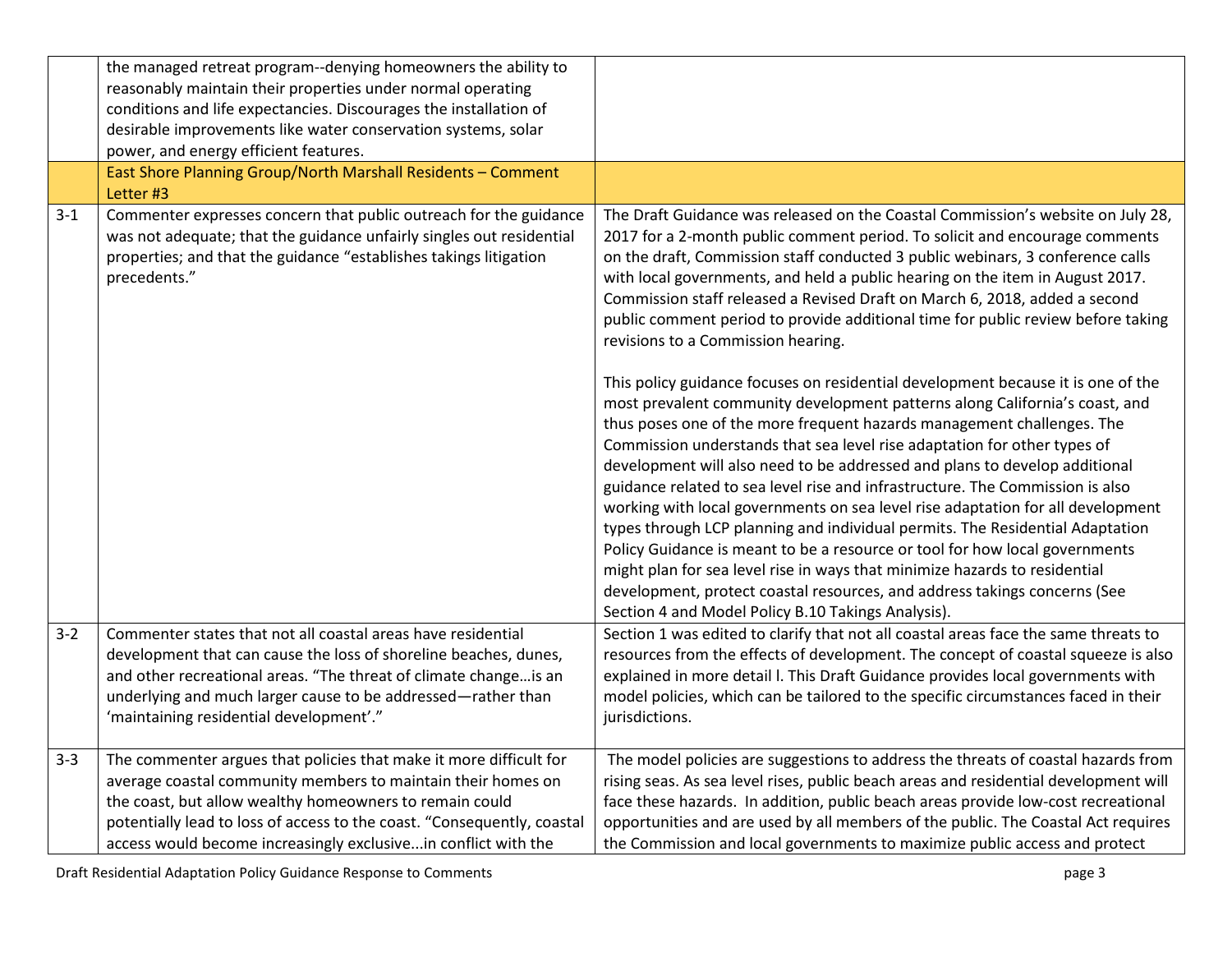| | | |
|---|---|---|
| | the managed retreat program--denying homeowners the ability to reasonably maintain their properties under normal operating conditions and life expectancies. Discourages the installation of desirable improvements like water conservation systems, solar power, and energy efficient features. | |
| | East Shore Planning Group/North Marshall Residents – Comment Letter #3 | |
| 3-1 | Commenter expresses concern that public outreach for the guidance was not adequate; that the guidance unfairly singles out residential properties; and that the guidance "establishes takings litigation precedents." | The Draft Guidance was released on the Coastal Commission's website on July 28, 2017 for a 2-month public comment period. To solicit and encourage comments on the draft, Commission staff conducted 3 public webinars, 3 conference calls with local governments, and held a public hearing on the item in August 2017. Commission staff released a Revised Draft on March 6, 2018, added a second public comment period to provide additional time for public review before taking revisions to a Commission hearing.<br><br>This policy guidance focuses on residential development because it is one of the most prevalent community development patterns along California's coast, and thus poses one of the more frequent hazards management challenges. The Commission understands that sea level rise adaptation for other types of development will also need to be addressed and plans to develop additional guidance related to sea level rise and infrastructure. The Commission is also working with local governments on sea level rise adaptation for all development types through LCP planning and individual permits. The Residential Adaptation Policy Guidance is meant to be a resource or tool for how local governments might plan for sea level rise in ways that minimize hazards to residential development, protect coastal resources, and address takings concerns (See Section 4 and Model Policy B.10 Takings Analysis). |
| 3-2 | Commenter states that not all coastal areas have residential development that can cause the loss of shoreline beaches, dunes, and other recreational areas. "The threat of climate change…is an underlying and much larger cause to be addressed—rather than 'maintaining residential development'." | Section 1 was edited to clarify that not all coastal areas face the same threats to resources from the effects of development. The concept of coastal squeeze is also explained in more detail l. This Draft Guidance provides local governments with model policies, which can be tailored to the specific circumstances faced in their jurisdictions. |
| 3-3 | The commenter argues that policies that make it more difficult for average coastal community members to maintain their homes on the coast, but allow wealthy homeowners to remain could potentially lead to loss of access to the coast. "Consequently, coastal access would become increasingly exclusive...in conflict with the | The model policies are suggestions to address the threats of coastal hazards from rising seas. As sea level rises, public beach areas and residential development will face these hazards. In addition, public beach areas provide low-cost recreational opportunities and are used by all members of the public. The Coastal Act requires the Commission and local governments to maximize public access and protect |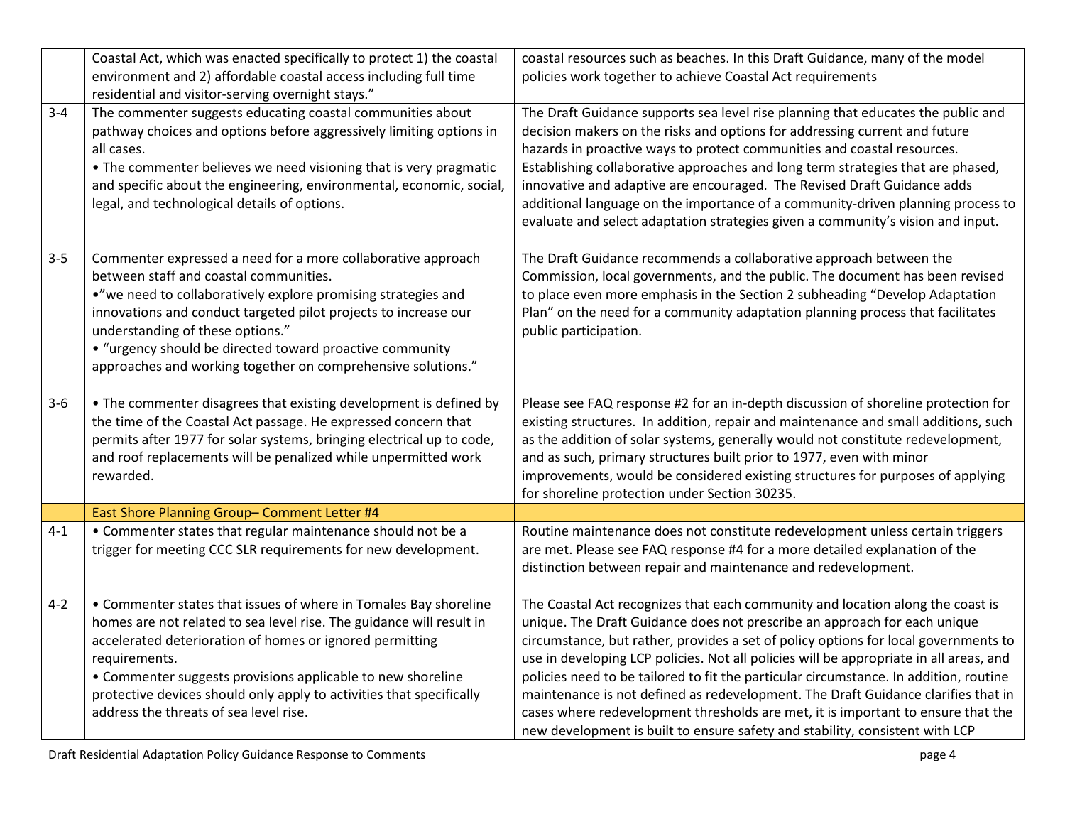| | | |
|---|---|---|
| | Coastal Act, which was enacted specifically to protect 1) the coastal environment and 2) affordable coastal access including full time residential and visitor-serving overnight stays." | coastal resources such as beaches. In this Draft Guidance, many of the model policies work together to achieve Coastal Act requirements |
| 3-4 | The commenter suggests educating coastal communities about pathway choices and options before aggressively limiting options in all cases.<br>• The commenter believes we need visioning that is very pragmatic and specific about the engineering, environmental, economic, social, legal, and technological details of options. | The Draft Guidance supports sea level rise planning that educates the public and decision makers on the risks and options for addressing current and future hazards in proactive ways to protect communities and coastal resources. Establishing collaborative approaches and long term strategies that are phased, innovative and adaptive are encouraged. The Revised Draft Guidance adds additional language on the importance of a community-driven planning process to evaluate and select adaptation strategies given a community's vision and input. |
| 3-5 | Commenter expressed a need for a more collaborative approach between staff and coastal communities.<br>•"we need to collaboratively explore promising strategies and innovations and conduct targeted pilot projects to increase our understanding of these options."<br>• "urgency should be directed toward proactive community approaches and working together on comprehensive solutions." | The Draft Guidance recommends a collaborative approach between the Commission, local governments, and the public. The document has been revised to place even more emphasis in the Section 2 subheading "Develop Adaptation Plan" on the need for a community adaptation planning process that facilitates public participation. |
| 3-6 | • The commenter disagrees that existing development is defined by the time of the Coastal Act passage. He expressed concern that permits after 1977 for solar systems, bringing electrical up to code, and roof replacements will be penalized while unpermitted work rewarded. | Please see FAQ response #2 for an in-depth discussion of shoreline protection for existing structures. In addition, repair and maintenance and small additions, such as the addition of solar systems, generally would not constitute redevelopment, and as such, primary structures built prior to 1977, even with minor improvements, would be considered existing structures for purposes of applying for shoreline protection under Section 30235. |
| | East Shore Planning Group– Comment Letter #4 | |
| 4-1 | • Commenter states that regular maintenance should not be a trigger for meeting CCC SLR requirements for new development. | Routine maintenance does not constitute redevelopment unless certain triggers are met. Please see FAQ response #4 for a more detailed explanation of the distinction between repair and maintenance and redevelopment. |
| 4-2 | • Commenter states that issues of where in Tomales Bay shoreline homes are not related to sea level rise. The guidance will result in accelerated deterioration of homes or ignored permitting requirements.<br>• Commenter suggests provisions applicable to new shoreline protective devices should only apply to activities that specifically address the threats of sea level rise. | The Coastal Act recognizes that each community and location along the coast is unique. The Draft Guidance does not prescribe an approach for each unique circumstance, but rather, provides a set of policy options for local governments to use in developing LCP policies. Not all policies will be appropriate in all areas, and policies need to be tailored to fit the particular circumstance. In addition, routine maintenance is not defined as redevelopment. The Draft Guidance clarifies that in cases where redevelopment thresholds are met, it is important to ensure that the new development is built to ensure safety and stability, consistent with LCP |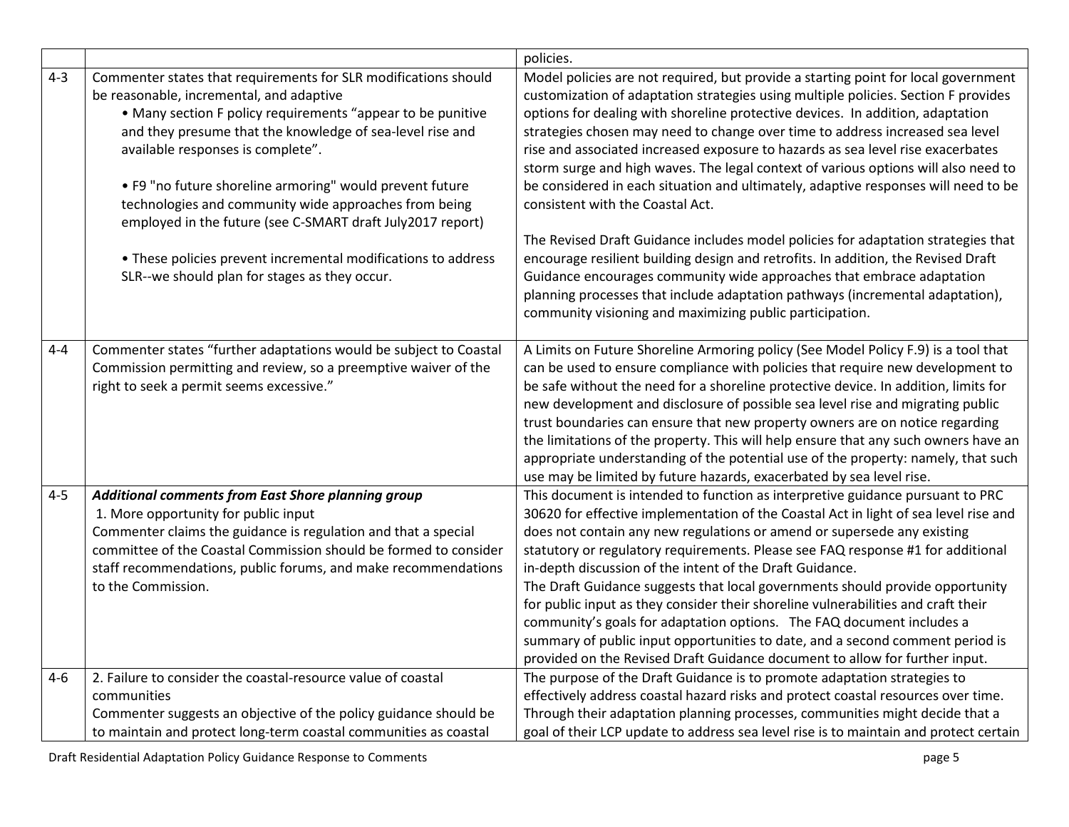| | | |
|---|---|---|
| | | policies. |
| 4-3 | Commenter states that requirements for SLR modifications should be reasonable, incremental, and adaptive<br>• Many section F policy requirements "appear to be punitive and they presume that the knowledge of sea-level rise and available responses is complete".<br><br>• F9 "no future shoreline armoring" would prevent future technologies and community wide approaches from being employed in the future (see C-SMART draft July2017 report)<br><br>• These policies prevent incremental modifications to address SLR--we should plan for stages as they occur. | Model policies are not required, but provide a starting point for local government customization of adaptation strategies using multiple policies. Section F provides options for dealing with shoreline protective devices. In addition, adaptation strategies chosen may need to change over time to address increased sea level rise and associated increased exposure to hazards as sea level rise exacerbates storm surge and high waves. The legal context of various options will also need to be considered in each situation and ultimately, adaptive responses will need to be consistent with the Coastal Act.<br><br>The Revised Draft Guidance includes model policies for adaptation strategies that encourage resilient building design and retrofits. In addition, the Revised Draft Guidance encourages community wide approaches that embrace adaptation planning processes that include adaptation pathways (incremental adaptation), community visioning and maximizing public participation. |
| 4-4 | Commenter states "further adaptations would be subject to Coastal Commission permitting and review, so a preemptive waiver of the right to seek a permit seems excessive." | A Limits on Future Shoreline Armoring policy (See Model Policy F.9) is a tool that can be used to ensure compliance with policies that require new development to be safe without the need for a shoreline protective device. In addition, limits for new development and disclosure of possible sea level rise and migrating public trust boundaries can ensure that new property owners are on notice regarding the limitations of the property. This will help ensure that any such owners have an appropriate understanding of the potential use of the property: namely, that such use may be limited by future hazards, exacerbated by sea level rise. |
| 4-5 | ***Additional comments from East Shore planning group***<br>1. More opportunity for public input<br>Commenter claims the guidance is regulation and that a special committee of the Coastal Commission should be formed to consider staff recommendations, public forums, and make recommendations to the Commission. | This document is intended to function as interpretive guidance pursuant to PRC 30620 for effective implementation of the Coastal Act in light of sea level rise and does not contain any new regulations or amend or supersede any existing statutory or regulatory requirements. Please see FAQ response #1 for additional in-depth discussion of the intent of the Draft Guidance.<br>The Draft Guidance suggests that local governments should provide opportunity for public input as they consider their shoreline vulnerabilities and craft their community's goals for adaptation options. The FAQ document includes a summary of public input opportunities to date, and a second comment period is provided on the Revised Draft Guidance document to allow for further input. |
| 4-6 | 2. Failure to consider the coastal-resource value of coastal communities<br>Commenter suggests an objective of the policy guidance should be to maintain and protect long-term coastal communities as coastal | The purpose of the Draft Guidance is to promote adaptation strategies to effectively address coastal hazard risks and protect coastal resources over time. Through their adaptation planning processes, communities might decide that a goal of their LCP update to address sea level rise is to maintain and protect certain |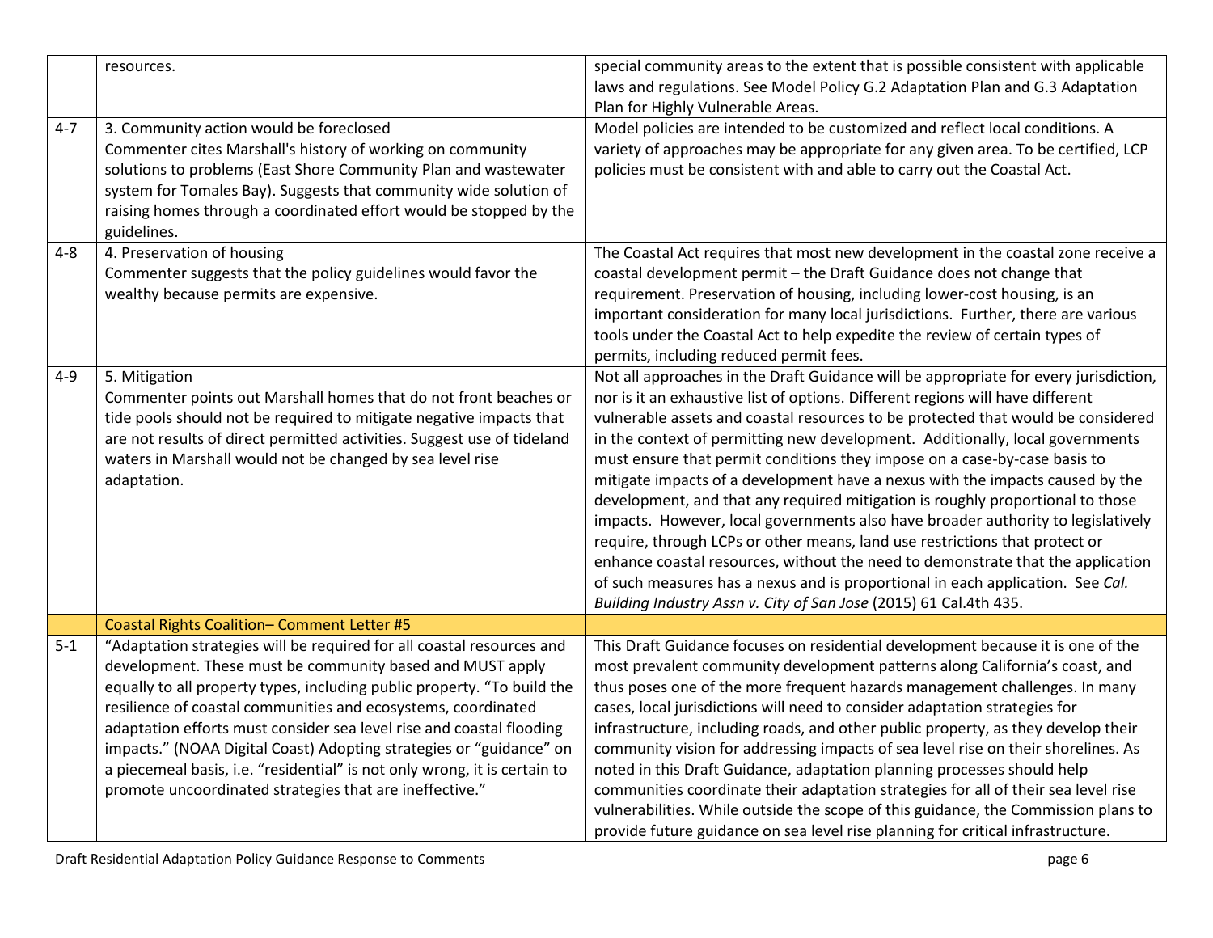| | | |
|---|---|---|
| | resources. | special community areas to the extent that is possible consistent with applicable laws and regulations. See Model Policy G.2 Adaptation Plan and G.3 Adaptation Plan for Highly Vulnerable Areas. |
| 4-7 | 3. Community action would be foreclosed<br>Commenter cites Marshall's history of working on community solutions to problems (East Shore Community Plan and wastewater system for Tomales Bay). Suggests that community wide solution of raising homes through a coordinated effort would be stopped by the guidelines. | Model policies are intended to be customized and reflect local conditions. A variety of approaches may be appropriate for any given area. To be certified, LCP policies must be consistent with and able to carry out the Coastal Act. |
| 4-8 | 4. Preservation of housing<br>Commenter suggests that the policy guidelines would favor the wealthy because permits are expensive. | The Coastal Act requires that most new development in the coastal zone receive a coastal development permit – the Draft Guidance does not change that requirement. Preservation of housing, including lower-cost housing, is an important consideration for many local jurisdictions. Further, there are various tools under the Coastal Act to help expedite the review of certain types of permits, including reduced permit fees. |
| 4-9 | 5. Mitigation<br>Commenter points out Marshall homes that do not front beaches or tide pools should not be required to mitigate negative impacts that are not results of direct permitted activities. Suggest use of tideland waters in Marshall would not be changed by sea level rise adaptation. | Not all approaches in the Draft Guidance will be appropriate for every jurisdiction, nor is it an exhaustive list of options. Different regions will have different vulnerable assets and coastal resources to be protected that would be considered in the context of permitting new development. Additionally, local governments must ensure that permit conditions they impose on a case-by-case basis to mitigate impacts of a development have a nexus with the impacts caused by the development, and that any required mitigation is roughly proportional to those impacts. However, local governments also have broader authority to legislatively require, through LCPs or other means, land use restrictions that protect or enhance coastal resources, without the need to demonstrate that the application of such measures has a nexus and is proportional in each application. See *Cal. Building Industry Assn v. City of San Jose* (2015) 61 Cal.4th 435. |
| | Coastal Rights Coalition– Comment Letter #5 | |
| 5-1 | "Adaptation strategies will be required for all coastal resources and development. These must be community based and MUST apply equally to all property types, including public property. "To build the resilience of coastal communities and ecosystems, coordinated adaptation efforts must consider sea level rise and coastal flooding impacts." (NOAA Digital Coast) Adopting strategies or "guidance" on a piecemeal basis, i.e. "residential" is not only wrong, it is certain to promote uncoordinated strategies that are ineffective." | This Draft Guidance focuses on residential development because it is one of the most prevalent community development patterns along California's coast, and thus poses one of the more frequent hazards management challenges. In many cases, local jurisdictions will need to consider adaptation strategies for infrastructure, including roads, and other public property, as they develop their community vision for addressing impacts of sea level rise on their shorelines. As noted in this Draft Guidance, adaptation planning processes should help communities coordinate their adaptation strategies for all of their sea level rise vulnerabilities. While outside the scope of this guidance, the Commission plans to provide future guidance on sea level rise planning for critical infrastructure. |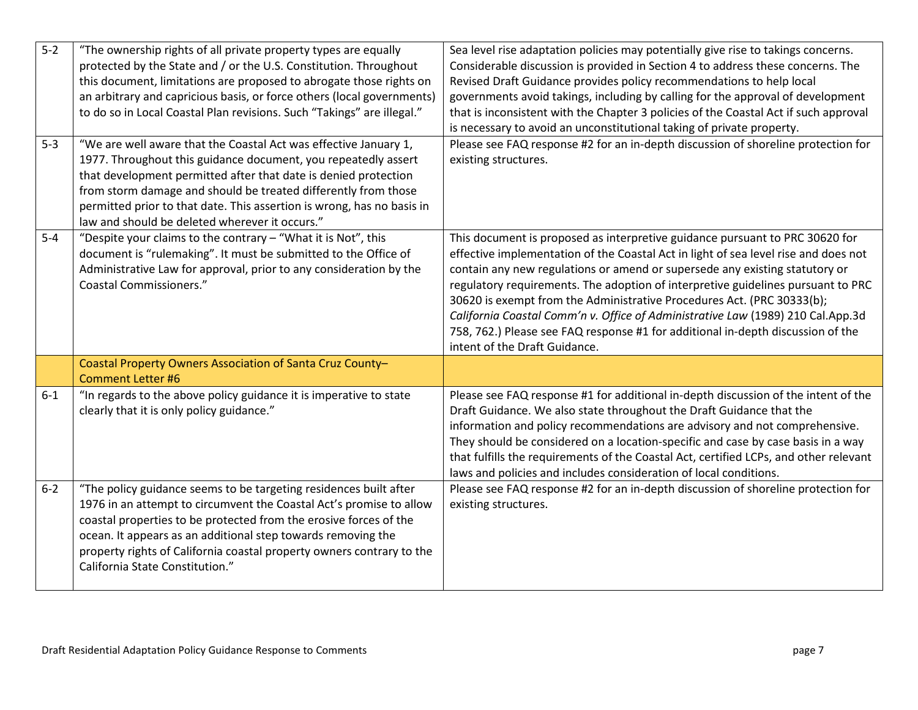| | | |
|---|---|---|
| 5-2 | "The ownership rights of all private property types are equally protected by the State and / or the U.S. Constitution. Throughout this document, limitations are proposed to abrogate those rights on an arbitrary and capricious basis, or force others (local governments) to do so in Local Coastal Plan revisions. Such "Takings" are illegal." | Sea level rise adaptation policies may potentially give rise to takings concerns. Considerable discussion is provided in Section 4 to address these concerns. The Revised Draft Guidance provides policy recommendations to help local governments avoid takings, including by calling for the approval of development that is inconsistent with the Chapter 3 policies of the Coastal Act if such approval is necessary to avoid an unconstitutional taking of private property. |
| 5-3 | "We are well aware that the Coastal Act was effective January 1, 1977. Throughout this guidance document, you repeatedly assert that development permitted after that date is denied protection from storm damage and should be treated differently from those permitted prior to that date. This assertion is wrong, has no basis in law and should be deleted wherever it occurs." | Please see FAQ response #2 for an in-depth discussion of shoreline protection for existing structures. |
| 5-4 | "Despite your claims to the contrary – "What it is Not", this document is "rulemaking". It must be submitted to the Office of Administrative Law for approval, prior to any consideration by the Coastal Commissioners." | This document is proposed as interpretive guidance pursuant to PRC 30620 for effective implementation of the Coastal Act in light of sea level rise and does not contain any new regulations or amend or supersede any existing statutory or regulatory requirements. The adoption of interpretive guidelines pursuant to PRC 30620 is exempt from the Administrative Procedures Act. (PRC 30333(b); *California Coastal Comm'n v. Office of Administrative Law* (1989) 210 Cal.App.3d 758, 762.) Please see FAQ response #1 for additional in-depth discussion of the intent of the Draft Guidance. |
| | Coastal Property Owners Association of Santa Cruz County– Comment Letter #6 | |
| 6-1 | "In regards to the above policy guidance it is imperative to state clearly that it is only policy guidance." | Please see FAQ response #1 for additional in-depth discussion of the intent of the Draft Guidance. We also state throughout the Draft Guidance that the information and policy recommendations are advisory and not comprehensive. They should be considered on a location-specific and case by case basis in a way that fulfills the requirements of the Coastal Act, certified LCPs, and other relevant laws and policies and includes consideration of local conditions. |
| 6-2 | "The policy guidance seems to be targeting residences built after 1976 in an attempt to circumvent the Coastal Act's promise to allow coastal properties to be protected from the erosive forces of the ocean. It appears as an additional step towards removing the property rights of California coastal property owners contrary to the California State Constitution." | Please see FAQ response #2 for an in-depth discussion of shoreline protection for existing structures. |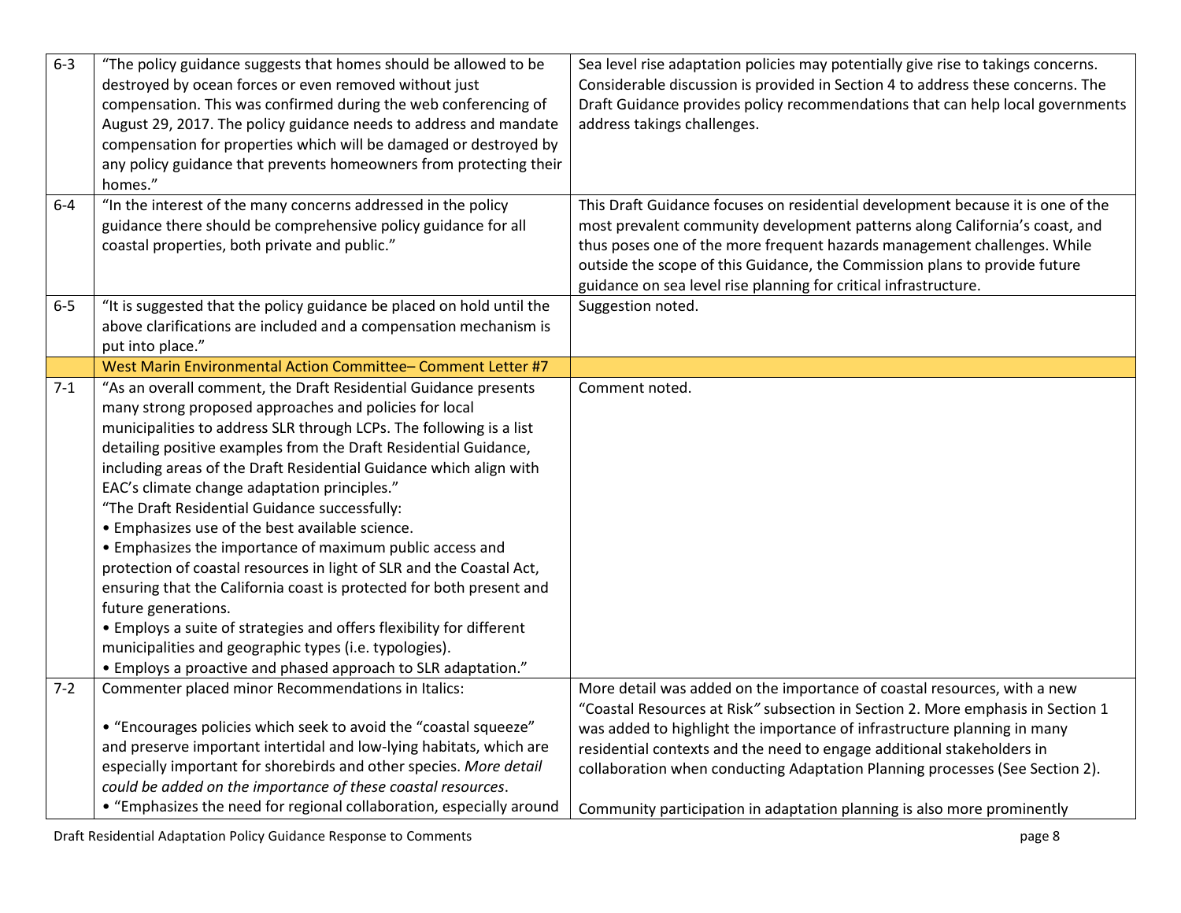| | | |
|---|---|---|
| 6-3 | "The policy guidance suggests that homes should be allowed to be destroyed by ocean forces or even removed without just compensation. This was confirmed during the web conferencing of August 29, 2017. The policy guidance needs to address and mandate compensation for properties which will be damaged or destroyed by any policy guidance that prevents homeowners from protecting their homes." | Sea level rise adaptation policies may potentially give rise to takings concerns. Considerable discussion is provided in Section 4 to address these concerns. The Draft Guidance provides policy recommendations that can help local governments address takings challenges. |
| 6-4 | "In the interest of the many concerns addressed in the policy guidance there should be comprehensive policy guidance for all coastal properties, both private and public." | This Draft Guidance focuses on residential development because it is one of the most prevalent community development patterns along California's coast, and thus poses one of the more frequent hazards management challenges. While outside the scope of this Guidance, the Commission plans to provide future guidance on sea level rise planning for critical infrastructure. |
| 6-5 | "It is suggested that the policy guidance be placed on hold until the above clarifications are included and a compensation mechanism is put into place." | Suggestion noted. |
| | West Marin Environmental Action Committee– Comment Letter #7 | |
| 7-1 | "As an overall comment, the Draft Residential Guidance presents many strong proposed approaches and policies for local municipalities to address SLR through LCPs. The following is a list detailing positive examples from the Draft Residential Guidance, including areas of the Draft Residential Guidance which align with EAC's climate change adaptation principles."<br>"The Draft Residential Guidance successfully:<br>• Emphasizes use of the best available science.<br>• Emphasizes the importance of maximum public access and protection of coastal resources in light of SLR and the Coastal Act, ensuring that the California coast is protected for both present and future generations.<br>• Employs a suite of strategies and offers flexibility for different municipalities and geographic types (i.e. typologies).<br>• Employs a proactive and phased approach to SLR adaptation." | Comment noted. |
| 7-2 | Commenter placed minor Recommendations in Italics:<br><br>• "Encourages policies which seek to avoid the "coastal squeeze" and preserve important intertidal and low-lying habitats, which are especially important for shorebirds and other species. *More detail could be added on the importance of these coastal resources*.<br>• "Emphasizes the need for regional collaboration, especially around | More detail was added on the importance of coastal resources, with a new "Coastal Resources at Risk" subsection in Section 2. More emphasis in Section 1 was added to highlight the importance of infrastructure planning in many residential contexts and the need to engage additional stakeholders in collaboration when conducting Adaptation Planning processes (See Section 2).<br><br>Community participation in adaptation planning is also more prominently |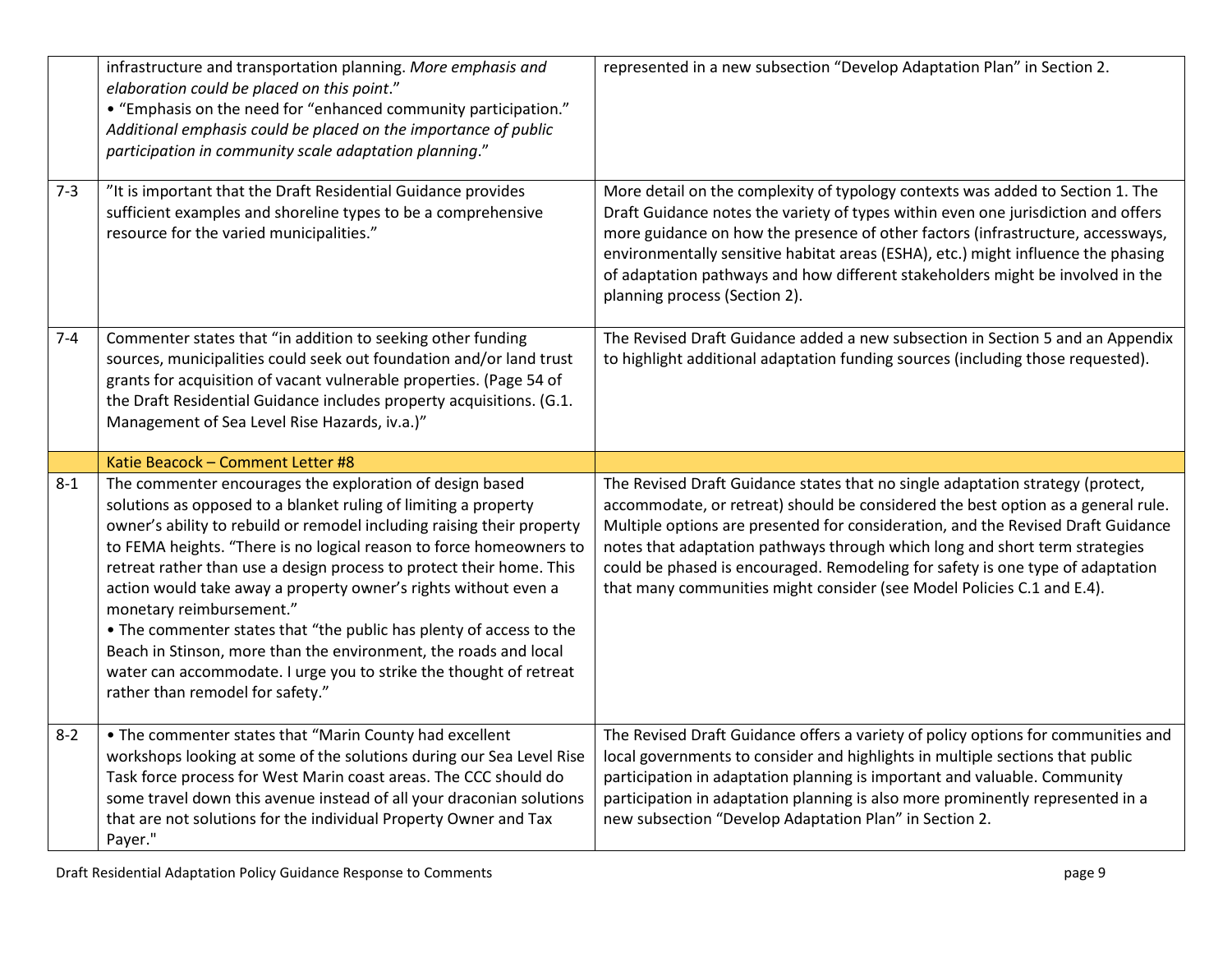| | | |
|---|---|---|
| | infrastructure and transportation planning. *More emphasis and elaboration could be placed on this point*."<br>• "Emphasis on the need for "enhanced community participation." *Additional emphasis could be placed on the importance of public participation in community scale adaptation planning*." | represented in a new subsection "Develop Adaptation Plan" in Section 2. |
| 7-3 | "It is important that the Draft Residential Guidance provides sufficient examples and shoreline types to be a comprehensive resource for the varied municipalities." | More detail on the complexity of typology contexts was added to Section 1. The Draft Guidance notes the variety of types within even one jurisdiction and offers more guidance on how the presence of other factors (infrastructure, accessways, environmentally sensitive habitat areas (ESHA), etc.) might influence the phasing of adaptation pathways and how different stakeholders might be involved in the planning process (Section 2). |
| 7-4 | Commenter states that "in addition to seeking other funding sources, municipalities could seek out foundation and/or land trust grants for acquisition of vacant vulnerable properties. (Page 54 of the Draft Residential Guidance includes property acquisitions. (G.1. Management of Sea Level Rise Hazards, iv.a.)" | The Revised Draft Guidance added a new subsection in Section 5 and an Appendix to highlight additional adaptation funding sources (including those requested). |
| | Katie Beacock – Comment Letter #8 | |
| 8-1 | The commenter encourages the exploration of design based solutions as opposed to a blanket ruling of limiting a property owner's ability to rebuild or remodel including raising their property to FEMA heights. "There is no logical reason to force homeowners to retreat rather than use a design process to protect their home. This action would take away a property owner's rights without even a monetary reimbursement."<br>• The commenter states that "the public has plenty of access to the Beach in Stinson, more than the environment, the roads and local water can accommodate. I urge you to strike the thought of retreat rather than remodel for safety." | The Revised Draft Guidance states that no single adaptation strategy (protect, accommodate, or retreat) should be considered the best option as a general rule. Multiple options are presented for consideration, and the Revised Draft Guidance notes that adaptation pathways through which long and short term strategies could be phased is encouraged. Remodeling for safety is one type of adaptation that many communities might consider (see Model Policies C.1 and E.4). |
| 8-2 | • The commenter states that "Marin County had excellent workshops looking at some of the solutions during our Sea Level Rise Task force process for West Marin coast areas. The CCC should do some travel down this avenue instead of all your draconian solutions that are not solutions for the individual Property Owner and Tax Payer." | The Revised Draft Guidance offers a variety of policy options for communities and local governments to consider and highlights in multiple sections that public participation in adaptation planning is important and valuable. Community participation in adaptation planning is also more prominently represented in a new subsection "Develop Adaptation Plan" in Section 2. |

Draft Residential Adaptation Policy Guidance Response to Comments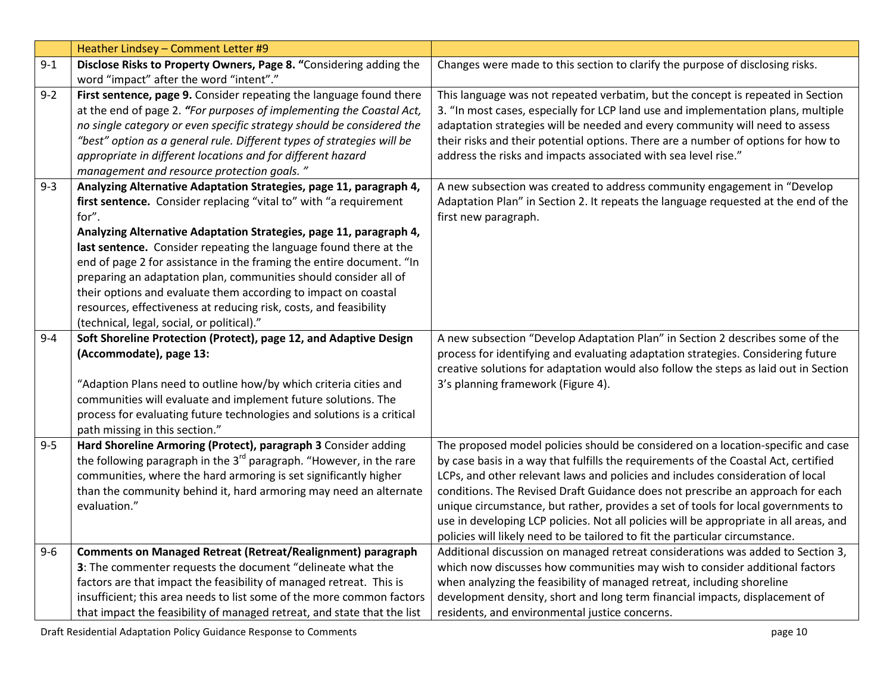| | Heather Lindsey – Comment Letter #9 | |
|---|---|---|
| 9-1 | **Disclose Risks to Property Owners, Page 8. "**Considering adding the word "impact" after the word "intent"." | Changes were made to this section to clarify the purpose of disclosing risks. |
| 9-2 | **First sentence, page 9.** Consider repeating the language found there at the end of page 2. ***"For purposes of implementing the Coastal Act, no single category or even specific strategy should be considered the "best" option as a general rule. Different types of strategies will be appropriate in different locations and for different hazard management and resource protection goals. "*** | This language was not repeated verbatim, but the concept is repeated in Section 3. "In most cases, especially for LCP land use and implementation plans, multiple adaptation strategies will be needed and every community will need to assess their risks and their potential options. There are a number of options for how to address the risks and impacts associated with sea level rise." |
| 9-3 | **Analyzing Alternative Adaptation Strategies, page 11, paragraph 4, first sentence.** Consider replacing "vital to" with "a requirement for".<br>**Analyzing Alternative Adaptation Strategies, page 11, paragraph 4, last sentence.** Consider repeating the language found there at the end of page 2 for assistance in the framing the entire document. "In preparing an adaptation plan, communities should consider all of their options and evaluate them according to impact on coastal resources, effectiveness at reducing risk, costs, and feasibility (technical, legal, social, or political)." | A new subsection was created to address community engagement in "Develop Adaptation Plan" in Section 2. It repeats the language requested at the end of the first new paragraph. |
| 9-4 | **Soft Shoreline Protection (Protect), page 12, and Adaptive Design (Accommodate), page 13:**<br><br>"Adaption Plans need to outline how/by which criteria cities and communities will evaluate and implement future solutions. The process for evaluating future technologies and solutions is a critical path missing in this section." | A new subsection "Develop Adaptation Plan" in Section 2 describes some of the process for identifying and evaluating adaptation strategies. Considering future creative solutions for adaptation would also follow the steps as laid out in Section 3's planning framework (Figure 4). |
| 9-5 | **Hard Shoreline Armoring (Protect), paragraph 3** Consider adding the following paragraph in the 3rd paragraph. "However, in the rare communities, where the hard armoring is set significantly higher than the community behind it, hard armoring may need an alternate evaluation." | The proposed model policies should be considered on a location-specific and case by case basis in a way that fulfills the requirements of the Coastal Act, certified LCPs, and other relevant laws and policies and includes consideration of local conditions. The Revised Draft Guidance does not prescribe an approach for each unique circumstance, but rather, provides a set of tools for local governments to use in developing LCP policies. Not all policies will be appropriate in all areas, and policies will likely need to be tailored to fit the particular circumstance. |
| 9-6 | **Comments on Managed Retreat (Retreat/Realignment) paragraph 3**: The commenter requests the document "delineate what the factors are that impact the feasibility of managed retreat. This is insufficient; this area needs to list some of the more common factors that impact the feasibility of managed retreat, and state that the list | Additional discussion on managed retreat considerations was added to Section 3, which now discusses how communities may wish to consider additional factors when analyzing the feasibility of managed retreat, including shoreline development density, short and long term financial impacts, displacement of residents, and environmental justice concerns. |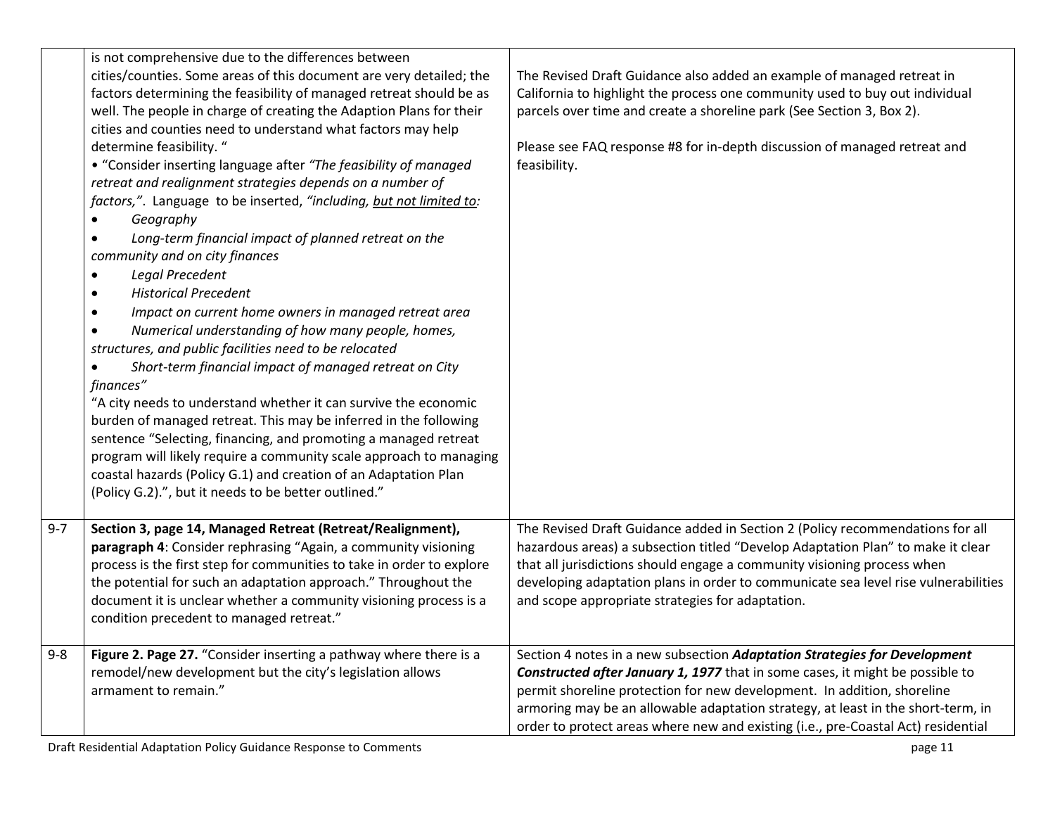| | | |
|---|---|---|
| | is not comprehensive due to the differences between cities/counties. Some areas of this document are very detailed; the factors determining the feasibility of managed retreat should be as well. The people in charge of creating the Adaption Plans for their cities and counties need to understand what factors may help determine feasibility. "<br>• "Consider inserting language after *"The feasibility of managed retreat and realignment strategies depends on a number of factors,"*. Language to be inserted, *"including, <u>but not limited to</u>:*<br>• *Geography*<br>• *Long-term financial impact of planned retreat on the community and on city finances*<br>• *Legal Precedent*<br>• *Historical Precedent*<br>• *Impact on current home owners in managed retreat area*<br>• *Numerical understanding of how many people, homes, structures, and public facilities need to be relocated*<br>• *Short-term financial impact of managed retreat on City finances"*<br>"A city needs to understand whether it can survive the economic burden of managed retreat. This may be inferred in the following sentence "Selecting, financing, and promoting a managed retreat program will likely require a community scale approach to managing coastal hazards (Policy G.1) and creation of an Adaptation Plan (Policy G.2).", but it needs to be better outlined." | The Revised Draft Guidance also added an example of managed retreat in California to highlight the process one community used to buy out individual parcels over time and create a shoreline park (See Section 3, Box 2).<br><br>Please see FAQ response #8 for in-depth discussion of managed retreat and feasibility. |
| 9-7 | **Section 3, page 14, Managed Retreat (Retreat/Realignment), paragraph 4**: Consider rephrasing "Again, a community visioning process is the first step for communities to take in order to explore the potential for such an adaptation approach." Throughout the document it is unclear whether a community visioning process is a condition precedent to managed retreat." | The Revised Draft Guidance added in Section 2 (Policy recommendations for all hazardous areas) a subsection titled "Develop Adaptation Plan" to make it clear that all jurisdictions should engage a community visioning process when developing adaptation plans in order to communicate sea level rise vulnerabilities and scope appropriate strategies for adaptation. |
| 9-8 | **Figure 2. Page 27.** "Consider inserting a pathway where there is a remodel/new development but the city's legislation allows armament to remain." | Section 4 notes in a new subsection ***Adaptation Strategies for Development Constructed after January 1, 1977*** that in some cases, it might be possible to permit shoreline protection for new development. In addition, shoreline armoring may be an allowable adaptation strategy, at least in the short-term, in order to protect areas where new and existing (i.e., pre-Coastal Act) residential |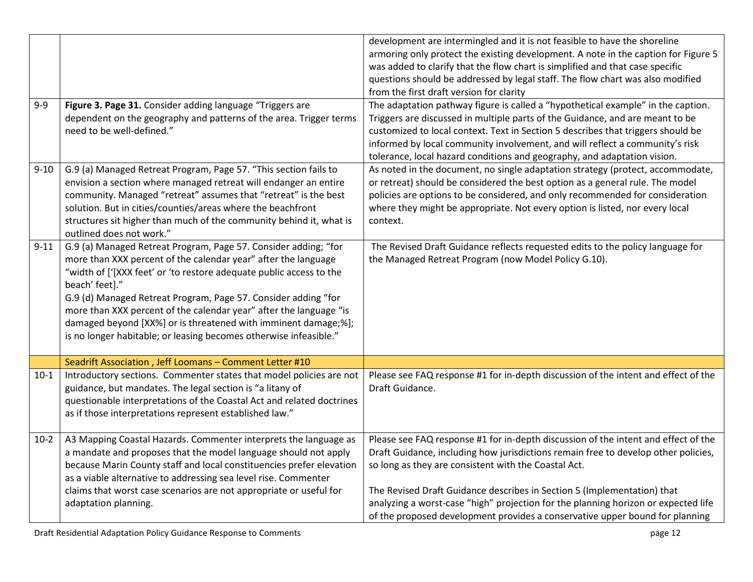| | | |
|---|---|---|
| | | development are intermingled and it is not feasible to have the shoreline armoring only protect the existing development. A note in the caption for Figure 5 was added to clarify that the flow chart is simplified and that case specific questions should be addressed by legal staff. The flow chart was also modified from the first draft version for clarity |
| 9-9 | **Figure 3. Page 31.** Consider adding language "Triggers are dependent on the geography and patterns of the area. Trigger terms need to be well-defined." | The adaptation pathway figure is called a "hypothetical example" in the caption. Triggers are discussed in multiple parts of the Guidance, and are meant to be customized to local context. Text in Section 5 describes that triggers should be informed by local community involvement, and will reflect a community's risk tolerance, local hazard conditions and geography, and adaptation vision. |
| 9-10 | G.9 (a) Managed Retreat Program, Page 57. "This section fails to envision a section where managed retreat will endanger an entire community. Managed "retreat" assumes that "retreat" is the best solution. But in cities/counties/areas where the beachfront structures sit higher than much of the community behind it, what is outlined does not work." | As noted in the document, no single adaptation strategy (protect, accommodate, or retreat) should be considered the best option as a general rule. The model policies are options to be considered, and only recommended for consideration where they might be appropriate. Not every option is listed, nor every local context. |
| 9-11 | G.9 (a) Managed Retreat Program, Page 57. Consider adding; "for more than XXX percent of the calendar year" after the language "width of ['[XXX feet' or 'to restore adequate public access to the beach' feet]."<br>G.9 (d) Managed Retreat Program, Page 57. Consider adding "for more than XXX percent of the calendar year" after the language "is damaged beyond [XX%] or is threatened with imminent damage;%]; is no longer habitable; or leasing becomes otherwise infeasible." | The Revised Draft Guidance reflects requested edits to the policy language for the Managed Retreat Program (now Model Policy G.10). |
| | Seadrift Association , Jeff Loomans – Comment Letter #10 | |
| 10-1 | Introductory sections. Commenter states that model policies are not guidance, but mandates. The legal section is "a litany of questionable interpretations of the Coastal Act and related doctrines as if those interpretations represent established law." | Please see FAQ response #1 for in-depth discussion of the intent and effect of the Draft Guidance. |
| 10-2 | A3 Mapping Coastal Hazards. Commenter interprets the language as a mandate and proposes that the model language should not apply because Marin County staff and local constituencies prefer elevation as a viable alternative to addressing sea level rise. Commenter claims that worst case scenarios are not appropriate or useful for adaptation planning. | Please see FAQ response #1 for in-depth discussion of the intent and effect of the Draft Guidance, including how jurisdictions remain free to develop other policies, so long as they are consistent with the Coastal Act.<br><br>The Revised Draft Guidance describes in Section 5 (Implementation) that analyzing a worst-case "high" projection for the planning horizon or expected life of the proposed development provides a conservative upper bound for planning |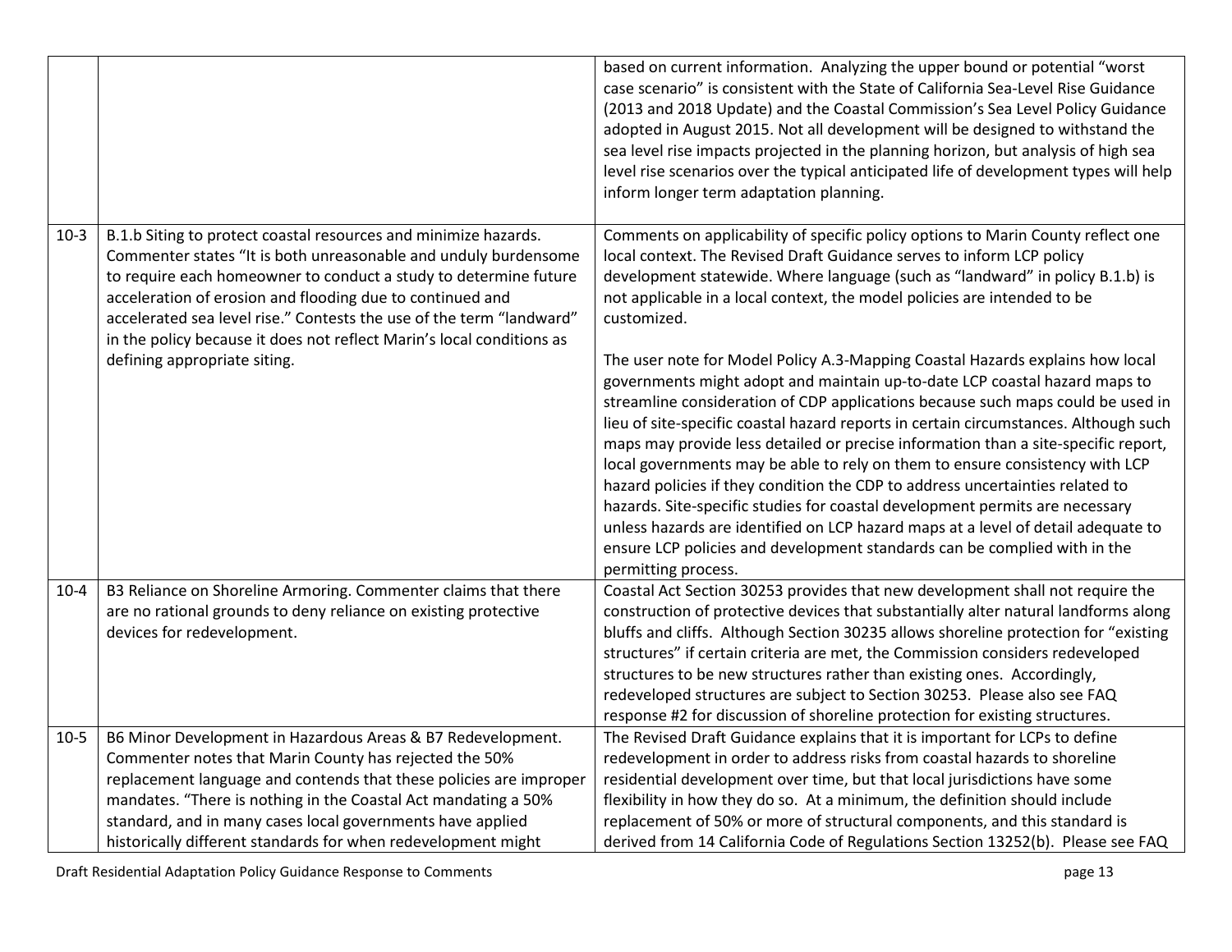| | | |
|---|---|---|
| | | based on current information. Analyzing the upper bound or potential "worst case scenario" is consistent with the State of California Sea-Level Rise Guidance (2013 and 2018 Update) and the Coastal Commission's Sea Level Policy Guidance adopted in August 2015. Not all development will be designed to withstand the sea level rise impacts projected in the planning horizon, but analysis of high sea level rise scenarios over the typical anticipated life of development types will help inform longer term adaptation planning. |
| 10-3 | B.1.b Siting to protect coastal resources and minimize hazards. Commenter states "It is both unreasonable and unduly burdensome to require each homeowner to conduct a study to determine future acceleration of erosion and flooding due to continued and accelerated sea level rise." Contests the use of the term "landward" in the policy because it does not reflect Marin's local conditions as defining appropriate siting. | Comments on applicability of specific policy options to Marin County reflect one local context. The Revised Draft Guidance serves to inform LCP policy development statewide. Where language (such as "landward" in policy B.1.b) is not applicable in a local context, the model policies are intended to be customized.<br><br>The user note for Model Policy A.3-Mapping Coastal Hazards explains how local governments might adopt and maintain up-to-date LCP coastal hazard maps to streamline consideration of CDP applications because such maps could be used in lieu of site-specific coastal hazard reports in certain circumstances. Although such maps may provide less detailed or precise information than a site-specific report, local governments may be able to rely on them to ensure consistency with LCP hazard policies if they condition the CDP to address uncertainties related to hazards. Site-specific studies for coastal development permits are necessary unless hazards are identified on LCP hazard maps at a level of detail adequate to ensure LCP policies and development standards can be complied with in the permitting process. |
| 10-4 | B3 Reliance on Shoreline Armoring. Commenter claims that there are no rational grounds to deny reliance on existing protective devices for redevelopment. | Coastal Act Section 30253 provides that new development shall not require the construction of protective devices that substantially alter natural landforms along bluffs and cliffs. Although Section 30235 allows shoreline protection for "existing structures" if certain criteria are met, the Commission considers redeveloped structures to be new structures rather than existing ones. Accordingly, redeveloped structures are subject to Section 30253. Please also see FAQ response #2 for discussion of shoreline protection for existing structures. |
| 10-5 | B6 Minor Development in Hazardous Areas & B7 Redevelopment. Commenter notes that Marin County has rejected the 50% replacement language and contends that these policies are improper mandates. "There is nothing in the Coastal Act mandating a 50% standard, and in many cases local governments have applied historically different standards for when redevelopment might | The Revised Draft Guidance explains that it is important for LCPs to define redevelopment in order to address risks from coastal hazards to shoreline residential development over time, but that local jurisdictions have some flexibility in how they do so. At a minimum, the definition should include replacement of 50% or more of structural components, and this standard is derived from 14 California Code of Regulations Section 13252(b). Please see FAQ |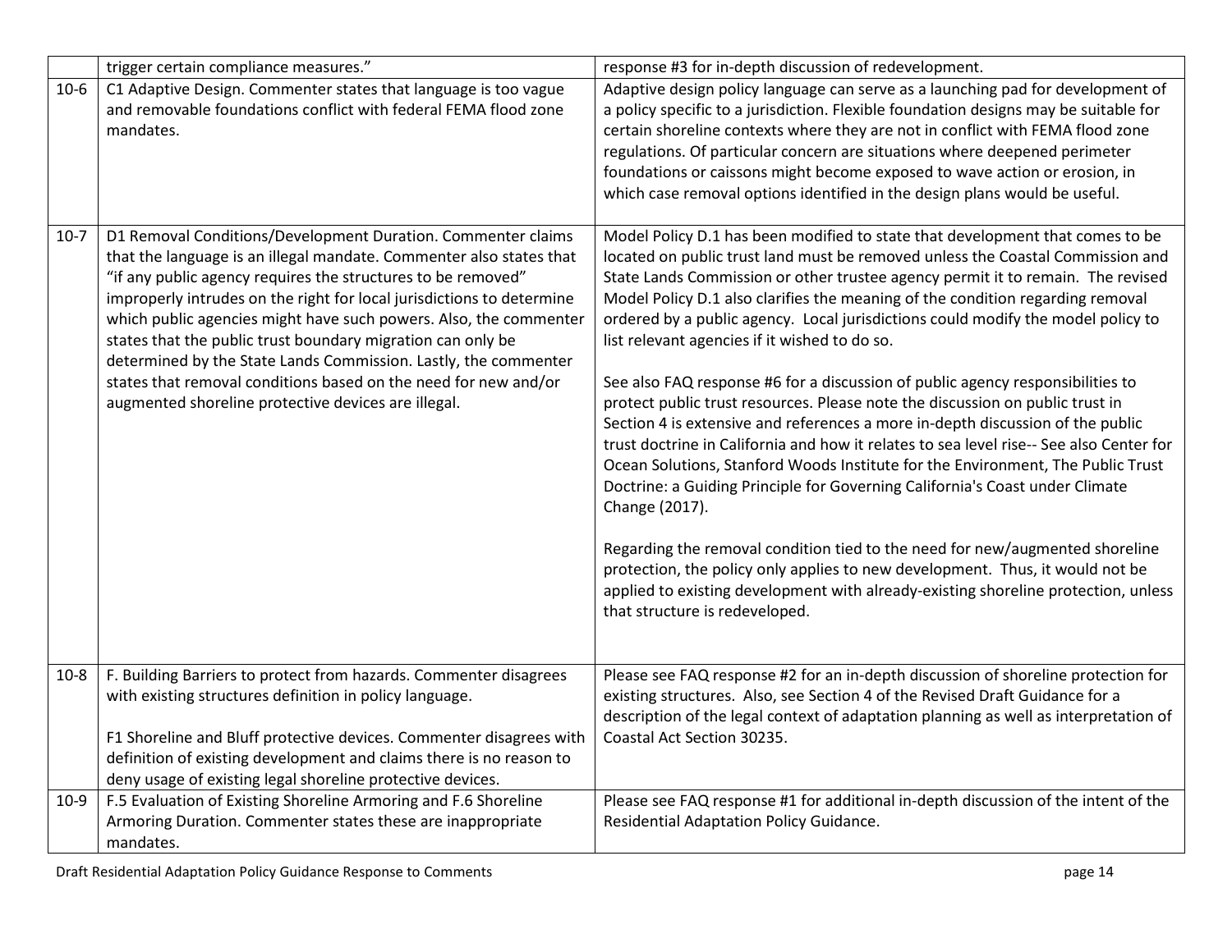| | | |
|---|---|---|
| | trigger certain compliance measures." | response #3 for in-depth discussion of redevelopment. |
| 10-6 | C1 Adaptive Design. Commenter states that language is too vague and removable foundations conflict with federal FEMA flood zone mandates. | Adaptive design policy language can serve as a launching pad for development of a policy specific to a jurisdiction. Flexible foundation designs may be suitable for certain shoreline contexts where they are not in conflict with FEMA flood zone regulations. Of particular concern are situations where deepened perimeter foundations or caissons might become exposed to wave action or erosion, in which case removal options identified in the design plans would be useful. |
| 10-7 | D1 Removal Conditions/Development Duration. Commenter claims that the language is an illegal mandate. Commenter also states that "if any public agency requires the structures to be removed" improperly intrudes on the right for local jurisdictions to determine which public agencies might have such powers. Also, the commenter states that the public trust boundary migration can only be determined by the State Lands Commission. Lastly, the commenter states that removal conditions based on the need for new and/or augmented shoreline protective devices are illegal. | Model Policy D.1 has been modified to state that development that comes to be located on public trust land must be removed unless the Coastal Commission and State Lands Commission or other trustee agency permit it to remain. The revised Model Policy D.1 also clarifies the meaning of the condition regarding removal ordered by a public agency. Local jurisdictions could modify the model policy to list relevant agencies if it wished to do so.<br><br>See also FAQ response #6 for a discussion of public agency responsibilities to protect public trust resources. Please note the discussion on public trust in Section 4 is extensive and references a more in-depth discussion of the public trust doctrine in California and how it relates to sea level rise-- See also Center for Ocean Solutions, Stanford Woods Institute for the Environment, The Public Trust Doctrine: a Guiding Principle for Governing California's Coast under Climate Change (2017).<br><br>Regarding the removal condition tied to the need for new/augmented shoreline protection, the policy only applies to new development. Thus, it would not be applied to existing development with already-existing shoreline protection, unless that structure is redeveloped. |
| 10-8 | F. Building Barriers to protect from hazards. Commenter disagrees with existing structures definition in policy language.<br><br>F1 Shoreline and Bluff protective devices. Commenter disagrees with definition of existing development and claims there is no reason to deny usage of existing legal shoreline protective devices. | Please see FAQ response #2 for an in-depth discussion of shoreline protection for existing structures. Also, see Section 4 of the Revised Draft Guidance for a description of the legal context of adaptation planning as well as interpretation of Coastal Act Section 30235. |
| 10-9 | F.5 Evaluation of Existing Shoreline Armoring and F.6 Shoreline Armoring Duration. Commenter states these are inappropriate mandates. | Please see FAQ response #1 for additional in-depth discussion of the intent of the Residential Adaptation Policy Guidance. |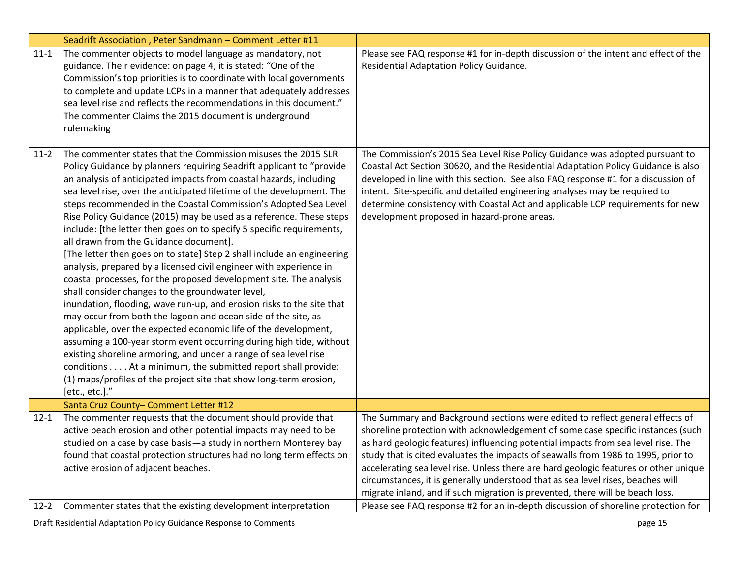| | Seadrift Association , Peter Sandmann – Comment Letter #11 | |
|---|---|---|
| 11-1 | The commenter objects to model language as mandatory, not guidance. Their evidence: on page 4, it is stated: "One of the Commission's top priorities is to coordinate with local governments to complete and update LCPs in a manner that adequately addresses sea level rise and reflects the recommendations in this document." The commenter Claims the 2015 document is underground rulemaking | Please see FAQ response #1 for in-depth discussion of the intent and effect of the Residential Adaptation Policy Guidance. |
| 11-2 | The commenter states that the Commission misuses the 2015 SLR Policy Guidance by planners requiring Seadrift applicant to "provide an analysis of anticipated impacts from coastal hazards, including sea level rise, over the anticipated lifetime of the development. The steps recommended in the Coastal Commission's Adopted Sea Level Rise Policy Guidance (2015) may be used as a reference. These steps include: [the letter then goes on to specify 5 specific requirements, all drawn from the Guidance document]. [The letter then goes on to state] Step 2 shall include an engineering analysis, prepared by a licensed civil engineer with experience in coastal processes, for the proposed development site. The analysis shall consider changes to the groundwater level, inundation, flooding, wave run-up, and erosion risks to the site that may occur from both the lagoon and ocean side of the site, as applicable, over the expected economic life of the development, assuming a 100-year storm event occurring during high tide, without existing shoreline armoring, and under a range of sea level rise conditions . . . . At a minimum, the submitted report shall provide: (1) maps/profiles of the project site that show long-term erosion, [etc., etc.]." | The Commission's 2015 Sea Level Rise Policy Guidance was adopted pursuant to Coastal Act Section 30620, and the Residential Adaptation Policy Guidance is also developed in line with this section. See also FAQ response #1 for a discussion of intent. Site-specific and detailed engineering analyses may be required to determine consistency with Coastal Act and applicable LCP requirements for new development proposed in hazard-prone areas. |
| | Santa Cruz County– Comment Letter #12 | |
| 12-1 | The commenter requests that the document should provide that active beach erosion and other potential impacts may need to be studied on a case by case basis—a study in northern Monterey bay found that coastal protection structures had no long term effects on active erosion of adjacent beaches. | The Summary and Background sections were edited to reflect general effects of shoreline protection with acknowledgement of some case specific instances (such as hard geologic features) influencing potential impacts from sea level rise. The study that is cited evaluates the impacts of seawalls from 1986 to 1995, prior to accelerating sea level rise. Unless there are hard geologic features or other unique circumstances, it is generally understood that as sea level rises, beaches will migrate inland, and if such migration is prevented, there will be beach loss. |
| 12-2 | Commenter states that the existing development interpretation | Please see FAQ response #2 for an in-depth discussion of shoreline protection for |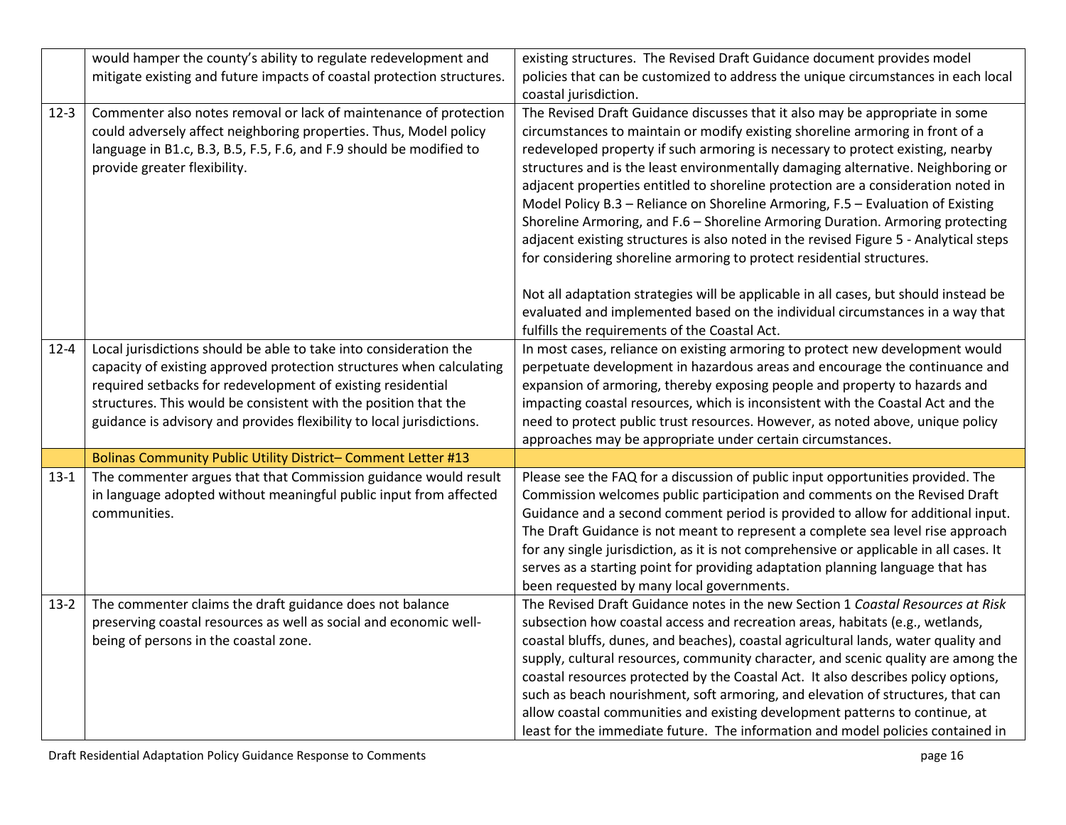| | | |
|---|---|---|
| | would hamper the county's ability to regulate redevelopment and mitigate existing and future impacts of coastal protection structures. | existing structures. The Revised Draft Guidance document provides model policies that can be customized to address the unique circumstances in each local coastal jurisdiction. |
| 12-3 | Commenter also notes removal or lack of maintenance of protection could adversely affect neighboring properties. Thus, Model policy language in B1.c, B.3, B.5, F.5, F.6, and F.9 should be modified to provide greater flexibility. | The Revised Draft Guidance discusses that it also may be appropriate in some circumstances to maintain or modify existing shoreline armoring in front of a redeveloped property if such armoring is necessary to protect existing, nearby structures and is the least environmentally damaging alternative. Neighboring or adjacent properties entitled to shoreline protection are a consideration noted in Model Policy B.3 – Reliance on Shoreline Armoring, F.5 – Evaluation of Existing Shoreline Armoring, and F.6 – Shoreline Armoring Duration. Armoring protecting adjacent existing structures is also noted in the revised Figure 5 - Analytical steps for considering shoreline armoring to protect residential structures.<br><br>Not all adaptation strategies will be applicable in all cases, but should instead be evaluated and implemented based on the individual circumstances in a way that fulfills the requirements of the Coastal Act. |
| 12-4 | Local jurisdictions should be able to take into consideration the capacity of existing approved protection structures when calculating required setbacks for redevelopment of existing residential structures. This would be consistent with the position that the guidance is advisory and provides flexibility to local jurisdictions. | In most cases, reliance on existing armoring to protect new development would perpetuate development in hazardous areas and encourage the continuance and expansion of armoring, thereby exposing people and property to hazards and impacting coastal resources, which is inconsistent with the Coastal Act and the need to protect public trust resources. However, as noted above, unique policy approaches may be appropriate under certain circumstances. |
| | Bolinas Community Public Utility District– Comment Letter #13 | |
| 13-1 | The commenter argues that that Commission guidance would result in language adopted without meaningful public input from affected communities. | Please see the FAQ for a discussion of public input opportunities provided. The Commission welcomes public participation and comments on the Revised Draft Guidance and a second comment period is provided to allow for additional input. The Draft Guidance is not meant to represent a complete sea level rise approach for any single jurisdiction, as it is not comprehensive or applicable in all cases. It serves as a starting point for providing adaptation planning language that has been requested by many local governments. |
| 13-2 | The commenter claims the draft guidance does not balance preserving coastal resources as well as social and economic well-being of persons in the coastal zone. | The Revised Draft Guidance notes in the new Section 1 *Coastal Resources at Risk* subsection how coastal access and recreation areas, habitats (e.g., wetlands, coastal bluffs, dunes, and beaches), coastal agricultural lands, water quality and supply, cultural resources, community character, and scenic quality are among the coastal resources protected by the Coastal Act. It also describes policy options, such as beach nourishment, soft armoring, and elevation of structures, that can allow coastal communities and existing development patterns to continue, at least for the immediate future. The information and model policies contained in |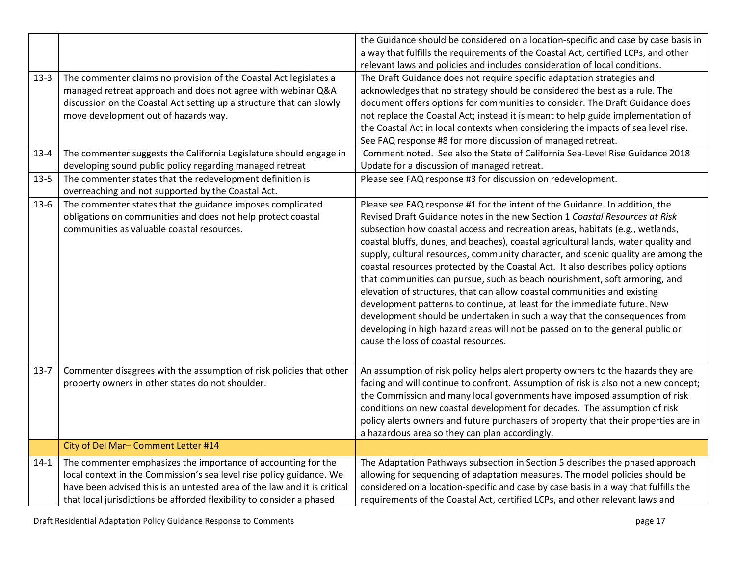| | | |
|---|---|---|
| | | the Guidance should be considered on a location-specific and case by case basis in a way that fulfills the requirements of the Coastal Act, certified LCPs, and other relevant laws and policies and includes consideration of local conditions. |
| 13-3 | The commenter claims no provision of the Coastal Act legislates a managed retreat approach and does not agree with webinar Q&A discussion on the Coastal Act setting up a structure that can slowly move development out of hazards way. | The Draft Guidance does not require specific adaptation strategies and acknowledges that no strategy should be considered the best as a rule. The document offers options for communities to consider. The Draft Guidance does not replace the Coastal Act; instead it is meant to help guide implementation of the Coastal Act in local contexts when considering the impacts of sea level rise. See FAQ response #8 for more discussion of managed retreat. |
| 13-4 | The commenter suggests the California Legislature should engage in developing sound public policy regarding managed retreat | Comment noted. See also the State of California Sea-Level Rise Guidance 2018 Update for a discussion of managed retreat. |
| 13-5 | The commenter states that the redevelopment definition is overreaching and not supported by the Coastal Act. | Please see FAQ response #3 for discussion on redevelopment. |
| 13-6 | The commenter states that the guidance imposes complicated obligations on communities and does not help protect coastal communities as valuable coastal resources. | Please see FAQ response #1 for the intent of the Guidance. In addition, the Revised Draft Guidance notes in the new Section 1 *Coastal Resources at Risk* subsection how coastal access and recreation areas, habitats (e.g., wetlands, coastal bluffs, dunes, and beaches), coastal agricultural lands, water quality and supply, cultural resources, community character, and scenic quality are among the coastal resources protected by the Coastal Act. It also describes policy options that communities can pursue, such as beach nourishment, soft armoring, and elevation of structures, that can allow coastal communities and existing development patterns to continue, at least for the immediate future. New development should be undertaken in such a way that the consequences from developing in high hazard areas will not be passed on to the general public or cause the loss of coastal resources. |
| 13-7 | Commenter disagrees with the assumption of risk policies that other property owners in other states do not shoulder. | An assumption of risk policy helps alert property owners to the hazards they are facing and will continue to confront. Assumption of risk is also not a new concept; the Commission and many local governments have imposed assumption of risk conditions on new coastal development for decades. The assumption of risk policy alerts owners and future purchasers of property that their properties are in a hazardous area so they can plan accordingly. |
| | City of Del Mar– Comment Letter #14 | |
| 14-1 | The commenter emphasizes the importance of accounting for the local context in the Commission's sea level rise policy guidance. We have been advised this is an untested area of the law and it is critical that local jurisdictions be afforded flexibility to consider a phased | The Adaptation Pathways subsection in Section 5 describes the phased approach allowing for sequencing of adaptation measures. The model policies should be considered on a location-specific and case by case basis in a way that fulfills the requirements of the Coastal Act, certified LCPs, and other relevant laws and |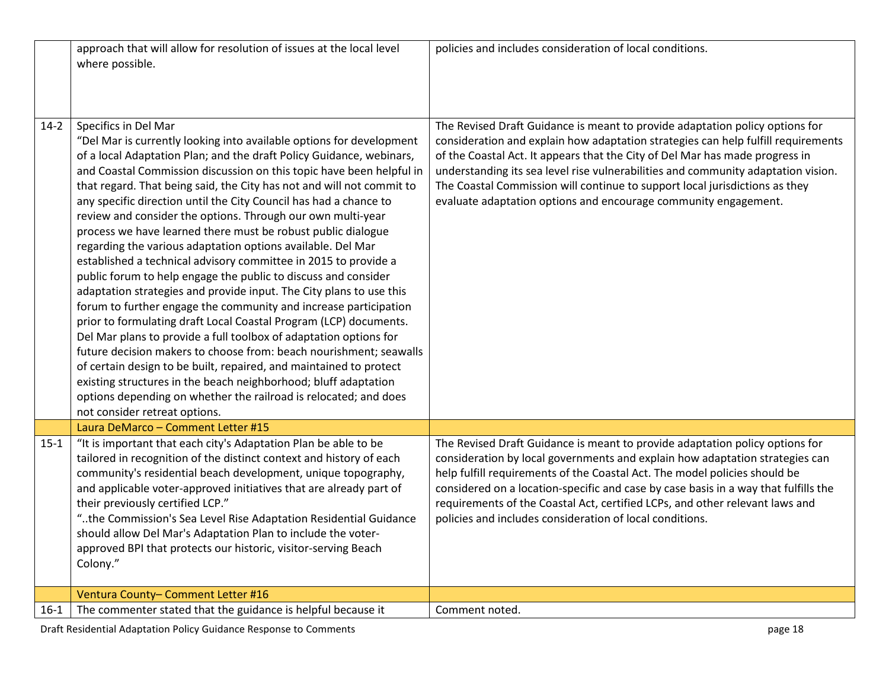| | | |
|---|---|---|
| | approach that will allow for resolution of issues at the local level where possible. | policies and includes consideration of local conditions. |
| 14-2 | Specifics in Del Mar<br>"Del Mar is currently looking into available options for development of a local Adaptation Plan; and the draft Policy Guidance, webinars, and Coastal Commission discussion on this topic have been helpful in that regard. That being said, the City has not and will not commit to any specific direction until the City Council has had a chance to review and consider the options. Through our own multi-year process we have learned there must be robust public dialogue regarding the various adaptation options available. Del Mar established a technical advisory committee in 2015 to provide a public forum to help engage the public to discuss and consider adaptation strategies and provide input. The City plans to use this forum to further engage the community and increase participation prior to formulating draft Local Coastal Program (LCP) documents. Del Mar plans to provide a full toolbox of adaptation options for future decision makers to choose from: beach nourishment; seawalls of certain design to be built, repaired, and maintained to protect existing structures in the beach neighborhood; bluff adaptation options depending on whether the railroad is relocated; and does not consider retreat options. | The Revised Draft Guidance is meant to provide adaptation policy options for consideration and explain how adaptation strategies can help fulfill requirements of the Coastal Act. It appears that the City of Del Mar has made progress in understanding its sea level rise vulnerabilities and community adaptation vision. The Coastal Commission will continue to support local jurisdictions as they evaluate adaptation options and encourage community engagement. |
| | Laura DeMarco – Comment Letter #15 | |
| 15-1 | "It is important that each city's Adaptation Plan be able to be tailored in recognition of the distinct context and history of each community's residential beach development, unique topography, and applicable voter-approved initiatives that are already part of their previously certified LCP."<br>"..the Commission's Sea Level Rise Adaptation Residential Guidance should allow Del Mar's Adaptation Plan to include the voter-approved BPI that protects our historic, visitor-serving Beach Colony." | The Revised Draft Guidance is meant to provide adaptation policy options for consideration by local governments and explain how adaptation strategies can help fulfill requirements of the Coastal Act. The model policies should be considered on a location-specific and case by case basis in a way that fulfills the requirements of the Coastal Act, certified LCPs, and other relevant laws and policies and includes consideration of local conditions. |
| | Ventura County– Comment Letter #16 | |
| 16-1 | The commenter stated that the guidance is helpful because it | Comment noted. |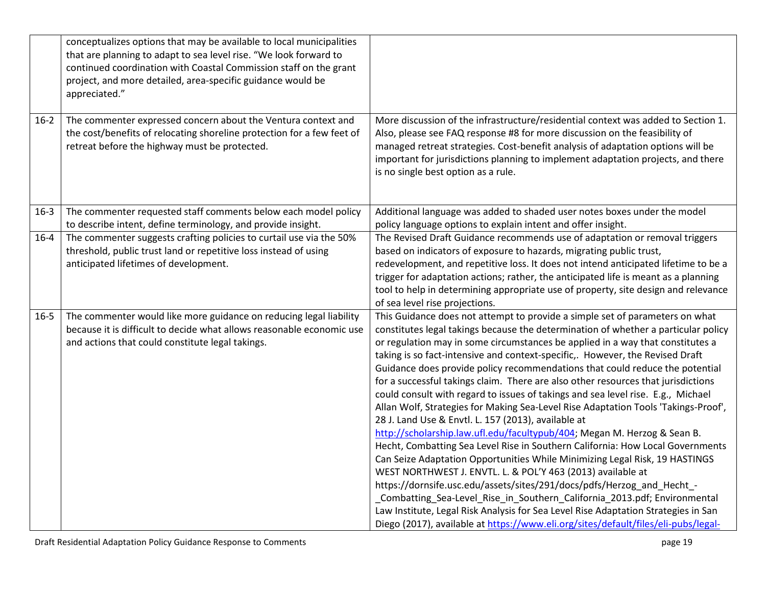| | | |
|---|---|---|
| | conceptualizes options that may be available to local municipalities that are planning to adapt to sea level rise. "We look forward to continued coordination with Coastal Commission staff on the grant project, and more detailed, area-specific guidance would be appreciated." | |
| 16-2 | The commenter expressed concern about the Ventura context and the cost/benefits of relocating shoreline protection for a few feet of retreat before the highway must be protected. | More discussion of the infrastructure/residential context was added to Section 1. Also, please see FAQ response #8 for more discussion on the feasibility of managed retreat strategies. Cost-benefit analysis of adaptation options will be important for jurisdictions planning to implement adaptation projects, and there is no single best option as a rule. |
| 16-3 | The commenter requested staff comments below each model policy to describe intent, define terminology, and provide insight. | Additional language was added to shaded user notes boxes under the model policy language options to explain intent and offer insight. |
| 16-4 | The commenter suggests crafting policies to curtail use via the 50% threshold, public trust land or repetitive loss instead of using anticipated lifetimes of development. | The Revised Draft Guidance recommends use of adaptation or removal triggers based on indicators of exposure to hazards, migrating public trust, redevelopment, and repetitive loss. It does not intend anticipated lifetime to be a trigger for adaptation actions; rather, the anticipated life is meant as a planning tool to help in determining appropriate use of property, site design and relevance of sea level rise projections. |
| 16-5 | The commenter would like more guidance on reducing legal liability because it is difficult to decide what allows reasonable economic use and actions that could constitute legal takings. | This Guidance does not attempt to provide a simple set of parameters on what constitutes legal takings because the determination of whether a particular policy or regulation may in some circumstances be applied in a way that constitutes a taking is so fact-intensive and context-specific,. However, the Revised Draft Guidance does provide policy recommendations that could reduce the potential for a successful takings claim. There are also other resources that jurisdictions could consult with regard to issues of takings and sea level rise. E.g., Michael Allan Wolf, Strategies for Making Sea-Level Rise Adaptation Tools 'Takings-Proof', 28 J. Land Use & Envtl. L. 157 (2013), available at http://scholarship.law.ufl.edu/facultypub/404; Megan M. Herzog & Sean B. Hecht, Combatting Sea Level Rise in Southern California: How Local Governments Can Seize Adaptation Opportunities While Minimizing Legal Risk, 19 HASTINGS WEST NORTHWEST J. ENVTL. L. & POL'Y 463 (2013) available at https://dornsife.usc.edu/assets/sites/291/docs/pdfs/Herzog_and_Hecht_-_Combatting_Sea-Level_Rise_in_Southern_California_2013.pdf; Environmental Law Institute, Legal Risk Analysis for Sea Level Rise Adaptation Strategies in San Diego (2017), available at https://www.eli.org/sites/default/files/eli-pubs/legal- |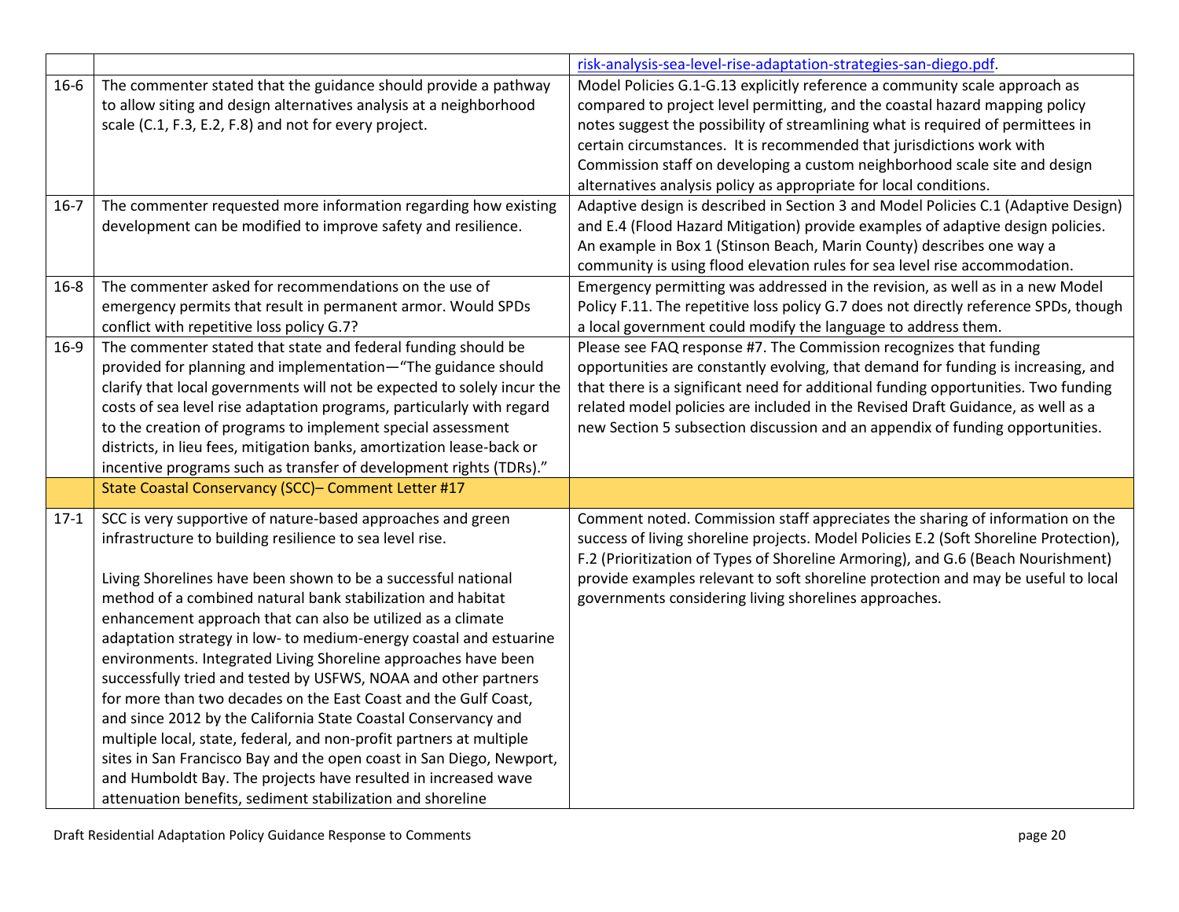| | | |
|---|---|---|
| | | risk-analysis-sea-level-rise-adaptation-strategies-san-diego.pdf. |
| 16-6 | The commenter stated that the guidance should provide a pathway to allow siting and design alternatives analysis at a neighborhood scale (C.1, F.3, E.2, F.8) and not for every project. | Model Policies G.1-G.13 explicitly reference a community scale approach as compared to project level permitting, and the coastal hazard mapping policy notes suggest the possibility of streamlining what is required of permittees in certain circumstances. It is recommended that jurisdictions work with Commission staff on developing a custom neighborhood scale site and design alternatives analysis policy as appropriate for local conditions. |
| 16-7 | The commenter requested more information regarding how existing development can be modified to improve safety and resilience. | Adaptive design is described in Section 3 and Model Policies C.1 (Adaptive Design) and E.4 (Flood Hazard Mitigation) provide examples of adaptive design policies. An example in Box 1 (Stinson Beach, Marin County) describes one way a community is using flood elevation rules for sea level rise accommodation. |
| 16-8 | The commenter asked for recommendations on the use of emergency permits that result in permanent armor. Would SPDs conflict with repetitive loss policy G.7? | Emergency permitting was addressed in the revision, as well as in a new Model Policy F.11. The repetitive loss policy G.7 does not directly reference SPDs, though a local government could modify the language to address them. |
| 16-9 | The commenter stated that state and federal funding should be provided for planning and implementation—"The guidance should clarify that local governments will not be expected to solely incur the costs of sea level rise adaptation programs, particularly with regard to the creation of programs to implement special assessment districts, in lieu fees, mitigation banks, amortization lease-back or incentive programs such as transfer of development rights (TDRs)." | Please see FAQ response #7. The Commission recognizes that funding opportunities are constantly evolving, that demand for funding is increasing, and that there is a significant need for additional funding opportunities. Two funding related model policies are included in the Revised Draft Guidance, as well as a new Section 5 subsection discussion and an appendix of funding opportunities. |
| | State Coastal Conservancy (SCC)– Comment Letter #17 | |
| 17-1 | SCC is very supportive of nature-based approaches and green infrastructure to building resilience to sea level rise.<br><br>Living Shorelines have been shown to be a successful national method of a combined natural bank stabilization and habitat enhancement approach that can also be utilized as a climate adaptation strategy in low- to medium-energy coastal and estuarine environments. Integrated Living Shoreline approaches have been successfully tried and tested by USFWS, NOAA and other partners for more than two decades on the East Coast and the Gulf Coast, and since 2012 by the California State Coastal Conservancy and multiple local, state, federal, and non-profit partners at multiple sites in San Francisco Bay and the open coast in San Diego, Newport, and Humboldt Bay. The projects have resulted in increased wave attenuation benefits, sediment stabilization and shoreline | Comment noted. Commission staff appreciates the sharing of information on the success of living shoreline projects. Model Policies E.2 (Soft Shoreline Protection), F.2 (Prioritization of Types of Shoreline Armoring), and G.6 (Beach Nourishment) provide examples relevant to soft shoreline protection and may be useful to local governments considering living shorelines approaches. |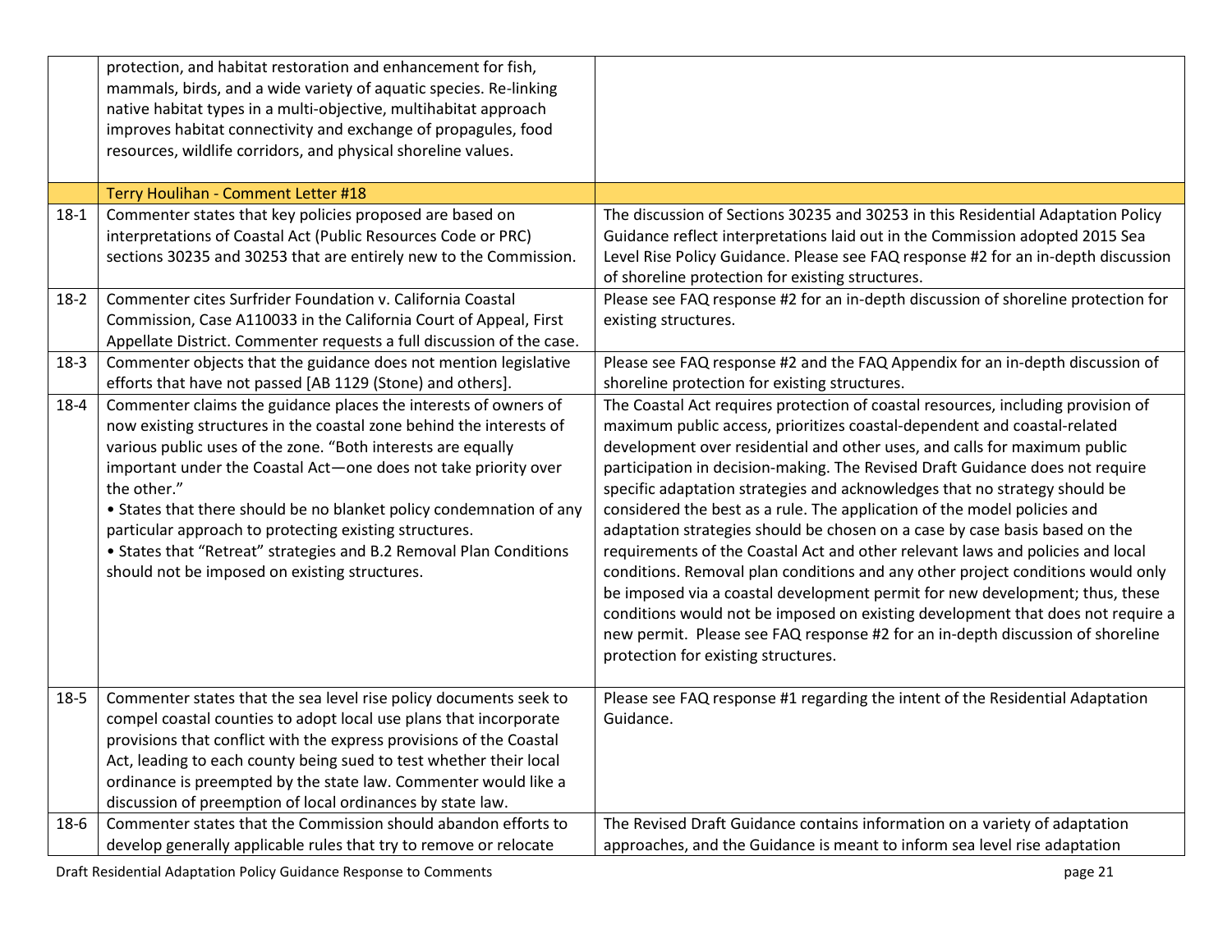| | | |
|---|---|---|
| | protection, and habitat restoration and enhancement for fish, mammals, birds, and a wide variety of aquatic species. Re-linking native habitat types in a multi-objective, multihabitat approach improves habitat connectivity and exchange of propagules, food resources, wildlife corridors, and physical shoreline values. | |
| | Terry Houlihan - Comment Letter #18 | |
| 18-1 | Commenter states that key policies proposed are based on interpretations of Coastal Act (Public Resources Code or PRC) sections 30235 and 30253 that are entirely new to the Commission. | The discussion of Sections 30235 and 30253 in this Residential Adaptation Policy Guidance reflect interpretations laid out in the Commission adopted 2015 Sea Level Rise Policy Guidance. Please see FAQ response #2 for an in-depth discussion of shoreline protection for existing structures. |
| 18-2 | Commenter cites Surfrider Foundation v. California Coastal Commission, Case A110033 in the California Court of Appeal, First Appellate District. Commenter requests a full discussion of the case. | Please see FAQ response #2 for an in-depth discussion of shoreline protection for existing structures. |
| 18-3 | Commenter objects that the guidance does not mention legislative efforts that have not passed [AB 1129 (Stone) and others]. | Please see FAQ response #2 and the FAQ Appendix for an in-depth discussion of shoreline protection for existing structures. |
| 18-4 | Commenter claims the guidance places the interests of owners of now existing structures in the coastal zone behind the interests of various public uses of the zone. "Both interests are equally important under the Coastal Act—one does not take priority over the other." <br>• States that there should be no blanket policy condemnation of any particular approach to protecting existing structures. <br>• States that "Retreat" strategies and B.2 Removal Plan Conditions should not be imposed on existing structures. | The Coastal Act requires protection of coastal resources, including provision of maximum public access, prioritizes coastal-dependent and coastal-related development over residential and other uses, and calls for maximum public participation in decision-making. The Revised Draft Guidance does not require specific adaptation strategies and acknowledges that no strategy should be considered the best as a rule. The application of the model policies and adaptation strategies should be chosen on a case by case basis based on the requirements of the Coastal Act and other relevant laws and policies and local conditions. Removal plan conditions and any other project conditions would only be imposed via a coastal development permit for new development; thus, these conditions would not be imposed on existing development that does not require a new permit. Please see FAQ response #2 for an in-depth discussion of shoreline protection for existing structures. |
| 18-5 | Commenter states that the sea level rise policy documents seek to compel coastal counties to adopt local use plans that incorporate provisions that conflict with the express provisions of the Coastal Act, leading to each county being sued to test whether their local ordinance is preempted by the state law. Commenter would like a discussion of preemption of local ordinances by state law. | Please see FAQ response #1 regarding the intent of the Residential Adaptation Guidance. |
| 18-6 | Commenter states that the Commission should abandon efforts to develop generally applicable rules that try to remove or relocate | The Revised Draft Guidance contains information on a variety of adaptation approaches, and the Guidance is meant to inform sea level rise adaptation |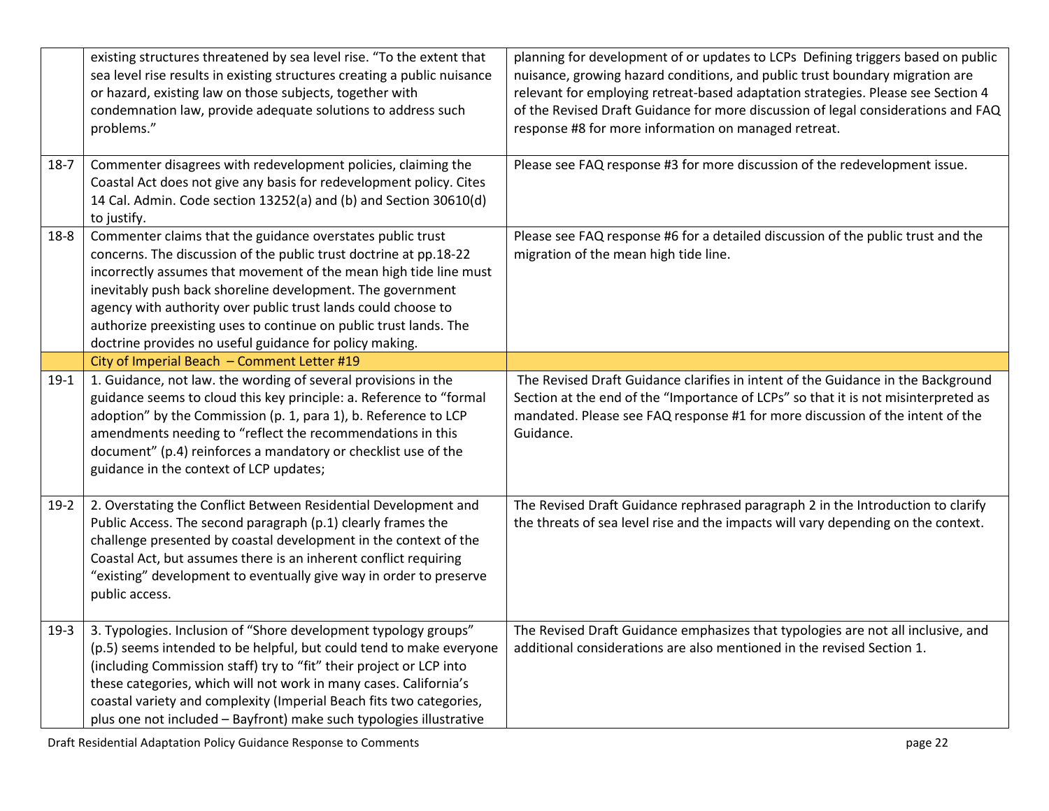| | | |
|---|---|---|
| | existing structures threatened by sea level rise. "To the extent that sea level rise results in existing structures creating a public nuisance or hazard, existing law on those subjects, together with condemnation law, provide adequate solutions to address such problems." | planning for development of or updates to LCPs Defining triggers based on public nuisance, growing hazard conditions, and public trust boundary migration are relevant for employing retreat-based adaptation strategies. Please see Section 4 of the Revised Draft Guidance for more discussion of legal considerations and FAQ response #8 for more information on managed retreat. |
| 18-7 | Commenter disagrees with redevelopment policies, claiming the Coastal Act does not give any basis for redevelopment policy. Cites 14 Cal. Admin. Code section 13252(a) and (b) and Section 30610(d) to justify. | Please see FAQ response #3 for more discussion of the redevelopment issue. |
| 18-8 | Commenter claims that the guidance overstates public trust concerns. The discussion of the public trust doctrine at pp.18-22 incorrectly assumes that movement of the mean high tide line must inevitably push back shoreline development. The government agency with authority over public trust lands could choose to authorize preexisting uses to continue on public trust lands. The doctrine provides no useful guidance for policy making. | Please see FAQ response #6 for a detailed discussion of the public trust and the migration of the mean high tide line. |
| | City of Imperial Beach – Comment Letter #19 | |
| 19-1 | 1. Guidance, not law. the wording of several provisions in the guidance seems to cloud this key principle: a. Reference to "formal adoption" by the Commission (p. 1, para 1), b. Reference to LCP amendments needing to "reflect the recommendations in this document" (p.4) reinforces a mandatory or checklist use of the guidance in the context of LCP updates; | The Revised Draft Guidance clarifies in intent of the Guidance in the Background Section at the end of the "Importance of LCPs" so that it is not misinterpreted as mandated. Please see FAQ response #1 for more discussion of the intent of the Guidance. |
| 19-2 | 2. Overstating the Conflict Between Residential Development and Public Access. The second paragraph (p.1) clearly frames the challenge presented by coastal development in the context of the Coastal Act, but assumes there is an inherent conflict requiring "existing" development to eventually give way in order to preserve public access. | The Revised Draft Guidance rephrased paragraph 2 in the Introduction to clarify the threats of sea level rise and the impacts will vary depending on the context. |
| 19-3 | 3. Typologies. Inclusion of "Shore development typology groups" (p.5) seems intended to be helpful, but could tend to make everyone (including Commission staff) try to "fit" their project or LCP into these categories, which will not work in many cases. California's coastal variety and complexity (Imperial Beach fits two categories, plus one not included – Bayfront) make such typologies illustrative | The Revised Draft Guidance emphasizes that typologies are not all inclusive, and additional considerations are also mentioned in the revised Section 1. |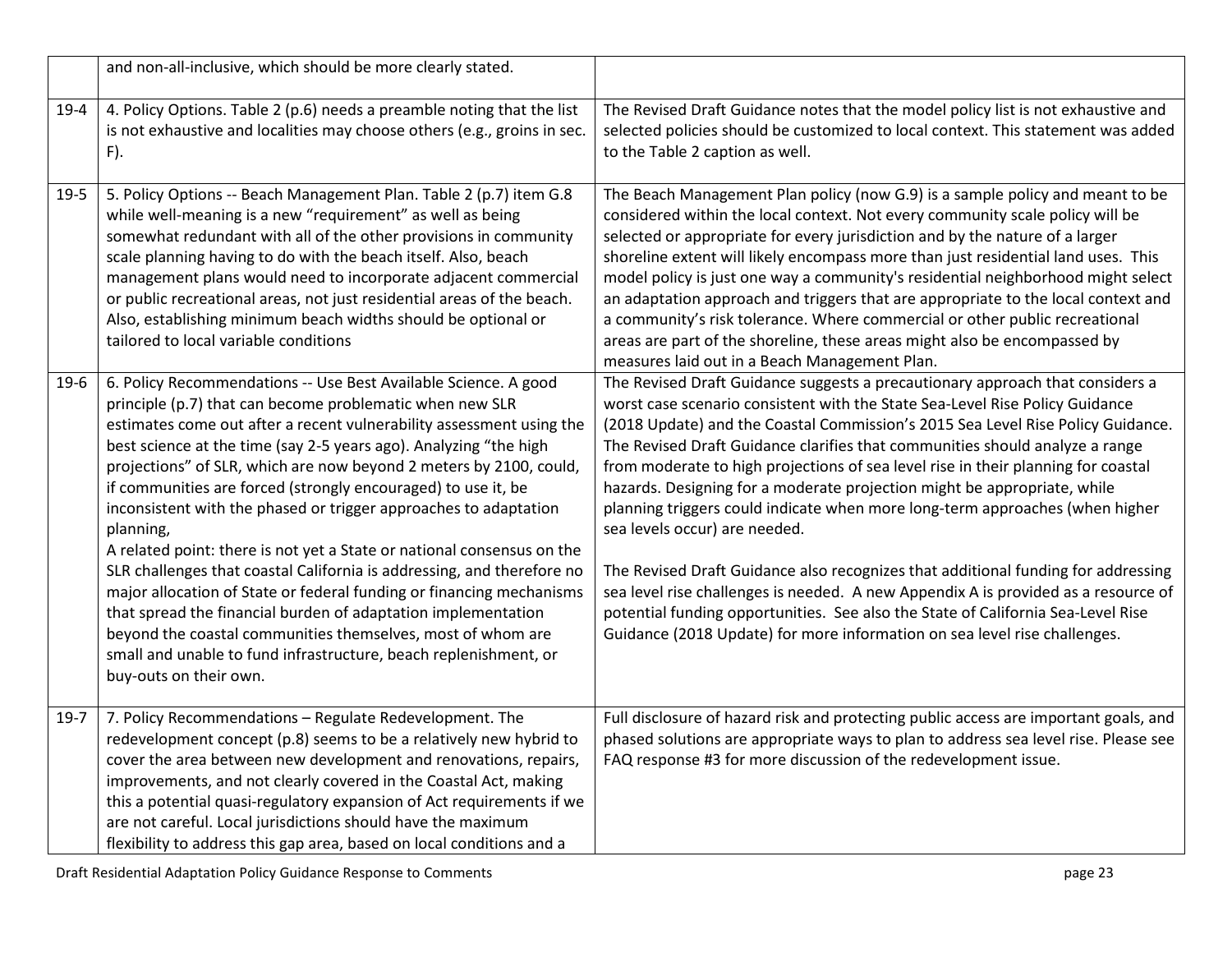| | | |
|---|---|---|
| | and non-all-inclusive, which should be more clearly stated. | |
| 19-4 | 4. Policy Options. Table 2 (p.6) needs a preamble noting that the list is not exhaustive and localities may choose others (e.g., groins in sec. F). | The Revised Draft Guidance notes that the model policy list is not exhaustive and selected policies should be customized to local context. This statement was added to the Table 2 caption as well. |
| 19-5 | 5. Policy Options -- Beach Management Plan. Table 2 (p.7) item G.8 while well-meaning is a new "requirement" as well as being somewhat redundant with all of the other provisions in community scale planning having to do with the beach itself. Also, beach management plans would need to incorporate adjacent commercial or public recreational areas, not just residential areas of the beach. Also, establishing minimum beach widths should be optional or tailored to local variable conditions | The Beach Management Plan policy (now G.9) is a sample policy and meant to be considered within the local context. Not every community scale policy will be selected or appropriate for every jurisdiction and by the nature of a larger shoreline extent will likely encompass more than just residential land uses. This model policy is just one way a community's residential neighborhood might select an adaptation approach and triggers that are appropriate to the local context and a community's risk tolerance. Where commercial or other public recreational areas are part of the shoreline, these areas might also be encompassed by measures laid out in a Beach Management Plan. |
| 19-6 | 6. Policy Recommendations -- Use Best Available Science. A good principle (p.7) that can become problematic when new SLR estimates come out after a recent vulnerability assessment using the best science at the time (say 2-5 years ago). Analyzing "the high projections" of SLR, which are now beyond 2 meters by 2100, could, if communities are forced (strongly encouraged) to use it, be inconsistent with the phased or trigger approaches to adaptation planning,<br>A related point: there is not yet a State or national consensus on the SLR challenges that coastal California is addressing, and therefore no major allocation of State or federal funding or financing mechanisms that spread the financial burden of adaptation implementation beyond the coastal communities themselves, most of whom are small and unable to fund infrastructure, beach replenishment, or buy-outs on their own. | The Revised Draft Guidance suggests a precautionary approach that considers a worst case scenario consistent with the State Sea-Level Rise Policy Guidance (2018 Update) and the Coastal Commission's 2015 Sea Level Rise Policy Guidance. The Revised Draft Guidance clarifies that communities should analyze a range from moderate to high projections of sea level rise in their planning for coastal hazards. Designing for a moderate projection might be appropriate, while planning triggers could indicate when more long-term approaches (when higher sea levels occur) are needed.<br><br>The Revised Draft Guidance also recognizes that additional funding for addressing sea level rise challenges is needed. A new Appendix A is provided as a resource of potential funding opportunities. See also the State of California Sea-Level Rise Guidance (2018 Update) for more information on sea level rise challenges. |
| 19-7 | 7. Policy Recommendations – Regulate Redevelopment. The redevelopment concept (p.8) seems to be a relatively new hybrid to cover the area between new development and renovations, repairs, improvements, and not clearly covered in the Coastal Act, making this a potential quasi-regulatory expansion of Act requirements if we are not careful. Local jurisdictions should have the maximum flexibility to address this gap area, based on local conditions and a | Full disclosure of hazard risk and protecting public access are important goals, and phased solutions are appropriate ways to plan to address sea level rise. Please see FAQ response #3 for more discussion of the redevelopment issue. |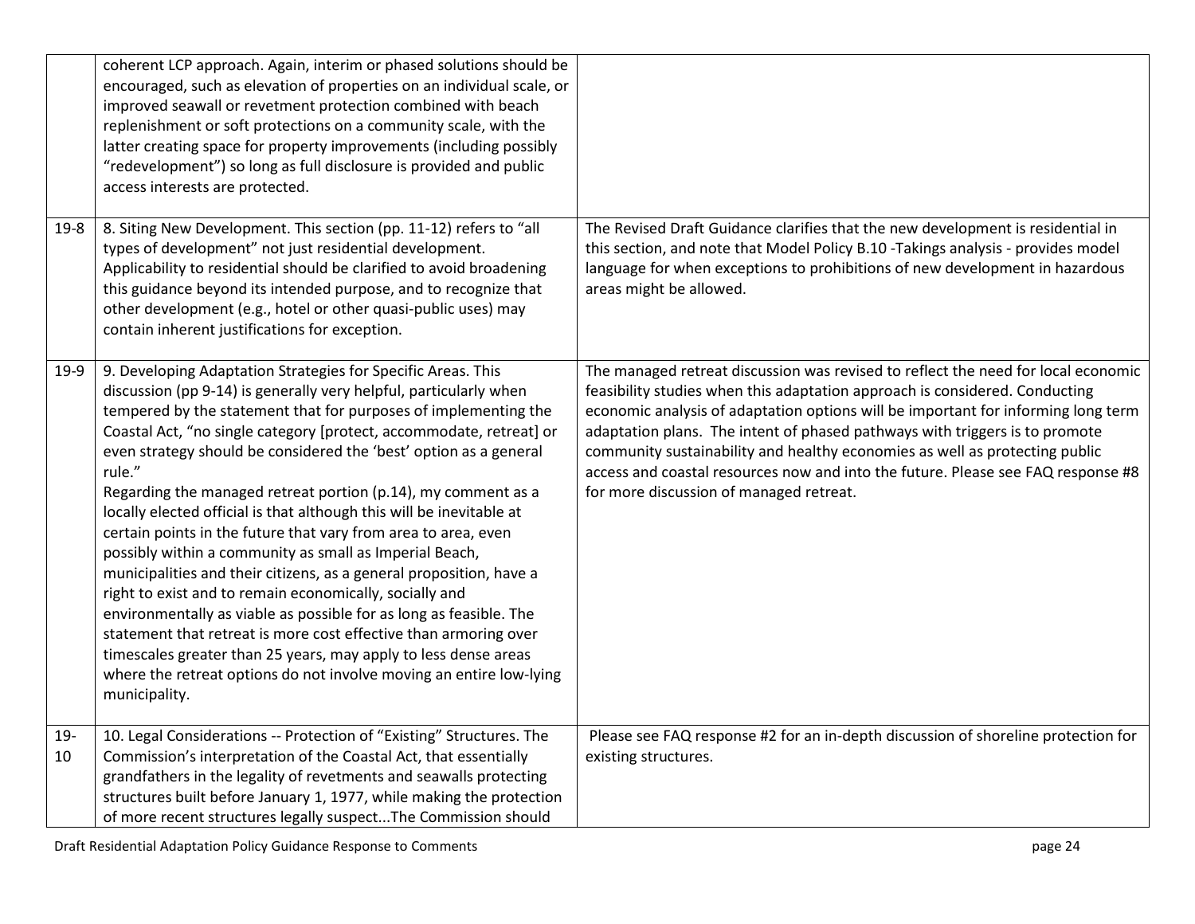| | | |
|---|---|---|
| | coherent LCP approach. Again, interim or phased solutions should be encouraged, such as elevation of properties on an individual scale, or improved seawall or revetment protection combined with beach replenishment or soft protections on a community scale, with the latter creating space for property improvements (including possibly "redevelopment") so long as full disclosure is provided and public access interests are protected. | |
| 19-8 | 8. Siting New Development. This section (pp. 11-12) refers to "all types of development" not just residential development. Applicability to residential should be clarified to avoid broadening this guidance beyond its intended purpose, and to recognize that other development (e.g., hotel or other quasi-public uses) may contain inherent justifications for exception. | The Revised Draft Guidance clarifies that the new development is residential in this section, and note that Model Policy B.10 -Takings analysis - provides model language for when exceptions to prohibitions of new development in hazardous areas might be allowed. |
| 19-9 | 9. Developing Adaptation Strategies for Specific Areas. This discussion (pp 9-14) is generally very helpful, particularly when tempered by the statement that for purposes of implementing the Coastal Act, "no single category [protect, accommodate, retreat] or even strategy should be considered the 'best' option as a general rule."<br>Regarding the managed retreat portion (p.14), my comment as a locally elected official is that although this will be inevitable at certain points in the future that vary from area to area, even possibly within a community as small as Imperial Beach, municipalities and their citizens, as a general proposition, have a right to exist and to remain economically, socially and environmentally as viable as possible for as long as feasible. The statement that retreat is more cost effective than armoring over timescales greater than 25 years, may apply to less dense areas where the retreat options do not involve moving an entire low-lying municipality. | The managed retreat discussion was revised to reflect the need for local economic feasibility studies when this adaptation approach is considered. Conducting economic analysis of adaptation options will be important for informing long term adaptation plans. The intent of phased pathways with triggers is to promote community sustainability and healthy economies as well as protecting public access and coastal resources now and into the future. Please see FAQ response #8 for more discussion of managed retreat. |
| 19-10 | 10. Legal Considerations -- Protection of "Existing" Structures. The Commission's interpretation of the Coastal Act, that essentially grandfathers in the legality of revetments and seawalls protecting structures built before January 1, 1977, while making the protection of more recent structures legally suspect...The Commission should | Please see FAQ response #2 for an in-depth discussion of shoreline protection for existing structures. |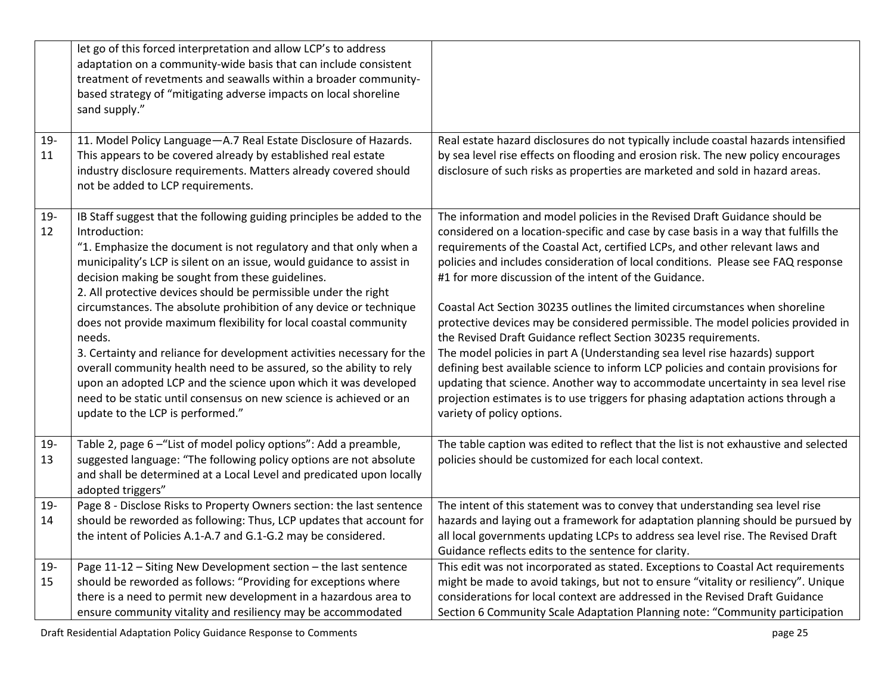| | | |
|---|---|---|
| | let go of this forced interpretation and allow LCP's to address adaptation on a community-wide basis that can include consistent treatment of revetments and seawalls within a broader community-based strategy of "mitigating adverse impacts on local shoreline sand supply." | |
| 19-11 | 11. Model Policy Language—A.7 Real Estate Disclosure of Hazards. This appears to be covered already by established real estate industry disclosure requirements. Matters already covered should not be added to LCP requirements. | Real estate hazard disclosures do not typically include coastal hazards intensified by sea level rise effects on flooding and erosion risk. The new policy encourages disclosure of such risks as properties are marketed and sold in hazard areas. |
| 19-12 | IB Staff suggest that the following guiding principles be added to the Introduction:<br>"1. Emphasize the document is not regulatory and that only when a municipality's LCP is silent on an issue, would guidance to assist in decision making be sought from these guidelines.<br>2. All protective devices should be permissible under the right circumstances. The absolute prohibition of any device or technique does not provide maximum flexibility for local coastal community needs.<br>3. Certainty and reliance for development activities necessary for the overall community health need to be assured, so the ability to rely upon an adopted LCP and the science upon which it was developed need to be static until consensus on new science is achieved or an update to the LCP is performed." | The information and model policies in the Revised Draft Guidance should be considered on a location-specific and case by case basis in a way that fulfills the requirements of the Coastal Act, certified LCPs, and other relevant laws and policies and includes consideration of local conditions. Please see FAQ response #1 for more discussion of the intent of the Guidance.<br><br>Coastal Act Section 30235 outlines the limited circumstances when shoreline protective devices may be considered permissible. The model policies provided in the Revised Draft Guidance reflect Section 30235 requirements.<br>The model policies in part A (Understanding sea level rise hazards) support defining best available science to inform LCP policies and contain provisions for updating that science. Another way to accommodate uncertainty in sea level rise projection estimates is to use triggers for phasing adaptation actions through a variety of policy options. |
| 19-13 | Table 2, page 6 –"List of model policy options": Add a preamble, suggested language: "The following policy options are not absolute and shall be determined at a Local Level and predicated upon locally adopted triggers" | The table caption was edited to reflect that the list is not exhaustive and selected policies should be customized for each local context. |
| 19-14 | Page 8 - Disclose Risks to Property Owners section: the last sentence should be reworded as following: Thus, LCP updates that account for the intent of Policies A.1-A.7 and G.1-G.2 may be considered. | The intent of this statement was to convey that understanding sea level rise hazards and laying out a framework for adaptation planning should be pursued by all local governments updating LCPs to address sea level rise. The Revised Draft Guidance reflects edits to the sentence for clarity. |
| 19-15 | Page 11-12 – Siting New Development section – the last sentence should be reworded as follows: "Providing for exceptions where there is a need to permit new development in a hazardous area to ensure community vitality and resiliency may be accommodated | This edit was not incorporated as stated. Exceptions to Coastal Act requirements might be made to avoid takings, but not to ensure "vitality or resiliency". Unique considerations for local context are addressed in the Revised Draft Guidance Section 6 Community Scale Adaptation Planning note: "Community participation |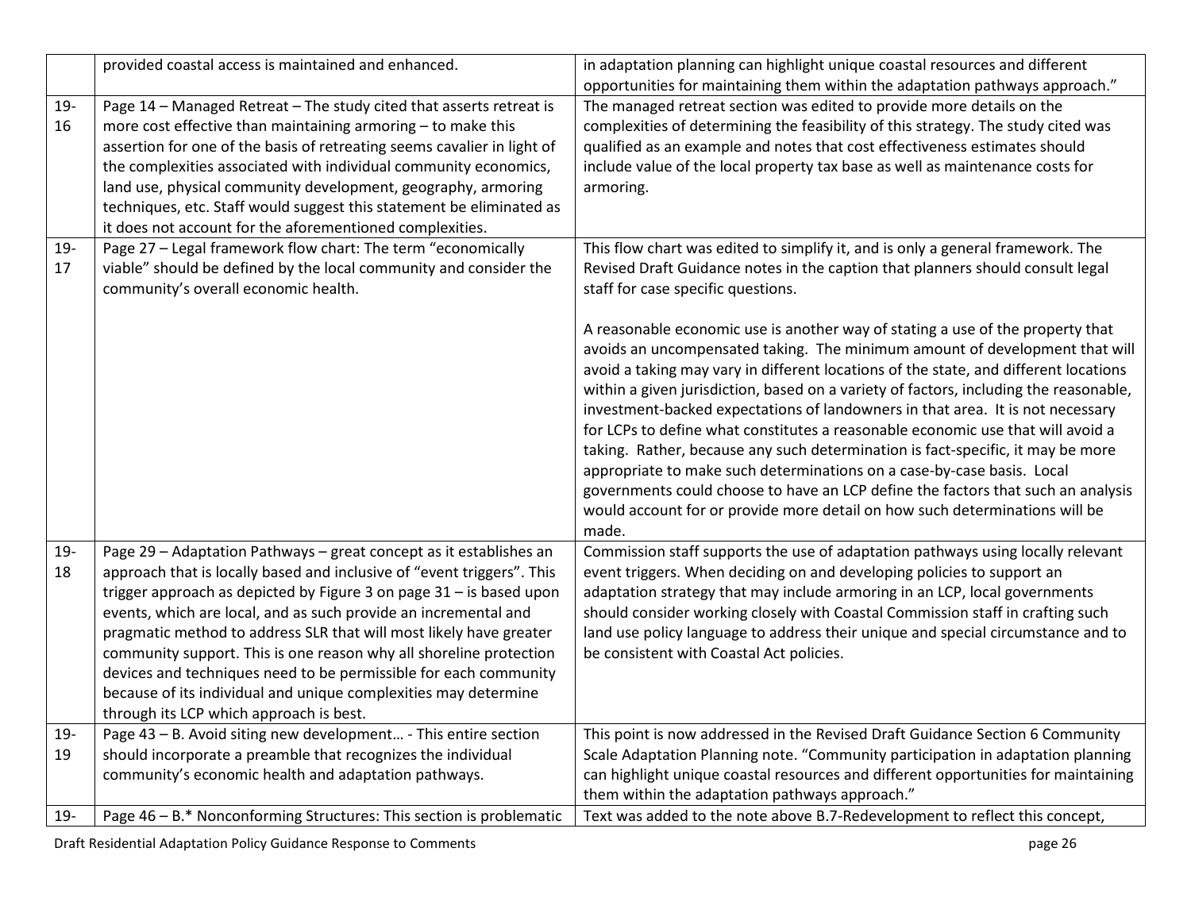| | | |
|---|---|---|
| | provided coastal access is maintained and enhanced. | in adaptation planning can highlight unique coastal resources and different opportunities for maintaining them within the adaptation pathways approach." |
| 19-16 | Page 14 – Managed Retreat – The study cited that asserts retreat is more cost effective than maintaining armoring – to make this assertion for one of the basis of retreating seems cavalier in light of the complexities associated with individual community economics, land use, physical community development, geography, armoring techniques, etc. Staff would suggest this statement be eliminated as it does not account for the aforementioned complexities. | The managed retreat section was edited to provide more details on the complexities of determining the feasibility of this strategy. The study cited was qualified as an example and notes that cost effectiveness estimates should include value of the local property tax base as well as maintenance costs for armoring. |
| 19-17 | Page 27 – Legal framework flow chart: The term "economically viable" should be defined by the local community and consider the community's overall economic health. | This flow chart was edited to simplify it, and is only a general framework. The Revised Draft Guidance notes in the caption that planners should consult legal staff for case specific questions.<br><br>A reasonable economic use is another way of stating a use of the property that avoids an uncompensated taking. The minimum amount of development that will avoid a taking may vary in different locations of the state, and different locations within a given jurisdiction, based on a variety of factors, including the reasonable, investment-backed expectations of landowners in that area. It is not necessary for LCPs to define what constitutes a reasonable economic use that will avoid a taking. Rather, because any such determination is fact-specific, it may be more appropriate to make such determinations on a case-by-case basis. Local governments could choose to have an LCP define the factors that such an analysis would account for or provide more detail on how such determinations will be made. |
| 19-18 | Page 29 – Adaptation Pathways – great concept as it establishes an approach that is locally based and inclusive of "event triggers". This trigger approach as depicted by Figure 3 on page 31 – is based upon events, which are local, and as such provide an incremental and pragmatic method to address SLR that will most likely have greater community support. This is one reason why all shoreline protection devices and techniques need to be permissible for each community because of its individual and unique complexities may determine through its LCP which approach is best. | Commission staff supports the use of adaptation pathways using locally relevant event triggers. When deciding on and developing policies to support an adaptation strategy that may include armoring in an LCP, local governments should consider working closely with Coastal Commission staff in crafting such land use policy language to address their unique and special circumstance and to be consistent with Coastal Act policies. |
| 19-19 | Page 43 – B. Avoid siting new development… - This entire section should incorporate a preamble that recognizes the individual community's economic health and adaptation pathways. | This point is now addressed in the Revised Draft Guidance Section 6 Community Scale Adaptation Planning note. "Community participation in adaptation planning can highlight unique coastal resources and different opportunities for maintaining them within the adaptation pathways approach." |
| 19- | Page 46 – B.* Nonconforming Structures: This section is problematic | Text was added to the note above B.7-Redevelopment to reflect this concept, |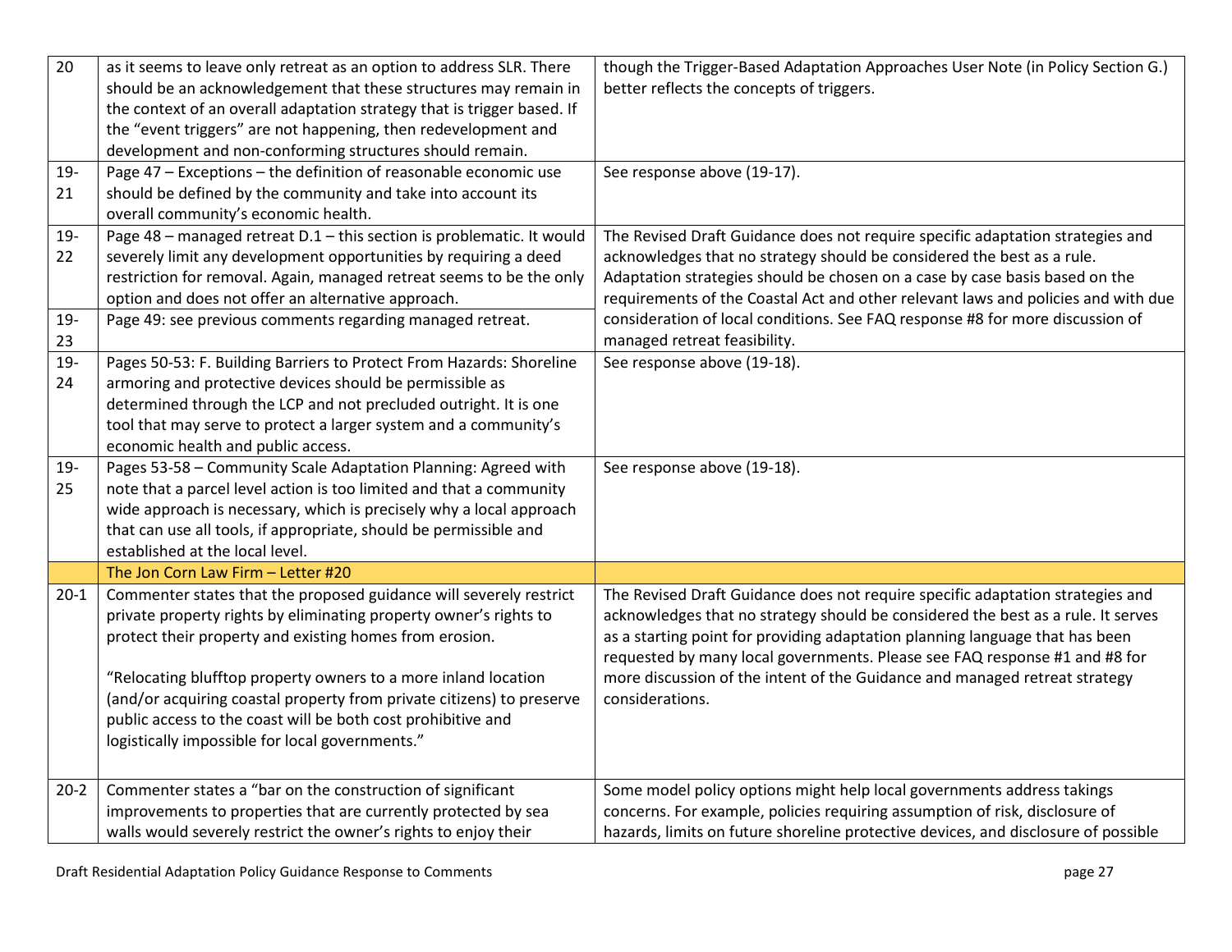| | | |
|---|---|---|
| 20 | as it seems to leave only retreat as an option to address SLR. There should be an acknowledgement that these structures may remain in the context of an overall adaptation strategy that is trigger based. If the "event triggers" are not happening, then redevelopment and development and non-conforming structures should remain. | though the Trigger-Based Adaptation Approaches User Note (in Policy Section G.) better reflects the concepts of triggers. |
| 19-21 | Page 47 – Exceptions – the definition of reasonable economic use should be defined by the community and take into account its overall community's economic health. | See response above (19-17). |
| 19-22 | Page 48 – managed retreat D.1 – this section is problematic. It would severely limit any development opportunities by requiring a deed restriction for removal. Again, managed retreat seems to be the only option and does not offer an alternative approach. | The Revised Draft Guidance does not require specific adaptation strategies and acknowledges that no strategy should be considered the best as a rule. Adaptation strategies should be chosen on a case by case basis based on the requirements of the Coastal Act and other relevant laws and policies and with due consideration of local conditions. See FAQ response #8 for more discussion of managed retreat feasibility. |
| 19-23 | Page 49: see previous comments regarding managed retreat. | |
| 19-24 | Pages 50-53: F. Building Barriers to Protect From Hazards: Shoreline armoring and protective devices should be permissible as determined through the LCP and not precluded outright. It is one tool that may serve to protect a larger system and a community's economic health and public access. | See response above (19-18). |
| 19-25 | Pages 53-58 – Community Scale Adaptation Planning: Agreed with note that a parcel level action is too limited and that a community wide approach is necessary, which is precisely why a local approach that can use all tools, if appropriate, should be permissible and established at the local level. | See response above (19-18). |
| | **The Jon Corn Law Firm – Letter #20** | |
| 20-1 | Commenter states that the proposed guidance will severely restrict private property rights by eliminating property owner's rights to protect their property and existing homes from erosion.<br><br>"Relocating blufftop property owners to a more inland location (and/or acquiring coastal property from private citizens) to preserve public access to the coast will be both cost prohibitive and logistically impossible for local governments." | The Revised Draft Guidance does not require specific adaptation strategies and acknowledges that no strategy should be considered the best as a rule. It serves as a starting point for providing adaptation planning language that has been requested by many local governments. Please see FAQ response #1 and #8 for more discussion of the intent of the Guidance and managed retreat strategy considerations. |
| 20-2 | Commenter states a "bar on the construction of significant improvements to properties that are currently protected by sea walls would severely restrict the owner's rights to enjoy their | Some model policy options might help local governments address takings concerns. For example, policies requiring assumption of risk, disclosure of hazards, limits on future shoreline protective devices, and disclosure of possible |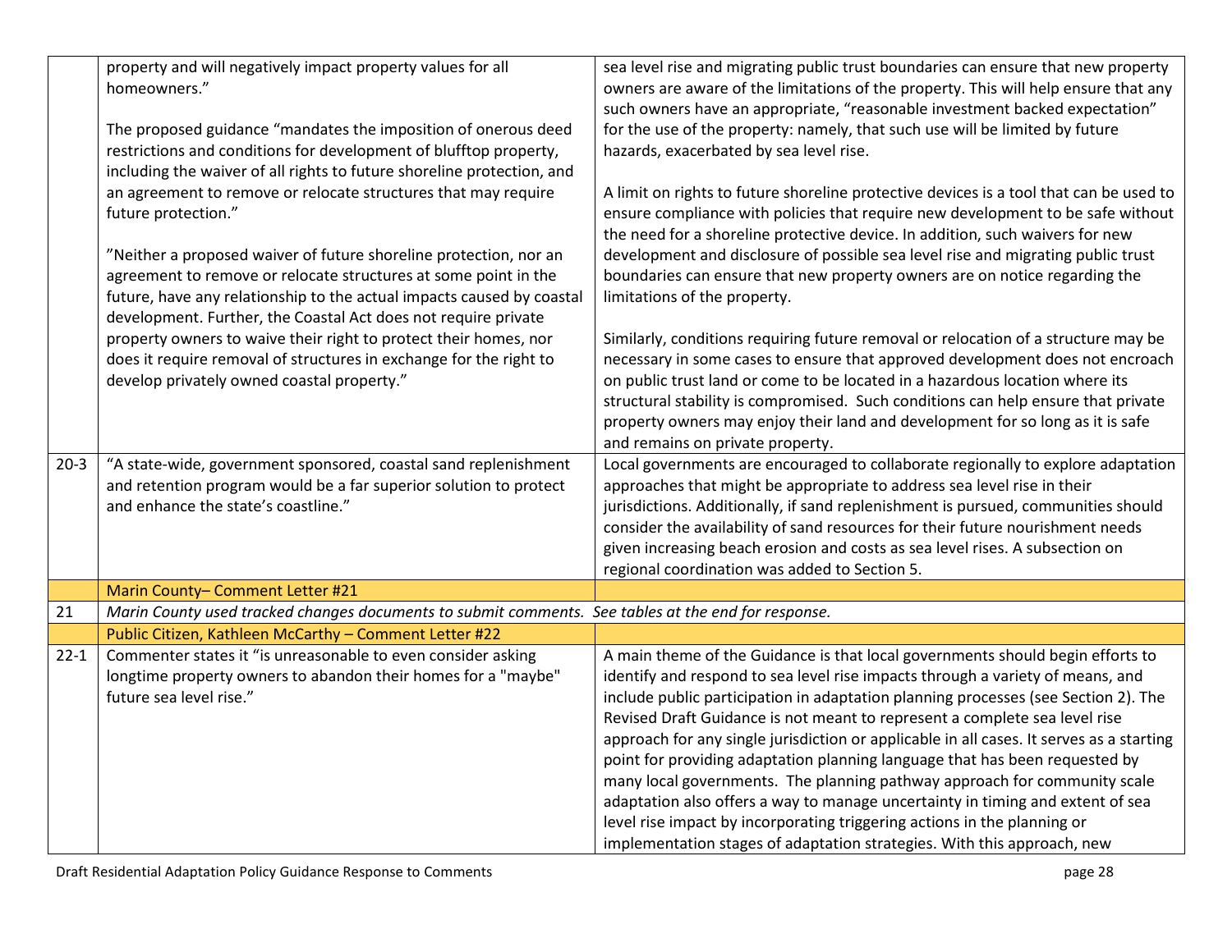| | | |
|---|---|---|
| | property and will negatively impact property values for all homeowners."<br><br>The proposed guidance "mandates the imposition of onerous deed restrictions and conditions for development of blufftop property, including the waiver of all rights to future shoreline protection, and an agreement to remove or relocate structures that may require future protection."<br><br>"Neither a proposed waiver of future shoreline protection, nor an agreement to remove or relocate structures at some point in the future, have any relationship to the actual impacts caused by coastal development. Further, the Coastal Act does not require private property owners to waive their right to protect their homes, nor does it require removal of structures in exchange for the right to develop privately owned coastal property." | sea level rise and migrating public trust boundaries can ensure that new property owners are aware of the limitations of the property. This will help ensure that any such owners have an appropriate, "reasonable investment backed expectation" for the use of the property: namely, that such use will be limited by future hazards, exacerbated by sea level rise.<br><br>A limit on rights to future shoreline protective devices is a tool that can be used to ensure compliance with policies that require new development to be safe without the need for a shoreline protective device. In addition, such waivers for new development and disclosure of possible sea level rise and migrating public trust boundaries can ensure that new property owners are on notice regarding the limitations of the property.<br><br>Similarly, conditions requiring future removal or relocation of a structure may be necessary in some cases to ensure that approved development does not encroach on public trust land or come to be located in a hazardous location where its structural stability is compromised. Such conditions can help ensure that private property owners may enjoy their land and development for so long as it is safe and remains on private property. |
| 20-3 | "A state-wide, government sponsored, coastal sand replenishment and retention program would be a far superior solution to protect and enhance the state's coastline." | Local governments are encouraged to collaborate regionally to explore adaptation approaches that might be appropriate to address sea level rise in their jurisdictions. Additionally, if sand replenishment is pursued, communities should consider the availability of sand resources for their future nourishment needs given increasing beach erosion and costs as sea level rises. A subsection on regional coordination was added to Section 5. |
| | Marin County– Comment Letter #21 | |
| 21 | *Marin County used tracked changes documents to submit comments. See tables at the end for response.* | |
| | Public Citizen, Kathleen McCarthy – Comment Letter #22 | |
| 22-1 | Commenter states it "is unreasonable to even consider asking longtime property owners to abandon their homes for a "maybe" future sea level rise." | A main theme of the Guidance is that local governments should begin efforts to identify and respond to sea level rise impacts through a variety of means, and include public participation in adaptation planning processes (see Section 2). The Revised Draft Guidance is not meant to represent a complete sea level rise approach for any single jurisdiction or applicable in all cases. It serves as a starting point for providing adaptation planning language that has been requested by many local governments. The planning pathway approach for community scale adaptation also offers a way to manage uncertainty in timing and extent of sea level rise impact by incorporating triggering actions in the planning or implementation stages of adaptation strategies. With this approach, new |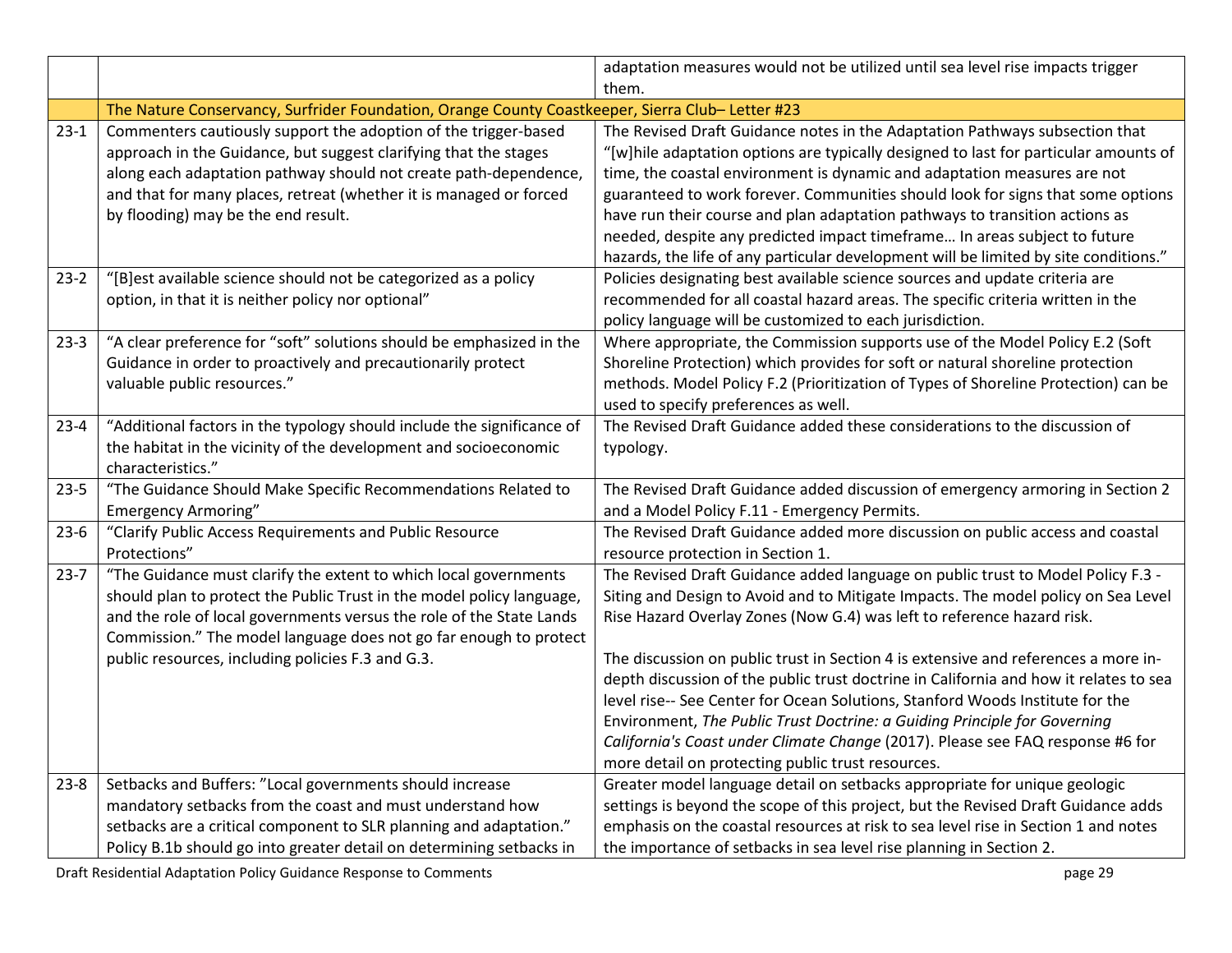| | | |
|---|---|---|
| | | adaptation measures would not be utilized until sea level rise impacts trigger them. |
| | The Nature Conservancy, Surfrider Foundation, Orange County Coastkeeper, Sierra Club– Letter #23 | |
| 23-1 | Commenters cautiously support the adoption of the trigger-based approach in the Guidance, but suggest clarifying that the stages along each adaptation pathway should not create path-dependence, and that for many places, retreat (whether it is managed or forced by flooding) may be the end result. | The Revised Draft Guidance notes in the Adaptation Pathways subsection that "[w]hile adaptation options are typically designed to last for particular amounts of time, the coastal environment is dynamic and adaptation measures are not guaranteed to work forever. Communities should look for signs that some options have run their course and plan adaptation pathways to transition actions as needed, despite any predicted impact timeframe… In areas subject to future hazards, the life of any particular development will be limited by site conditions." |
| 23-2 | "[B]est available science should not be categorized as a policy option, in that it is neither policy nor optional" | Policies designating best available science sources and update criteria are recommended for all coastal hazard areas. The specific criteria written in the policy language will be customized to each jurisdiction. |
| 23-3 | "A clear preference for "soft" solutions should be emphasized in the Guidance in order to proactively and precautionarily protect valuable public resources." | Where appropriate, the Commission supports use of the Model Policy E.2 (Soft Shoreline Protection) which provides for soft or natural shoreline protection methods. Model Policy F.2 (Prioritization of Types of Shoreline Protection) can be used to specify preferences as well. |
| 23-4 | "Additional factors in the typology should include the significance of the habitat in the vicinity of the development and socioeconomic characteristics." | The Revised Draft Guidance added these considerations to the discussion of typology. |
| 23-5 | "The Guidance Should Make Specific Recommendations Related to Emergency Armoring" | The Revised Draft Guidance added discussion of emergency armoring in Section 2 and a Model Policy F.11 - Emergency Permits. |
| 23-6 | "Clarify Public Access Requirements and Public Resource Protections" | The Revised Draft Guidance added more discussion on public access and coastal resource protection in Section 1. |
| 23-7 | "The Guidance must clarify the extent to which local governments should plan to protect the Public Trust in the model policy language, and the role of local governments versus the role of the State Lands Commission." The model language does not go far enough to protect public resources, including policies F.3 and G.3. | The Revised Draft Guidance added language on public trust to Model Policy F.3 - Siting and Design to Avoid and to Mitigate Impacts. The model policy on Sea Level Rise Hazard Overlay Zones (Now G.4) was left to reference hazard risk.<br><br>The discussion on public trust in Section 4 is extensive and references a more in-depth discussion of the public trust doctrine in California and how it relates to sea level rise-- See Center for Ocean Solutions, Stanford Woods Institute for the Environment, *The Public Trust Doctrine: a Guiding Principle for Governing California's Coast under Climate Change* (2017). Please see FAQ response #6 for more detail on protecting public trust resources. |
| 23-8 | Setbacks and Buffers: "Local governments should increase mandatory setbacks from the coast and must understand how setbacks are a critical component to SLR planning and adaptation." Policy B.1b should go into greater detail on determining setbacks in | Greater model language detail on setbacks appropriate for unique geologic settings is beyond the scope of this project, but the Revised Draft Guidance adds emphasis on the coastal resources at risk to sea level rise in Section 1 and notes the importance of setbacks in sea level rise planning in Section 2. |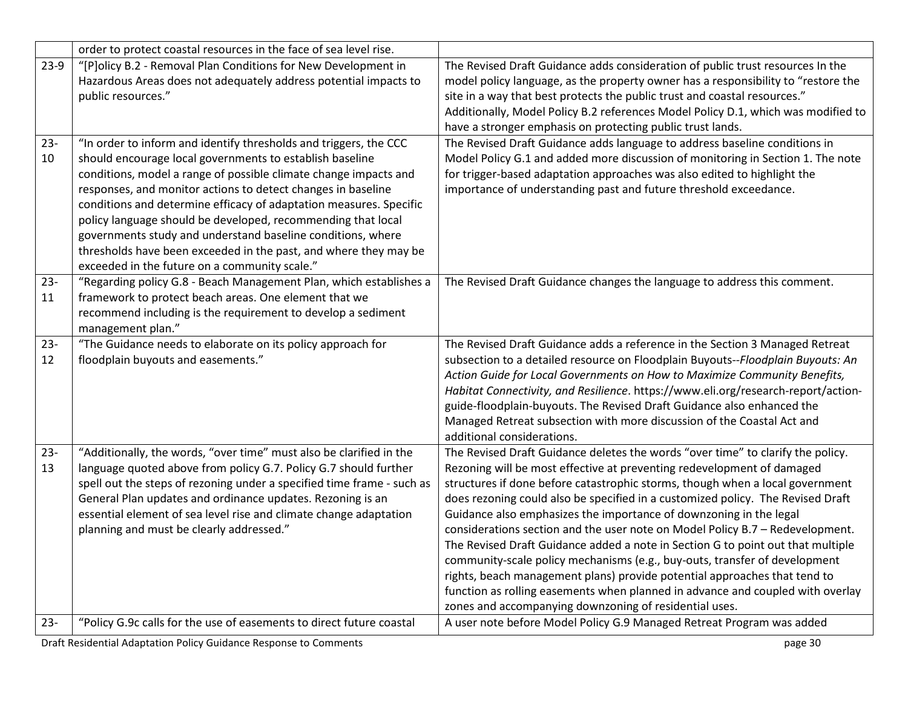| | | |
|---|---|---|
| | order to protect coastal resources in the face of sea level rise. | |
| 23-9 | "[P]olicy B.2 - Removal Plan Conditions for New Development in Hazardous Areas does not adequately address potential impacts to public resources." | The Revised Draft Guidance adds consideration of public trust resources In the model policy language, as the property owner has a responsibility to "restore the site in a way that best protects the public trust and coastal resources." Additionally, Model Policy B.2 references Model Policy D.1, which was modified to have a stronger emphasis on protecting public trust lands. |
| 23-10 | "In order to inform and identify thresholds and triggers, the CCC should encourage local governments to establish baseline conditions, model a range of possible climate change impacts and responses, and monitor actions to detect changes in baseline conditions and determine efficacy of adaptation measures. Specific policy language should be developed, recommending that local governments study and understand baseline conditions, where thresholds have been exceeded in the past, and where they may be exceeded in the future on a community scale." | The Revised Draft Guidance adds language to address baseline conditions in Model Policy G.1 and added more discussion of monitoring in Section 1. The note for trigger-based adaptation approaches was also edited to highlight the importance of understanding past and future threshold exceedance. |
| 23-11 | "Regarding policy G.8 - Beach Management Plan, which establishes a framework to protect beach areas. One element that we recommend including is the requirement to develop a sediment management plan." | The Revised Draft Guidance changes the language to address this comment. |
| 23-12 | "The Guidance needs to elaborate on its policy approach for floodplain buyouts and easements." | The Revised Draft Guidance adds a reference in the Section 3 Managed Retreat subsection to a detailed resource on Floodplain Buyouts--*Floodplain Buyouts: An Action Guide for Local Governments on How to Maximize Community Benefits, Habitat Connectivity, and Resilience*. https://www.eli.org/research-report/action-guide-floodplain-buyouts. The Revised Draft Guidance also enhanced the Managed Retreat subsection with more discussion of the Coastal Act and additional considerations. |
| 23-13 | "Additionally, the words, "over time" must also be clarified in the language quoted above from policy G.7. Policy G.7 should further spell out the steps of rezoning under a specified time frame - such as General Plan updates and ordinance updates. Rezoning is an essential element of sea level rise and climate change adaptation planning and must be clearly addressed." | The Revised Draft Guidance deletes the words "over time" to clarify the policy. Rezoning will be most effective at preventing redevelopment of damaged structures if done before catastrophic storms, though when a local government does rezoning could also be specified in a customized policy. The Revised Draft Guidance also emphasizes the importance of downzoning in the legal considerations section and the user note on Model Policy B.7 – Redevelopment. The Revised Draft Guidance added a note in Section G to point out that multiple community-scale policy mechanisms (e.g., buy-outs, transfer of development rights, beach management plans) provide potential approaches that tend to function as rolling easements when planned in advance and coupled with overlay zones and accompanying downzoning of residential uses. |
| 23- | "Policy G.9c calls for the use of easements to direct future coastal | A user note before Model Policy G.9 Managed Retreat Program was added |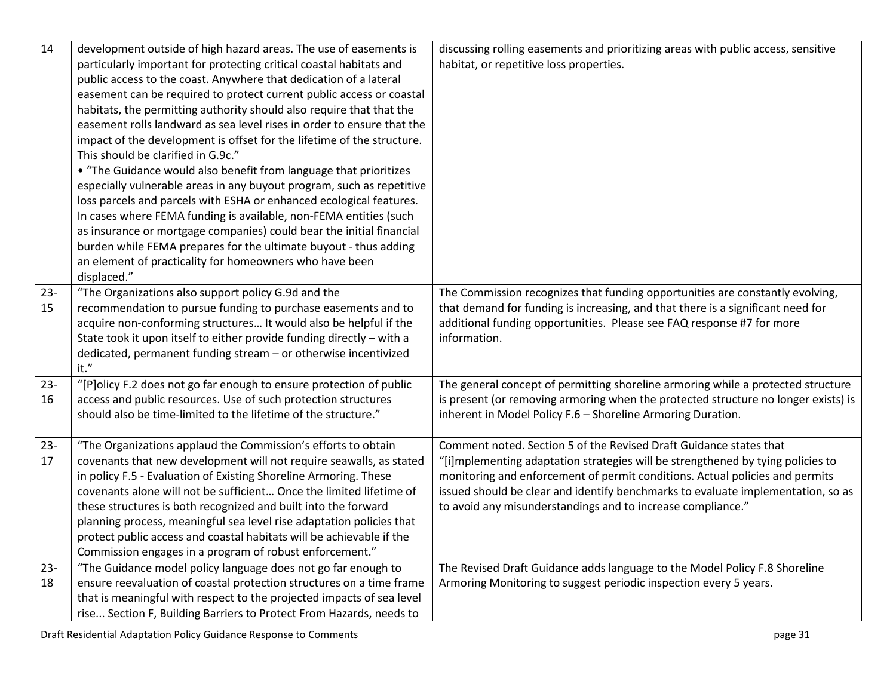| | | |
|---|---|---|
| 14 | development outside of high hazard areas. The use of easements is particularly important for protecting critical coastal habitats and public access to the coast. Anywhere that dedication of a lateral easement can be required to protect current public access or coastal habitats, the permitting authority should also require that that the easement rolls landward as sea level rises in order to ensure that the impact of the development is offset for the lifetime of the structure. This should be clarified in G.9c."<br>• "The Guidance would also benefit from language that prioritizes especially vulnerable areas in any buyout program, such as repetitive loss parcels and parcels with ESHA or enhanced ecological features. In cases where FEMA funding is available, non-FEMA entities (such as insurance or mortgage companies) could bear the initial financial burden while FEMA prepares for the ultimate buyout - thus adding an element of practicality for homeowners who have been displaced." | discussing rolling easements and prioritizing areas with public access, sensitive habitat, or repetitive loss properties. |
| 23-15 | "The Organizations also support policy G.9d and the recommendation to pursue funding to purchase easements and to acquire non-conforming structures… It would also be helpful if the State took it upon itself to either provide funding directly – with a dedicated, permanent funding stream – or otherwise incentivized it." | The Commission recognizes that funding opportunities are constantly evolving, that demand for funding is increasing, and that there is a significant need for additional funding opportunities. Please see FAQ response #7 for more information. |
| 23-16 | "[P]olicy F.2 does not go far enough to ensure protection of public access and public resources. Use of such protection structures should also be time-limited to the lifetime of the structure." | The general concept of permitting shoreline armoring while a protected structure is present (or removing armoring when the protected structure no longer exists) is inherent in Model Policy F.6 – Shoreline Armoring Duration. |
| 23-17 | "The Organizations applaud the Commission's efforts to obtain covenants that new development will not require seawalls, as stated in policy F.5 - Evaluation of Existing Shoreline Armoring. These covenants alone will not be sufficient… Once the limited lifetime of these structures is both recognized and built into the forward planning process, meaningful sea level rise adaptation policies that protect public access and coastal habitats will be achievable if the Commission engages in a program of robust enforcement." | Comment noted. Section 5 of the Revised Draft Guidance states that "[i]mplementing adaptation strategies will be strengthened by tying policies to monitoring and enforcement of permit conditions. Actual policies and permits issued should be clear and identify benchmarks to evaluate implementation, so as to avoid any misunderstandings and to increase compliance." |
| 23-18 | "The Guidance model policy language does not go far enough to ensure reevaluation of coastal protection structures on a time frame that is meaningful with respect to the projected impacts of sea level rise... Section F, Building Barriers to Protect From Hazards, needs to | The Revised Draft Guidance adds language to the Model Policy F.8 Shoreline Armoring Monitoring to suggest periodic inspection every 5 years. |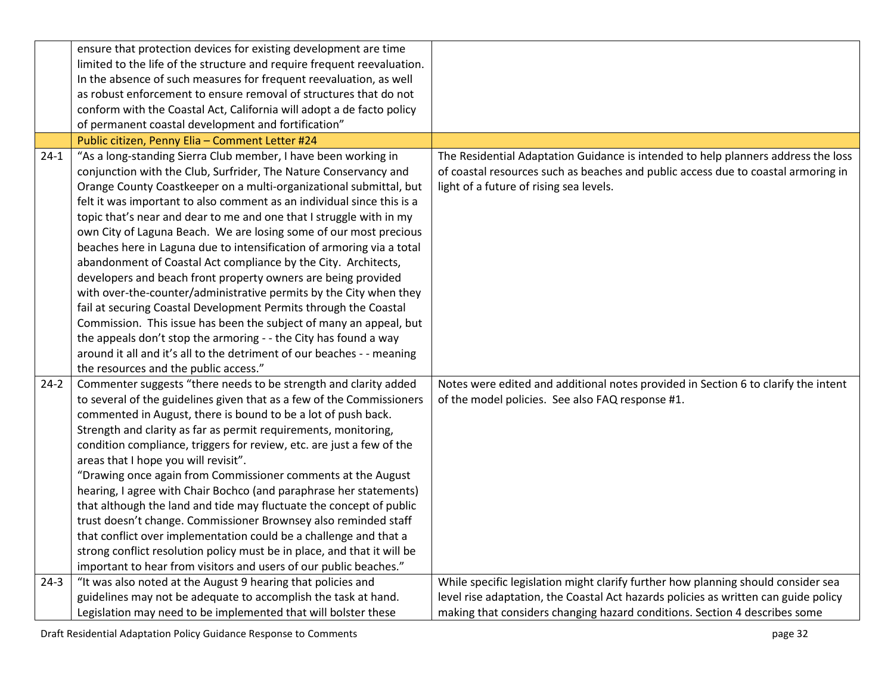| | | |
|---|---|---|
| | ensure that protection devices for existing development are time limited to the life of the structure and require frequent reevaluation. In the absence of such measures for frequent reevaluation, as well as robust enforcement to ensure removal of structures that do not conform with the Coastal Act, California will adopt a de facto policy of permanent coastal development and fortification" | |
| | Public citizen, Penny Elia – Comment Letter #24 | |
| 24-1 | "As a long-standing Sierra Club member, I have been working in conjunction with the Club, Surfrider, The Nature Conservancy and Orange County Coastkeeper on a multi-organizational submittal, but felt it was important to also comment as an individual since this is a topic that's near and dear to me and one that I struggle with in my own City of Laguna Beach. We are losing some of our most precious beaches here in Laguna due to intensification of armoring via a total abandonment of Coastal Act compliance by the City. Architects, developers and beach front property owners are being provided with over-the-counter/administrative permits by the City when they fail at securing Coastal Development Permits through the Coastal Commission. This issue has been the subject of many an appeal, but the appeals don't stop the armoring - - the City has found a way around it all and it's all to the detriment of our beaches - - meaning the resources and the public access." | The Residential Adaptation Guidance is intended to help planners address the loss of coastal resources such as beaches and public access due to coastal armoring in light of a future of rising sea levels. |
| 24-2 | Commenter suggests "there needs to be strength and clarity added to several of the guidelines given that as a few of the Commissioners commented in August, there is bound to be a lot of push back. Strength and clarity as far as permit requirements, monitoring, condition compliance, triggers for review, etc. are just a few of the areas that I hope you will revisit".<br>"Drawing once again from Commissioner comments at the August hearing, I agree with Chair Bochco (and paraphrase her statements) that although the land and tide may fluctuate the concept of public trust doesn't change. Commissioner Brownsey also reminded staff that conflict over implementation could be a challenge and that a strong conflict resolution policy must be in place, and that it will be important to hear from visitors and users of our public beaches." | Notes were edited and additional notes provided in Section 6 to clarify the intent of the model policies. See also FAQ response #1. |
| 24-3 | "It was also noted at the August 9 hearing that policies and guidelines may not be adequate to accomplish the task at hand. Legislation may need to be implemented that will bolster these | While specific legislation might clarify further how planning should consider sea level rise adaptation, the Coastal Act hazards policies as written can guide policy making that considers changing hazard conditions. Section 4 describes some |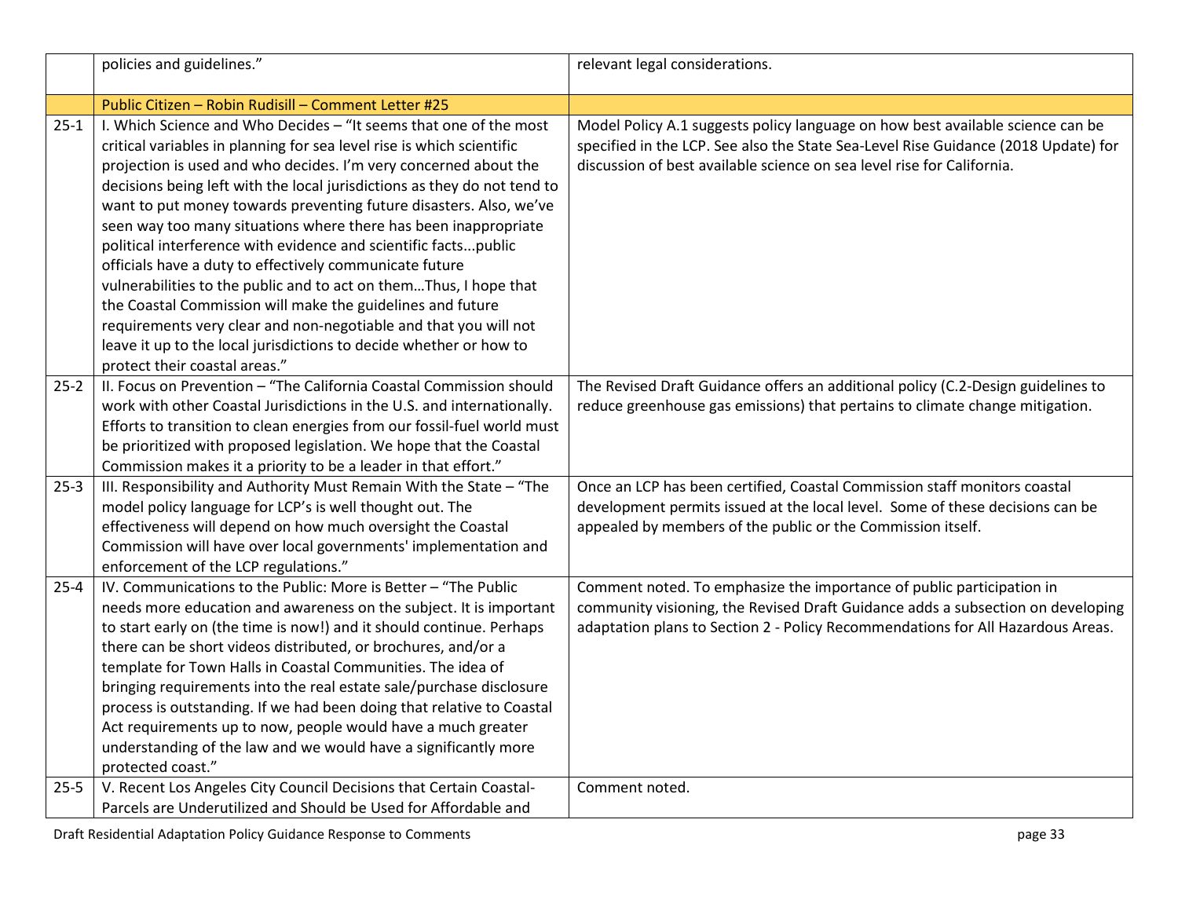| | | |
|---|---|---|
| | policies and guidelines." | relevant legal considerations. |
| | Public Citizen – Robin Rudisill – Comment Letter #25 | |
| 25-1 | I. Which Science and Who Decides – "It seems that one of the most critical variables in planning for sea level rise is which scientific projection is used and who decides. I'm very concerned about the decisions being left with the local jurisdictions as they do not tend to want to put money towards preventing future disasters. Also, we've seen way too many situations where there has been inappropriate political interference with evidence and scientific facts...public officials have a duty to effectively communicate future vulnerabilities to the public and to act on them…Thus, I hope that the Coastal Commission will make the guidelines and future requirements very clear and non-negotiable and that you will not leave it up to the local jurisdictions to decide whether or how to protect their coastal areas." | Model Policy A.1 suggests policy language on how best available science can be specified in the LCP. See also the State Sea-Level Rise Guidance (2018 Update) for discussion of best available science on sea level rise for California. |
| 25-2 | II. Focus on Prevention – "The California Coastal Commission should work with other Coastal Jurisdictions in the U.S. and internationally. Efforts to transition to clean energies from our fossil-fuel world must be prioritized with proposed legislation. We hope that the Coastal Commission makes it a priority to be a leader in that effort." | The Revised Draft Guidance offers an additional policy (C.2-Design guidelines to reduce greenhouse gas emissions) that pertains to climate change mitigation. |
| 25-3 | III. Responsibility and Authority Must Remain With the State – "The model policy language for LCP's is well thought out. The effectiveness will depend on how much oversight the Coastal Commission will have over local governments' implementation and enforcement of the LCP regulations." | Once an LCP has been certified, Coastal Commission staff monitors coastal development permits issued at the local level. Some of these decisions can be appealed by members of the public or the Commission itself. |
| 25-4 | IV. Communications to the Public: More is Better – "The Public needs more education and awareness on the subject. It is important to start early on (the time is now!) and it should continue. Perhaps there can be short videos distributed, or brochures, and/or a template for Town Halls in Coastal Communities. The idea of bringing requirements into the real estate sale/purchase disclosure process is outstanding. If we had been doing that relative to Coastal Act requirements up to now, people would have a much greater understanding of the law and we would have a significantly more protected coast." | Comment noted. To emphasize the importance of public participation in community visioning, the Revised Draft Guidance adds a subsection on developing adaptation plans to Section 2 - Policy Recommendations for All Hazardous Areas. |
| 25-5 | V. Recent Los Angeles City Council Decisions that Certain Coastal-Parcels are Underutilized and Should be Used for Affordable and | Comment noted. |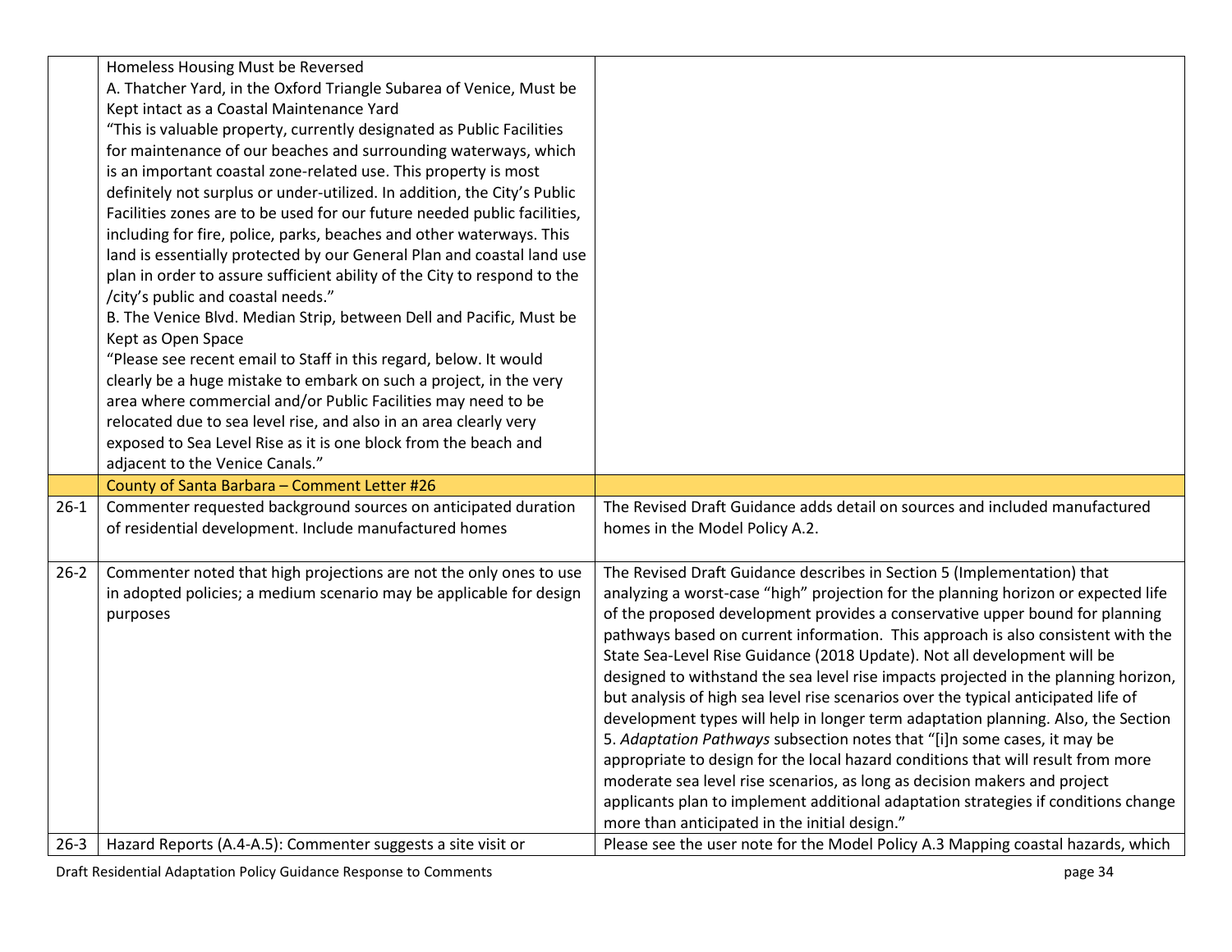| | | |
|---|---|---|
| | Homeless Housing Must be Reversed<br>A. Thatcher Yard, in the Oxford Triangle Subarea of Venice, Must be Kept intact as a Coastal Maintenance Yard<br>"This is valuable property, currently designated as Public Facilities for maintenance of our beaches and surrounding waterways, which is an important coastal zone-related use. This property is most definitely not surplus or under-utilized. In addition, the City's Public Facilities zones are to be used for our future needed public facilities, including for fire, police, parks, beaches and other waterways. This land is essentially protected by our General Plan and coastal land use plan in order to assure sufficient ability of the City to respond to the /city's public and coastal needs."<br>B. The Venice Blvd. Median Strip, between Dell and Pacific, Must be Kept as Open Space<br>"Please see recent email to Staff in this regard, below. It would clearly be a huge mistake to embark on such a project, in the very area where commercial and/or Public Facilities may need to be relocated due to sea level rise, and also in an area clearly very exposed to Sea Level Rise as it is one block from the beach and adjacent to the Venice Canals." | |
| | County of Santa Barbara – Comment Letter #26 | |
| 26-1 | Commenter requested background sources on anticipated duration of residential development. Include manufactured homes | The Revised Draft Guidance adds detail on sources and included manufactured homes in the Model Policy A.2. |
| 26-2 | Commenter noted that high projections are not the only ones to use in adopted policies; a medium scenario may be applicable for design purposes | The Revised Draft Guidance describes in Section 5 (Implementation) that analyzing a worst-case "high" projection for the planning horizon or expected life of the proposed development provides a conservative upper bound for planning pathways based on current information. This approach is also consistent with the State Sea-Level Rise Guidance (2018 Update). Not all development will be designed to withstand the sea level rise impacts projected in the planning horizon, but analysis of high sea level rise scenarios over the typical anticipated life of development types will help in longer term adaptation planning. Also, the Section 5. *Adaptation Pathways* subsection notes that "[i]n some cases, it may be appropriate to design for the local hazard conditions that will result from more moderate sea level rise scenarios, as long as decision makers and project applicants plan to implement additional adaptation strategies if conditions change more than anticipated in the initial design." |
| 26-3 | Hazard Reports (A.4-A.5): Commenter suggests a site visit or | Please see the user note for the Model Policy A.3 Mapping coastal hazards, which |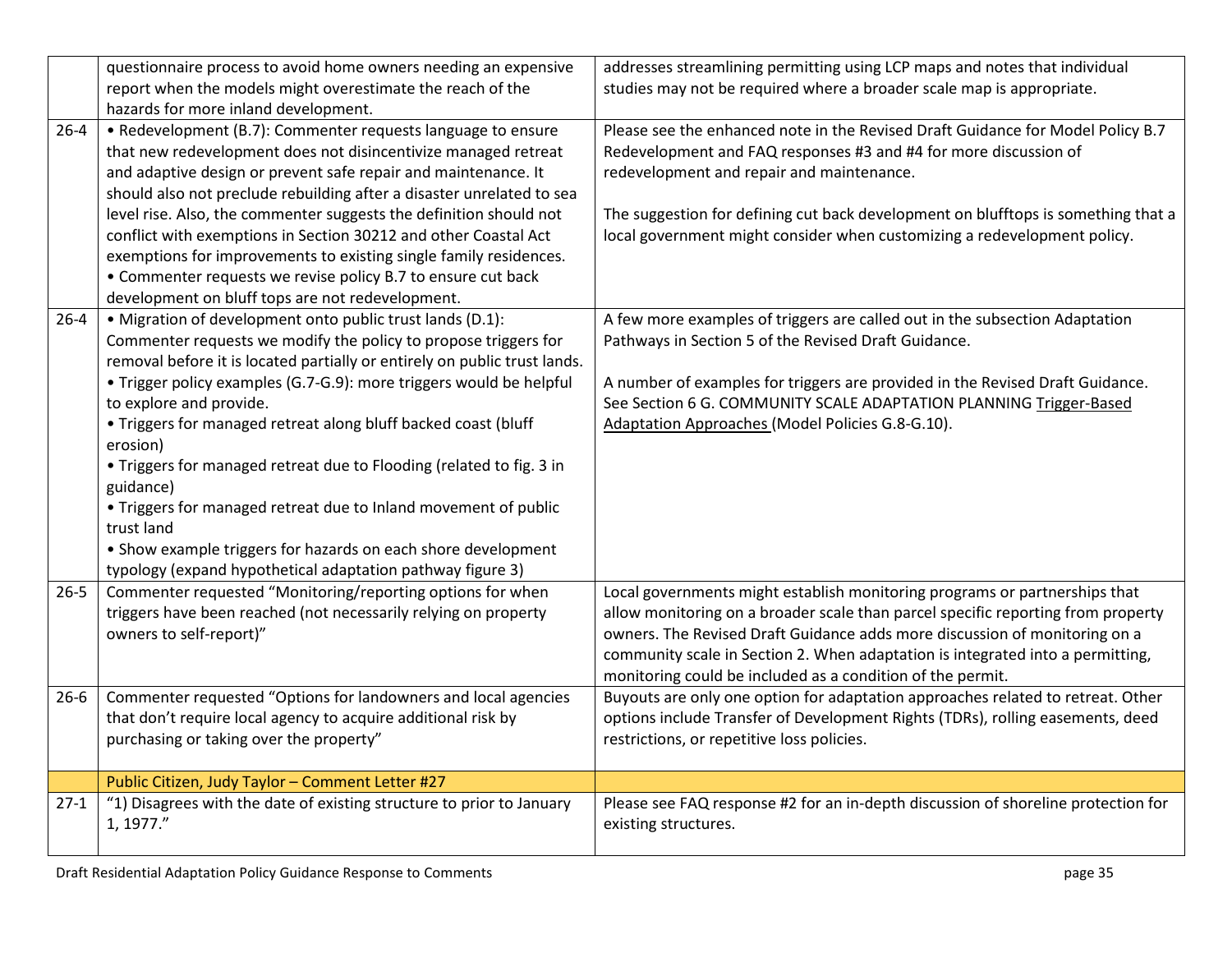| | | |
|---|---|---|
| | questionnaire process to avoid home owners needing an expensive report when the models might overestimate the reach of the hazards for more inland development. | addresses streamlining permitting using LCP maps and notes that individual studies may not be required where a broader scale map is appropriate. |
| 26-4 | • Redevelopment (B.7): Commenter requests language to ensure that new redevelopment does not disincentivize managed retreat and adaptive design or prevent safe repair and maintenance. It should also not preclude rebuilding after a disaster unrelated to sea level rise. Also, the commenter suggests the definition should not conflict with exemptions in Section 30212 and other Coastal Act exemptions for improvements to existing single family residences.<br>• Commenter requests we revise policy B.7 to ensure cut back development on bluff tops are not redevelopment. | Please see the enhanced note in the Revised Draft Guidance for Model Policy B.7 Redevelopment and FAQ responses #3 and #4 for more discussion of redevelopment and repair and maintenance.<br><br>The suggestion for defining cut back development on blufftops is something that a local government might consider when customizing a redevelopment policy. |
| 26-4 | • Migration of development onto public trust lands (D.1): Commenter requests we modify the policy to propose triggers for removal before it is located partially or entirely on public trust lands.<br>• Trigger policy examples (G.7-G.9): more triggers would be helpful to explore and provide.<br>• Triggers for managed retreat along bluff backed coast (bluff erosion)<br>• Triggers for managed retreat due to Flooding (related to fig. 3 in guidance)<br>• Triggers for managed retreat due to Inland movement of public trust land<br>• Show example triggers for hazards on each shore development typology (expand hypothetical adaptation pathway figure 3) | A few more examples of triggers are called out in the subsection Adaptation Pathways in Section 5 of the Revised Draft Guidance.<br><br>A number of examples for triggers are provided in the Revised Draft Guidance. See Section 6 G. COMMUNITY SCALE ADAPTATION PLANNING Trigger-Based Adaptation Approaches (Model Policies G.8-G.10). |
| 26-5 | Commenter requested "Monitoring/reporting options for when triggers have been reached (not necessarily relying on property owners to self-report)" | Local governments might establish monitoring programs or partnerships that allow monitoring on a broader scale than parcel specific reporting from property owners. The Revised Draft Guidance adds more discussion of monitoring on a community scale in Section 2. When adaptation is integrated into a permitting, monitoring could be included as a condition of the permit. |
| 26-6 | Commenter requested "Options for landowners and local agencies that don't require local agency to acquire additional risk by purchasing or taking over the property" | Buyouts are only one option for adaptation approaches related to retreat. Other options include Transfer of Development Rights (TDRs), rolling easements, deed restrictions, or repetitive loss policies. |
| | **Public Citizen, Judy Taylor – Comment Letter #27** | |
| 27-1 | "1) Disagrees with the date of existing structure to prior to January 1, 1977." | Please see FAQ response #2 for an in-depth discussion of shoreline protection for existing structures. |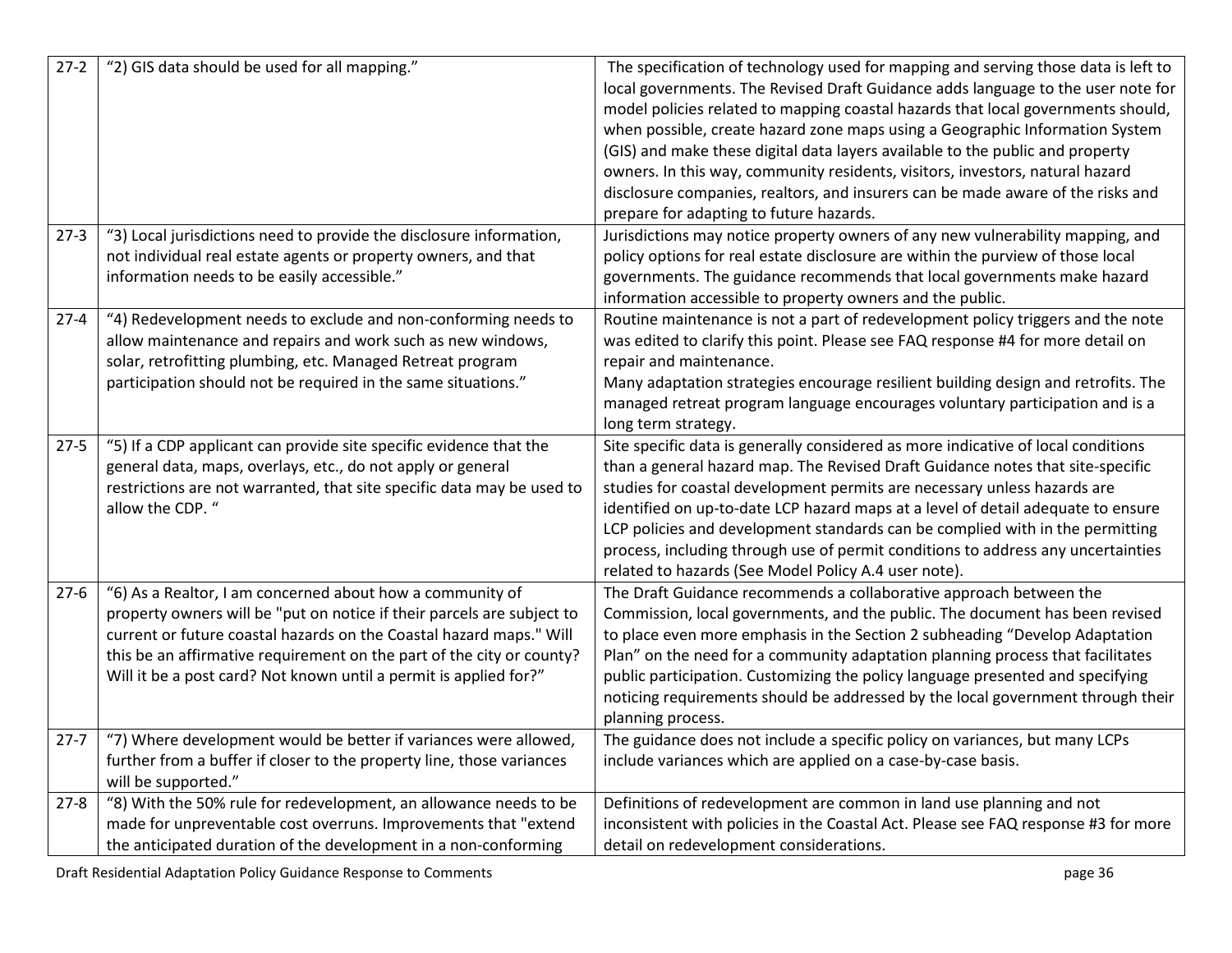| | | |
|---|---|---|
| 27-2 | "2) GIS data should be used for all mapping." | The specification of technology used for mapping and serving those data is left to local governments. The Revised Draft Guidance adds language to the user note for model policies related to mapping coastal hazards that local governments should, when possible, create hazard zone maps using a Geographic Information System (GIS) and make these digital data layers available to the public and property owners. In this way, community residents, visitors, investors, natural hazard disclosure companies, realtors, and insurers can be made aware of the risks and prepare for adapting to future hazards. |
| 27-3 | "3) Local jurisdictions need to provide the disclosure information, not individual real estate agents or property owners, and that information needs to be easily accessible." | Jurisdictions may notice property owners of any new vulnerability mapping, and policy options for real estate disclosure are within the purview of those local governments. The guidance recommends that local governments make hazard information accessible to property owners and the public. |
| 27-4 | "4) Redevelopment needs to exclude and non-conforming needs to allow maintenance and repairs and work such as new windows, solar, retrofitting plumbing, etc. Managed Retreat program participation should not be required in the same situations." | Routine maintenance is not a part of redevelopment policy triggers and the note was edited to clarify this point. Please see FAQ response #4 for more detail on repair and maintenance.<br>Many adaptation strategies encourage resilient building design and retrofits. The managed retreat program language encourages voluntary participation and is a long term strategy. |
| 27-5 | "5) If a CDP applicant can provide site specific evidence that the general data, maps, overlays, etc., do not apply or general restrictions are not warranted, that site specific data may be used to allow the CDP. " | Site specific data is generally considered as more indicative of local conditions than a general hazard map. The Revised Draft Guidance notes that site-specific studies for coastal development permits are necessary unless hazards are identified on up-to-date LCP hazard maps at a level of detail adequate to ensure LCP policies and development standards can be complied with in the permitting process, including through use of permit conditions to address any uncertainties related to hazards (See Model Policy A.4 user note). |
| 27-6 | "6) As a Realtor, I am concerned about how a community of property owners will be "put on notice if their parcels are subject to current or future coastal hazards on the Coastal hazard maps." Will this be an affirmative requirement on the part of the city or county? Will it be a post card? Not known until a permit is applied for?" | The Draft Guidance recommends a collaborative approach between the Commission, local governments, and the public. The document has been revised to place even more emphasis in the Section 2 subheading "Develop Adaptation Plan" on the need for a community adaptation planning process that facilitates public participation. Customizing the policy language presented and specifying noticing requirements should be addressed by the local government through their planning process. |
| 27-7 | "7) Where development would be better if variances were allowed, further from a buffer if closer to the property line, those variances will be supported." | The guidance does not include a specific policy on variances, but many LCPs include variances which are applied on a case-by-case basis. |
| 27-8 | "8) With the 50% rule for redevelopment, an allowance needs to be made for unpreventable cost overruns. Improvements that "extend the anticipated duration of the development in a non-conforming | Definitions of redevelopment are common in land use planning and not inconsistent with policies in the Coastal Act. Please see FAQ response #3 for more detail on redevelopment considerations. |

Draft Residential Adaptation Policy Guidance Response to Comments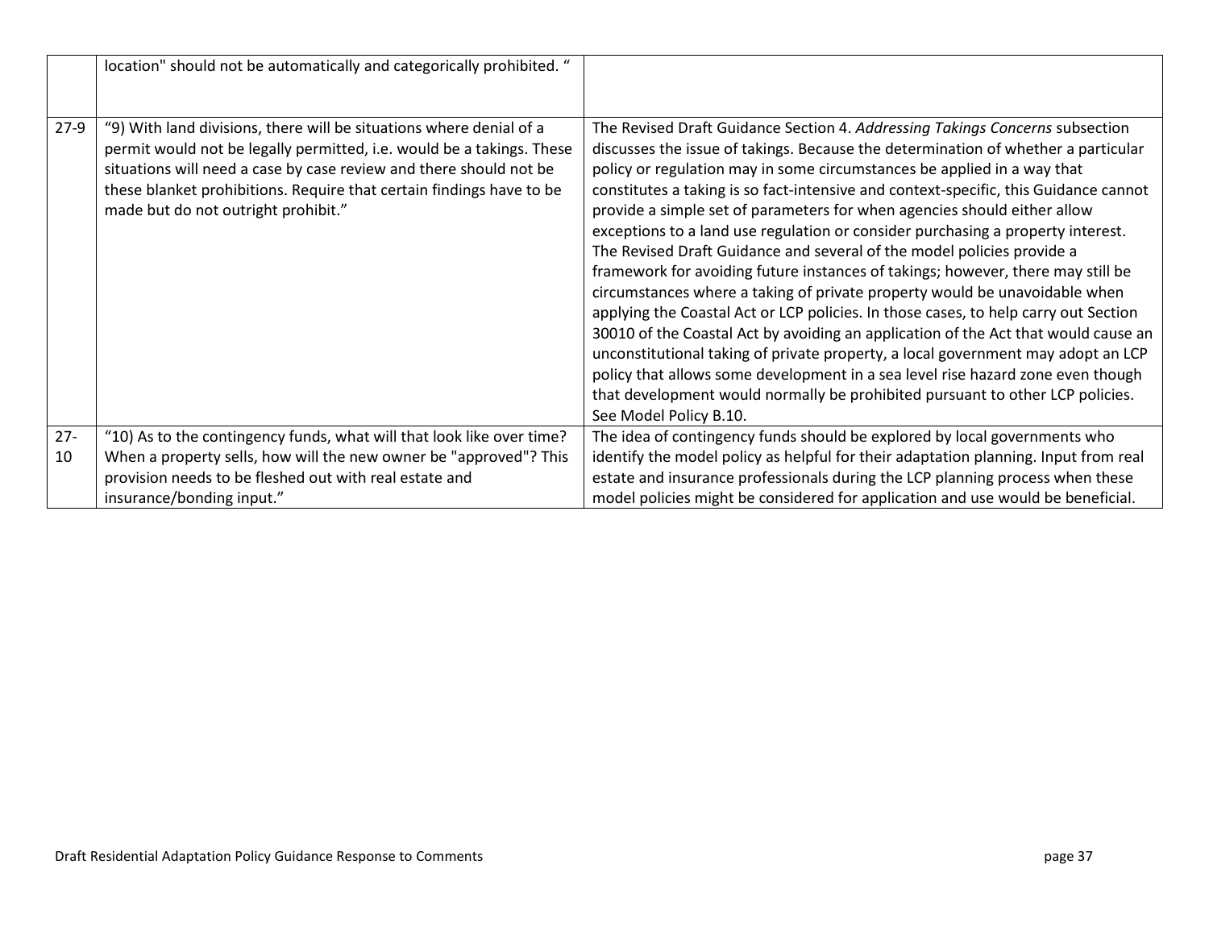| | | |
|---|---|---|
| | location" should not be automatically and categorically prohibited. " | |
| 27-9 | "9) With land divisions, there will be situations where denial of a permit would not be legally permitted, i.e. would be a takings. These situations will need a case by case review and there should not be these blanket prohibitions. Require that certain findings have to be made but do not outright prohibit." | The Revised Draft Guidance Section 4. *Addressing Takings Concerns* subsection discusses the issue of takings. Because the determination of whether a particular policy or regulation may in some circumstances be applied in a way that constitutes a taking is so fact-intensive and context-specific, this Guidance cannot provide a simple set of parameters for when agencies should either allow exceptions to a land use regulation or consider purchasing a property interest. The Revised Draft Guidance and several of the model policies provide a framework for avoiding future instances of takings; however, there may still be circumstances where a taking of private property would be unavoidable when applying the Coastal Act or LCP policies. In those cases, to help carry out Section 30010 of the Coastal Act by avoiding an application of the Act that would cause an unconstitutional taking of private property, a local government may adopt an LCP policy that allows some development in a sea level rise hazard zone even though that development would normally be prohibited pursuant to other LCP policies. See Model Policy B.10. |
| 27-10 | "10) As to the contingency funds, what will that look like over time? When a property sells, how will the new owner be "approved"? This provision needs to be fleshed out with real estate and insurance/bonding input." | The idea of contingency funds should be explored by local governments who identify the model policy as helpful for their adaptation planning. Input from real estate and insurance professionals during the LCP planning process when these model policies might be considered for application and use would be beneficial. |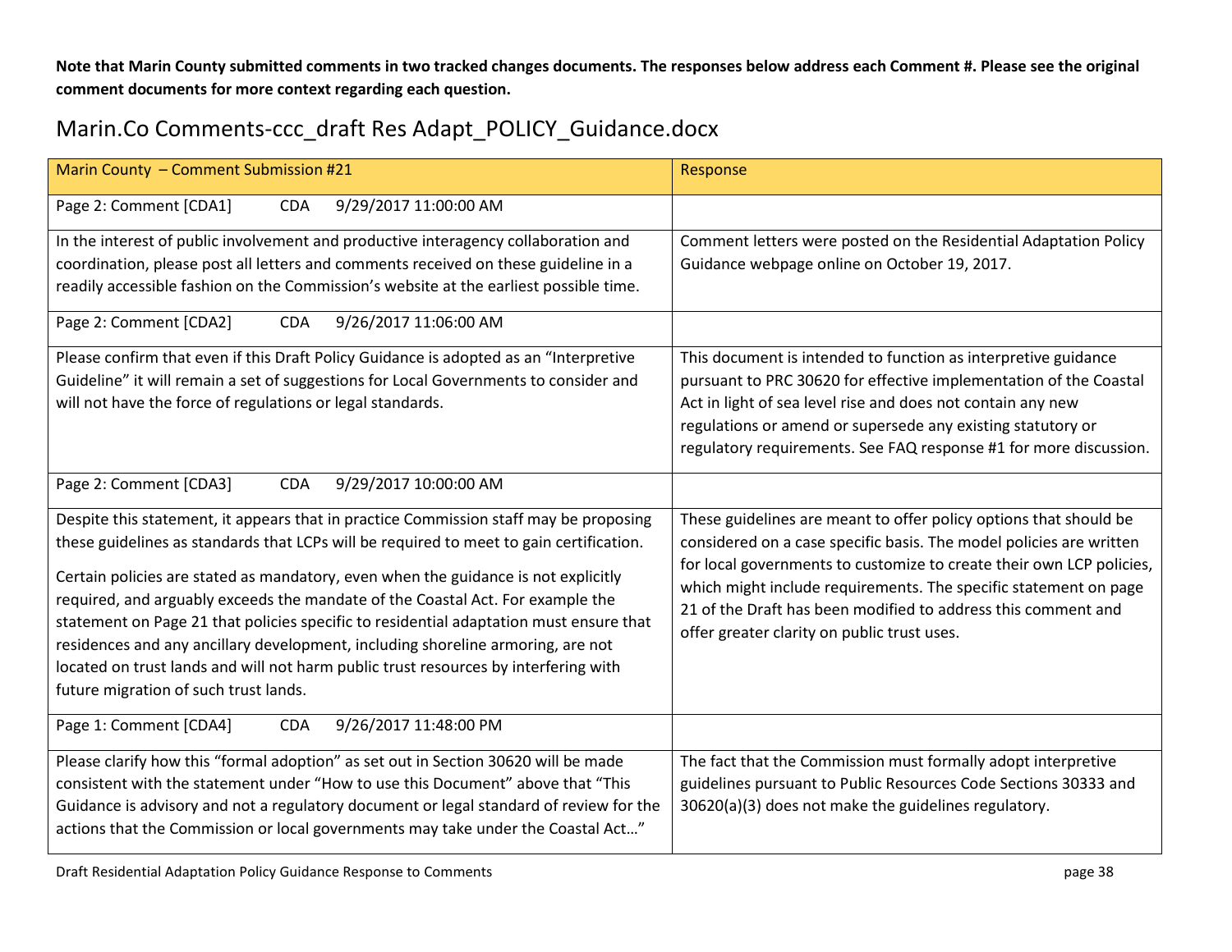**Note that Marin County submitted comments in two tracked changes documents. The responses below address each Comment #. Please see the original comment documents for more context regarding each question.**

## Marin.Co Comments-ccc_draft Res Adapt_POLICY_Guidance.docx

| Marin County – Comment Submission #21 | Response |
|---|---|
| Page 2: Comment [CDA1] CDA 9/29/2017 11:00:00 AM | |
| In the interest of public involvement and productive interagency collaboration and coordination, please post all letters and comments received on these guideline in a readily accessible fashion on the Commission's website at the earliest possible time. | Comment letters were posted on the Residential Adaptation Policy Guidance webpage online on October 19, 2017. |
| Page 2: Comment [CDA2] CDA 9/26/2017 11:06:00 AM | |
| Please confirm that even if this Draft Policy Guidance is adopted as an "Interpretive Guideline" it will remain a set of suggestions for Local Governments to consider and will not have the force of regulations or legal standards. | This document is intended to function as interpretive guidance pursuant to PRC 30620 for effective implementation of the Coastal Act in light of sea level rise and does not contain any new regulations or amend or supersede any existing statutory or regulatory requirements. See FAQ response #1 for more discussion. |
| Page 2: Comment [CDA3] CDA 9/29/2017 10:00:00 AM | |
| Despite this statement, it appears that in practice Commission staff may be proposing these guidelines as standards that LCPs will be required to meet to gain certification.<br><br>Certain policies are stated as mandatory, even when the guidance is not explicitly required, and arguably exceeds the mandate of the Coastal Act. For example the statement on Page 21 that policies specific to residential adaptation must ensure that residences and any ancillary development, including shoreline armoring, are not located on trust lands and will not harm public trust resources by interfering with future migration of such trust lands. | These guidelines are meant to offer policy options that should be considered on a case specific basis. The model policies are written for local governments to customize to create their own LCP policies, which might include requirements. The specific statement on page 21 of the Draft has been modified to address this comment and offer greater clarity on public trust uses. |
| Page 1: Comment [CDA4] CDA 9/26/2017 11:48:00 PM | |
| Please clarify how this "formal adoption" as set out in Section 30620 will be made consistent with the statement under "How to use this Document" above that "This Guidance is advisory and not a regulatory document or legal standard of review for the actions that the Commission or local governments may take under the Coastal Act…" | The fact that the Commission must formally adopt interpretive guidelines pursuant to Public Resources Code Sections 30333 and 30620(a)(3) does not make the guidelines regulatory. |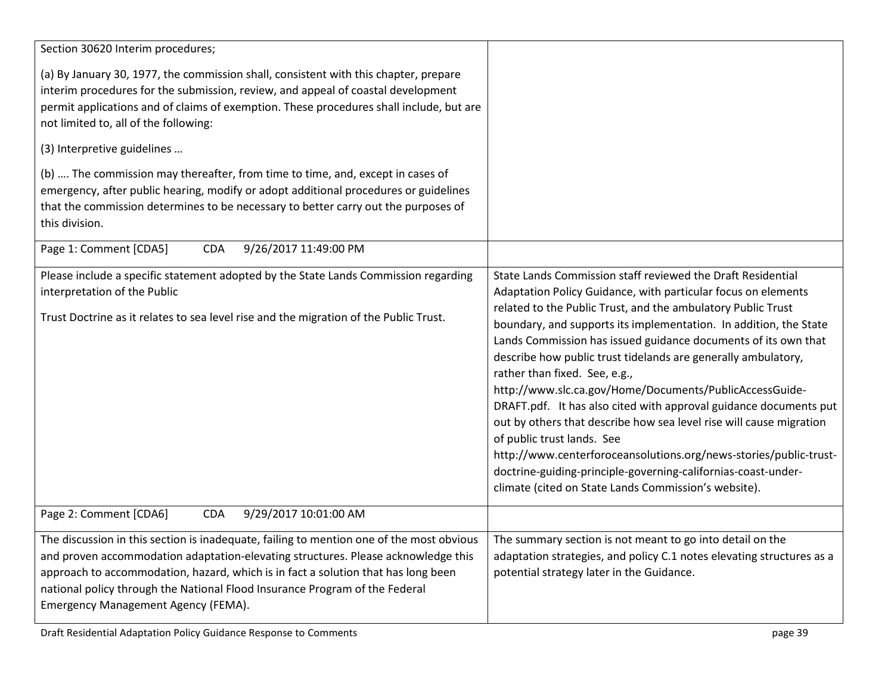| | |
|---|---|
| Section 30620 Interim procedures;<br><br>(a) By January 30, 1977, the commission shall, consistent with this chapter, prepare interim procedures for the submission, review, and appeal of coastal development permit applications and of claims of exemption. These procedures shall include, but are not limited to, all of the following:<br><br>(3) Interpretive guidelines …<br><br>(b) …. The commission may thereafter, from time to time, and, except in cases of emergency, after public hearing, modify or adopt additional procedures or guidelines that the commission determines to be necessary to better carry out the purposes of this division. | |
| Page 1: Comment [CDA5] CDA 9/26/2017 11:49:00 PM | |
| Please include a specific statement adopted by the State Lands Commission regarding interpretation of the Public<br><br>Trust Doctrine as it relates to sea level rise and the migration of the Public Trust. | State Lands Commission staff reviewed the Draft Residential Adaptation Policy Guidance, with particular focus on elements related to the Public Trust, and the ambulatory Public Trust boundary, and supports its implementation. In addition, the State Lands Commission has issued guidance documents of its own that describe how public trust tidelands are generally ambulatory, rather than fixed. See, e.g., http://www.slc.ca.gov/Home/Documents/PublicAccessGuide-DRAFT.pdf. It has also cited with approval guidance documents put out by others that describe how sea level rise will cause migration of public trust lands. See http://www.centerforoceansolutions.org/news-stories/public-trust-doctrine-guiding-principle-governing-californias-coast-under-climate (cited on State Lands Commission's website). |
| Page 2: Comment [CDA6] CDA 9/29/2017 10:01:00 AM | |
| The discussion in this section is inadequate, failing to mention one of the most obvious and proven accommodation adaptation-elevating structures. Please acknowledge this approach to accommodation, hazard, which is in fact a solution that has long been national policy through the National Flood Insurance Program of the Federal Emergency Management Agency (FEMA). | The summary section is not meant to go into detail on the adaptation strategies, and policy C.1 notes elevating structures as a potential strategy later in the Guidance. |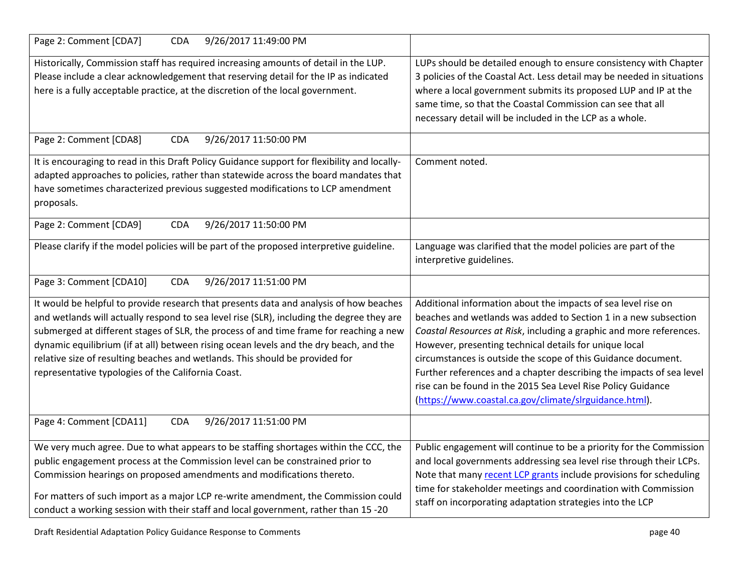| Page 2: Comment [CDA7] CDA 9/26/2017 11:49:00 PM | |
|---|---|
| Historically, Commission staff has required increasing amounts of detail in the LUP. Please include a clear acknowledgement that reserving detail for the IP as indicated here is a fully acceptable practice, at the discretion of the local government. | LUPs should be detailed enough to ensure consistency with Chapter 3 policies of the Coastal Act. Less detail may be needed in situations where a local government submits its proposed LUP and IP at the same time, so that the Coastal Commission can see that all necessary detail will be included in the LCP as a whole. |
| Page 2: Comment [CDA8] CDA 9/26/2017 11:50:00 PM | |
| It is encouraging to read in this Draft Policy Guidance support for flexibility and locally-adapted approaches to policies, rather than statewide across the board mandates that have sometimes characterized previous suggested modifications to LCP amendment proposals. | Comment noted. |
| Page 2: Comment [CDA9] CDA 9/26/2017 11:50:00 PM | |
| Please clarify if the model policies will be part of the proposed interpretive guideline. | Language was clarified that the model policies are part of the interpretive guidelines. |
| Page 3: Comment [CDA10] CDA 9/26/2017 11:51:00 PM | |
| It would be helpful to provide research that presents data and analysis of how beaches and wetlands will actually respond to sea level rise (SLR), including the degree they are submerged at different stages of SLR, the process of and time frame for reaching a new dynamic equilibrium (if at all) between rising ocean levels and the dry beach, and the relative size of resulting beaches and wetlands. This should be provided for representative typologies of the California Coast. | Additional information about the impacts of sea level rise on beaches and wetlands was added to Section 1 in a new subsection *Coastal Resources at Risk*, including a graphic and more references. However, presenting technical details for unique local circumstances is outside the scope of this Guidance document. Further references and a chapter describing the impacts of sea level rise can be found in the 2015 Sea Level Rise Policy Guidance (https://www.coastal.ca.gov/climate/slrguidance.html). |
| Page 4: Comment [CDA11] CDA 9/26/2017 11:51:00 PM | |
| We very much agree. Due to what appears to be staffing shortages within the CCC, the public engagement process at the Commission level can be constrained prior to Commission hearings on proposed amendments and modifications thereto.<br><br>For matters of such import as a major LCP re-write amendment, the Commission could conduct a working session with their staff and local government, rather than 15 -20 | Public engagement will continue to be a priority for the Commission and local governments addressing sea level rise through their LCPs. Note that many recent LCP grants include provisions for scheduling time for stakeholder meetings and coordination with Commission staff on incorporating adaptation strategies into the LCP |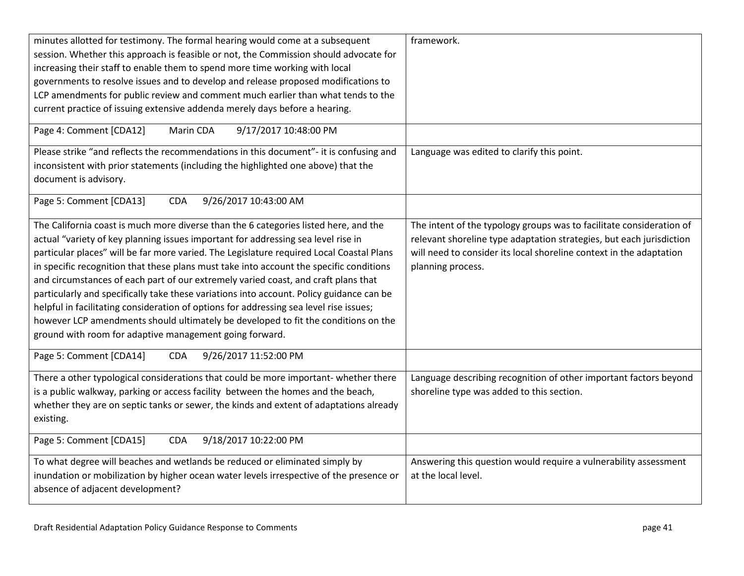| | |
|---|---|
| minutes allotted for testimony. The formal hearing would come at a subsequent session. Whether this approach is feasible or not, the Commission should advocate for increasing their staff to enable them to spend more time working with local governments to resolve issues and to develop and release proposed modifications to LCP amendments for public review and comment much earlier than what tends to the current practice of issuing extensive addenda merely days before a hearing. | framework. |
| Page 4: Comment [CDA12] Marin CDA 9/17/2017 10:48:00 PM | |
| Please strike "and reflects the recommendations in this document"- it is confusing and inconsistent with prior statements (including the highlighted one above) that the document is advisory. | Language was edited to clarify this point. |
| Page 5: Comment [CDA13] CDA 9/26/2017 10:43:00 AM | |
| The California coast is much more diverse than the 6 categories listed here, and the actual "variety of key planning issues important for addressing sea level rise in particular places" will be far more varied. The Legislature required Local Coastal Plans in specific recognition that these plans must take into account the specific conditions and circumstances of each part of our extremely varied coast, and craft plans that particularly and specifically take these variations into account. Policy guidance can be helpful in facilitating consideration of options for addressing sea level rise issues; however LCP amendments should ultimately be developed to fit the conditions on the ground with room for adaptive management going forward. | The intent of the typology groups was to facilitate consideration of relevant shoreline type adaptation strategies, but each jurisdiction will need to consider its local shoreline context in the adaptation planning process. |
| Page 5: Comment [CDA14] CDA 9/26/2017 11:52:00 PM | |
| There a other typological considerations that could be more important- whether there is a public walkway, parking or access facility between the homes and the beach, whether they are on septic tanks or sewer, the kinds and extent of adaptations already existing. | Language describing recognition of other important factors beyond shoreline type was added to this section. |
| Page 5: Comment [CDA15] CDA 9/18/2017 10:22:00 PM | |
| To what degree will beaches and wetlands be reduced or eliminated simply by inundation or mobilization by higher ocean water levels irrespective of the presence or absence of adjacent development? | Answering this question would require a vulnerability assessment at the local level. |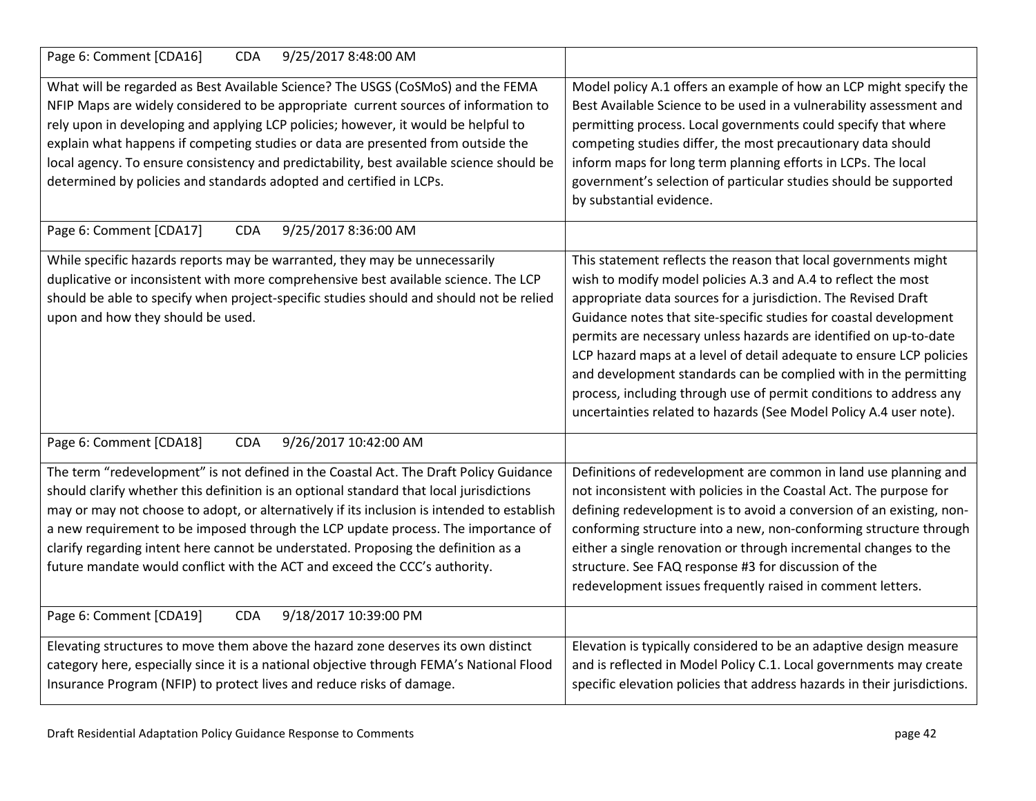| Page 6: Comment [CDA16] CDA 9/25/2017 8:48:00 AM | |
|---|---|
| What will be regarded as Best Available Science? The USGS (CoSMoS) and the FEMA NFIP Maps are widely considered to be appropriate current sources of information to rely upon in developing and applying LCP policies; however, it would be helpful to explain what happens if competing studies or data are presented from outside the local agency. To ensure consistency and predictability, best available science should be determined by policies and standards adopted and certified in LCPs. | Model policy A.1 offers an example of how an LCP might specify the Best Available Science to be used in a vulnerability assessment and permitting process. Local governments could specify that where competing studies differ, the most precautionary data should inform maps for long term planning efforts in LCPs. The local government's selection of particular studies should be supported by substantial evidence. |
| Page 6: Comment [CDA17] CDA 9/25/2017 8:36:00 AM | |
| While specific hazards reports may be warranted, they may be unnecessarily duplicative or inconsistent with more comprehensive best available science. The LCP should be able to specify when project-specific studies should and should not be relied upon and how they should be used. | This statement reflects the reason that local governments might wish to modify model policies A.3 and A.4 to reflect the most appropriate data sources for a jurisdiction. The Revised Draft Guidance notes that site-specific studies for coastal development permits are necessary unless hazards are identified on up-to-date LCP hazard maps at a level of detail adequate to ensure LCP policies and development standards can be complied with in the permitting process, including through use of permit conditions to address any uncertainties related to hazards (See Model Policy A.4 user note). |
| Page 6: Comment [CDA18] CDA 9/26/2017 10:42:00 AM | |
| The term "redevelopment" is not defined in the Coastal Act. The Draft Policy Guidance should clarify whether this definition is an optional standard that local jurisdictions may or may not choose to adopt, or alternatively if its inclusion is intended to establish a new requirement to be imposed through the LCP update process. The importance of clarify regarding intent here cannot be understated. Proposing the definition as a future mandate would conflict with the ACT and exceed the CCC's authority. | Definitions of redevelopment are common in land use planning and not inconsistent with policies in the Coastal Act. The purpose for defining redevelopment is to avoid a conversion of an existing, non-conforming structure into a new, non-conforming structure through either a single renovation or through incremental changes to the structure. See FAQ response #3 for discussion of the redevelopment issues frequently raised in comment letters. |
| Page 6: Comment [CDA19] CDA 9/18/2017 10:39:00 PM | |
| Elevating structures to move them above the hazard zone deserves its own distinct category here, especially since it is a national objective through FEMA's National Flood Insurance Program (NFIP) to protect lives and reduce risks of damage. | Elevation is typically considered to be an adaptive design measure and is reflected in Model Policy C.1. Local governments may create specific elevation policies that address hazards in their jurisdictions. |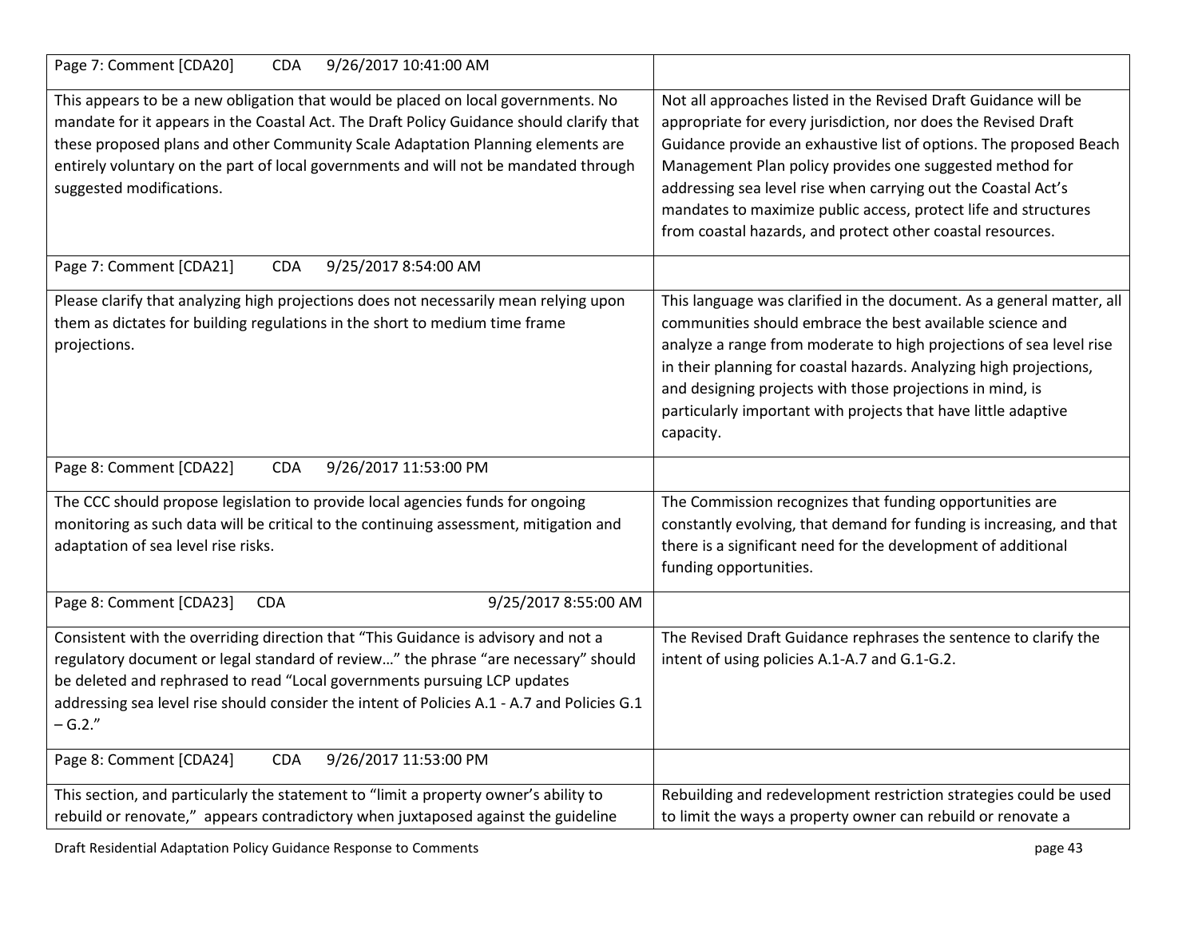| Page 7: Comment [CDA20] CDA 9/26/2017 10:41:00 AM | |
|---|---|
| This appears to be a new obligation that would be placed on local governments. No mandate for it appears in the Coastal Act. The Draft Policy Guidance should clarify that these proposed plans and other Community Scale Adaptation Planning elements are entirely voluntary on the part of local governments and will not be mandated through suggested modifications. | Not all approaches listed in the Revised Draft Guidance will be appropriate for every jurisdiction, nor does the Revised Draft Guidance provide an exhaustive list of options. The proposed Beach Management Plan policy provides one suggested method for addressing sea level rise when carrying out the Coastal Act's mandates to maximize public access, protect life and structures from coastal hazards, and protect other coastal resources. |
| Page 7: Comment [CDA21] CDA 9/25/2017 8:54:00 AM | |
| Please clarify that analyzing high projections does not necessarily mean relying upon them as dictates for building regulations in the short to medium time frame projections. | This language was clarified in the document. As a general matter, all communities should embrace the best available science and analyze a range from moderate to high projections of sea level rise in their planning for coastal hazards. Analyzing high projections, and designing projects with those projections in mind, is particularly important with projects that have little adaptive capacity. |
| Page 8: Comment [CDA22] CDA 9/26/2017 11:53:00 PM | |
| The CCC should propose legislation to provide local agencies funds for ongoing monitoring as such data will be critical to the continuing assessment, mitigation and adaptation of sea level rise risks. | The Commission recognizes that funding opportunities are constantly evolving, that demand for funding is increasing, and that there is a significant need for the development of additional funding opportunities. |
| Page 8: Comment [CDA23] CDA 9/25/2017 8:55:00 AM | |
| Consistent with the overriding direction that "This Guidance is advisory and not a regulatory document or legal standard of review…" the phrase "are necessary" should be deleted and rephrased to read "Local governments pursuing LCP updates addressing sea level rise should consider the intent of Policies A.1 - A.7 and Policies G.1 – G.2." | The Revised Draft Guidance rephrases the sentence to clarify the intent of using policies A.1-A.7 and G.1-G.2. |
| Page 8: Comment [CDA24] CDA 9/26/2017 11:53:00 PM | |
| This section, and particularly the statement to "limit a property owner's ability to rebuild or renovate," appears contradictory when juxtaposed against the guideline | Rebuilding and redevelopment restriction strategies could be used to limit the ways a property owner can rebuild or renovate a |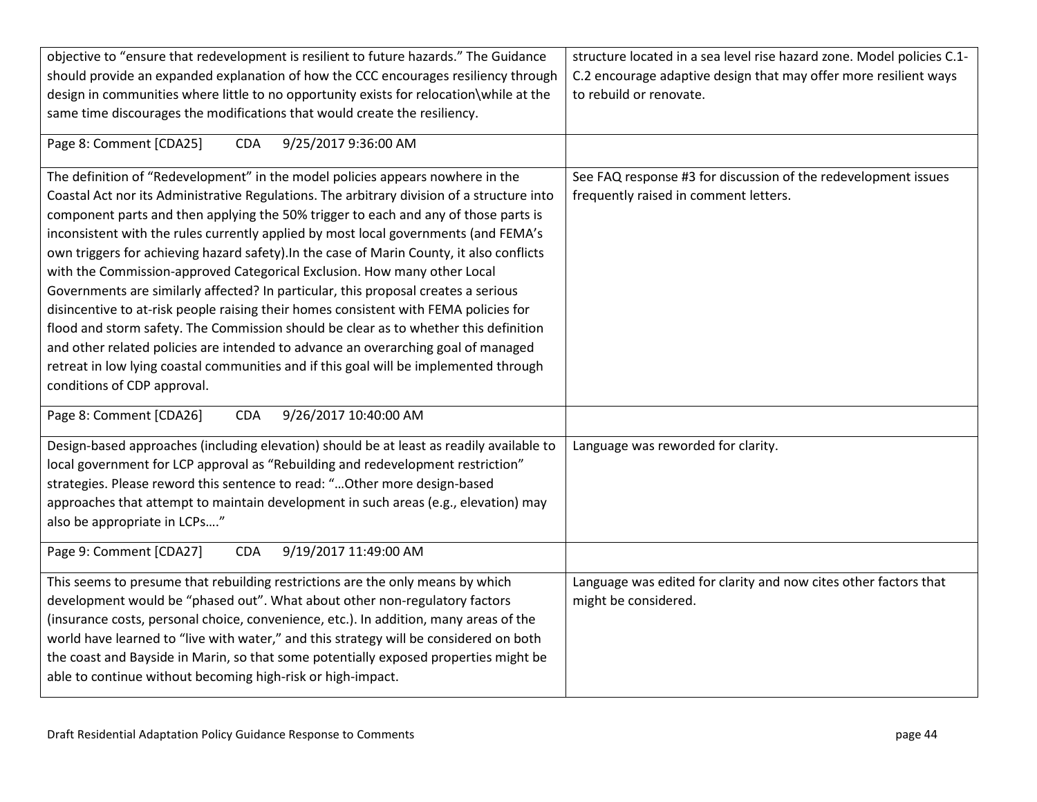| | |
|---|---|
| objective to "ensure that redevelopment is resilient to future hazards." The Guidance should provide an expanded explanation of how the CCC encourages resiliency through design in communities where little to no opportunity exists for relocation\while at the same time discourages the modifications that would create the resiliency. | structure located in a sea level rise hazard zone. Model policies C.1-C.2 encourage adaptive design that may offer more resilient ways to rebuild or renovate. |
| Page 8: Comment [CDA25] CDA 9/25/2017 9:36:00 AM | |
| The definition of "Redevelopment" in the model policies appears nowhere in the Coastal Act nor its Administrative Regulations. The arbitrary division of a structure into component parts and then applying the 50% trigger to each and any of those parts is inconsistent with the rules currently applied by most local governments (and FEMA's own triggers for achieving hazard safety).In the case of Marin County, it also conflicts with the Commission-approved Categorical Exclusion. How many other Local Governments are similarly affected? In particular, this proposal creates a serious disincentive to at-risk people raising their homes consistent with FEMA policies for flood and storm safety. The Commission should be clear as to whether this definition and other related policies are intended to advance an overarching goal of managed retreat in low lying coastal communities and if this goal will be implemented through conditions of CDP approval. | See FAQ response #3 for discussion of the redevelopment issues frequently raised in comment letters. |
| Page 8: Comment [CDA26] CDA 9/26/2017 10:40:00 AM | |
| Design-based approaches (including elevation) should be at least as readily available to local government for LCP approval as "Rebuilding and redevelopment restriction" strategies. Please reword this sentence to read: "…Other more design-based approaches that attempt to maintain development in such areas (e.g., elevation) may also be appropriate in LCPs…." | Language was reworded for clarity. |
| Page 9: Comment [CDA27] CDA 9/19/2017 11:49:00 AM | |
| This seems to presume that rebuilding restrictions are the only means by which development would be "phased out". What about other non-regulatory factors (insurance costs, personal choice, convenience, etc.). In addition, many areas of the world have learned to "live with water," and this strategy will be considered on both the coast and Bayside in Marin, so that some potentially exposed properties might be able to continue without becoming high-risk or high-impact. | Language was edited for clarity and now cites other factors that might be considered. |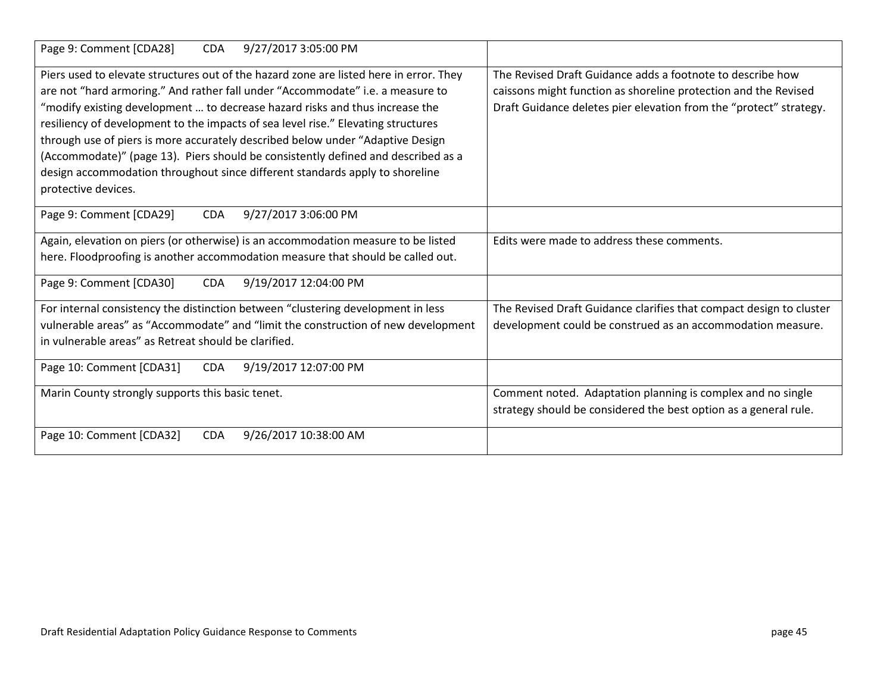| Page 9: Comment [CDA28] CDA 9/27/2017 3:05:00 PM | |
|---|---|
| Piers used to elevate structures out of the hazard zone are listed here in error. They are not "hard armoring." And rather fall under "Accommodate" i.e. a measure to "modify existing development … to decrease hazard risks and thus increase the resiliency of development to the impacts of sea level rise." Elevating structures through use of piers is more accurately described below under "Adaptive Design (Accommodate)" (page 13). Piers should be consistently defined and described as a design accommodation throughout since different standards apply to shoreline protective devices. | The Revised Draft Guidance adds a footnote to describe how caissons might function as shoreline protection and the Revised Draft Guidance deletes pier elevation from the "protect" strategy. |
| Page 9: Comment [CDA29] CDA 9/27/2017 3:06:00 PM | |
| Again, elevation on piers (or otherwise) is an accommodation measure to be listed here. Floodproofing is another accommodation measure that should be called out. | Edits were made to address these comments. |
| Page 9: Comment [CDA30] CDA 9/19/2017 12:04:00 PM | |
| For internal consistency the distinction between "clustering development in less vulnerable areas" as "Accommodate" and "limit the construction of new development in vulnerable areas" as Retreat should be clarified. | The Revised Draft Guidance clarifies that compact design to cluster development could be construed as an accommodation measure. |
| Page 10: Comment [CDA31] CDA 9/19/2017 12:07:00 PM | |
| Marin County strongly supports this basic tenet. | Comment noted. Adaptation planning is complex and no single strategy should be considered the best option as a general rule. |
| Page 10: Comment [CDA32] CDA 9/26/2017 10:38:00 AM | |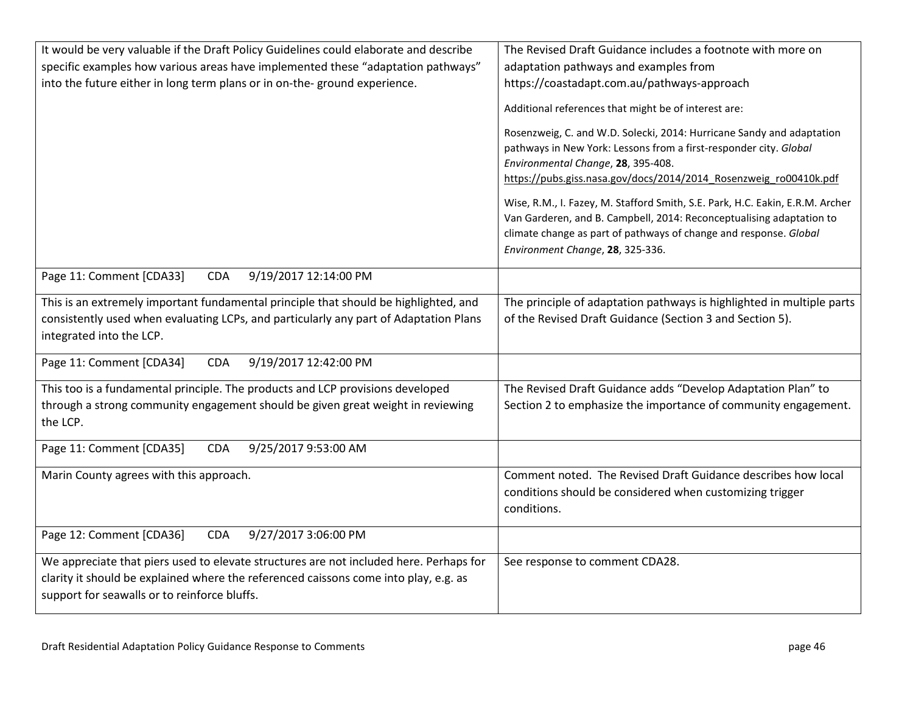| | |
|---|---|
| It would be very valuable if the Draft Policy Guidelines could elaborate and describe specific examples how various areas have implemented these "adaptation pathways" into the future either in long term plans or in on-the- ground experience. | The Revised Draft Guidance includes a footnote with more on adaptation pathways and examples from https://coastadapt.com.au/pathways-approach<br><br>Additional references that might be of interest are:<br><br>Rosenzweig, C. and W.D. Solecki, 2014: Hurricane Sandy and adaptation pathways in New York: Lessons from a first-responder city. *Global Environmental Change*, **28**, 395-408. https://pubs.giss.nasa.gov/docs/2014/2014_Rosenzweig_ro00410k.pdf<br><br>Wise, R.M., I. Fazey, M. Stafford Smith, S.E. Park, H.C. Eakin, E.R.M. Archer Van Garderen, and B. Campbell, 2014: Reconceptualising adaptation to climate change as part of pathways of change and response. *Global Environment Change*, **28**, 325-336. |
| Page 11: Comment [CDA33] CDA 9/19/2017 12:14:00 PM | |
| This is an extremely important fundamental principle that should be highlighted, and consistently used when evaluating LCPs, and particularly any part of Adaptation Plans integrated into the LCP. | The principle of adaptation pathways is highlighted in multiple parts of the Revised Draft Guidance (Section 3 and Section 5). |
| Page 11: Comment [CDA34] CDA 9/19/2017 12:42:00 PM | |
| This too is a fundamental principle. The products and LCP provisions developed through a strong community engagement should be given great weight in reviewing the LCP. | The Revised Draft Guidance adds "Develop Adaptation Plan" to Section 2 to emphasize the importance of community engagement. |
| Page 11: Comment [CDA35] CDA 9/25/2017 9:53:00 AM | |
| Marin County agrees with this approach. | Comment noted. The Revised Draft Guidance describes how local conditions should be considered when customizing trigger conditions. |
| Page 12: Comment [CDA36] CDA 9/27/2017 3:06:00 PM | |
| We appreciate that piers used to elevate structures are not included here. Perhaps for clarity it should be explained where the referenced caissons come into play, e.g. as support for seawalls or to reinforce bluffs. | See response to comment CDA28. |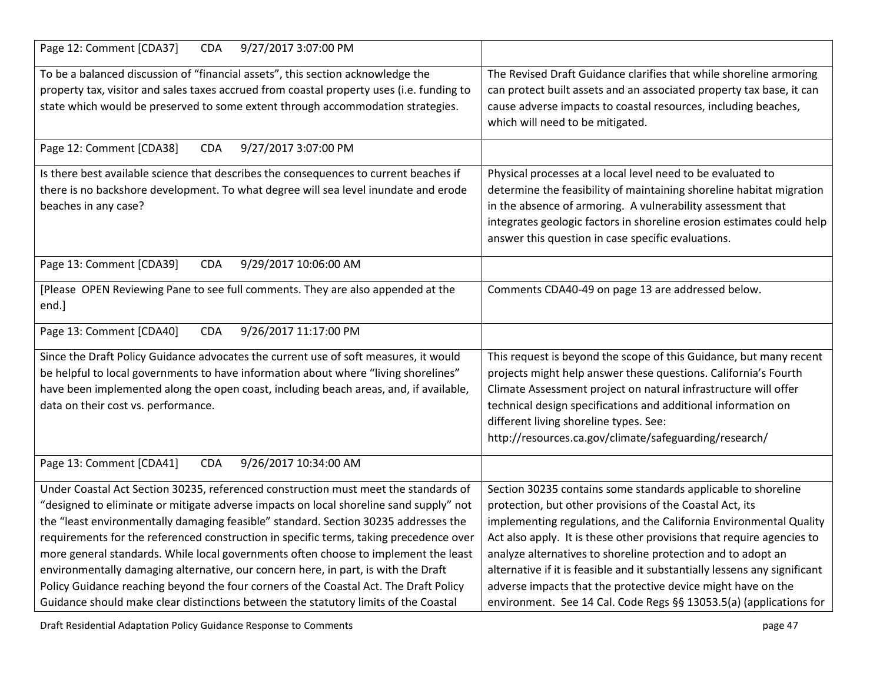| Page 12: Comment [CDA37] CDA 9/27/2017 3:07:00 PM | |
|---|---|
| To be a balanced discussion of "financial assets", this section acknowledge the property tax, visitor and sales taxes accrued from coastal property uses (i.e. funding to state which would be preserved to some extent through accommodation strategies. | The Revised Draft Guidance clarifies that while shoreline armoring can protect built assets and an associated property tax base, it can cause adverse impacts to coastal resources, including beaches, which will need to be mitigated. |
| Page 12: Comment [CDA38] CDA 9/27/2017 3:07:00 PM | |
| Is there best available science that describes the consequences to current beaches if there is no backshore development. To what degree will sea level inundate and erode beaches in any case? | Physical processes at a local level need to be evaluated to determine the feasibility of maintaining shoreline habitat migration in the absence of armoring. A vulnerability assessment that integrates geologic factors in shoreline erosion estimates could help answer this question in case specific evaluations. |
| Page 13: Comment [CDA39] CDA 9/29/2017 10:06:00 AM | |
| [Please OPEN Reviewing Pane to see full comments. They are also appended at the end.] | Comments CDA40-49 on page 13 are addressed below. |
| Page 13: Comment [CDA40] CDA 9/26/2017 11:17:00 PM | |
| Since the Draft Policy Guidance advocates the current use of soft measures, it would be helpful to local governments to have information about where "living shorelines" have been implemented along the open coast, including beach areas, and, if available, data on their cost vs. performance. | This request is beyond the scope of this Guidance, but many recent projects might help answer these questions. California's Fourth Climate Assessment project on natural infrastructure will offer technical design specifications and additional information on different living shoreline types. See: http://resources.ca.gov/climate/safeguarding/research/ |
| Page 13: Comment [CDA41] CDA 9/26/2017 10:34:00 AM | |
| Under Coastal Act Section 30235, referenced construction must meet the standards of "designed to eliminate or mitigate adverse impacts on local shoreline sand supply" not the "least environmentally damaging feasible" standard. Section 30235 addresses the requirements for the referenced construction in specific terms, taking precedence over more general standards. While local governments often choose to implement the least environmentally damaging alternative, our concern here, in part, is with the Draft Policy Guidance reaching beyond the four corners of the Coastal Act. The Draft Policy Guidance should make clear distinctions between the statutory limits of the Coastal | Section 30235 contains some standards applicable to shoreline protection, but other provisions of the Coastal Act, its implementing regulations, and the California Environmental Quality Act also apply. It is these other provisions that require agencies to analyze alternatives to shoreline protection and to adopt an alternative if it is feasible and it substantially lessens any significant adverse impacts that the protective device might have on the environment. See 14 Cal. Code Regs §§ 13053.5(a) (applications for |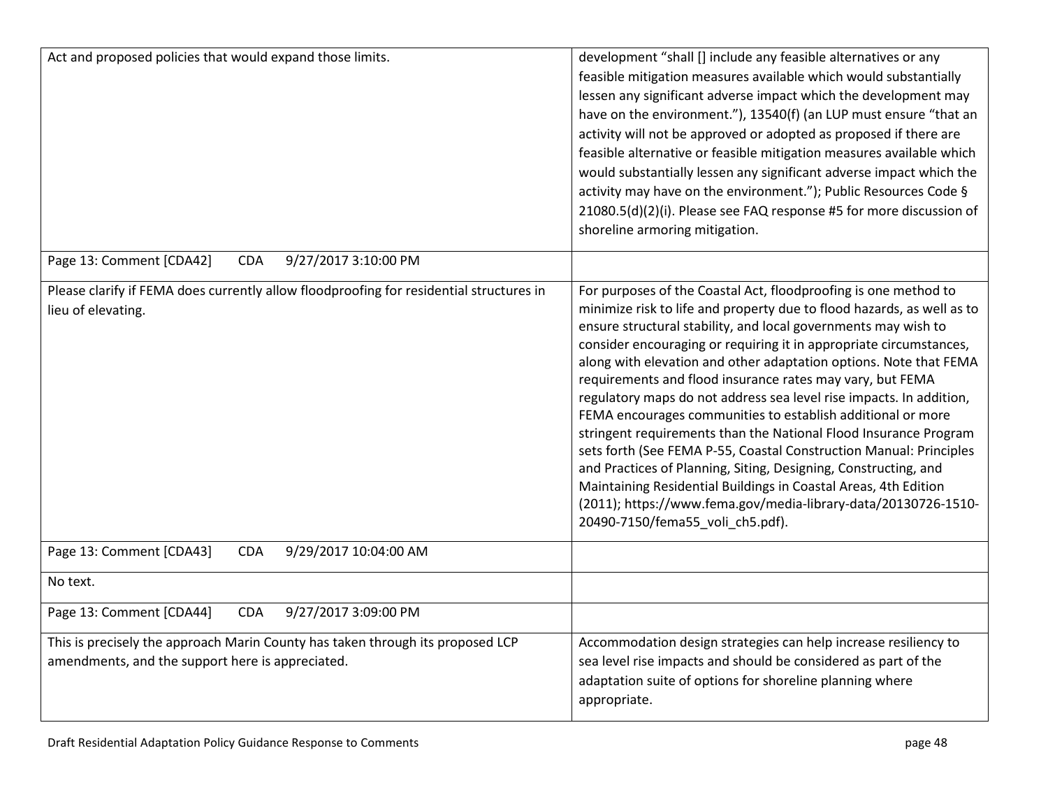| | |
|---|---|
| Act and proposed policies that would expand those limits. | development "shall [] include any feasible alternatives or any feasible mitigation measures available which would substantially lessen any significant adverse impact which the development may have on the environment."), 13540(f) (an LUP must ensure "that an activity will not be approved or adopted as proposed if there are feasible alternative or feasible mitigation measures available which would substantially lessen any significant adverse impact which the activity may have on the environment."); Public Resources Code § 21080.5(d)(2)(i). Please see FAQ response #5 for more discussion of shoreline armoring mitigation. |
| Page 13: Comment [CDA42] CDA 9/27/2017 3:10:00 PM | |
| Please clarify if FEMA does currently allow floodproofing for residential structures in lieu of elevating. | For purposes of the Coastal Act, floodproofing is one method to minimize risk to life and property due to flood hazards, as well as to ensure structural stability, and local governments may wish to consider encouraging or requiring it in appropriate circumstances, along with elevation and other adaptation options. Note that FEMA requirements and flood insurance rates may vary, but FEMA regulatory maps do not address sea level rise impacts. In addition, FEMA encourages communities to establish additional or more stringent requirements than the National Flood Insurance Program sets forth (See FEMA P-55, Coastal Construction Manual: Principles and Practices of Planning, Siting, Designing, Constructing, and Maintaining Residential Buildings in Coastal Areas, 4th Edition (2011); https://www.fema.gov/media-library-data/20130726-1510-20490-7150/fema55_voli_ch5.pdf). |
| Page 13: Comment [CDA43] CDA 9/29/2017 10:04:00 AM | |
| No text. | |
| Page 13: Comment [CDA44] CDA 9/27/2017 3:09:00 PM | |
| This is precisely the approach Marin County has taken through its proposed LCP amendments, and the support here is appreciated. | Accommodation design strategies can help increase resiliency to sea level rise impacts and should be considered as part of the adaptation suite of options for shoreline planning where appropriate. |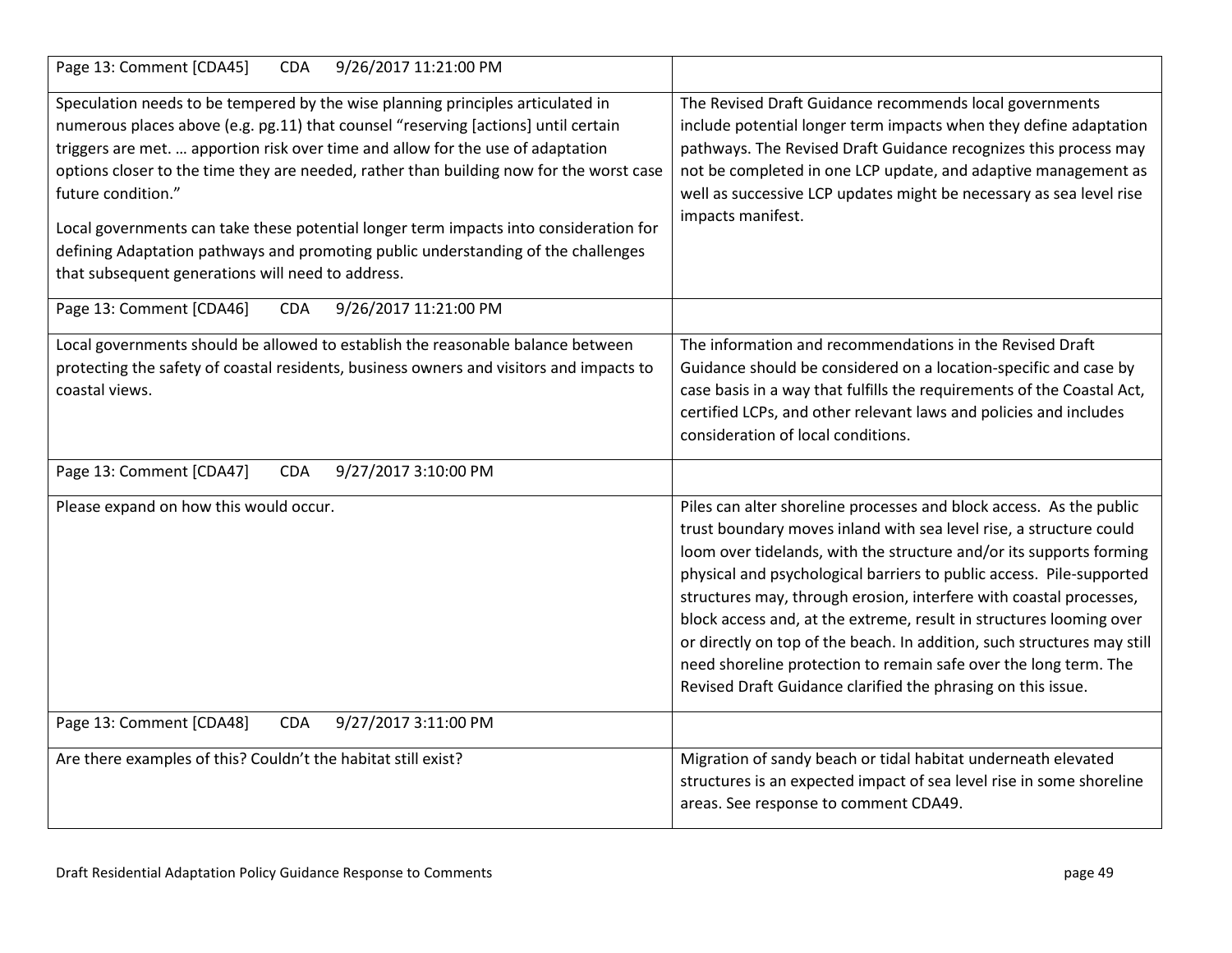| Page 13: Comment [CDA45] CDA 9/26/2017 11:21:00 PM | |
|---|---|
| Speculation needs to be tempered by the wise planning principles articulated in numerous places above (e.g. pg.11) that counsel "reserving [actions] until certain triggers are met. … apportion risk over time and allow for the use of adaptation options closer to the time they are needed, rather than building now for the worst case future condition."<br><br>Local governments can take these potential longer term impacts into consideration for defining Adaptation pathways and promoting public understanding of the challenges that subsequent generations will need to address. | The Revised Draft Guidance recommends local governments include potential longer term impacts when they define adaptation pathways. The Revised Draft Guidance recognizes this process may not be completed in one LCP update, and adaptive management as well as successive LCP updates might be necessary as sea level rise impacts manifest. |
| Page 13: Comment [CDA46] CDA 9/26/2017 11:21:00 PM | |
| Local governments should be allowed to establish the reasonable balance between protecting the safety of coastal residents, business owners and visitors and impacts to coastal views. | The information and recommendations in the Revised Draft Guidance should be considered on a location-specific and case by case basis in a way that fulfills the requirements of the Coastal Act, certified LCPs, and other relevant laws and policies and includes consideration of local conditions. |
| Page 13: Comment [CDA47] CDA 9/27/2017 3:10:00 PM | |
| Please expand on how this would occur. | Piles can alter shoreline processes and block access. As the public trust boundary moves inland with sea level rise, a structure could loom over tidelands, with the structure and/or its supports forming physical and psychological barriers to public access. Pile-supported structures may, through erosion, interfere with coastal processes, block access and, at the extreme, result in structures looming over or directly on top of the beach. In addition, such structures may still need shoreline protection to remain safe over the long term. The Revised Draft Guidance clarified the phrasing on this issue. |
| Page 13: Comment [CDA48] CDA 9/27/2017 3:11:00 PM | |
| Are there examples of this? Couldn't the habitat still exist? | Migration of sandy beach or tidal habitat underneath elevated structures is an expected impact of sea level rise in some shoreline areas. See response to comment CDA49. |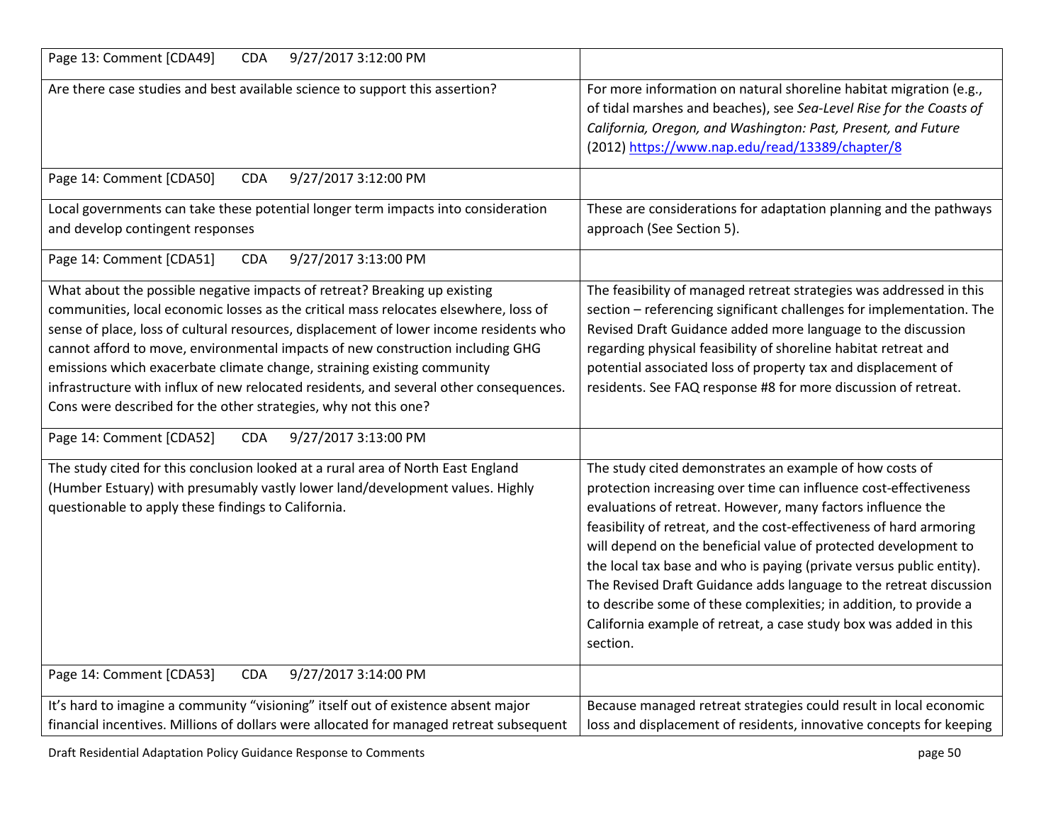| Page 13: Comment [CDA49] CDA 9/27/2017 3:12:00 PM | |
|---|---|
| Are there case studies and best available science to support this assertion? | For more information on natural shoreline habitat migration (e.g., of tidal marshes and beaches), see *Sea-Level Rise for the Coasts of California, Oregon, and Washington: Past, Present, and Future* (2012) https://www.nap.edu/read/13389/chapter/8 |
| Page 14: Comment [CDA50] CDA 9/27/2017 3:12:00 PM | |
| Local governments can take these potential longer term impacts into consideration and develop contingent responses | These are considerations for adaptation planning and the pathways approach (See Section 5). |
| Page 14: Comment [CDA51] CDA 9/27/2017 3:13:00 PM | |
| What about the possible negative impacts of retreat? Breaking up existing communities, local economic losses as the critical mass relocates elsewhere, loss of sense of place, loss of cultural resources, displacement of lower income residents who cannot afford to move, environmental impacts of new construction including GHG emissions which exacerbate climate change, straining existing community infrastructure with influx of new relocated residents, and several other consequences. Cons were described for the other strategies, why not this one? | The feasibility of managed retreat strategies was addressed in this section – referencing significant challenges for implementation. The Revised Draft Guidance added more language to the discussion regarding physical feasibility of shoreline habitat retreat and potential associated loss of property tax and displacement of residents. See FAQ response #8 for more discussion of retreat. |
| Page 14: Comment [CDA52] CDA 9/27/2017 3:13:00 PM | |
| The study cited for this conclusion looked at a rural area of North East England (Humber Estuary) with presumably vastly lower land/development values. Highly questionable to apply these findings to California. | The study cited demonstrates an example of how costs of protection increasing over time can influence cost-effectiveness evaluations of retreat. However, many factors influence the feasibility of retreat, and the cost-effectiveness of hard armoring will depend on the beneficial value of protected development to the local tax base and who is paying (private versus public entity). The Revised Draft Guidance adds language to the retreat discussion to describe some of these complexities; in addition, to provide a California example of retreat, a case study box was added in this section. |
| Page 14: Comment [CDA53] CDA 9/27/2017 3:14:00 PM | |
| It's hard to imagine a community "visioning" itself out of existence absent major financial incentives. Millions of dollars were allocated for managed retreat subsequent | Because managed retreat strategies could result in local economic loss and displacement of residents, innovative concepts for keeping |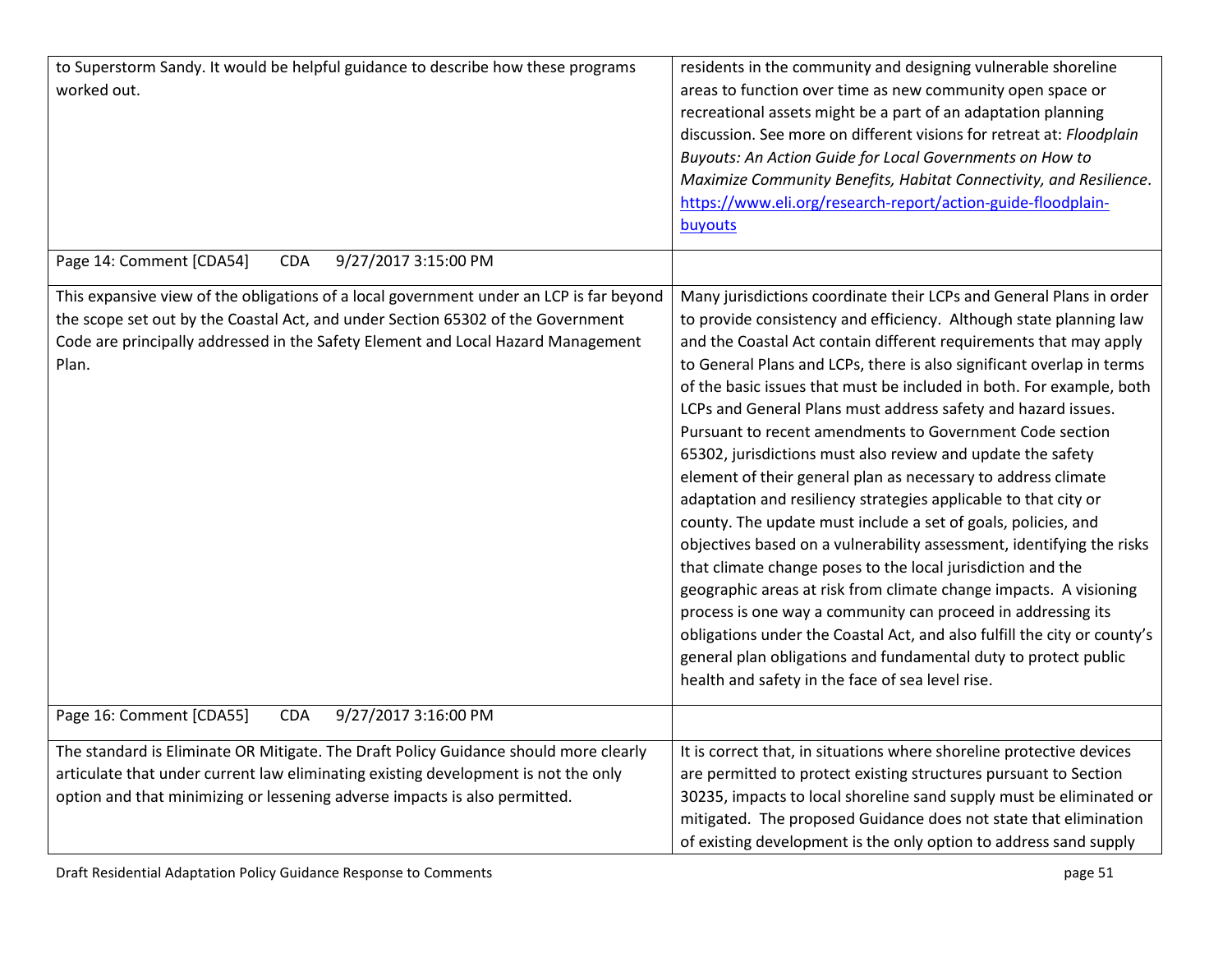| | |
|---|---|
| to Superstorm Sandy. It would be helpful guidance to describe how these programs worked out. | residents in the community and designing vulnerable shoreline areas to function over time as new community open space or recreational assets might be a part of an adaptation planning discussion. See more on different visions for retreat at: *Floodplain Buyouts: An Action Guide for Local Governments on How to Maximize Community Benefits, Habitat Connectivity, and Resilience*. [https://www.eli.org/research-report/action-guide-floodplain-buyouts](https://www.eli.org/research-report/action-guide-floodplain-buyouts) |
| Page 14: Comment [CDA54] CDA 9/27/2017 3:15:00 PM | |
| This expansive view of the obligations of a local government under an LCP is far beyond the scope set out by the Coastal Act, and under Section 65302 of the Government Code are principally addressed in the Safety Element and Local Hazard Management Plan. | Many jurisdictions coordinate their LCPs and General Plans in order to provide consistency and efficiency. Although state planning law and the Coastal Act contain different requirements that may apply to General Plans and LCPs, there is also significant overlap in terms of the basic issues that must be included in both. For example, both LCPs and General Plans must address safety and hazard issues. Pursuant to recent amendments to Government Code section 65302, jurisdictions must also review and update the safety element of their general plan as necessary to address climate adaptation and resiliency strategies applicable to that city or county. The update must include a set of goals, policies, and objectives based on a vulnerability assessment, identifying the risks that climate change poses to the local jurisdiction and the geographic areas at risk from climate change impacts. A visioning process is one way a community can proceed in addressing its obligations under the Coastal Act, and also fulfill the city or county's general plan obligations and fundamental duty to protect public health and safety in the face of sea level rise. |
| Page 16: Comment [CDA55] CDA 9/27/2017 3:16:00 PM | |
| The standard is Eliminate OR Mitigate. The Draft Policy Guidance should more clearly articulate that under current law eliminating existing development is not the only option and that minimizing or lessening adverse impacts is also permitted. | It is correct that, in situations where shoreline protective devices are permitted to protect existing structures pursuant to Section 30235, impacts to local shoreline sand supply must be eliminated or mitigated. The proposed Guidance does not state that elimination of existing development is the only option to address sand supply |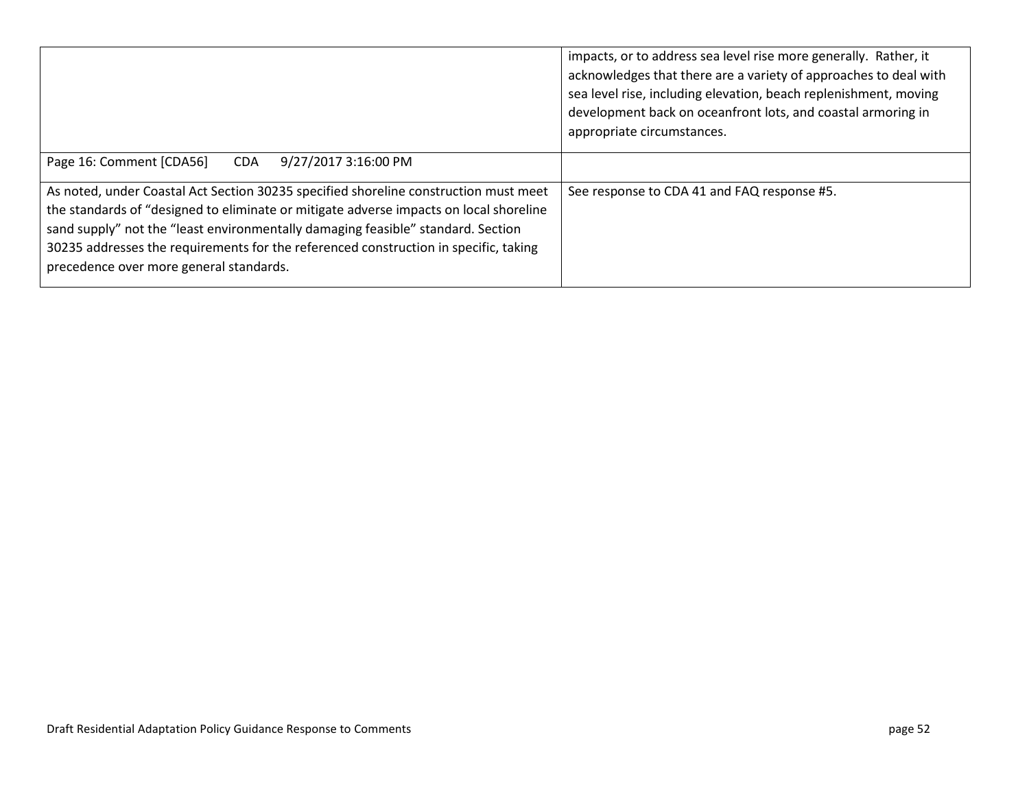| | |
|---|---|
| | impacts, or to address sea level rise more generally. Rather, it acknowledges that there are a variety of approaches to deal with sea level rise, including elevation, beach replenishment, moving development back on oceanfront lots, and coastal armoring in appropriate circumstances. |
| Page 16: Comment [CDA56] CDA 9/27/2017 3:16:00 PM | |
| As noted, under Coastal Act Section 30235 specified shoreline construction must meet the standards of "designed to eliminate or mitigate adverse impacts on local shoreline sand supply" not the "least environmentally damaging feasible" standard. Section 30235 addresses the requirements for the referenced construction in specific, taking precedence over more general standards. | See response to CDA 41 and FAQ response #5. |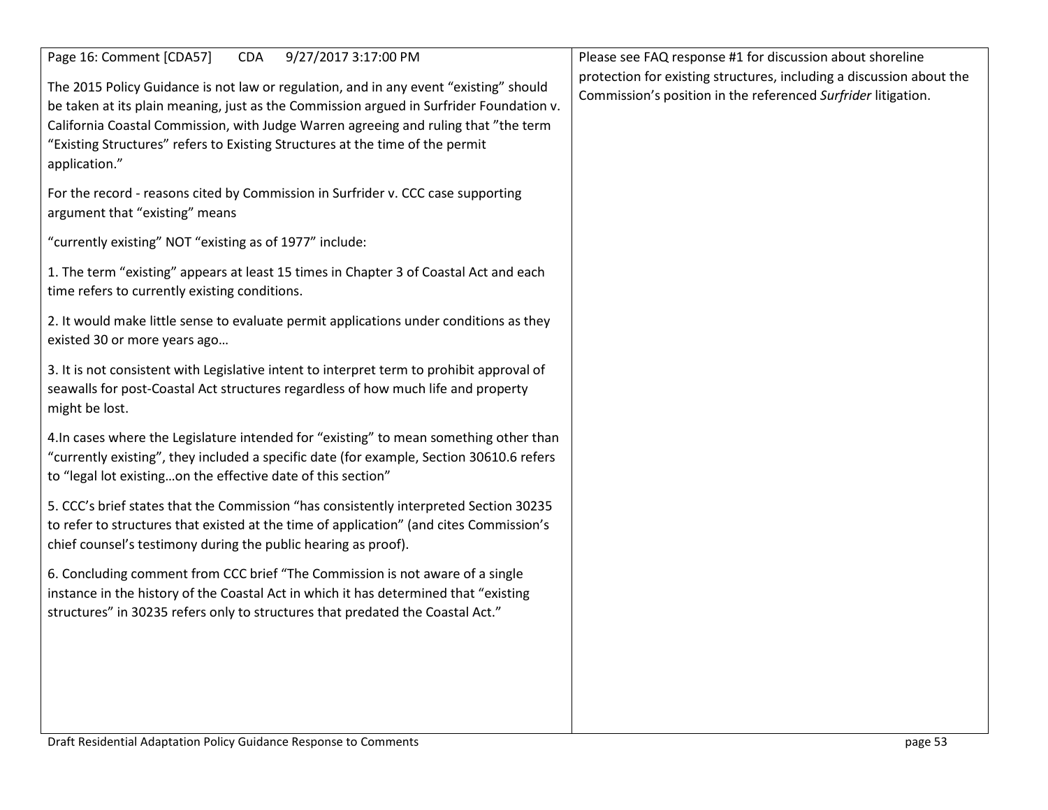| | |
|---|---|
| Page 16: Comment [CDA57]     CDA     9/27/2017 3:17:00 PM<br><br>The 2015 Policy Guidance is not law or regulation, and in any event "existing" should be taken at its plain meaning, just as the Commission argued in Surfrider Foundation v. California Coastal Commission, with Judge Warren agreeing and ruling that "the term "Existing Structures" refers to Existing Structures at the time of the permit application."<br><br>For the record - reasons cited by Commission in Surfrider v. CCC case supporting argument that "existing" means<br><br>"currently existing" NOT "existing as of 1977" include:<br><br>1. The term "existing" appears at least 15 times in Chapter 3 of Coastal Act and each time refers to currently existing conditions.<br><br>2. It would make little sense to evaluate permit applications under conditions as they existed 30 or more years ago…<br><br>3. It is not consistent with Legislative intent to interpret term to prohibit approval of seawalls for post-Coastal Act structures regardless of how much life and property might be lost.<br><br>4.In cases where the Legislature intended for "existing" to mean something other than "currently existing", they included a specific date (for example, Section 30610.6 refers to "legal lot existing…on the effective date of this section"<br><br>5. CCC's brief states that the Commission "has consistently interpreted Section 30235 to refer to structures that existed at the time of application" (and cites Commission's chief counsel's testimony during the public hearing as proof).<br><br>6. Concluding comment from CCC brief "The Commission is not aware of a single instance in the history of the Coastal Act in which it has determined that "existing structures" in 30235 refers only to structures that predated the Coastal Act." | Please see FAQ response #1 for discussion about shoreline protection for existing structures, including a discussion about the Commission's position in the referenced *Surfrider* litigation. |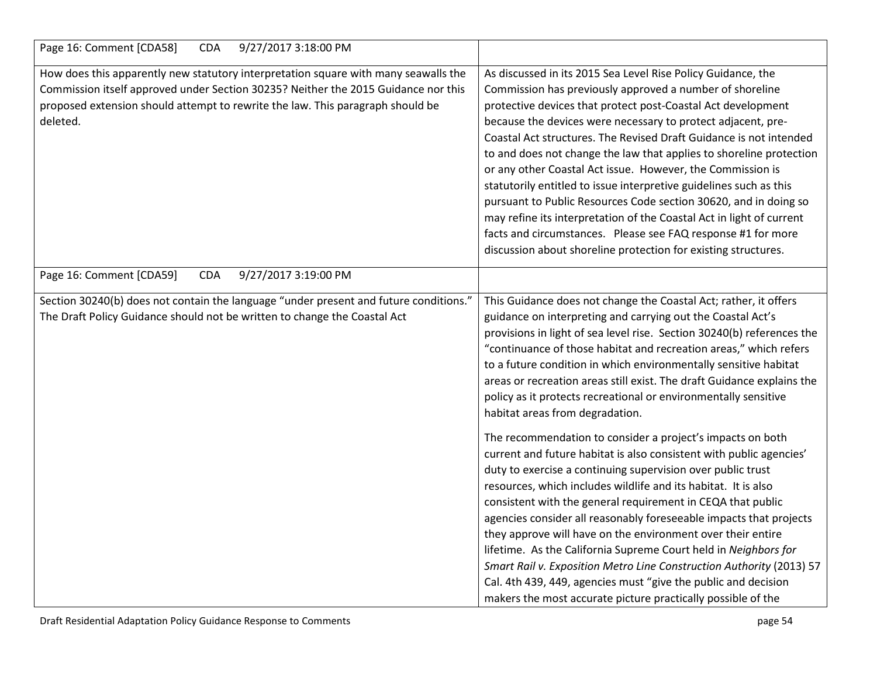| | |
|---|---|
| Page 16: Comment [CDA58] CDA 9/27/2017 3:18:00 PM | |
| How does this apparently new statutory interpretation square with many seawalls the Commission itself approved under Section 30235? Neither the 2015 Guidance nor this proposed extension should attempt to rewrite the law. This paragraph should be deleted. | As discussed in its 2015 Sea Level Rise Policy Guidance, the Commission has previously approved a number of shoreline protective devices that protect post-Coastal Act development because the devices were necessary to protect adjacent, pre-Coastal Act structures. The Revised Draft Guidance is not intended to and does not change the law that applies to shoreline protection or any other Coastal Act issue. However, the Commission is statutorily entitled to issue interpretive guidelines such as this pursuant to Public Resources Code section 30620, and in doing so may refine its interpretation of the Coastal Act in light of current facts and circumstances. Please see FAQ response #1 for more discussion about shoreline protection for existing structures. |
| Page 16: Comment [CDA59] CDA 9/27/2017 3:19:00 PM | |
| Section 30240(b) does not contain the language "under present and future conditions." The Draft Policy Guidance should not be written to change the Coastal Act | This Guidance does not change the Coastal Act; rather, it offers guidance on interpreting and carrying out the Coastal Act's provisions in light of sea level rise. Section 30240(b) references the "continuance of those habitat and recreation areas," which refers to a future condition in which environmentally sensitive habitat areas or recreation areas still exist. The draft Guidance explains the policy as it protects recreational or environmentally sensitive habitat areas from degradation.<br><br>The recommendation to consider a project's impacts on both current and future habitat is also consistent with public agencies' duty to exercise a continuing supervision over public trust resources, which includes wildlife and its habitat. It is also consistent with the general requirement in CEQA that public agencies consider all reasonably foreseeable impacts that projects they approve will have on the environment over their entire lifetime. As the California Supreme Court held in *Neighbors for Smart Rail v. Exposition Metro Line Construction Authority* (2013) 57 Cal. 4th 439, 449, agencies must "give the public and decision makers the most accurate picture practically possible of the |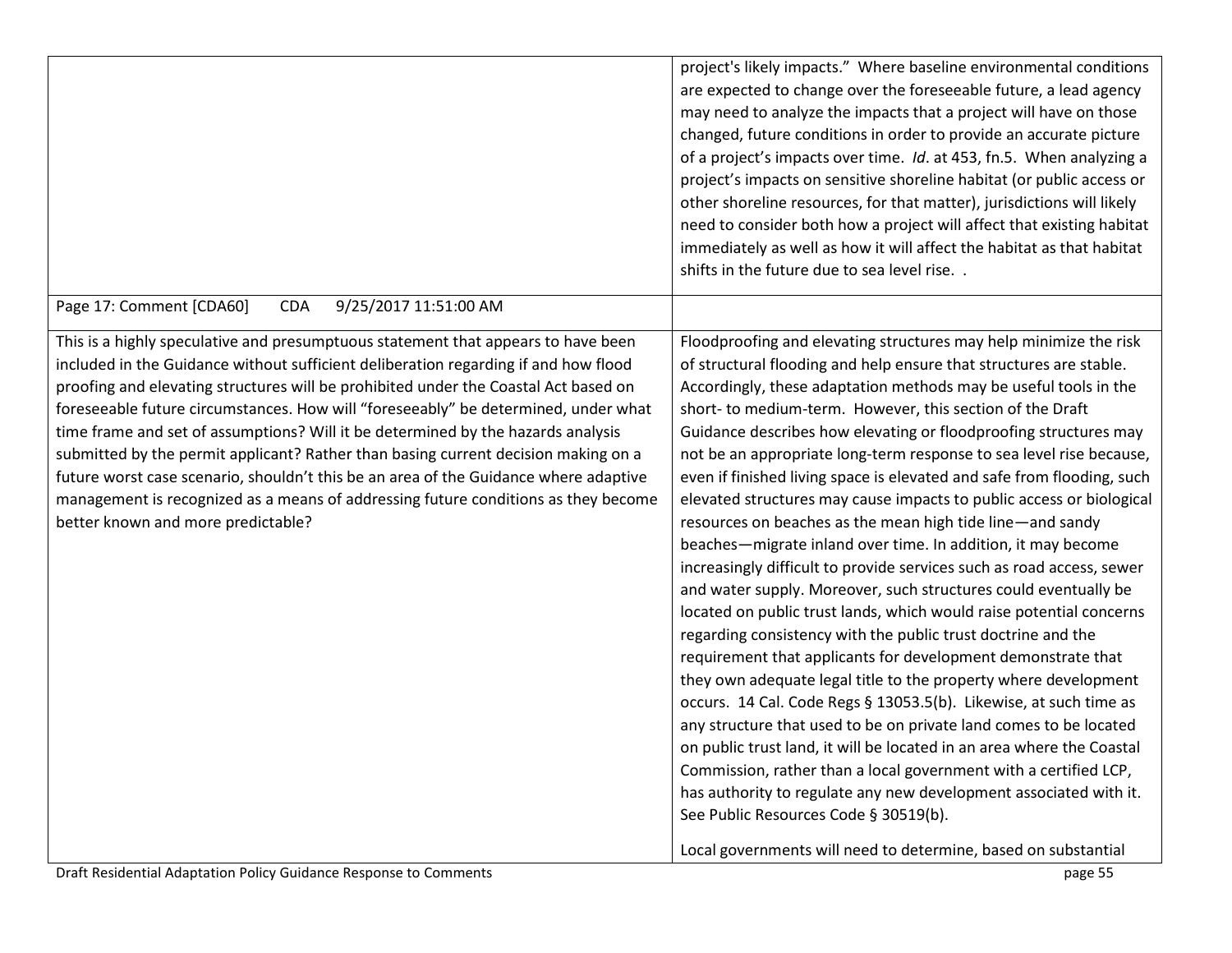| | |
|---|---|
| | project's likely impacts." Where baseline environmental conditions are expected to change over the foreseeable future, a lead agency may need to analyze the impacts that a project will have on those changed, future conditions in order to provide an accurate picture of a project's impacts over time. *Id*. at 453, fn.5. When analyzing a project's impacts on sensitive shoreline habitat (or public access or other shoreline resources, for that matter), jurisdictions will likely need to consider both how a project will affect that existing habitat immediately as well as how it will affect the habitat as that habitat shifts in the future due to sea level rise. . |
| Page 17: Comment [CDA60] CDA 9/25/2017 11:51:00 AM | |
| This is a highly speculative and presumptuous statement that appears to have been included in the Guidance without sufficient deliberation regarding if and how flood proofing and elevating structures will be prohibited under the Coastal Act based on foreseeable future circumstances. How will "foreseeably" be determined, under what time frame and set of assumptions? Will it be determined by the hazards analysis submitted by the permit applicant? Rather than basing current decision making on a future worst case scenario, shouldn't this be an area of the Guidance where adaptive management is recognized as a means of addressing future conditions as they become better known and more predictable? | Floodproofing and elevating structures may help minimize the risk of structural flooding and help ensure that structures are stable. Accordingly, these adaptation methods may be useful tools in the short- to medium-term. However, this section of the Draft Guidance describes how elevating or floodproofing structures may not be an appropriate long-term response to sea level rise because, even if finished living space is elevated and safe from flooding, such elevated structures may cause impacts to public access or biological resources on beaches as the mean high tide line—and sandy beaches—migrate inland over time. In addition, it may become increasingly difficult to provide services such as road access, sewer and water supply. Moreover, such structures could eventually be located on public trust lands, which would raise potential concerns regarding consistency with the public trust doctrine and the requirement that applicants for development demonstrate that they own adequate legal title to the property where development occurs. 14 Cal. Code Regs § 13053.5(b). Likewise, at such time as any structure that used to be on private land comes to be located on public trust land, it will be located in an area where the Coastal Commission, rather than a local government with a certified LCP, has authority to regulate any new development associated with it. See Public Resources Code § 30519(b).<br><br>Local governments will need to determine, based on substantial |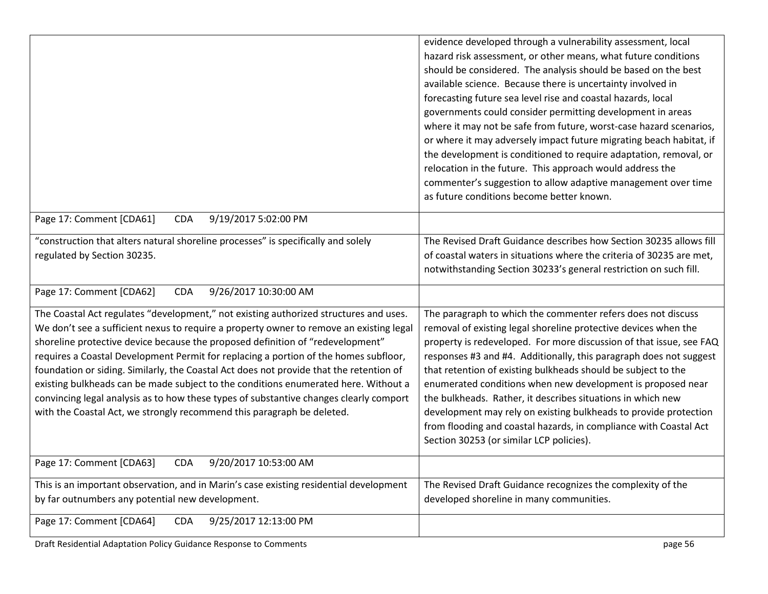| | |
|---|---|
| | evidence developed through a vulnerability assessment, local hazard risk assessment, or other means, what future conditions should be considered. The analysis should be based on the best available science. Because there is uncertainty involved in forecasting future sea level rise and coastal hazards, local governments could consider permitting development in areas where it may not be safe from future, worst-case hazard scenarios, or where it may adversely impact future migrating beach habitat, if the development is conditioned to require adaptation, removal, or relocation in the future. This approach would address the commenter's suggestion to allow adaptive management over time as future conditions become better known. |
| Page 17: Comment [CDA61] CDA 9/19/2017 5:02:00 PM | |
| "construction that alters natural shoreline processes" is specifically and solely regulated by Section 30235. | The Revised Draft Guidance describes how Section 30235 allows fill of coastal waters in situations where the criteria of 30235 are met, notwithstanding Section 30233's general restriction on such fill. |
| Page 17: Comment [CDA62] CDA 9/26/2017 10:30:00 AM | |
| The Coastal Act regulates "development," not existing authorized structures and uses. We don't see a sufficient nexus to require a property owner to remove an existing legal shoreline protective device because the proposed definition of "redevelopment" requires a Coastal Development Permit for replacing a portion of the homes subfloor, foundation or siding. Similarly, the Coastal Act does not provide that the retention of existing bulkheads can be made subject to the conditions enumerated here. Without a convincing legal analysis as to how these types of substantive changes clearly comport with the Coastal Act, we strongly recommend this paragraph be deleted. | The paragraph to which the commenter refers does not discuss removal of existing legal shoreline protective devices when the property is redeveloped. For more discussion of that issue, see FAQ responses #3 and #4. Additionally, this paragraph does not suggest that retention of existing bulkheads should be subject to the enumerated conditions when new development is proposed near the bulkheads. Rather, it describes situations in which new development may rely on existing bulkheads to provide protection from flooding and coastal hazards, in compliance with Coastal Act Section 30253 (or similar LCP policies). |
| Page 17: Comment [CDA63] CDA 9/20/2017 10:53:00 AM | |
| This is an important observation, and in Marin's case existing residential development by far outnumbers any potential new development. | The Revised Draft Guidance recognizes the complexity of the developed shoreline in many communities. |
| Page 17: Comment [CDA64] CDA 9/25/2017 12:13:00 PM | |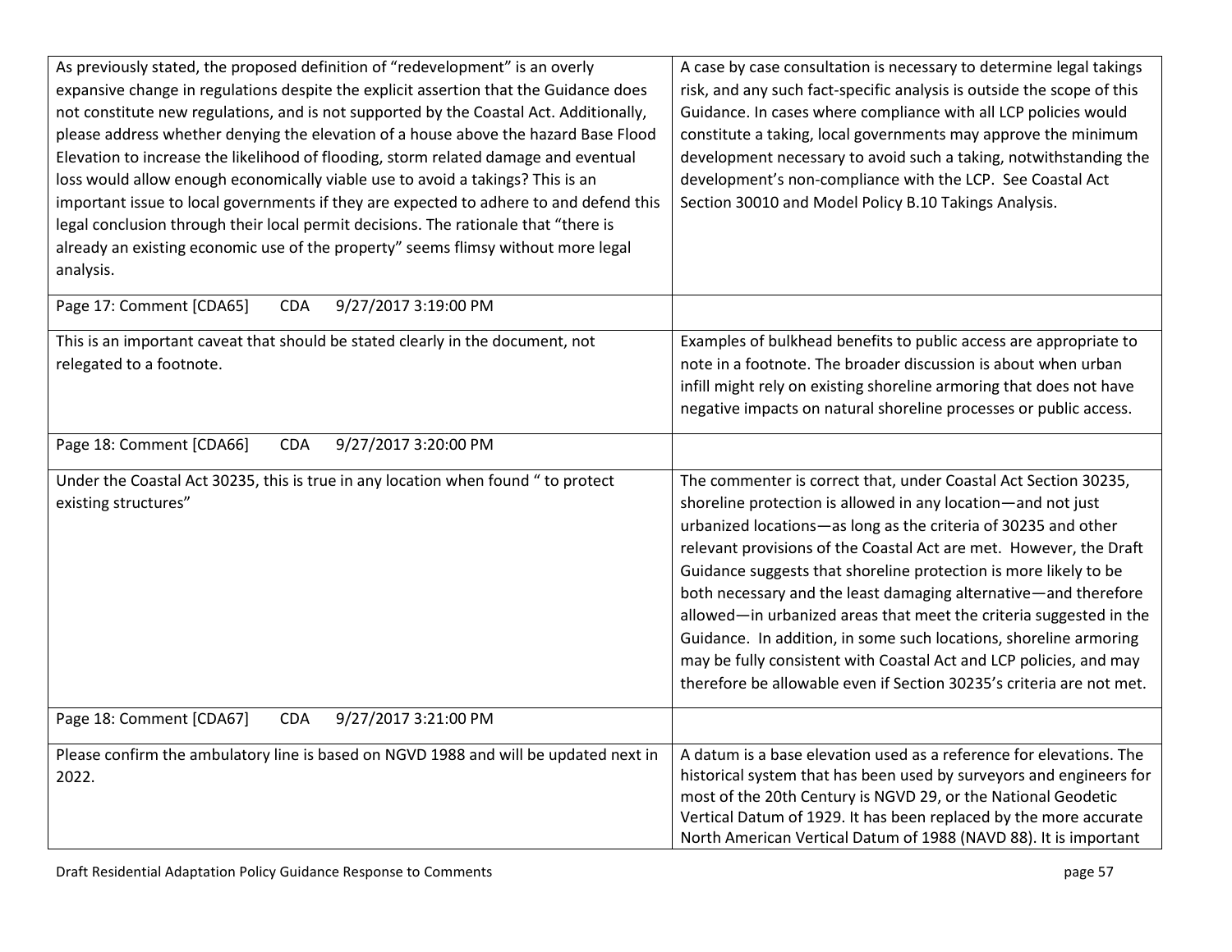| | |
|---|---|
| As previously stated, the proposed definition of "redevelopment" is an overly expansive change in regulations despite the explicit assertion that the Guidance does not constitute new regulations, and is not supported by the Coastal Act. Additionally, please address whether denying the elevation of a house above the hazard Base Flood Elevation to increase the likelihood of flooding, storm related damage and eventual loss would allow enough economically viable use to avoid a takings? This is an important issue to local governments if they are expected to adhere to and defend this legal conclusion through their local permit decisions. The rationale that "there is already an existing economic use of the property" seems flimsy without more legal analysis. | A case by case consultation is necessary to determine legal takings risk, and any such fact-specific analysis is outside the scope of this Guidance. In cases where compliance with all LCP policies would constitute a taking, local governments may approve the minimum development necessary to avoid such a taking, notwithstanding the development's non-compliance with the LCP. See Coastal Act Section 30010 and Model Policy B.10 Takings Analysis. |
| Page 17: Comment [CDA65] CDA 9/27/2017 3:19:00 PM | |
| This is an important caveat that should be stated clearly in the document, not relegated to a footnote. | Examples of bulkhead benefits to public access are appropriate to note in a footnote. The broader discussion is about when urban infill might rely on existing shoreline armoring that does not have negative impacts on natural shoreline processes or public access. |
| Page 18: Comment [CDA66] CDA 9/27/2017 3:20:00 PM | |
| Under the Coastal Act 30235, this is true in any location when found " to protect existing structures" | The commenter is correct that, under Coastal Act Section 30235, shoreline protection is allowed in any location—and not just urbanized locations—as long as the criteria of 30235 and other relevant provisions of the Coastal Act are met. However, the Draft Guidance suggests that shoreline protection is more likely to be both necessary and the least damaging alternative—and therefore allowed—in urbanized areas that meet the criteria suggested in the Guidance. In addition, in some such locations, shoreline armoring may be fully consistent with Coastal Act and LCP policies, and may therefore be allowable even if Section 30235's criteria are not met. |
| Page 18: Comment [CDA67] CDA 9/27/2017 3:21:00 PM | |
| Please confirm the ambulatory line is based on NGVD 1988 and will be updated next in 2022. | A datum is a base elevation used as a reference for elevations. The historical system that has been used by surveyors and engineers for most of the 20th Century is NGVD 29, or the National Geodetic Vertical Datum of 1929. It has been replaced by the more accurate North American Vertical Datum of 1988 (NAVD 88). It is important |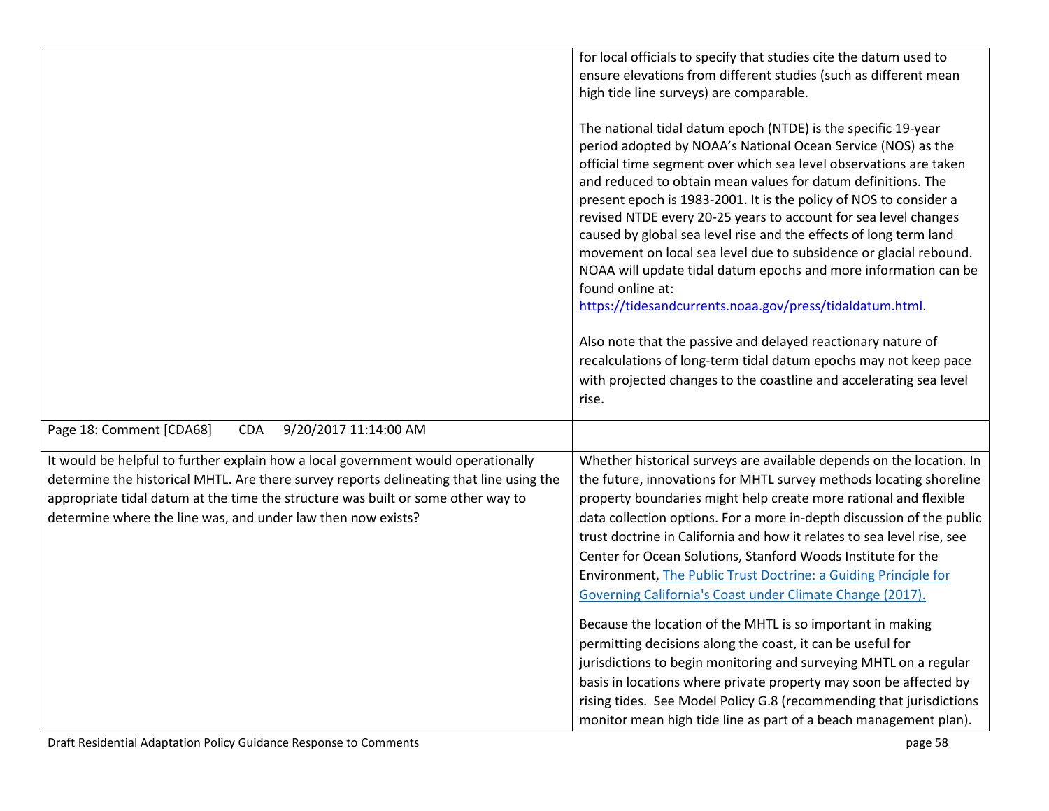| | |
|---|---|
| | for local officials to specify that studies cite the datum used to ensure elevations from different studies (such as different mean high tide line surveys) are comparable.<br><br>The national tidal datum epoch (NTDE) is the specific 19-year period adopted by NOAA's National Ocean Service (NOS) as the official time segment over which sea level observations are taken and reduced to obtain mean values for datum definitions. The present epoch is 1983-2001. It is the policy of NOS to consider a revised NTDE every 20-25 years to account for sea level changes caused by global sea level rise and the effects of long term land movement on local sea level due to subsidence or glacial rebound. NOAA will update tidal datum epochs and more information can be found online at: [https://tidesandcurrents.noaa.gov/press/tidaldatum.html](https://tidesandcurrents.noaa.gov/press/tidaldatum.html).<br><br>Also note that the passive and delayed reactionary nature of recalculations of long-term tidal datum epochs may not keep pace with projected changes to the coastline and accelerating sea level rise. |
| Page 18: Comment [CDA68] CDA 9/20/2017 11:14:00 AM | |
| It would be helpful to further explain how a local government would operationally determine the historical MHTL. Are there survey reports delineating that line using the appropriate tidal datum at the time the structure was built or some other way to determine where the line was, and under law then now exists? | Whether historical surveys are available depends on the location. In the future, innovations for MHTL survey methods locating shoreline property boundaries might help create more rational and flexible data collection options. For a more in-depth discussion of the public trust doctrine in California and how it relates to sea level rise, see Center for Ocean Solutions, Stanford Woods Institute for the Environment, [The Public Trust Doctrine: a Guiding Principle for Governing California's Coast under Climate Change (2017).]()<br><br>Because the location of the MHTL is so important in making permitting decisions along the coast, it can be useful for jurisdictions to begin monitoring and surveying MHTL on a regular basis in locations where private property may soon be affected by rising tides. See Model Policy G.8 (recommending that jurisdictions monitor mean high tide line as part of a beach management plan). |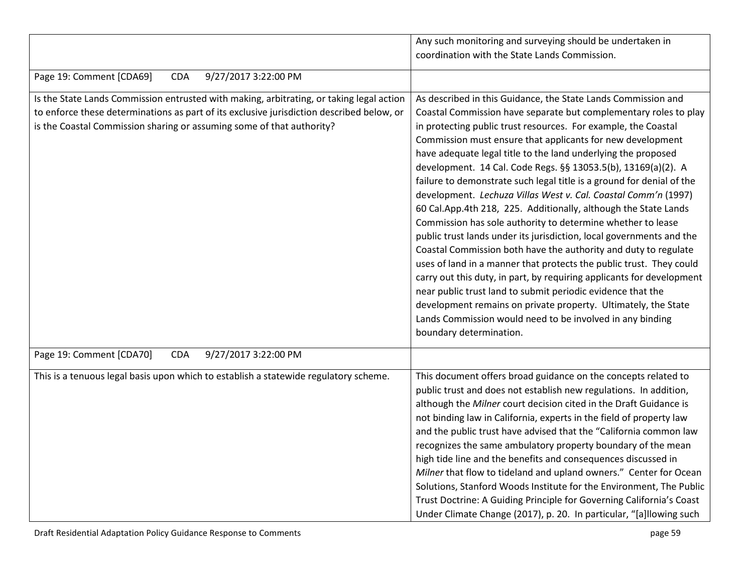| | |
|---|---|
| | Any such monitoring and surveying should be undertaken in coordination with the State Lands Commission. |
| Page 19: Comment [CDA69]     CDA     9/27/2017 3:22:00 PM | |
| Is the State Lands Commission entrusted with making, arbitrating, or taking legal action to enforce these determinations as part of its exclusive jurisdiction described below, or is the Coastal Commission sharing or assuming some of that authority? | As described in this Guidance, the State Lands Commission and Coastal Commission have separate but complementary roles to play in protecting public trust resources. For example, the Coastal Commission must ensure that applicants for new development have adequate legal title to the land underlying the proposed development. 14 Cal. Code Regs. §§ 13053.5(b), 13169(a)(2). A failure to demonstrate such legal title is a ground for denial of the development. *Lechuza Villas West v. Cal. Coastal Comm'n* (1997) 60 Cal.App.4th 218, 225. Additionally, although the State Lands Commission has sole authority to determine whether to lease public trust lands under its jurisdiction, local governments and the Coastal Commission both have the authority and duty to regulate uses of land in a manner that protects the public trust. They could carry out this duty, in part, by requiring applicants for development near public trust land to submit periodic evidence that the development remains on private property. Ultimately, the State Lands Commission would need to be involved in any binding boundary determination. |
| Page 19: Comment [CDA70]     CDA     9/27/2017 3:22:00 PM | |
| This is a tenuous legal basis upon which to establish a statewide regulatory scheme. | This document offers broad guidance on the concepts related to public trust and does not establish new regulations. In addition, although the *Milner* court decision cited in the Draft Guidance is not binding law in California, experts in the field of property law and the public trust have advised that the "California common law recognizes the same ambulatory property boundary of the mean high tide line and the benefits and consequences discussed in *Milner* that flow to tideland and upland owners." Center for Ocean Solutions, Stanford Woods Institute for the Environment, The Public Trust Doctrine: A Guiding Principle for Governing California's Coast Under Climate Change (2017), p. 20. In particular, "[a]llowing such |

Draft Residential Adaptation Policy Guidance Response to Comments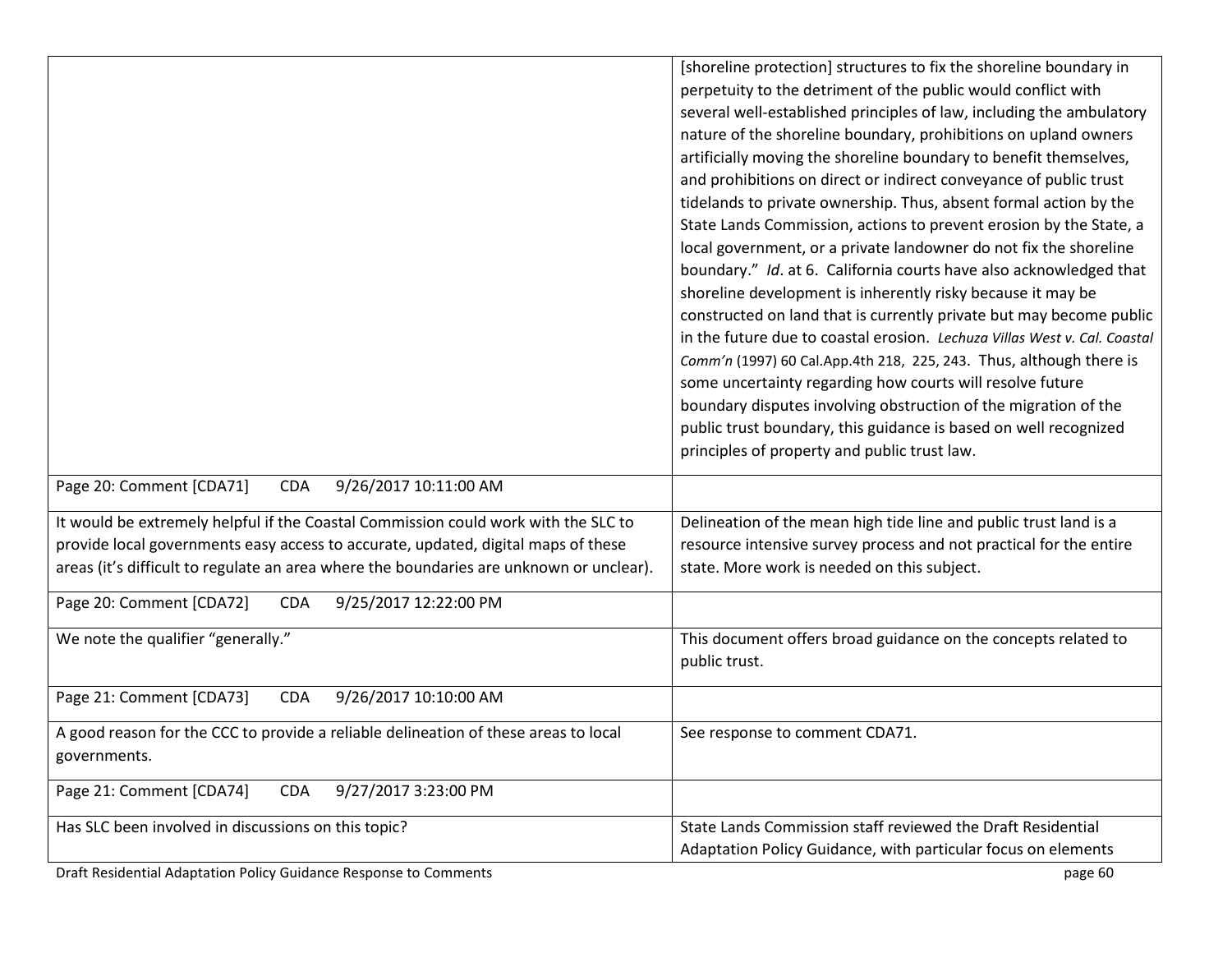| | |
|---|---|
| | [shoreline protection] structures to fix the shoreline boundary in perpetuity to the detriment of the public would conflict with several well-established principles of law, including the ambulatory nature of the shoreline boundary, prohibitions on upland owners artificially moving the shoreline boundary to benefit themselves, and prohibitions on direct or indirect conveyance of public trust tidelands to private ownership. Thus, absent formal action by the State Lands Commission, actions to prevent erosion by the State, a local government, or a private landowner do not fix the shoreline boundary." *Id*. at 6. California courts have also acknowledged that shoreline development is inherently risky because it may be constructed on land that is currently private but may become public in the future due to coastal erosion. *Lechuza Villas West v. Cal. Coastal Comm'n* (1997) 60 Cal.App.4th 218, 225, 243. Thus, although there is some uncertainty regarding how courts will resolve future boundary disputes involving obstruction of the migration of the public trust boundary, this guidance is based on well recognized principles of property and public trust law. |
| Page 20: Comment [CDA71] CDA 9/26/2017 10:11:00 AM | |
| It would be extremely helpful if the Coastal Commission could work with the SLC to provide local governments easy access to accurate, updated, digital maps of these areas (it's difficult to regulate an area where the boundaries are unknown or unclear). | Delineation of the mean high tide line and public trust land is a resource intensive survey process and not practical for the entire state. More work is needed on this subject. |
| Page 20: Comment [CDA72] CDA 9/25/2017 12:22:00 PM | |
| We note the qualifier "generally." | This document offers broad guidance on the concepts related to public trust. |
| Page 21: Comment [CDA73] CDA 9/26/2017 10:10:00 AM | |
| A good reason for the CCC to provide a reliable delineation of these areas to local governments. | See response to comment CDA71. |
| Page 21: Comment [CDA74] CDA 9/27/2017 3:23:00 PM | |
| Has SLC been involved in discussions on this topic? | State Lands Commission staff reviewed the Draft Residential Adaptation Policy Guidance, with particular focus on elements |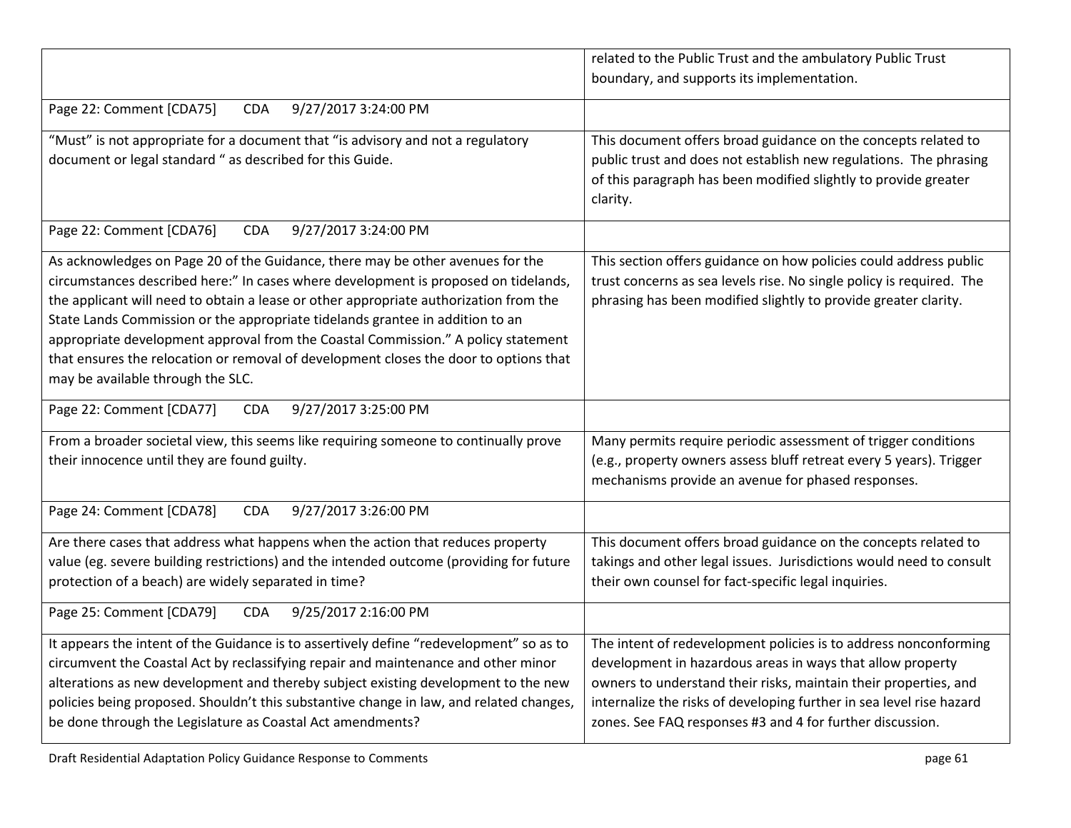| | |
|---|---|
| | related to the Public Trust and the ambulatory Public Trust boundary, and supports its implementation. |
| Page 22: Comment [CDA75] CDA 9/27/2017 3:24:00 PM | |
| "Must" is not appropriate for a document that "is advisory and not a regulatory document or legal standard " as described for this Guide. | This document offers broad guidance on the concepts related to public trust and does not establish new regulations. The phrasing of this paragraph has been modified slightly to provide greater clarity. |
| Page 22: Comment [CDA76] CDA 9/27/2017 3:24:00 PM | |
| As acknowledges on Page 20 of the Guidance, there may be other avenues for the circumstances described here:" In cases where development is proposed on tidelands, the applicant will need to obtain a lease or other appropriate authorization from the State Lands Commission or the appropriate tidelands grantee in addition to an appropriate development approval from the Coastal Commission." A policy statement that ensures the relocation or removal of development closes the door to options that may be available through the SLC. | This section offers guidance on how policies could address public trust concerns as sea levels rise. No single policy is required. The phrasing has been modified slightly to provide greater clarity. |
| Page 22: Comment [CDA77] CDA 9/27/2017 3:25:00 PM | |
| From a broader societal view, this seems like requiring someone to continually prove their innocence until they are found guilty. | Many permits require periodic assessment of trigger conditions (e.g., property owners assess bluff retreat every 5 years). Trigger mechanisms provide an avenue for phased responses. |
| Page 24: Comment [CDA78] CDA 9/27/2017 3:26:00 PM | |
| Are there cases that address what happens when the action that reduces property value (eg. severe building restrictions) and the intended outcome (providing for future protection of a beach) are widely separated in time? | This document offers broad guidance on the concepts related to takings and other legal issues. Jurisdictions would need to consult their own counsel for fact-specific legal inquiries. |
| Page 25: Comment [CDA79] CDA 9/25/2017 2:16:00 PM | |
| It appears the intent of the Guidance is to assertively define "redevelopment" so as to circumvent the Coastal Act by reclassifying repair and maintenance and other minor alterations as new development and thereby subject existing development to the new policies being proposed. Shouldn't this substantive change in law, and related changes, be done through the Legislature as Coastal Act amendments? | The intent of redevelopment policies is to address nonconforming development in hazardous areas in ways that allow property owners to understand their risks, maintain their properties, and internalize the risks of developing further in sea level rise hazard zones. See FAQ responses #3 and 4 for further discussion. |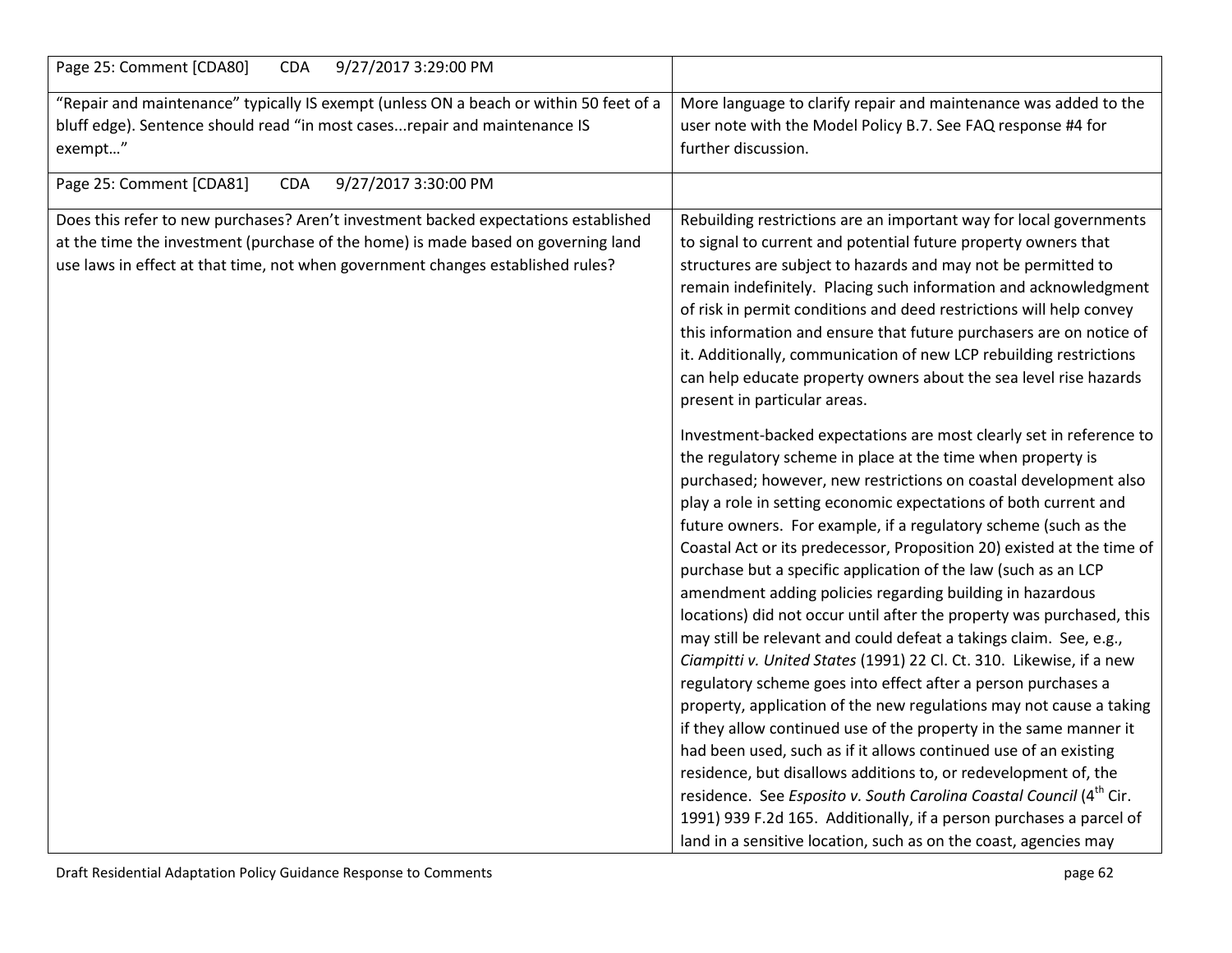| Page 25: Comment [CDA80] CDA 9/27/2017 3:29:00 PM | |
|---|---|
| "Repair and maintenance" typically IS exempt (unless ON a beach or within 50 feet of a bluff edge). Sentence should read "in most cases...repair and maintenance IS exempt…" | More language to clarify repair and maintenance was added to the user note with the Model Policy B.7. See FAQ response #4 for further discussion. |
| Page 25: Comment [CDA81] CDA 9/27/2017 3:30:00 PM | |
| Does this refer to new purchases? Aren't investment backed expectations established at the time the investment (purchase of the home) is made based on governing land use laws in effect at that time, not when government changes established rules? | Rebuilding restrictions are an important way for local governments to signal to current and potential future property owners that structures are subject to hazards and may not be permitted to remain indefinitely. Placing such information and acknowledgment of risk in permit conditions and deed restrictions will help convey this information and ensure that future purchasers are on notice of it. Additionally, communication of new LCP rebuilding restrictions can help educate property owners about the sea level rise hazards present in particular areas.<br><br>Investment-backed expectations are most clearly set in reference to the regulatory scheme in place at the time when property is purchased; however, new restrictions on coastal development also play a role in setting economic expectations of both current and future owners. For example, if a regulatory scheme (such as the Coastal Act or its predecessor, Proposition 20) existed at the time of purchase but a specific application of the law (such as an LCP amendment adding policies regarding building in hazardous locations) did not occur until after the property was purchased, this may still be relevant and could defeat a takings claim. See, e.g., *Ciampitti v. United States* (1991) 22 Cl. Ct. 310. Likewise, if a new regulatory scheme goes into effect after a person purchases a property, application of the new regulations may not cause a taking if they allow continued use of the property in the same manner it had been used, such as if it allows continued use of an existing residence, but disallows additions to, or redevelopment of, the residence. See *Esposito v. South Carolina Coastal Council* (4th Cir. 1991) 939 F.2d 165. Additionally, if a person purchases a parcel of land in a sensitive location, such as on the coast, agencies may |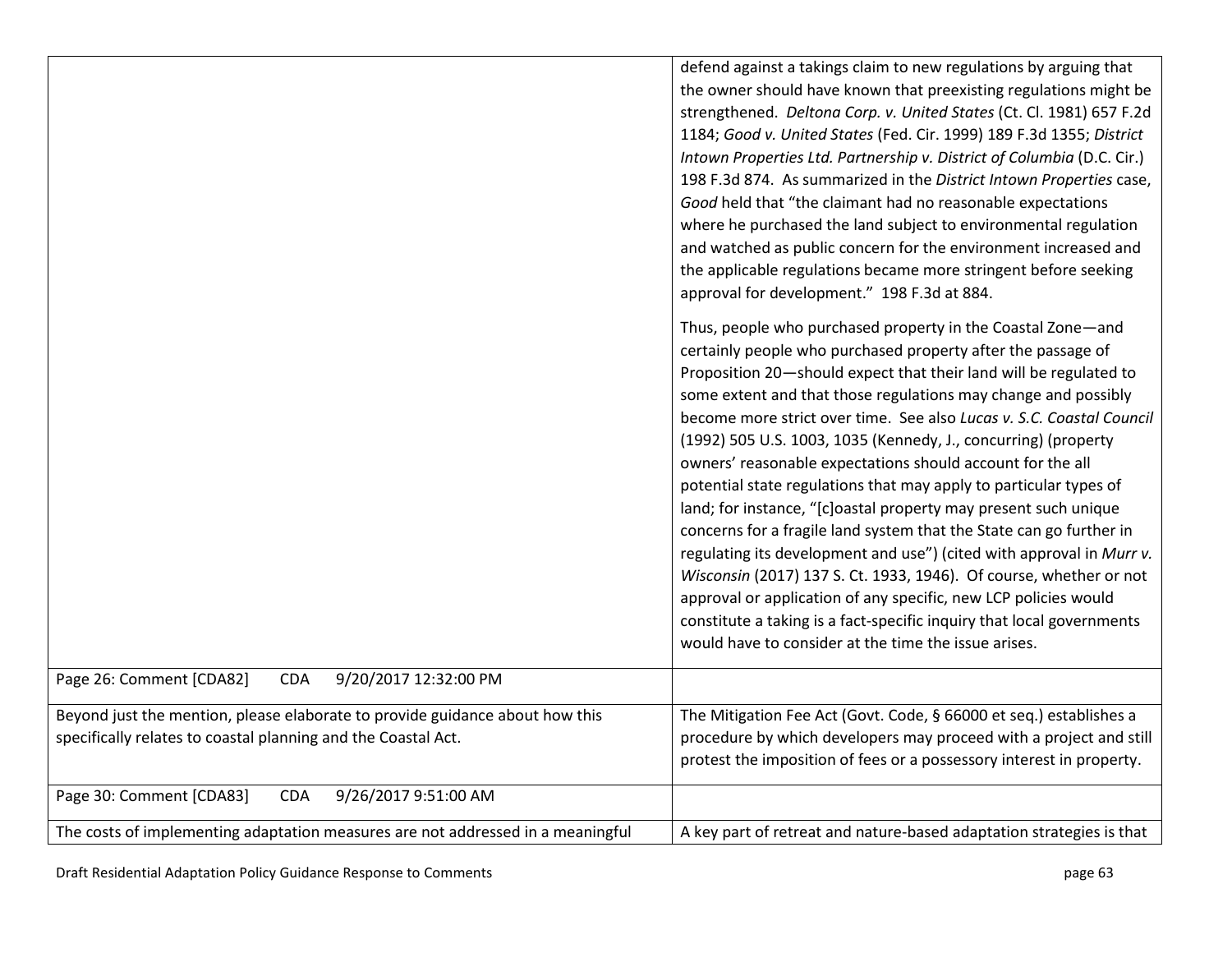| | |
|---|---|
| | defend against a takings claim to new regulations by arguing that the owner should have known that preexisting regulations might be strengthened. *Deltona Corp. v. United States* (Ct. Cl. 1981) 657 F.2d 1184; *Good v. United States* (Fed. Cir. 1999) 189 F.3d 1355; *District Intown Properties Ltd. Partnership v. District of Columbia* (D.C. Cir.) 198 F.3d 874. As summarized in the *District Intown Properties* case, *Good* held that "the claimant had no reasonable expectations where he purchased the land subject to environmental regulation and watched as public concern for the environment increased and the applicable regulations became more stringent before seeking approval for development." 198 F.3d at 884.<br><br>Thus, people who purchased property in the Coastal Zone—and certainly people who purchased property after the passage of Proposition 20—should expect that their land will be regulated to some extent and that those regulations may change and possibly become more strict over time. See also *Lucas v. S.C. Coastal Council* (1992) 505 U.S. 1003, 1035 (Kennedy, J., concurring) (property owners' reasonable expectations should account for the all potential state regulations that may apply to particular types of land; for instance, "[c]oastal property may present such unique concerns for a fragile land system that the State can go further in regulating its development and use") (cited with approval in *Murr v. Wisconsin* (2017) 137 S. Ct. 1933, 1946). Of course, whether or not approval or application of any specific, new LCP policies would constitute a taking is a fact-specific inquiry that local governments would have to consider at the time the issue arises. |
| Page 26: Comment [CDA82] CDA 9/20/2017 12:32:00 PM | |
| Beyond just the mention, please elaborate to provide guidance about how this specifically relates to coastal planning and the Coastal Act. | The Mitigation Fee Act (Govt. Code, § 66000 et seq.) establishes a procedure by which developers may proceed with a project and still protest the imposition of fees or a possessory interest in property. |
| Page 30: Comment [CDA83] CDA 9/26/2017 9:51:00 AM | |
| The costs of implementing adaptation measures are not addressed in a meaningful | A key part of retreat and nature-based adaptation strategies is that |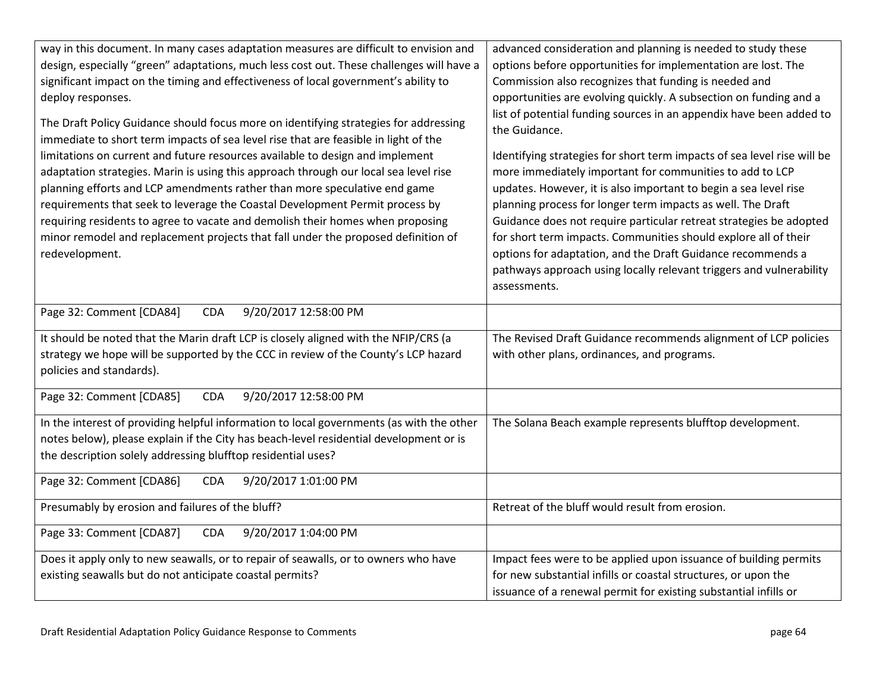| | |
|---|---|
| way in this document. In many cases adaptation measures are difficult to envision and design, especially "green" adaptations, much less cost out. These challenges will have a significant impact on the timing and effectiveness of local government's ability to deploy responses.<br><br>The Draft Policy Guidance should focus more on identifying strategies for addressing immediate to short term impacts of sea level rise that are feasible in light of the limitations on current and future resources available to design and implement adaptation strategies. Marin is using this approach through our local sea level rise planning efforts and LCP amendments rather than more speculative end game requirements that seek to leverage the Coastal Development Permit process by requiring residents to agree to vacate and demolish their homes when proposing minor remodel and replacement projects that fall under the proposed definition of redevelopment. | advanced consideration and planning is needed to study these options before opportunities for implementation are lost. The Commission also recognizes that funding is needed and opportunities are evolving quickly. A subsection on funding and a list of potential funding sources in an appendix have been added to the Guidance.<br><br>Identifying strategies for short term impacts of sea level rise will be more immediately important for communities to add to LCP updates. However, it is also important to begin a sea level rise planning process for longer term impacts as well. The Draft Guidance does not require particular retreat strategies be adopted for short term impacts. Communities should explore all of their options for adaptation, and the Draft Guidance recommends a pathways approach using locally relevant triggers and vulnerability assessments. |
| Page 32: Comment [CDA84] CDA 9/20/2017 12:58:00 PM | |
| It should be noted that the Marin draft LCP is closely aligned with the NFIP/CRS (a strategy we hope will be supported by the CCC in review of the County's LCP hazard policies and standards). | The Revised Draft Guidance recommends alignment of LCP policies with other plans, ordinances, and programs. |
| Page 32: Comment [CDA85] CDA 9/20/2017 12:58:00 PM | |
| In the interest of providing helpful information to local governments (as with the other notes below), please explain if the City has beach-level residential development or is the description solely addressing blufftop residential uses? | The Solana Beach example represents blufftop development. |
| Page 32: Comment [CDA86] CDA 9/20/2017 1:01:00 PM | |
| Presumably by erosion and failures of the bluff? | Retreat of the bluff would result from erosion. |
| Page 33: Comment [CDA87] CDA 9/20/2017 1:04:00 PM | |
| Does it apply only to new seawalls, or to repair of seawalls, or to owners who have existing seawalls but do not anticipate coastal permits? | Impact fees were to be applied upon issuance of building permits for new substantial infills or coastal structures, or upon the issuance of a renewal permit for existing substantial infills or |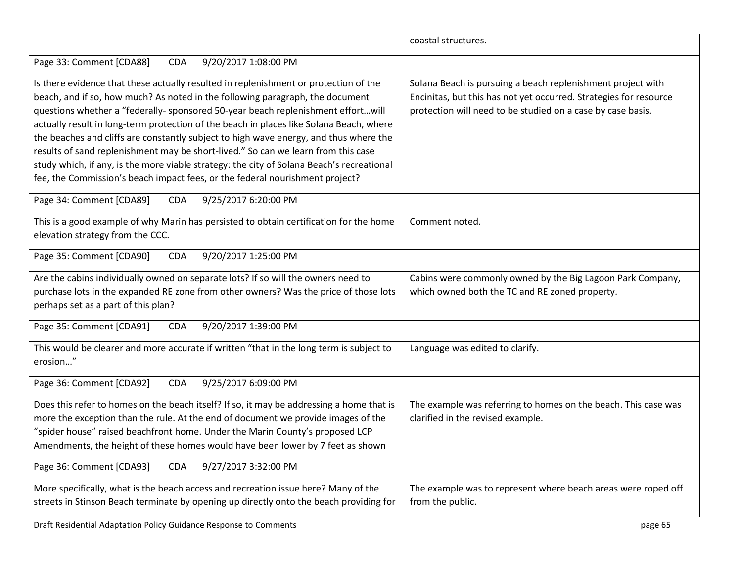| | |
|---|---|
| | coastal structures. |
| Page 33: Comment [CDA88] CDA 9/20/2017 1:08:00 PM | |
| Is there evidence that these actually resulted in replenishment or protection of the beach, and if so, how much? As noted in the following paragraph, the document questions whether a "federally- sponsored 50-year beach replenishment effort…will actually result in long-term protection of the beach in places like Solana Beach, where the beaches and cliffs are constantly subject to high wave energy, and thus where the results of sand replenishment may be short-lived." So can we learn from this case study which, if any, is the more viable strategy: the city of Solana Beach's recreational fee, the Commission's beach impact fees, or the federal nourishment project? | Solana Beach is pursuing a beach replenishment project with Encinitas, but this has not yet occurred. Strategies for resource protection will need to be studied on a case by case basis. |
| Page 34: Comment [CDA89] CDA 9/25/2017 6:20:00 PM | |
| This is a good example of why Marin has persisted to obtain certification for the home elevation strategy from the CCC. | Comment noted. |
| Page 35: Comment [CDA90] CDA 9/20/2017 1:25:00 PM | |
| Are the cabins individually owned on separate lots? If so will the owners need to purchase lots in the expanded RE zone from other owners? Was the price of those lots perhaps set as a part of this plan? | Cabins were commonly owned by the Big Lagoon Park Company, which owned both the TC and RE zoned property. |
| Page 35: Comment [CDA91] CDA 9/20/2017 1:39:00 PM | |
| This would be clearer and more accurate if written "that in the long term is subject to erosion…" | Language was edited to clarify. |
| Page 36: Comment [CDA92] CDA 9/25/2017 6:09:00 PM | |
| Does this refer to homes on the beach itself? If so, it may be addressing a home that is more the exception than the rule. At the end of document we provide images of the "spider house" raised beachfront home. Under the Marin County's proposed LCP Amendments, the height of these homes would have been lower by 7 feet as shown | The example was referring to homes on the beach. This case was clarified in the revised example. |
| Page 36: Comment [CDA93] CDA 9/27/2017 3:32:00 PM | |
| More specifically, what is the beach access and recreation issue here? Many of the streets in Stinson Beach terminate by opening up directly onto the beach providing for | The example was to represent where beach areas were roped off from the public. |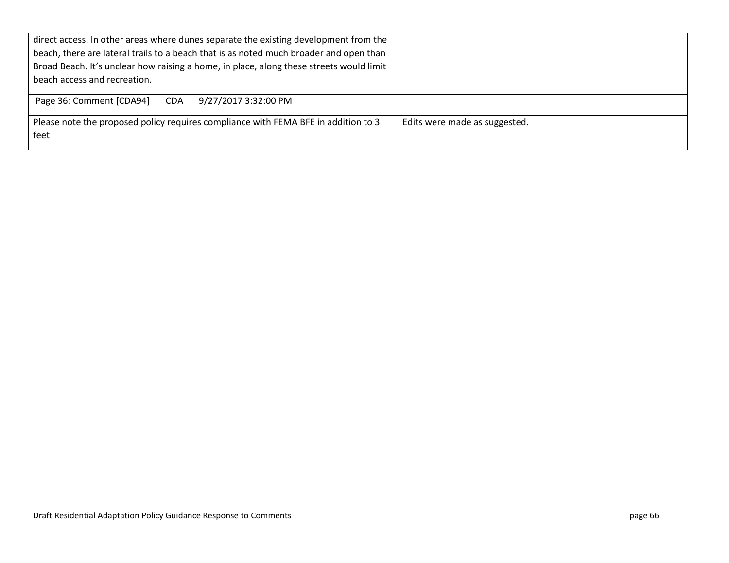| | |
|---|---|
| direct access. In other areas where dunes separate the existing development from the beach, there are lateral trails to a beach that is as noted much broader and open than Broad Beach. It's unclear how raising a home, in place, along these streets would limit beach access and recreation. | |
| Page 36: Comment [CDA94] CDA 9/27/2017 3:32:00 PM | |
| Please note the proposed policy requires compliance with FEMA BFE in addition to 3 feet | Edits were made as suggested. |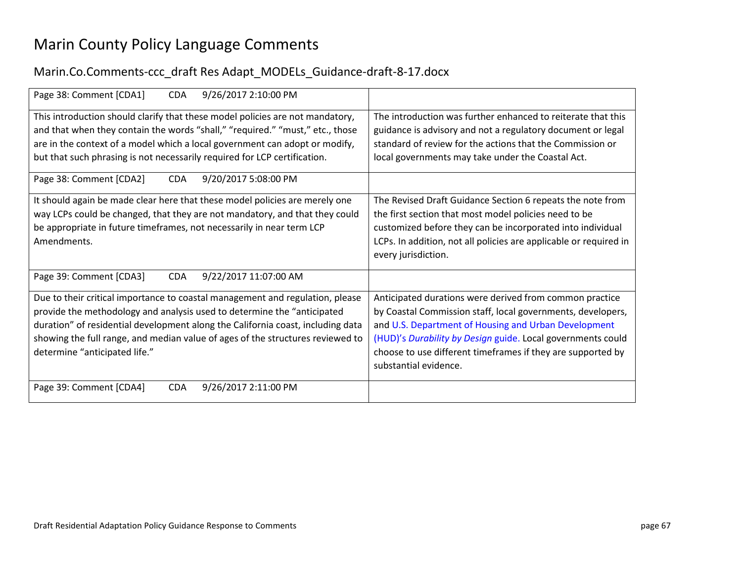# Marin County Policy Language Comments

## Marin.Co.Comments-ccc_draft Res Adapt_MODELs_Guidance-draft-8-17.docx

| Page 38: Comment [CDA1] CDA 9/26/2017 2:10:00 PM | |
|---|---|
| This introduction should clarify that these model policies are not mandatory, and that when they contain the words "shall," "required." "must," etc., those are in the context of a model which a local government can adopt or modify, but that such phrasing is not necessarily required for LCP certification. | The introduction was further enhanced to reiterate that this guidance is advisory and not a regulatory document or legal standard of review for the actions that the Commission or local governments may take under the Coastal Act. |
| Page 38: Comment [CDA2] CDA 9/20/2017 5:08:00 PM | |
| It should again be made clear here that these model policies are merely one way LCPs could be changed, that they are not mandatory, and that they could be appropriate in future timeframes, not necessarily in near term LCP Amendments. | The Revised Draft Guidance Section 6 repeats the note from the first section that most model policies need to be customized before they can be incorporated into individual LCPs. In addition, not all policies are applicable or required in every jurisdiction. |
| Page 39: Comment [CDA3] CDA 9/22/2017 11:07:00 AM | |
| Due to their critical importance to coastal management and regulation, please provide the methodology and analysis used to determine the "anticipated duration" of residential development along the California coast, including data showing the full range, and median value of ages of the structures reviewed to determine "anticipated life." | Anticipated durations were derived from common practice by Coastal Commission staff, local governments, developers, and U.S. Department of Housing and Urban Development (HUD)'s *Durability by Design* guide. Local governments could choose to use different timeframes if they are supported by substantial evidence. |
| Page 39: Comment [CDA4] CDA 9/26/2017 2:11:00 PM | |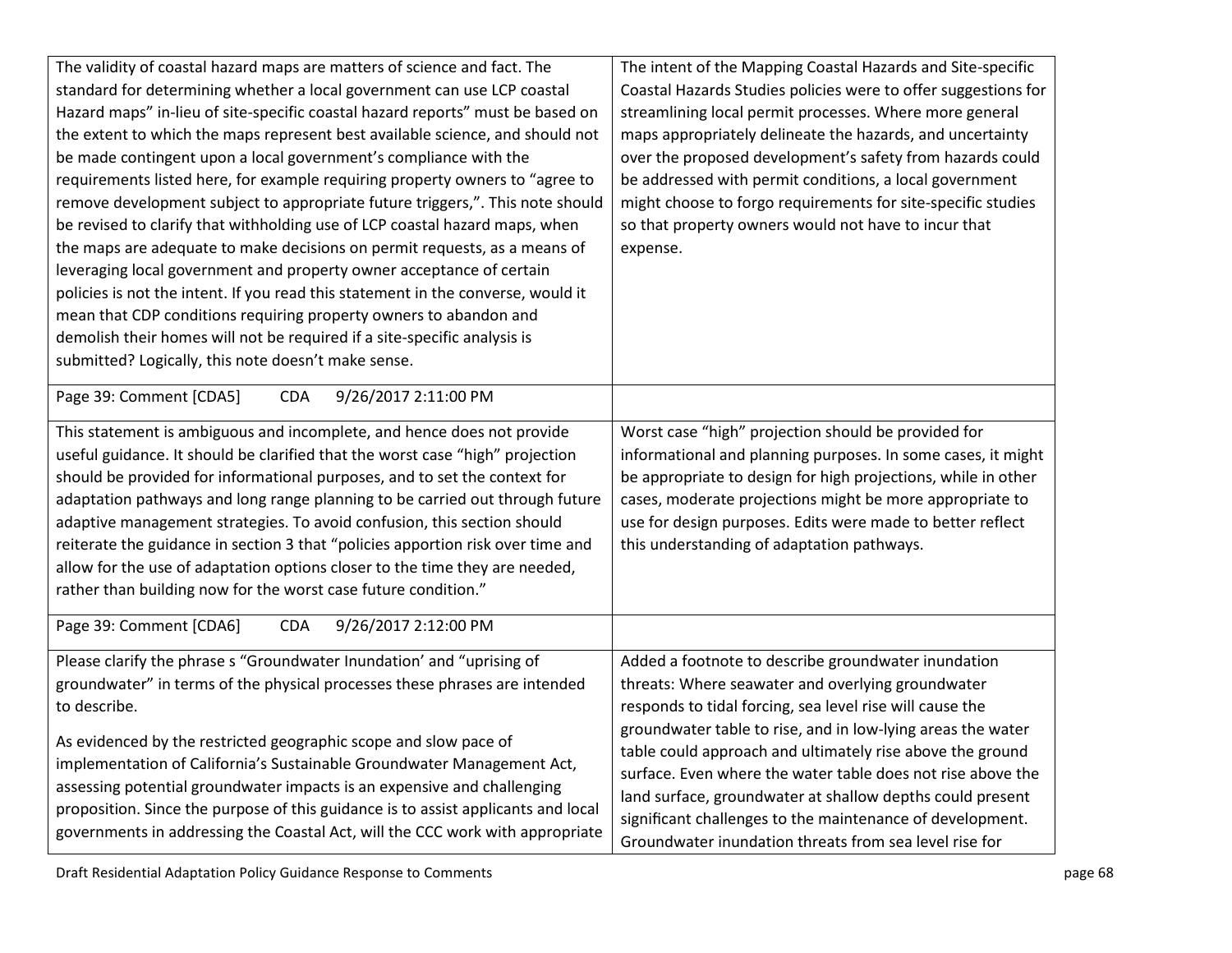| | |
|---|---|
| The validity of coastal hazard maps are matters of science and fact. The standard for determining whether a local government can use LCP coastal Hazard maps" in-lieu of site-specific coastal hazard reports" must be based on the extent to which the maps represent best available science, and should not be made contingent upon a local government's compliance with the requirements listed here, for example requiring property owners to "agree to remove development subject to appropriate future triggers,". This note should be revised to clarify that withholding use of LCP coastal hazard maps, when the maps are adequate to make decisions on permit requests, as a means of leveraging local government and property owner acceptance of certain policies is not the intent. If you read this statement in the converse, would it mean that CDP conditions requiring property owners to abandon and demolish their homes will not be required if a site-specific analysis is submitted? Logically, this note doesn't make sense. | The intent of the Mapping Coastal Hazards and Site-specific Coastal Hazards Studies policies were to offer suggestions for streamlining local permit processes. Where more general maps appropriately delineate the hazards, and uncertainty over the proposed development's safety from hazards could be addressed with permit conditions, a local government might choose to forgo requirements for site-specific studies so that property owners would not have to incur that expense. |
| Page 39: Comment [CDA5] CDA 9/26/2017 2:11:00 PM | |
| This statement is ambiguous and incomplete, and hence does not provide useful guidance. It should be clarified that the worst case "high" projection should be provided for informational purposes, and to set the context for adaptation pathways and long range planning to be carried out through future adaptive management strategies. To avoid confusion, this section should reiterate the guidance in section 3 that "policies apportion risk over time and allow for the use of adaptation options closer to the time they are needed, rather than building now for the worst case future condition." | Worst case "high" projection should be provided for informational and planning purposes. In some cases, it might be appropriate to design for high projections, while in other cases, moderate projections might be more appropriate to use for design purposes. Edits were made to better reflect this understanding of adaptation pathways. |
| Page 39: Comment [CDA6] CDA 9/26/2017 2:12:00 PM | |
| Please clarify the phrase s "Groundwater Inundation' and "uprising of groundwater" in terms of the physical processes these phrases are intended to describe.<br><br>As evidenced by the restricted geographic scope and slow pace of implementation of California's Sustainable Groundwater Management Act, assessing potential groundwater impacts is an expensive and challenging proposition. Since the purpose of this guidance is to assist applicants and local governments in addressing the Coastal Act, will the CCC work with appropriate | Added a footnote to describe groundwater inundation threats: Where seawater and overlying groundwater responds to tidal forcing, sea level rise will cause the groundwater table to rise, and in low-lying areas the water table could approach and ultimately rise above the ground surface. Even where the water table does not rise above the land surface, groundwater at shallow depths could present significant challenges to the maintenance of development. Groundwater inundation threats from sea level rise for |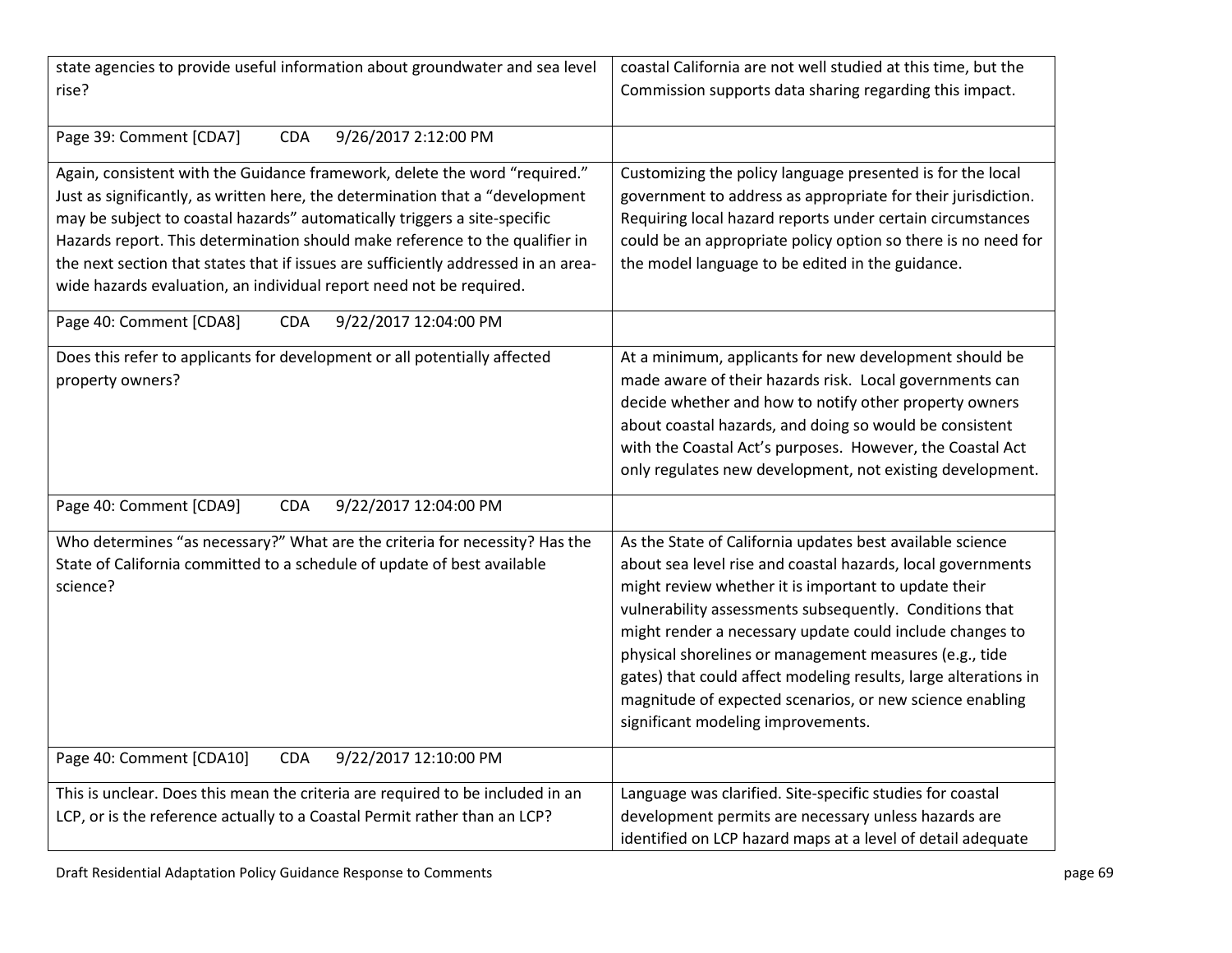| | |
|---|---|
| state agencies to provide useful information about groundwater and sea level rise? | coastal California are not well studied at this time, but the Commission supports data sharing regarding this impact. |
| Page 39: Comment [CDA7] CDA 9/26/2017 2:12:00 PM | |
| Again, consistent with the Guidance framework, delete the word "required." Just as significantly, as written here, the determination that a "development may be subject to coastal hazards" automatically triggers a site-specific Hazards report. This determination should make reference to the qualifier in the next section that states that if issues are sufficiently addressed in an area-wide hazards evaluation, an individual report need not be required. | Customizing the policy language presented is for the local government to address as appropriate for their jurisdiction. Requiring local hazard reports under certain circumstances could be an appropriate policy option so there is no need for the model language to be edited in the guidance. |
| Page 40: Comment [CDA8] CDA 9/22/2017 12:04:00 PM | |
| Does this refer to applicants for development or all potentially affected property owners? | At a minimum, applicants for new development should be made aware of their hazards risk. Local governments can decide whether and how to notify other property owners about coastal hazards, and doing so would be consistent with the Coastal Act's purposes. However, the Coastal Act only regulates new development, not existing development. |
| Page 40: Comment [CDA9] CDA 9/22/2017 12:04:00 PM | |
| Who determines "as necessary?" What are the criteria for necessity? Has the State of California committed to a schedule of update of best available science? | As the State of California updates best available science about sea level rise and coastal hazards, local governments might review whether it is important to update their vulnerability assessments subsequently. Conditions that might render a necessary update could include changes to physical shorelines or management measures (e.g., tide gates) that could affect modeling results, large alterations in magnitude of expected scenarios, or new science enabling significant modeling improvements. |
| Page 40: Comment [CDA10] CDA 9/22/2017 12:10:00 PM | |
| This is unclear. Does this mean the criteria are required to be included in an LCP, or is the reference actually to a Coastal Permit rather than an LCP? | Language was clarified. Site-specific studies for coastal development permits are necessary unless hazards are identified on LCP hazard maps at a level of detail adequate |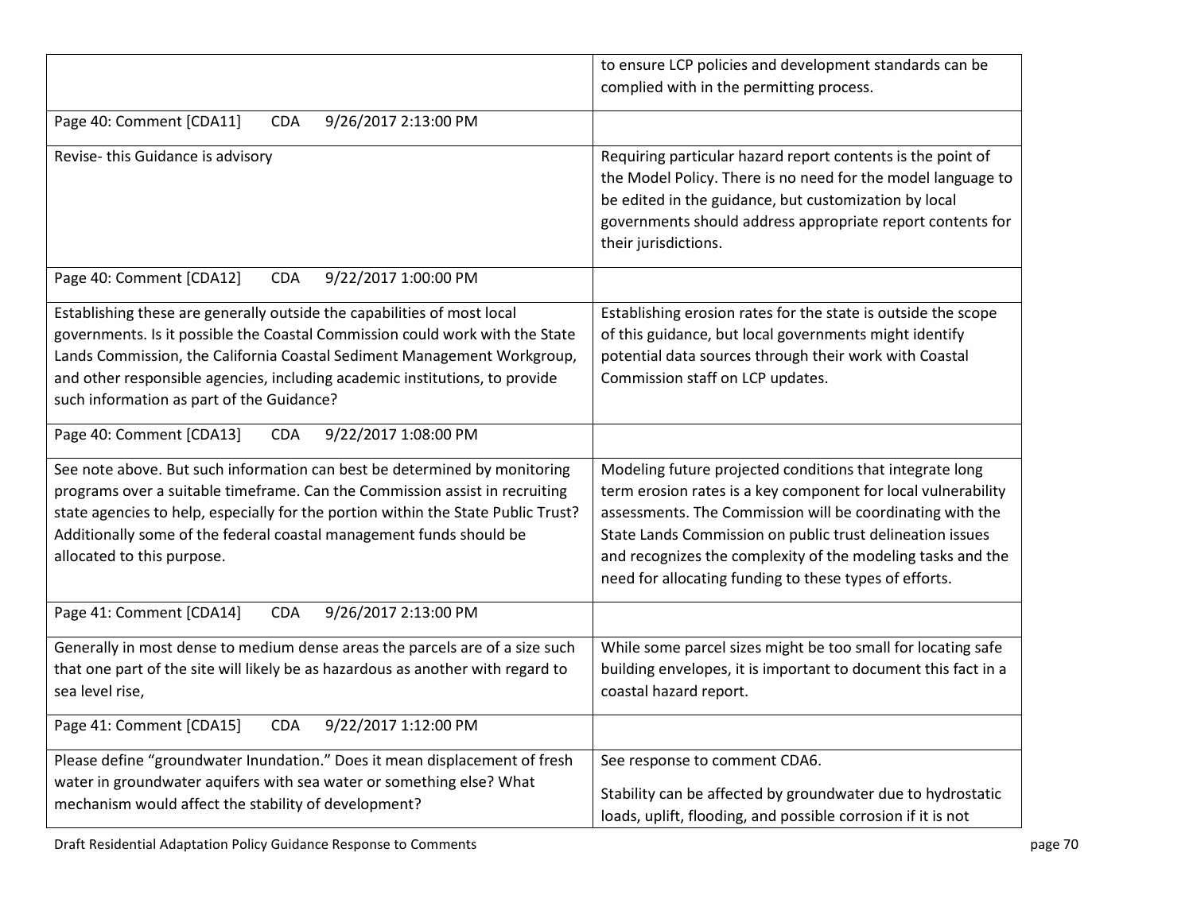| | |
|---|---|
| | to ensure LCP policies and development standards can be complied with in the permitting process. |
| Page 40: Comment [CDA11] CDA 9/26/2017 2:13:00 PM | |
| Revise- this Guidance is advisory | Requiring particular hazard report contents is the point of the Model Policy. There is no need for the model language to be edited in the guidance, but customization by local governments should address appropriate report contents for their jurisdictions. |
| Page 40: Comment [CDA12] CDA 9/22/2017 1:00:00 PM | |
| Establishing these are generally outside the capabilities of most local governments. Is it possible the Coastal Commission could work with the State Lands Commission, the California Coastal Sediment Management Workgroup, and other responsible agencies, including academic institutions, to provide such information as part of the Guidance? | Establishing erosion rates for the state is outside the scope of this guidance, but local governments might identify potential data sources through their work with Coastal Commission staff on LCP updates. |
| Page 40: Comment [CDA13] CDA 9/22/2017 1:08:00 PM | |
| See note above. But such information can best be determined by monitoring programs over a suitable timeframe. Can the Commission assist in recruiting state agencies to help, especially for the portion within the State Public Trust? Additionally some of the federal coastal management funds should be allocated to this purpose. | Modeling future projected conditions that integrate long term erosion rates is a key component for local vulnerability assessments. The Commission will be coordinating with the State Lands Commission on public trust delineation issues and recognizes the complexity of the modeling tasks and the need for allocating funding to these types of efforts. |
| Page 41: Comment [CDA14] CDA 9/26/2017 2:13:00 PM | |
| Generally in most dense to medium dense areas the parcels are of a size such that one part of the site will likely be as hazardous as another with regard to sea level rise, | While some parcel sizes might be too small for locating safe building envelopes, it is important to document this fact in a coastal hazard report. |
| Page 41: Comment [CDA15] CDA 9/22/2017 1:12:00 PM | |
| Please define "groundwater Inundation." Does it mean displacement of fresh water in groundwater aquifers with sea water or something else? What mechanism would affect the stability of development? | See response to comment CDA6.<br><br>Stability can be affected by groundwater due to hydrostatic loads, uplift, flooding, and possible corrosion if it is not |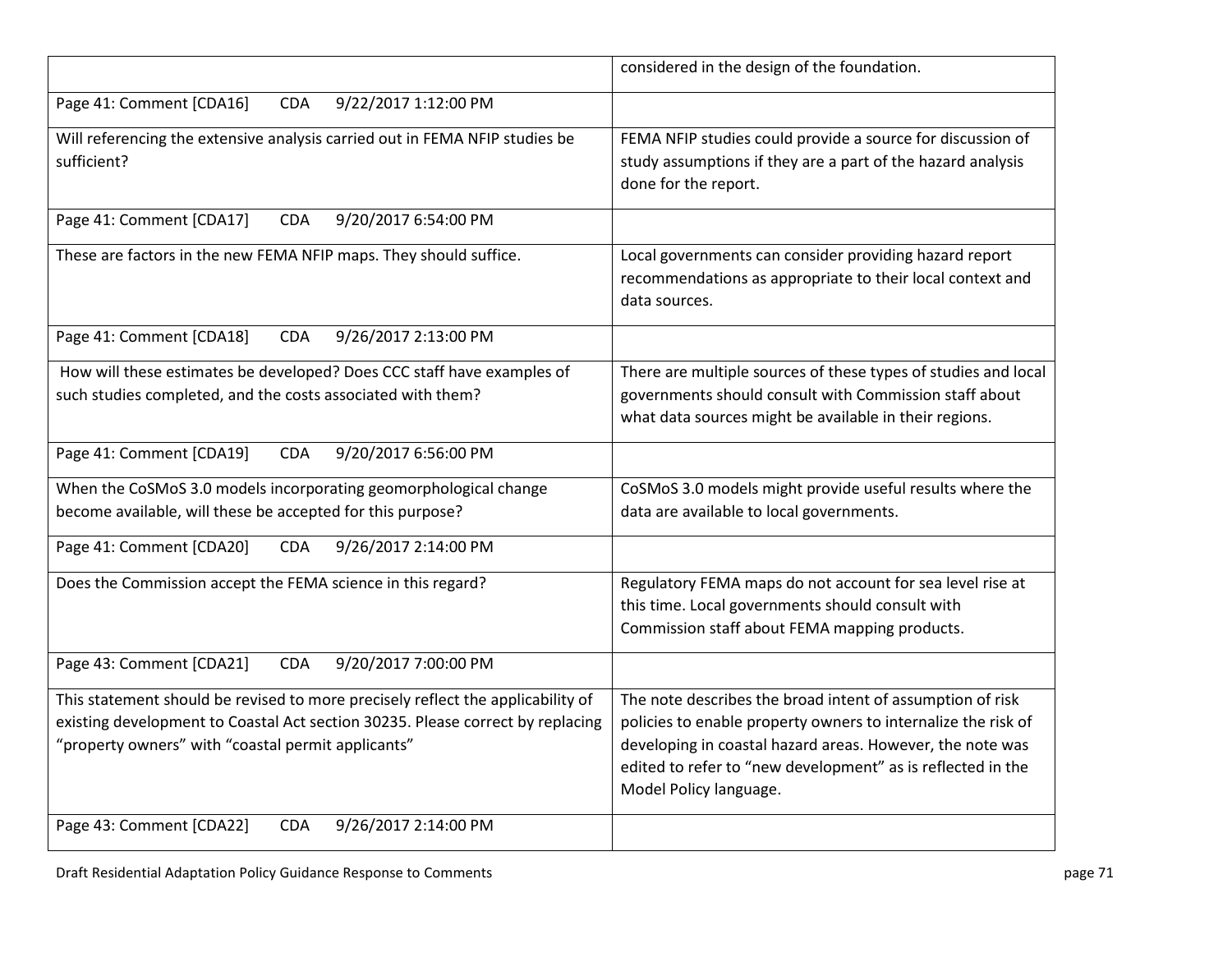| | |
|---|---|
| | considered in the design of the foundation. |
| Page 41: Comment [CDA16] CDA 9/22/2017 1:12:00 PM | |
| Will referencing the extensive analysis carried out in FEMA NFIP studies be sufficient? | FEMA NFIP studies could provide a source for discussion of study assumptions if they are a part of the hazard analysis done for the report. |
| Page 41: Comment [CDA17] CDA 9/20/2017 6:54:00 PM | |
| These are factors in the new FEMA NFIP maps. They should suffice. | Local governments can consider providing hazard report recommendations as appropriate to their local context and data sources. |
| Page 41: Comment [CDA18] CDA 9/26/2017 2:13:00 PM | |
| How will these estimates be developed? Does CCC staff have examples of such studies completed, and the costs associated with them? | There are multiple sources of these types of studies and local governments should consult with Commission staff about what data sources might be available in their regions. |
| Page 41: Comment [CDA19] CDA 9/20/2017 6:56:00 PM | |
| When the CoSMoS 3.0 models incorporating geomorphological change become available, will these be accepted for this purpose? | CoSMoS 3.0 models might provide useful results where the data are available to local governments. |
| Page 41: Comment [CDA20] CDA 9/26/2017 2:14:00 PM | |
| Does the Commission accept the FEMA science in this regard? | Regulatory FEMA maps do not account for sea level rise at this time. Local governments should consult with Commission staff about FEMA mapping products. |
| Page 43: Comment [CDA21] CDA 9/20/2017 7:00:00 PM | |
| This statement should be revised to more precisely reflect the applicability of existing development to Coastal Act section 30235. Please correct by replacing "property owners" with "coastal permit applicants" | The note describes the broad intent of assumption of risk policies to enable property owners to internalize the risk of developing in coastal hazard areas. However, the note was edited to refer to "new development" as is reflected in the Model Policy language. |
| Page 43: Comment [CDA22] CDA 9/26/2017 2:14:00 PM | |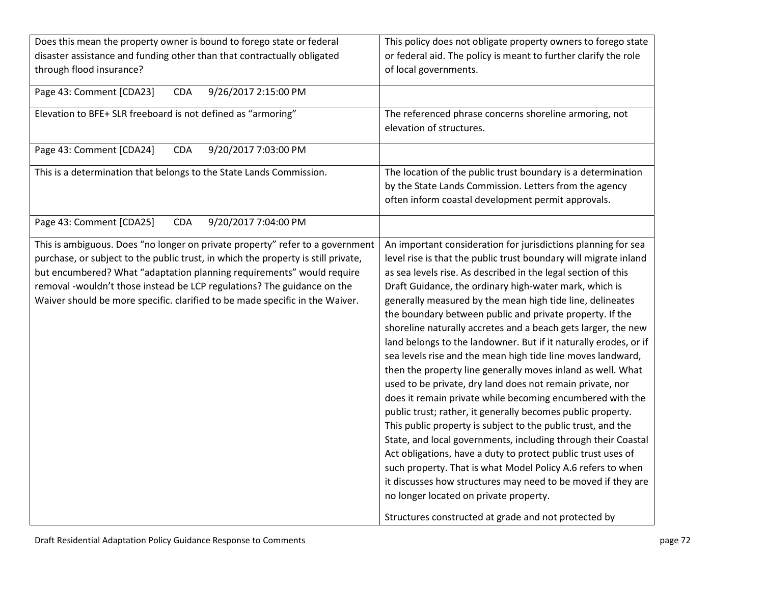| | |
|---|---|
| Does this mean the property owner is bound to forego state or federal disaster assistance and funding other than that contractually obligated through flood insurance? | This policy does not obligate property owners to forego state or federal aid. The policy is meant to further clarify the role of local governments. |
| Page 43: Comment [CDA23] CDA 9/26/2017 2:15:00 PM | |
| Elevation to BFE+ SLR freeboard is not defined as "armoring" | The referenced phrase concerns shoreline armoring, not elevation of structures. |
| Page 43: Comment [CDA24] CDA 9/20/2017 7:03:00 PM | |
| This is a determination that belongs to the State Lands Commission. | The location of the public trust boundary is a determination by the State Lands Commission. Letters from the agency often inform coastal development permit approvals. |
| Page 43: Comment [CDA25] CDA 9/20/2017 7:04:00 PM | |
| This is ambiguous. Does "no longer on private property" refer to a government purchase, or subject to the public trust, in which the property is still private, but encumbered? What "adaptation planning requirements" would require removal -wouldn't those instead be LCP regulations? The guidance on the Waiver should be more specific. clarified to be made specific in the Waiver. | An important consideration for jurisdictions planning for sea level rise is that the public trust boundary will migrate inland as sea levels rise. As described in the legal section of this Draft Guidance, the ordinary high-water mark, which is generally measured by the mean high tide line, delineates the boundary between public and private property. If the shoreline naturally accretes and a beach gets larger, the new land belongs to the landowner. But if it naturally erodes, or if sea levels rise and the mean high tide line moves landward, then the property line generally moves inland as well. What used to be private, dry land does not remain private, nor does it remain private while becoming encumbered with the public trust; rather, it generally becomes public property. This public property is subject to the public trust, and the State, and local governments, including through their Coastal Act obligations, have a duty to protect public trust uses of such property. That is what Model Policy A.6 refers to when it discusses how structures may need to be moved if they are no longer located on private property.<br><br>Structures constructed at grade and not protected by |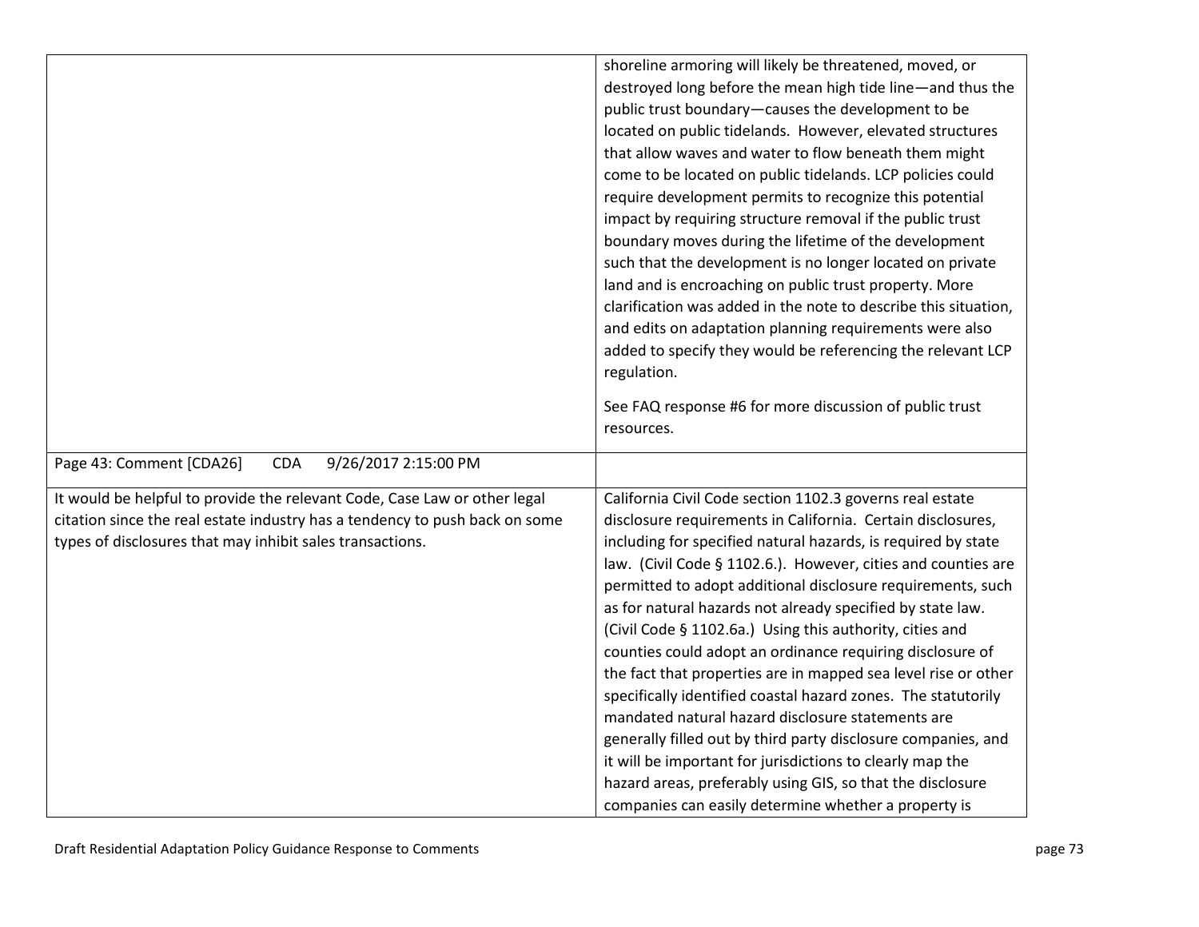| | |
|---|---|
| | shoreline armoring will likely be threatened, moved, or destroyed long before the mean high tide line—and thus the public trust boundary—causes the development to be located on public tidelands. However, elevated structures that allow waves and water to flow beneath them might come to be located on public tidelands. LCP policies could require development permits to recognize this potential impact by requiring structure removal if the public trust boundary moves during the lifetime of the development such that the development is no longer located on private land and is encroaching on public trust property. More clarification was added in the note to describe this situation, and edits on adaptation planning requirements were also added to specify they would be referencing the relevant LCP regulation.<br><br>See FAQ response #6 for more discussion of public trust resources. |
| Page 43: Comment [CDA26] CDA 9/26/2017 2:15:00 PM | |
| It would be helpful to provide the relevant Code, Case Law or other legal citation since the real estate industry has a tendency to push back on some types of disclosures that may inhibit sales transactions. | California Civil Code section 1102.3 governs real estate disclosure requirements in California. Certain disclosures, including for specified natural hazards, is required by state law. (Civil Code § 1102.6.). However, cities and counties are permitted to adopt additional disclosure requirements, such as for natural hazards not already specified by state law. (Civil Code § 1102.6a.) Using this authority, cities and counties could adopt an ordinance requiring disclosure of the fact that properties are in mapped sea level rise or other specifically identified coastal hazard zones. The statutorily mandated natural hazard disclosure statements are generally filled out by third party disclosure companies, and it will be important for jurisdictions to clearly map the hazard areas, preferably using GIS, so that the disclosure companies can easily determine whether a property is |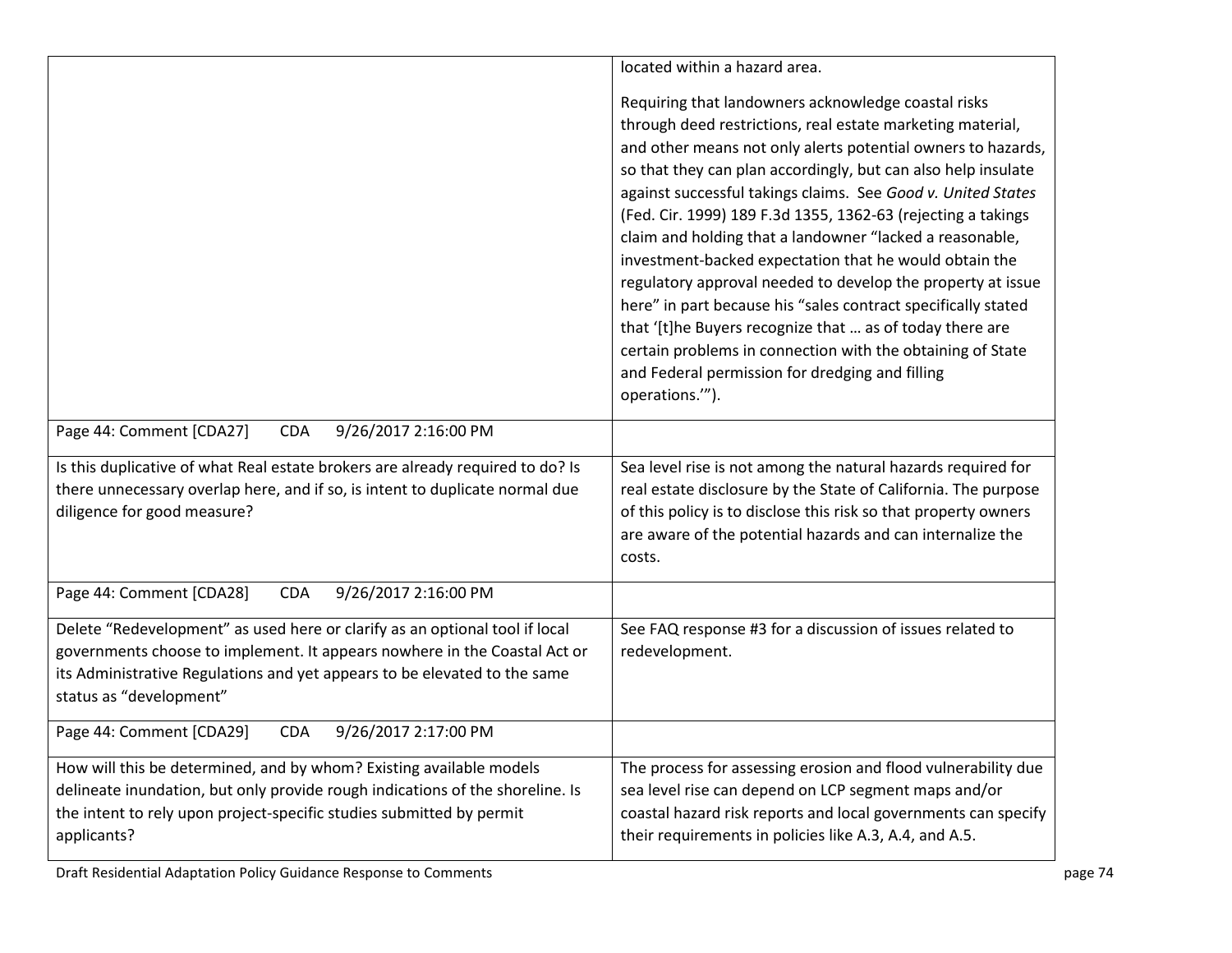| | |
|---|---|
| | located within a hazard area.<br><br>Requiring that landowners acknowledge coastal risks through deed restrictions, real estate marketing material, and other means not only alerts potential owners to hazards, so that they can plan accordingly, but can also help insulate against successful takings claims. See *Good v. United States* (Fed. Cir. 1999) 189 F.3d 1355, 1362-63 (rejecting a takings claim and holding that a landowner "lacked a reasonable, investment-backed expectation that he would obtain the regulatory approval needed to develop the property at issue here" in part because his "sales contract specifically stated that '[t]he Buyers recognize that … as of today there are certain problems in connection with the obtaining of State and Federal permission for dredging and filling operations.'"). |
| Page 44: Comment [CDA27] CDA 9/26/2017 2:16:00 PM | |
| Is this duplicative of what Real estate brokers are already required to do? Is there unnecessary overlap here, and if so, is intent to duplicate normal due diligence for good measure? | Sea level rise is not among the natural hazards required for real estate disclosure by the State of California. The purpose of this policy is to disclose this risk so that property owners are aware of the potential hazards and can internalize the costs. |
| Page 44: Comment [CDA28] CDA 9/26/2017 2:16:00 PM | |
| Delete "Redevelopment" as used here or clarify as an optional tool if local governments choose to implement. It appears nowhere in the Coastal Act or its Administrative Regulations and yet appears to be elevated to the same status as "development" | See FAQ response #3 for a discussion of issues related to redevelopment. |
| Page 44: Comment [CDA29] CDA 9/26/2017 2:17:00 PM | |
| How will this be determined, and by whom? Existing available models delineate inundation, but only provide rough indications of the shoreline. Is the intent to rely upon project-specific studies submitted by permit applicants? | The process for assessing erosion and flood vulnerability due sea level rise can depend on LCP segment maps and/or coastal hazard risk reports and local governments can specify their requirements in policies like A.3, A.4, and A.5. |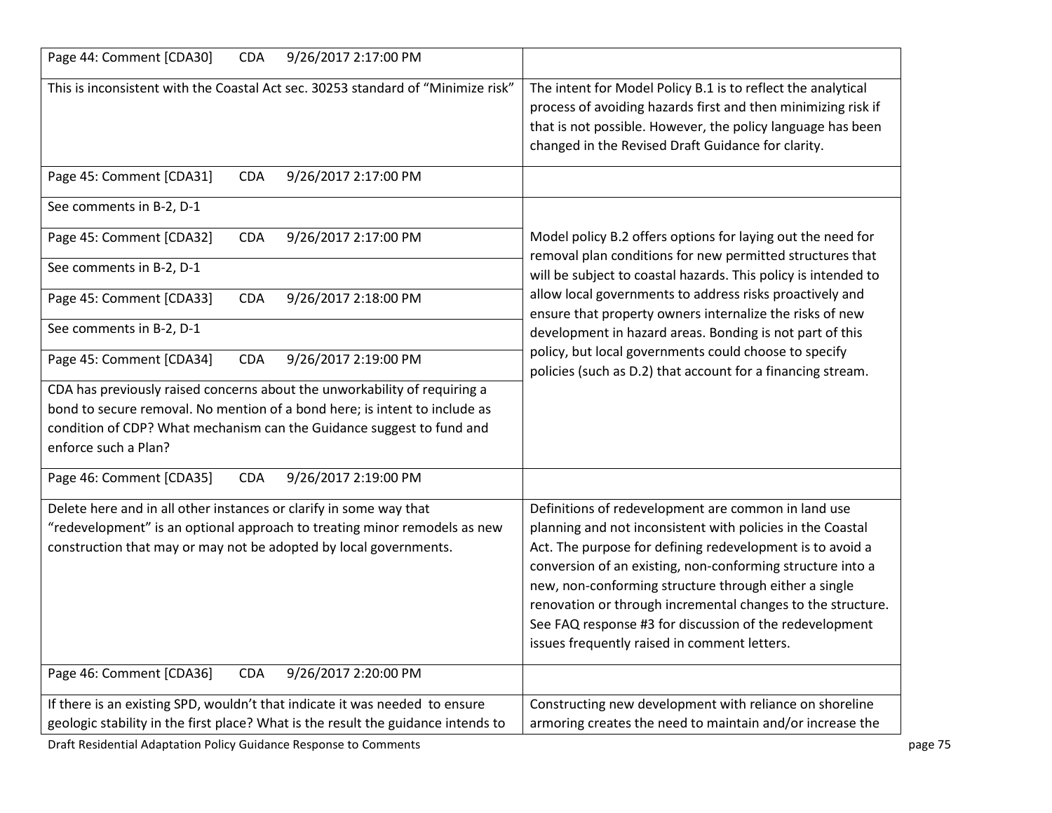| Comment | Response |
|---|---|
| Page 44: Comment [CDA30] CDA 9/26/2017 2:17:00 PM | |
| This is inconsistent with the Coastal Act sec. 30253 standard of "Minimize risk" | The intent for Model Policy B.1 is to reflect the analytical process of avoiding hazards first and then minimizing risk if that is not possible. However, the policy language has been changed in the Revised Draft Guidance for clarity. |
| Page 45: Comment [CDA31] CDA 9/26/2017 2:17:00 PM | |
| See comments in B-2, D-1 | Model policy B.2 offers options for laying out the need for removal plan conditions for new permitted structures that will be subject to coastal hazards. This policy is intended to allow local governments to address risks proactively and ensure that property owners internalize the risks of new development in hazard areas. Bonding is not part of this policy, but local governments could choose to specify policies (such as D.2) that account for a financing stream. |
| Page 45: Comment [CDA32] CDA 9/26/2017 2:17:00 PM | |
| See comments in B-2, D-1 | |
| Page 45: Comment [CDA33] CDA 9/26/2017 2:18:00 PM | |
| See comments in B-2, D-1 | |
| Page 45: Comment [CDA34] CDA 9/26/2017 2:19:00 PM | |
| CDA has previously raised concerns about the unworkability of requiring a bond to secure removal. No mention of a bond here; is intent to include as condition of CDP? What mechanism can the Guidance suggest to fund and enforce such a Plan? | |
| Page 46: Comment [CDA35] CDA 9/26/2017 2:19:00 PM | |
| Delete here and in all other instances or clarify in some way that "redevelopment" is an optional approach to treating minor remodels as new construction that may or may not be adopted by local governments. | Definitions of redevelopment are common in land use planning and not inconsistent with policies in the Coastal Act. The purpose for defining redevelopment is to avoid a conversion of an existing, non-conforming structure into a new, non-conforming structure through either a single renovation or through incremental changes to the structure. See FAQ response #3 for discussion of the redevelopment issues frequently raised in comment letters. |
| Page 46: Comment [CDA36] CDA 9/26/2017 2:20:00 PM | |
| If there is an existing SPD, wouldn't that indicate it was needed to ensure geologic stability in the first place? What is the result the guidance intends to | Constructing new development with reliance on shoreline armoring creates the need to maintain and/or increase the |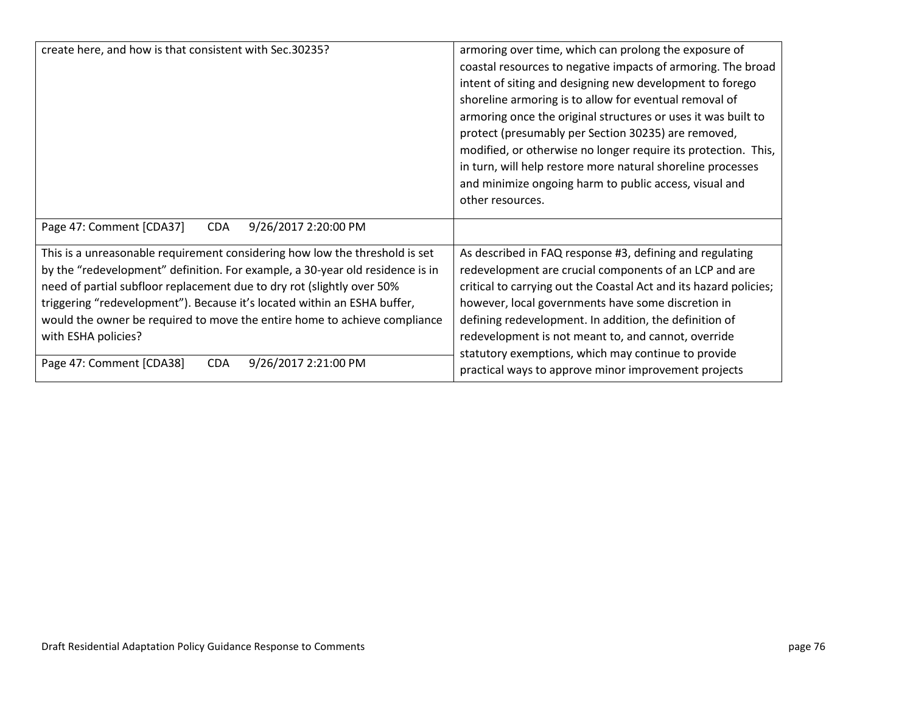| | |
|---|---|
| create here, and how is that consistent with Sec.30235? | armoring over time, which can prolong the exposure of coastal resources to negative impacts of armoring. The broad intent of siting and designing new development to forego shoreline armoring is to allow for eventual removal of armoring once the original structures or uses it was built to protect (presumably per Section 30235) are removed, modified, or otherwise no longer require its protection. This, in turn, will help restore more natural shoreline processes and minimize ongoing harm to public access, visual and other resources. |
| Page 47: Comment [CDA37] CDA 9/26/2017 2:20:00 PM | |
| This is a unreasonable requirement considering how low the threshold is set by the "redevelopment" definition. For example, a 30-year old residence is in need of partial subfloor replacement due to dry rot (slightly over 50% triggering "redevelopment"). Because it's located within an ESHA buffer, would the owner be required to move the entire home to achieve compliance with ESHA policies? | As described in FAQ response #3, defining and regulating redevelopment are crucial components of an LCP and are critical to carrying out the Coastal Act and its hazard policies; however, local governments have some discretion in defining redevelopment. In addition, the definition of redevelopment is not meant to, and cannot, override statutory exemptions, which may continue to provide practical ways to approve minor improvement projects |
| Page 47: Comment [CDA38] CDA 9/26/2017 2:21:00 PM | |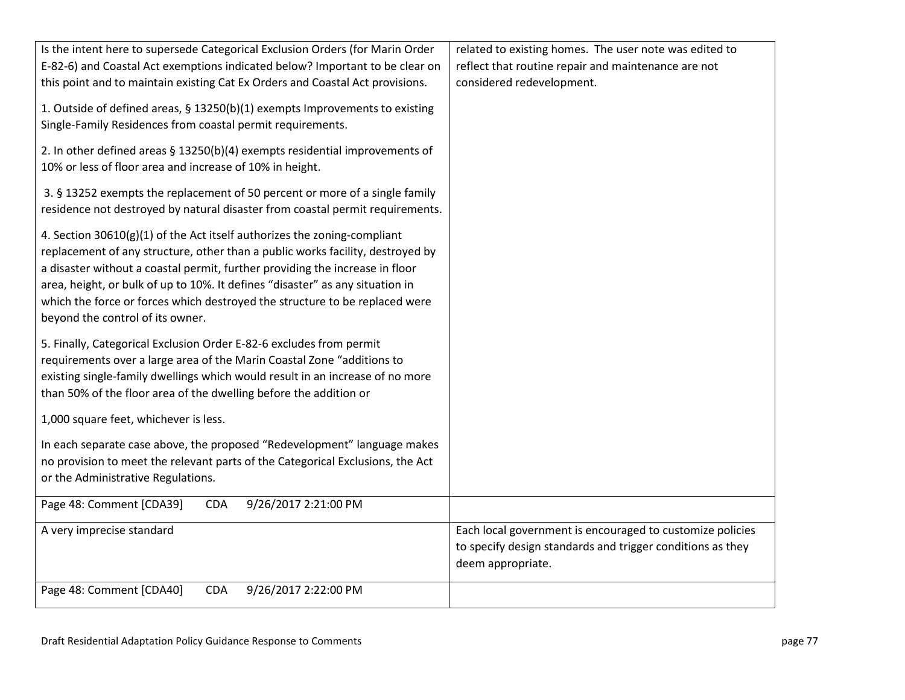| | |
|---|---|
| Is the intent here to supersede Categorical Exclusion Orders (for Marin Order E-82-6) and Coastal Act exemptions indicated below? Important to be clear on this point and to maintain existing Cat Ex Orders and Coastal Act provisions.<br><br>1. Outside of defined areas, § 13250(b)(1) exempts Improvements to existing Single-Family Residences from coastal permit requirements.<br><br>2. In other defined areas § 13250(b)(4) exempts residential improvements of 10% or less of floor area and increase of 10% in height.<br><br>3. § 13252 exempts the replacement of 50 percent or more of a single family residence not destroyed by natural disaster from coastal permit requirements.<br><br>4. Section 30610(g)(1) of the Act itself authorizes the zoning-compliant replacement of any structure, other than a public works facility, destroyed by a disaster without a coastal permit, further providing the increase in floor area, height, or bulk of up to 10%. It defines "disaster" as any situation in which the force or forces which destroyed the structure to be replaced were beyond the control of its owner.<br><br>5. Finally, Categorical Exclusion Order E-82-6 excludes from permit requirements over a large area of the Marin Coastal Zone "additions to existing single-family dwellings which would result in an increase of no more than 50% of the floor area of the dwelling before the addition or<br><br>1,000 square feet, whichever is less.<br><br>In each separate case above, the proposed "Redevelopment" language makes no provision to meet the relevant parts of the Categorical Exclusions, the Act or the Administrative Regulations. | related to existing homes. The user note was edited to reflect that routine repair and maintenance are not considered redevelopment. |
| Page 48: Comment [CDA39] CDA 9/26/2017 2:21:00 PM | |
| A very imprecise standard | Each local government is encouraged to customize policies to specify design standards and trigger conditions as they deem appropriate. |
| Page 48: Comment [CDA40] CDA 9/26/2017 2:22:00 PM | |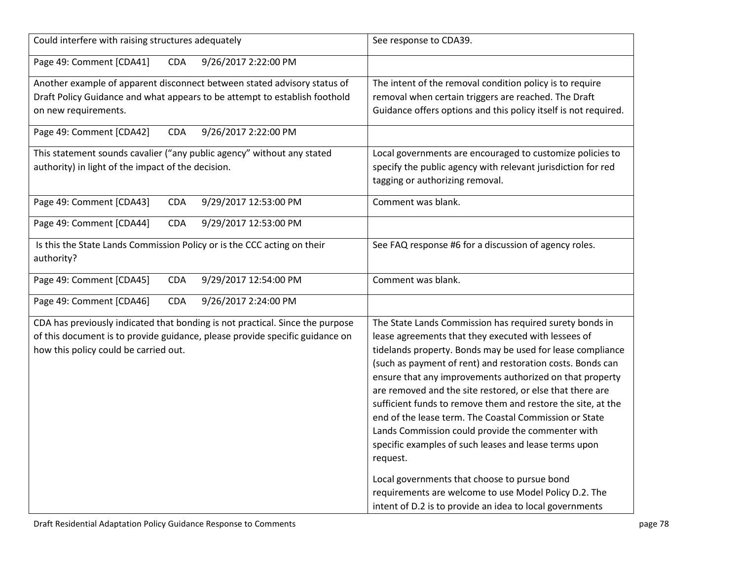| Could interfere with raising structures adequately | See response to CDA39. |
|---|---|
| Page 49: Comment [CDA41] CDA 9/26/2017 2:22:00 PM | |
| Another example of apparent disconnect between stated advisory status of Draft Policy Guidance and what appears to be attempt to establish foothold on new requirements. | The intent of the removal condition policy is to require removal when certain triggers are reached. The Draft Guidance offers options and this policy itself is not required. |
| Page 49: Comment [CDA42] CDA 9/26/2017 2:22:00 PM | |
| This statement sounds cavalier ("any public agency" without any stated authority) in light of the impact of the decision. | Local governments are encouraged to customize policies to specify the public agency with relevant jurisdiction for red tagging or authorizing removal. |
| Page 49: Comment [CDA43] CDA 9/29/2017 12:53:00 PM | Comment was blank. |
| Page 49: Comment [CDA44] CDA 9/29/2017 12:53:00 PM | |
| Is this the State Lands Commission Policy or is the CCC acting on their authority? | See FAQ response #6 for a discussion of agency roles. |
| Page 49: Comment [CDA45] CDA 9/29/2017 12:54:00 PM | Comment was blank. |
| Page 49: Comment [CDA46] CDA 9/26/2017 2:24:00 PM | |
| CDA has previously indicated that bonding is not practical. Since the purpose of this document is to provide guidance, please provide specific guidance on how this policy could be carried out. | The State Lands Commission has required surety bonds in lease agreements that they executed with lessees of tidelands property. Bonds may be used for lease compliance (such as payment of rent) and restoration costs. Bonds can ensure that any improvements authorized on that property are removed and the site restored, or else that there are sufficient funds to remove them and restore the site, at the end of the lease term. The Coastal Commission or State Lands Commission could provide the commenter with specific examples of such leases and lease terms upon request.<br><br>Local governments that choose to pursue bond requirements are welcome to use Model Policy D.2. The intent of D.2 is to provide an idea to local governments |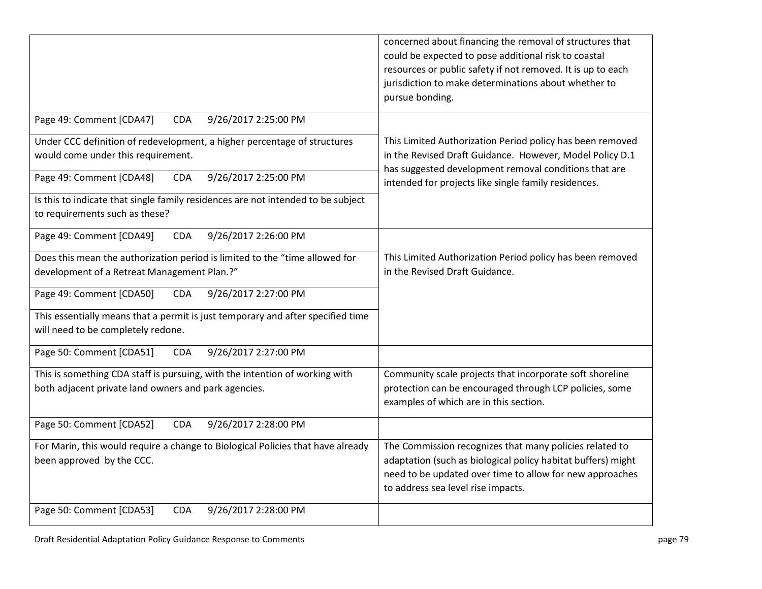| | |
|---|---|
| | concerned about financing the removal of structures that could be expected to pose additional risk to coastal resources or public safety if not removed. It is up to each jurisdiction to make determinations about whether to pursue bonding. |
| Page 49: Comment [CDA47] CDA 9/26/2017 2:25:00 PM<br><br>Under CCC definition of redevelopment, a higher percentage of structures would come under this requirement.<br><br>Page 49: Comment [CDA48] CDA 9/26/2017 2:25:00 PM<br><br>Is this to indicate that single family residences are not intended to be subject to requirements such as these? | This Limited Authorization Period policy has been removed in the Revised Draft Guidance. However, Model Policy D.1 has suggested development removal conditions that are intended for projects like single family residences. |
| Page 49: Comment [CDA49] CDA 9/26/2017 2:26:00 PM<br><br>Does this mean the authorization period is limited to the "time allowed for development of a Retreat Management Plan.?"<br><br>Page 49: Comment [CDA50] CDA 9/26/2017 2:27:00 PM<br><br>This essentially means that a permit is just temporary and after specified time will need to be completely redone. | This Limited Authorization Period policy has been removed in the Revised Draft Guidance. |
| Page 50: Comment [CDA51] CDA 9/26/2017 2:27:00 PM | |
| This is something CDA staff is pursuing, with the intention of working with both adjacent private land owners and park agencies. | Community scale projects that incorporate soft shoreline protection can be encouraged through LCP policies, some examples of which are in this section. |
| Page 50: Comment [CDA52] CDA 9/26/2017 2:28:00 PM | |
| For Marin, this would require a change to Biological Policies that have already been approved by the CCC. | The Commission recognizes that many policies related to adaptation (such as biological policy habitat buffers) might need to be updated over time to allow for new approaches to address sea level rise impacts. |
| Page 50: Comment [CDA53] CDA 9/26/2017 2:28:00 PM | |

Draft Residential Adaptation Policy Guidance Response to Comments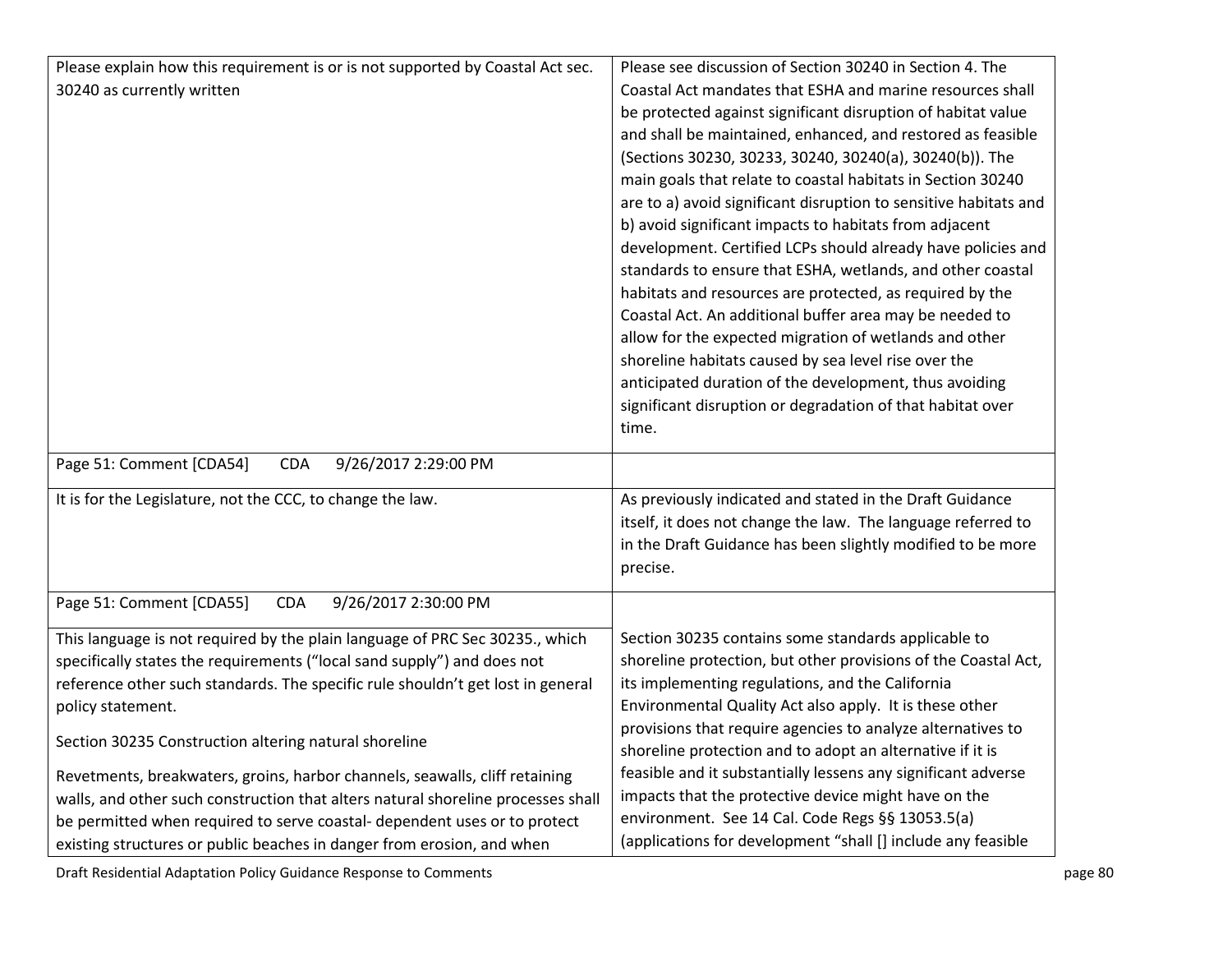| | |
|---|---|
| Please explain how this requirement is or is not supported by Coastal Act sec. 30240 as currently written | Please see discussion of Section 30240 in Section 4. The Coastal Act mandates that ESHA and marine resources shall be protected against significant disruption of habitat value and shall be maintained, enhanced, and restored as feasible (Sections 30230, 30233, 30240, 30240(a), 30240(b)). The main goals that relate to coastal habitats in Section 30240 are to a) avoid significant disruption to sensitive habitats and b) avoid significant impacts to habitats from adjacent development. Certified LCPs should already have policies and standards to ensure that ESHA, wetlands, and other coastal habitats and resources are protected, as required by the Coastal Act. An additional buffer area may be needed to allow for the expected migration of wetlands and other shoreline habitats caused by sea level rise over the anticipated duration of the development, thus avoiding significant disruption or degradation of that habitat over time. |
| Page 51: Comment [CDA54] CDA 9/26/2017 2:29:00 PM | |
| It is for the Legislature, not the CCC, to change the law. | As previously indicated and stated in the Draft Guidance itself, it does not change the law. The language referred to in the Draft Guidance has been slightly modified to be more precise. |
| Page 51: Comment [CDA55] CDA 9/26/2017 2:30:00 PM<br><br>This language is not required by the plain language of PRC Sec 30235., which specifically states the requirements ("local sand supply") and does not reference other such standards. The specific rule shouldn't get lost in general policy statement.<br><br>Section 30235 Construction altering natural shoreline<br><br>Revetments, breakwaters, groins, harbor channels, seawalls, cliff retaining walls, and other such construction that alters natural shoreline processes shall be permitted when required to serve coastal- dependent uses or to protect existing structures or public beaches in danger from erosion, and when | Section 30235 contains some standards applicable to shoreline protection, but other provisions of the Coastal Act, its implementing regulations, and the California Environmental Quality Act also apply. It is these other provisions that require agencies to analyze alternatives to shoreline protection and to adopt an alternative if it is feasible and it substantially lessens any significant adverse impacts that the protective device might have on the environment. See 14 Cal. Code Regs §§ 13053.5(a) (applications for development "shall [] include any feasible |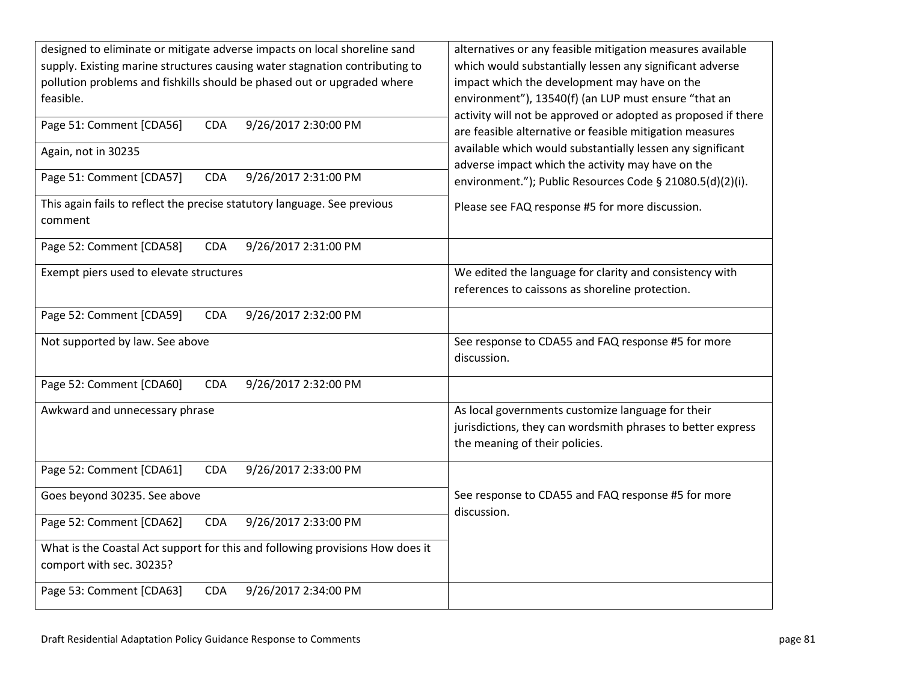| | |
|---|---|
| designed to eliminate or mitigate adverse impacts on local shoreline sand supply. Existing marine structures causing water stagnation contributing to pollution problems and fishkills should be phased out or upgraded where feasible. | alternatives or any feasible mitigation measures available which would substantially lessen any significant adverse impact which the development may have on the environment"), 13540(f) (an LUP must ensure "that an activity will not be approved or adopted as proposed if there are feasible alternative or feasible mitigation measures available which would substantially lessen any significant adverse impact which the activity may have on the environment."); Public Resources Code § 21080.5(d)(2)(i).<br><br>Please see FAQ response #5 for more discussion. |
| Page 51: Comment [CDA56] CDA 9/26/2017 2:30:00 PM | |
| Again, not in 30235 | |
| Page 51: Comment [CDA57] CDA 9/26/2017 2:31:00 PM | |
| This again fails to reflect the precise statutory language. See previous comment | |
| Page 52: Comment [CDA58] CDA 9/26/2017 2:31:00 PM | |
| Exempt piers used to elevate structures | We edited the language for clarity and consistency with references to caissons as shoreline protection. |
| Page 52: Comment [CDA59] CDA 9/26/2017 2:32:00 PM | |
| Not supported by law. See above | See response to CDA55 and FAQ response #5 for more discussion. |
| Page 52: Comment [CDA60] CDA 9/26/2017 2:32:00 PM | |
| Awkward and unnecessary phrase | As local governments customize language for their jurisdictions, they can wordsmith phrases to better express the meaning of their policies. |
| Page 52: Comment [CDA61] CDA 9/26/2017 2:33:00 PM | See response to CDA55 and FAQ response #5 for more discussion. |
| Goes beyond 30235. See above | |
| Page 52: Comment [CDA62] CDA 9/26/2017 2:33:00 PM | |
| What is the Coastal Act support for this and following provisions How does it comport with sec. 30235? | |
| Page 53: Comment [CDA63] CDA 9/26/2017 2:34:00 PM | |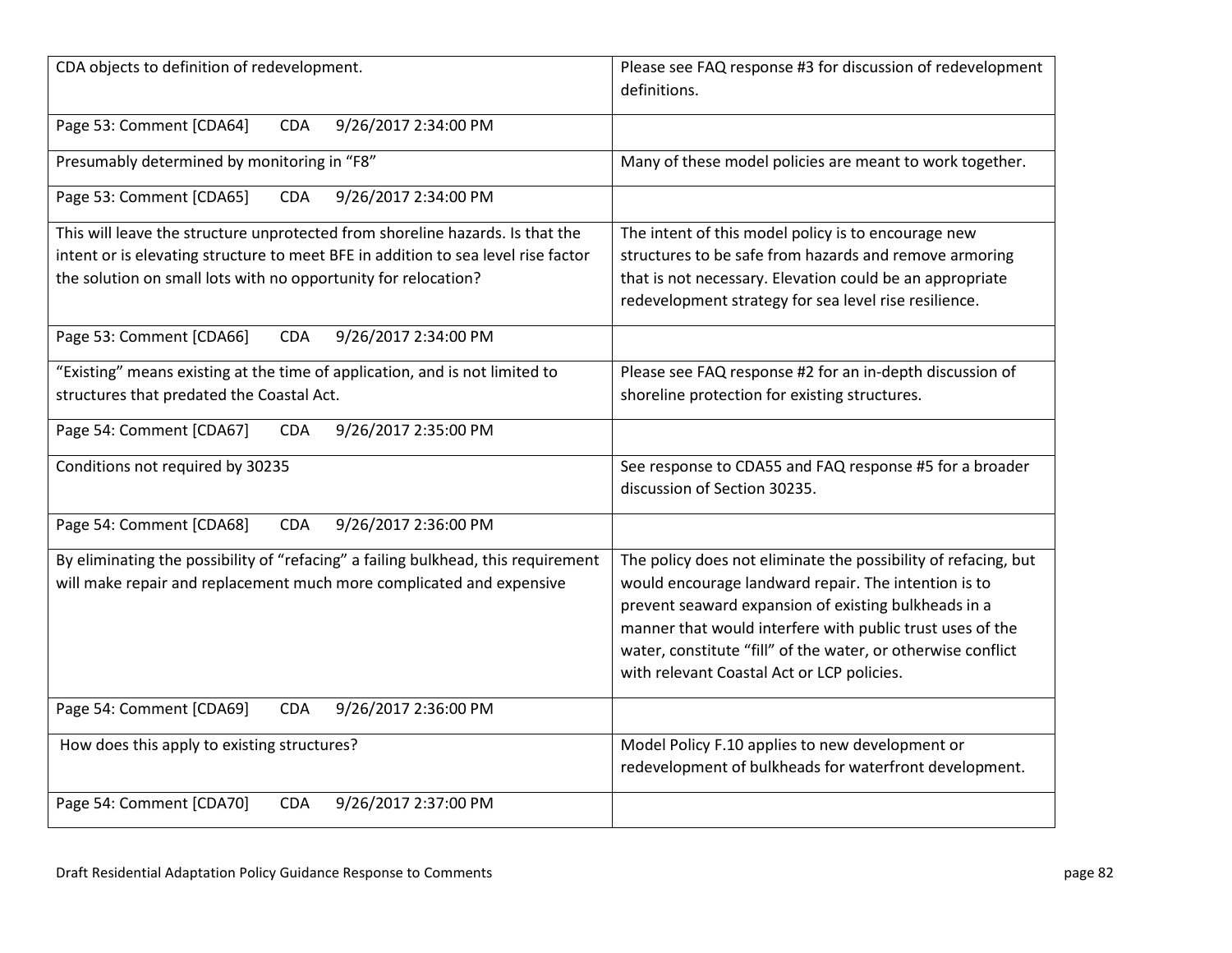| | |
|---|---|
| CDA objects to definition of redevelopment. | Please see FAQ response #3 for discussion of redevelopment definitions. |
| Page 53: Comment [CDA64] CDA 9/26/2017 2:34:00 PM | |
| Presumably determined by monitoring in "F8" | Many of these model policies are meant to work together. |
| Page 53: Comment [CDA65] CDA 9/26/2017 2:34:00 PM | |
| This will leave the structure unprotected from shoreline hazards. Is that the intent or is elevating structure to meet BFE in addition to sea level rise factor the solution on small lots with no opportunity for relocation? | The intent of this model policy is to encourage new structures to be safe from hazards and remove armoring that is not necessary. Elevation could be an appropriate redevelopment strategy for sea level rise resilience. |
| Page 53: Comment [CDA66] CDA 9/26/2017 2:34:00 PM | |
| "Existing" means existing at the time of application, and is not limited to structures that predated the Coastal Act. | Please see FAQ response #2 for an in-depth discussion of shoreline protection for existing structures. |
| Page 54: Comment [CDA67] CDA 9/26/2017 2:35:00 PM | |
| Conditions not required by 30235 | See response to CDA55 and FAQ response #5 for a broader discussion of Section 30235. |
| Page 54: Comment [CDA68] CDA 9/26/2017 2:36:00 PM | |
| By eliminating the possibility of "refacing" a failing bulkhead, this requirement will make repair and replacement much more complicated and expensive | The policy does not eliminate the possibility of refacing, but would encourage landward repair. The intention is to prevent seaward expansion of existing bulkheads in a manner that would interfere with public trust uses of the water, constitute "fill" of the water, or otherwise conflict with relevant Coastal Act or LCP policies. |
| Page 54: Comment [CDA69] CDA 9/26/2017 2:36:00 PM | |
| How does this apply to existing structures? | Model Policy F.10 applies to new development or redevelopment of bulkheads for waterfront development. |
| Page 54: Comment [CDA70] CDA 9/26/2017 2:37:00 PM | |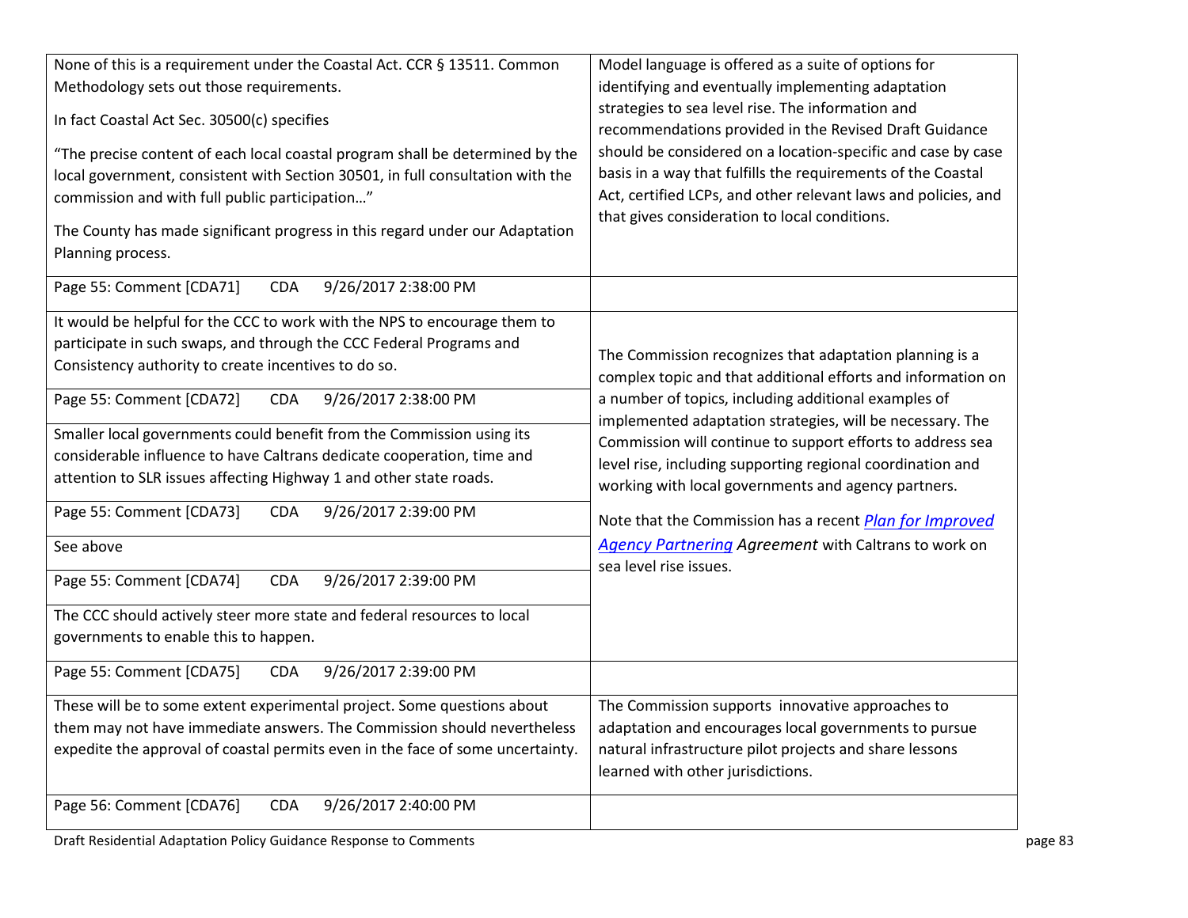| | |
|---|---|
| None of this is a requirement under the Coastal Act. CCR § 13511. Common Methodology sets out those requirements.<br><br>In fact Coastal Act Sec. 30500(c) specifies<br><br>"The precise content of each local coastal program shall be determined by the local government, consistent with Section 30501, in full consultation with the commission and with full public participation…"<br><br>The County has made significant progress in this regard under our Adaptation Planning process. | Model language is offered as a suite of options for identifying and eventually implementing adaptation strategies to sea level rise. The information and recommendations provided in the Revised Draft Guidance should be considered on a location-specific and case by case basis in a way that fulfills the requirements of the Coastal Act, certified LCPs, and other relevant laws and policies, and that gives consideration to local conditions. |
| Page 55: Comment [CDA71] CDA 9/26/2017 2:38:00 PM | |
| It would be helpful for the CCC to work with the NPS to encourage them to participate in such swaps, and through the CCC Federal Programs and Consistency authority to create incentives to do so. | The Commission recognizes that adaptation planning is a complex topic and that additional efforts and information on a number of topics, including additional examples of implemented adaptation strategies, will be necessary. The Commission will continue to support efforts to address sea level rise, including supporting regional coordination and working with local governments and agency partners.<br><br>Note that the Commission has a recent [*Plan for Improved Agency Partnering*]() *Agreement* with Caltrans to work on sea level rise issues. |
| Page 55: Comment [CDA72] CDA 9/26/2017 2:38:00 PM | |
| Smaller local governments could benefit from the Commission using its considerable influence to have Caltrans dedicate cooperation, time and attention to SLR issues affecting Highway 1 and other state roads. | |
| Page 55: Comment [CDA73] CDA 9/26/2017 2:39:00 PM | |
| See above | |
| Page 55: Comment [CDA74] CDA 9/26/2017 2:39:00 PM | |
| The CCC should actively steer more state and federal resources to local governments to enable this to happen. | |
| Page 55: Comment [CDA75] CDA 9/26/2017 2:39:00 PM | |
| These will be to some extent experimental project. Some questions about them may not have immediate answers. The Commission should nevertheless expedite the approval of coastal permits even in the face of some uncertainty. | The Commission supports innovative approaches to adaptation and encourages local governments to pursue natural infrastructure pilot projects and share lessons learned with other jurisdictions. |
| Page 56: Comment [CDA76] CDA 9/26/2017 2:40:00 PM | |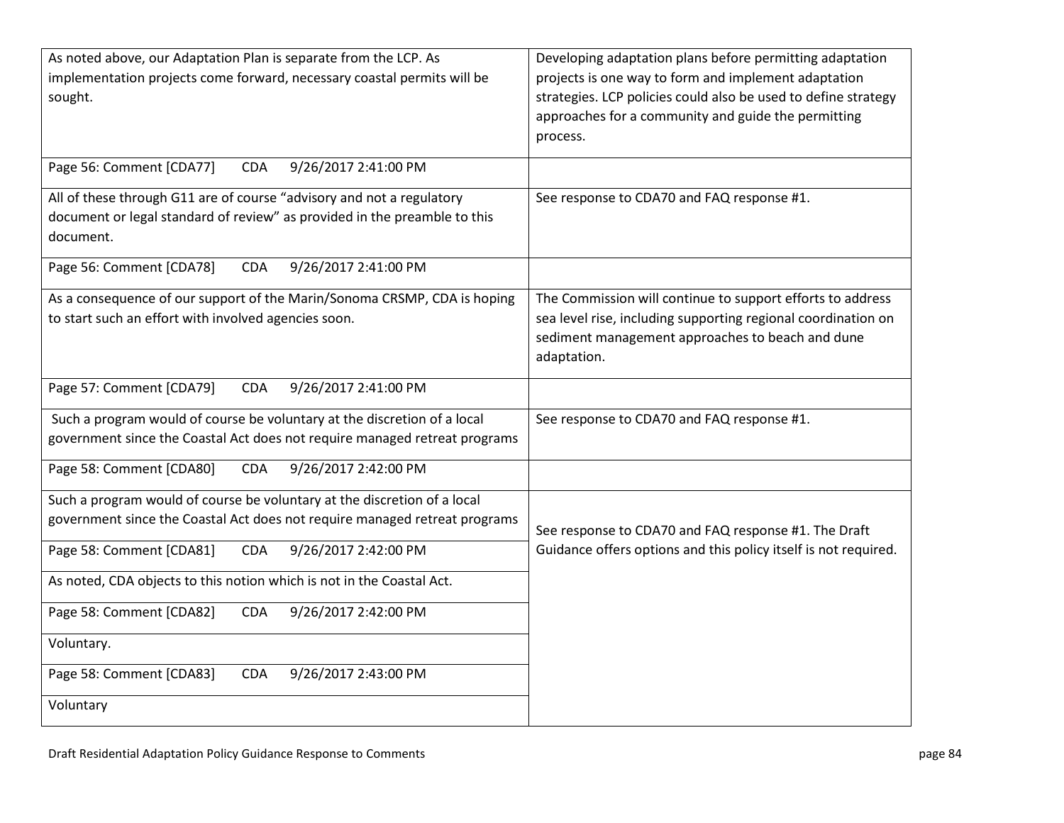| | |
|---|---|
| As noted above, our Adaptation Plan is separate from the LCP. As implementation projects come forward, necessary coastal permits will be sought. | Developing adaptation plans before permitting adaptation projects is one way to form and implement adaptation strategies. LCP policies could also be used to define strategy approaches for a community and guide the permitting process. |
| Page 56: Comment [CDA77] CDA 9/26/2017 2:41:00 PM | |
| All of these through G11 are of course "advisory and not a regulatory document or legal standard of review" as provided in the preamble to this document. | See response to CDA70 and FAQ response #1. |
| Page 56: Comment [CDA78] CDA 9/26/2017 2:41:00 PM | |
| As a consequence of our support of the Marin/Sonoma CRSMP, CDA is hoping to start such an effort with involved agencies soon. | The Commission will continue to support efforts to address sea level rise, including supporting regional coordination on sediment management approaches to beach and dune adaptation. |
| Page 57: Comment [CDA79] CDA 9/26/2017 2:41:00 PM | |
| Such a program would of course be voluntary at the discretion of a local government since the Coastal Act does not require managed retreat programs | See response to CDA70 and FAQ response #1. |
| Page 58: Comment [CDA80] CDA 9/26/2017 2:42:00 PM | |
| Such a program would of course be voluntary at the discretion of a local government since the Coastal Act does not require managed retreat programs | See response to CDA70 and FAQ response #1. The Draft Guidance offers options and this policy itself is not required. |
| Page 58: Comment [CDA81] CDA 9/26/2017 2:42:00 PM | |
| As noted, CDA objects to this notion which is not in the Coastal Act. | |
| Page 58: Comment [CDA82] CDA 9/26/2017 2:42:00 PM | |
| Voluntary. | |
| Page 58: Comment [CDA83] CDA 9/26/2017 2:43:00 PM | |
| Voluntary | |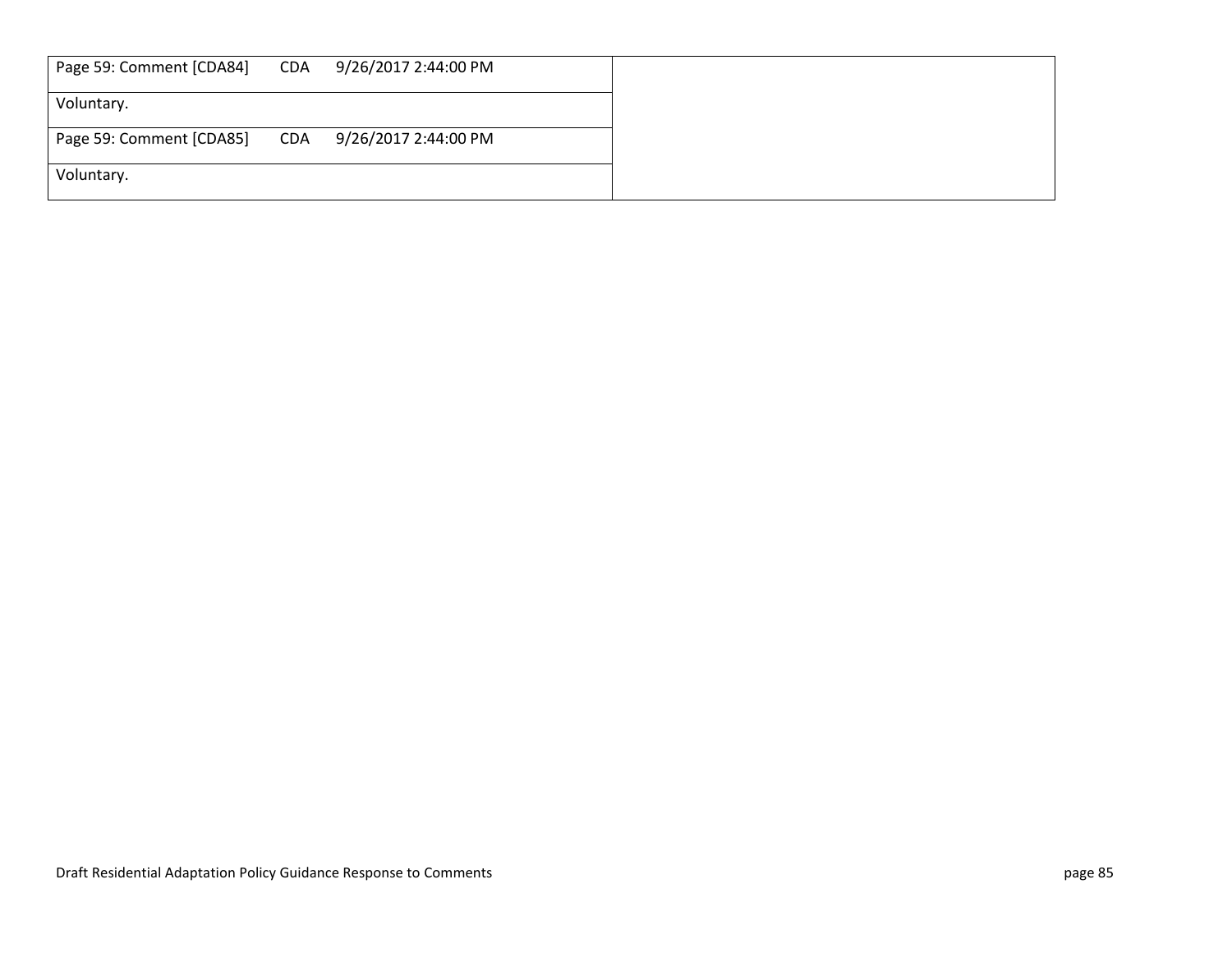| Page 59: Comment [CDA84] CDA 9/26/2017 2:44:00 PM | |
|---|---|
| Voluntary. | |
| Page 59: Comment [CDA85] CDA 9/26/2017 2:44:00 PM | |
| Voluntary. | |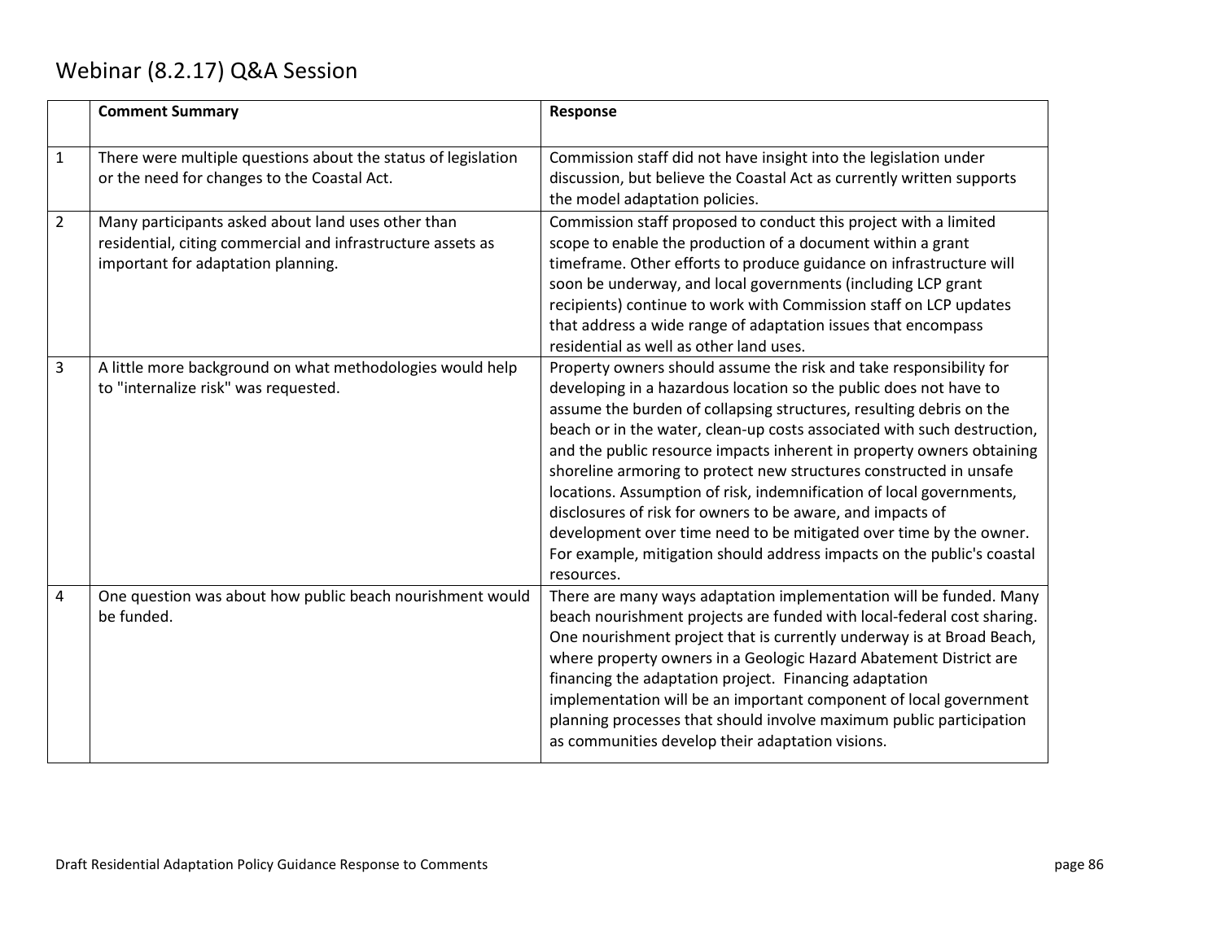# Webinar (8.2.17) Q&A Session

| | Comment Summary | Response |
|---|---|---|
| 1 | There were multiple questions about the status of legislation or the need for changes to the Coastal Act. | Commission staff did not have insight into the legislation under discussion, but believe the Coastal Act as currently written supports the model adaptation policies. |
| 2 | Many participants asked about land uses other than residential, citing commercial and infrastructure assets as important for adaptation planning. | Commission staff proposed to conduct this project with a limited scope to enable the production of a document within a grant timeframe. Other efforts to produce guidance on infrastructure will soon be underway, and local governments (including LCP grant recipients) continue to work with Commission staff on LCP updates that address a wide range of adaptation issues that encompass residential as well as other land uses. |
| 3 | A little more background on what methodologies would help to "internalize risk" was requested. | Property owners should assume the risk and take responsibility for developing in a hazardous location so the public does not have to assume the burden of collapsing structures, resulting debris on the beach or in the water, clean-up costs associated with such destruction, and the public resource impacts inherent in property owners obtaining shoreline armoring to protect new structures constructed in unsafe locations. Assumption of risk, indemnification of local governments, disclosures of risk for owners to be aware, and impacts of development over time need to be mitigated over time by the owner. For example, mitigation should address impacts on the public's coastal resources. |
| 4 | One question was about how public beach nourishment would be funded. | There are many ways adaptation implementation will be funded. Many beach nourishment projects are funded with local-federal cost sharing. One nourishment project that is currently underway is at Broad Beach, where property owners in a Geologic Hazard Abatement District are financing the adaptation project. Financing adaptation implementation will be an important component of local government planning processes that should involve maximum public participation as communities develop their adaptation visions. |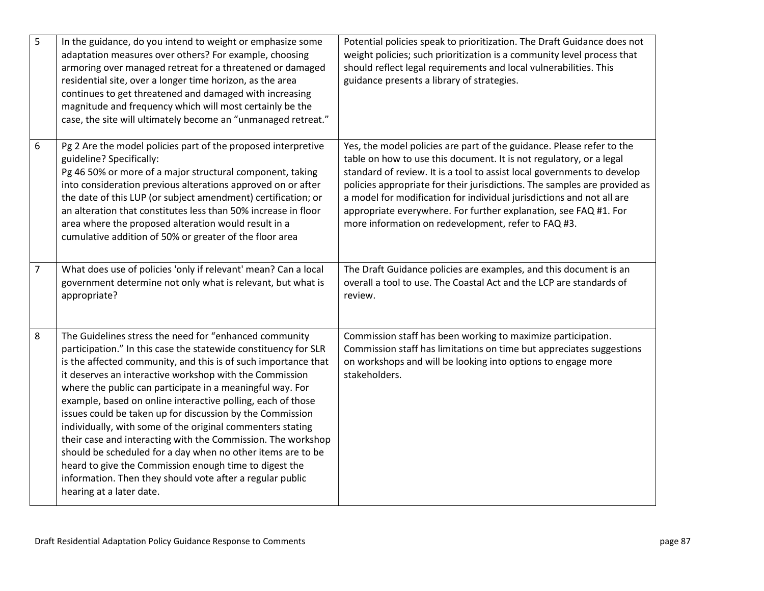| | | |
|---|---|---|
| 5 | In the guidance, do you intend to weight or emphasize some adaptation measures over others? For example, choosing armoring over managed retreat for a threatened or damaged residential site, over a longer time horizon, as the area continues to get threatened and damaged with increasing magnitude and frequency which will most certainly be the case, the site will ultimately become an "unmanaged retreat." | Potential policies speak to prioritization. The Draft Guidance does not weight policies; such prioritization is a community level process that should reflect legal requirements and local vulnerabilities. This guidance presents a library of strategies. |
| 6 | Pg 2 Are the model policies part of the proposed interpretive guideline? Specifically:<br>Pg 46 50% or more of a major structural component, taking into consideration previous alterations approved on or after the date of this LUP (or subject amendment) certification; or an alteration that constitutes less than 50% increase in floor area where the proposed alteration would result in a cumulative addition of 50% or greater of the floor area | Yes, the model policies are part of the guidance. Please refer to the table on how to use this document. It is not regulatory, or a legal standard of review. It is a tool to assist local governments to develop policies appropriate for their jurisdictions. The samples are provided as a model for modification for individual jurisdictions and not all are appropriate everywhere. For further explanation, see FAQ #1. For more information on redevelopment, refer to FAQ #3. |
| 7 | What does use of policies 'only if relevant' mean? Can a local government determine not only what is relevant, but what is appropriate? | The Draft Guidance policies are examples, and this document is an overall a tool to use. The Coastal Act and the LCP are standards of review. |
| 8 | The Guidelines stress the need for "enhanced community participation." In this case the statewide constituency for SLR is the affected community, and this is of such importance that it deserves an interactive workshop with the Commission where the public can participate in a meaningful way. For example, based on online interactive polling, each of those issues could be taken up for discussion by the Commission individually, with some of the original commenters stating their case and interacting with the Commission. The workshop should be scheduled for a day when no other items are to be heard to give the Commission enough time to digest the information. Then they should vote after a regular public hearing at a later date. | Commission staff has been working to maximize participation. Commission staff has limitations on time but appreciates suggestions on workshops and will be looking into options to engage more stakeholders. |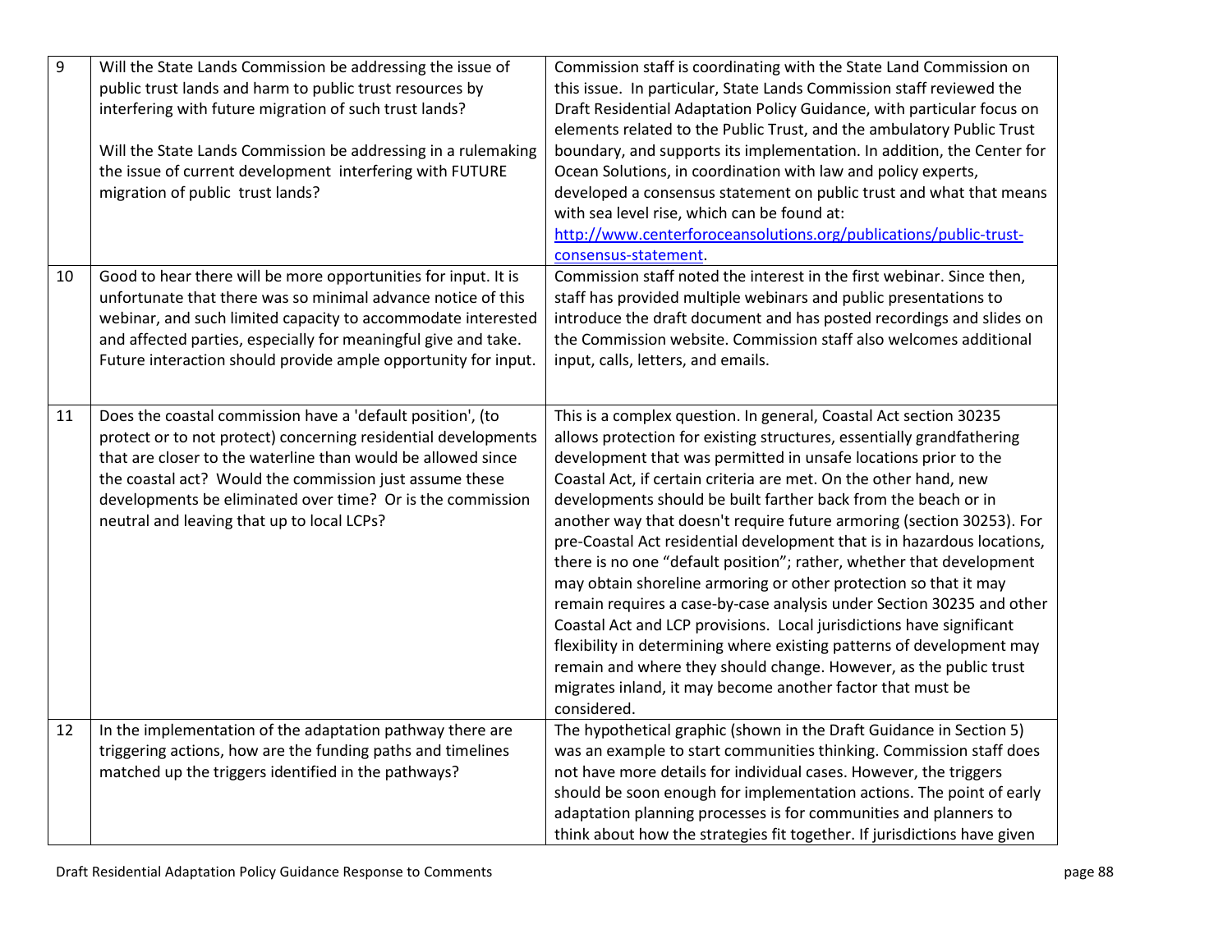| | | |
|---|---|---|
| 9 | Will the State Lands Commission be addressing the issue of public trust lands and harm to public trust resources by interfering with future migration of such trust lands?<br><br>Will the State Lands Commission be addressing in a rulemaking the issue of current development interfering with FUTURE migration of public trust lands? | Commission staff is coordinating with the State Land Commission on this issue. In particular, State Lands Commission staff reviewed the Draft Residential Adaptation Policy Guidance, with particular focus on elements related to the Public Trust, and the ambulatory Public Trust boundary, and supports its implementation. In addition, the Center for Ocean Solutions, in coordination with law and policy experts, developed a consensus statement on public trust and what that means with sea level rise, which can be found at: [http://www.centerforoceansolutions.org/publications/public-trust-consensus-statement](http://www.centerforoceansolutions.org/publications/public-trust-consensus-statement). |
| 10 | Good to hear there will be more opportunities for input. It is unfortunate that there was so minimal advance notice of this webinar, and such limited capacity to accommodate interested and affected parties, especially for meaningful give and take. Future interaction should provide ample opportunity for input. | Commission staff noted the interest in the first webinar. Since then, staff has provided multiple webinars and public presentations to introduce the draft document and has posted recordings and slides on the Commission website. Commission staff also welcomes additional input, calls, letters, and emails. |
| 11 | Does the coastal commission have a 'default position', (to protect or to not protect) concerning residential developments that are closer to the waterline than would be allowed since the coastal act? Would the commission just assume these developments be eliminated over time? Or is the commission neutral and leaving that up to local LCPs? | This is a complex question. In general, Coastal Act section 30235 allows protection for existing structures, essentially grandfathering development that was permitted in unsafe locations prior to the Coastal Act, if certain criteria are met. On the other hand, new developments should be built farther back from the beach or in another way that doesn't require future armoring (section 30253). For pre-Coastal Act residential development that is in hazardous locations, there is no one "default position"; rather, whether that development may obtain shoreline armoring or other protection so that it may remain requires a case-by-case analysis under Section 30235 and other Coastal Act and LCP provisions. Local jurisdictions have significant flexibility in determining where existing patterns of development may remain and where they should change. However, as the public trust migrates inland, it may become another factor that must be considered. |
| 12 | In the implementation of the adaptation pathway there are triggering actions, how are the funding paths and timelines matched up the triggers identified in the pathways? | The hypothetical graphic (shown in the Draft Guidance in Section 5) was an example to start communities thinking. Commission staff does not have more details for individual cases. However, the triggers should be soon enough for implementation actions. The point of early adaptation planning processes is for communities and planners to think about how the strategies fit together. If jurisdictions have given |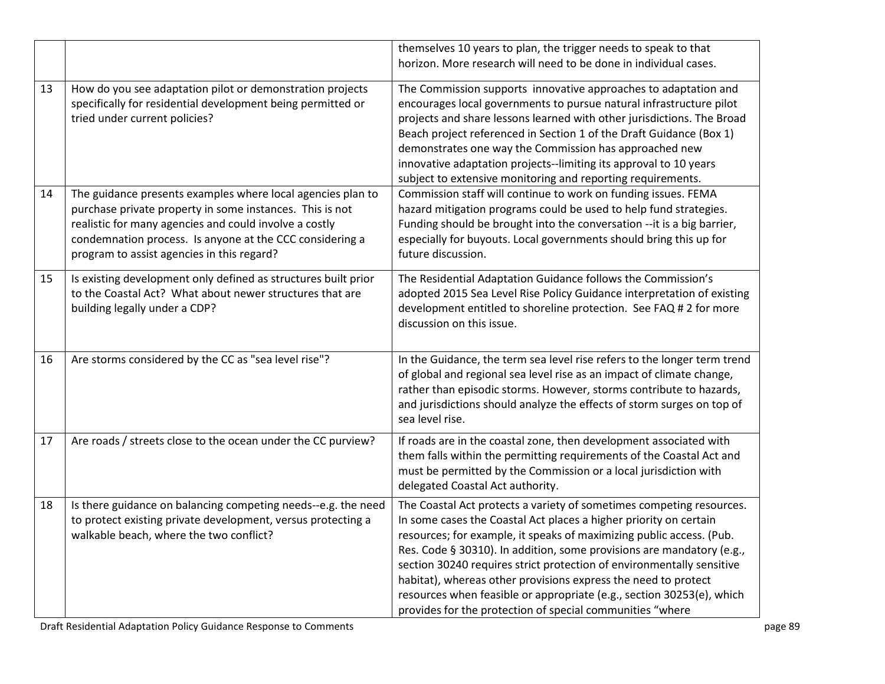| | | |
|---|---|---|
| | | themselves 10 years to plan, the trigger needs to speak to that horizon. More research will need to be done in individual cases. |
| 13 | How do you see adaptation pilot or demonstration projects specifically for residential development being permitted or tried under current policies? | The Commission supports innovative approaches to adaptation and encourages local governments to pursue natural infrastructure pilot projects and share lessons learned with other jurisdictions. The Broad Beach project referenced in Section 1 of the Draft Guidance (Box 1) demonstrates one way the Commission has approached new innovative adaptation projects--limiting its approval to 10 years subject to extensive monitoring and reporting requirements. |
| 14 | The guidance presents examples where local agencies plan to purchase private property in some instances. This is not realistic for many agencies and could involve a costly condemnation process. Is anyone at the CCC considering a program to assist agencies in this regard? | Commission staff will continue to work on funding issues. FEMA hazard mitigation programs could be used to help fund strategies. Funding should be brought into the conversation --it is a big barrier, especially for buyouts. Local governments should bring this up for future discussion. |
| 15 | Is existing development only defined as structures built prior to the Coastal Act? What about newer structures that are building legally under a CDP? | The Residential Adaptation Guidance follows the Commission's adopted 2015 Sea Level Rise Policy Guidance interpretation of existing development entitled to shoreline protection. See FAQ # 2 for more discussion on this issue. |
| 16 | Are storms considered by the CC as "sea level rise"? | In the Guidance, the term sea level rise refers to the longer term trend of global and regional sea level rise as an impact of climate change, rather than episodic storms. However, storms contribute to hazards, and jurisdictions should analyze the effects of storm surges on top of sea level rise. |
| 17 | Are roads / streets close to the ocean under the CC purview? | If roads are in the coastal zone, then development associated with them falls within the permitting requirements of the Coastal Act and must be permitted by the Commission or a local jurisdiction with delegated Coastal Act authority. |
| 18 | Is there guidance on balancing competing needs--e.g. the need to protect existing private development, versus protecting a walkable beach, where the two conflict? | The Coastal Act protects a variety of sometimes competing resources. In some cases the Coastal Act places a higher priority on certain resources; for example, it speaks of maximizing public access. (Pub. Res. Code § 30310). In addition, some provisions are mandatory (e.g., section 30240 requires strict protection of environmentally sensitive habitat), whereas other provisions express the need to protect resources when feasible or appropriate (e.g., section 30253(e), which provides for the protection of special communities "where |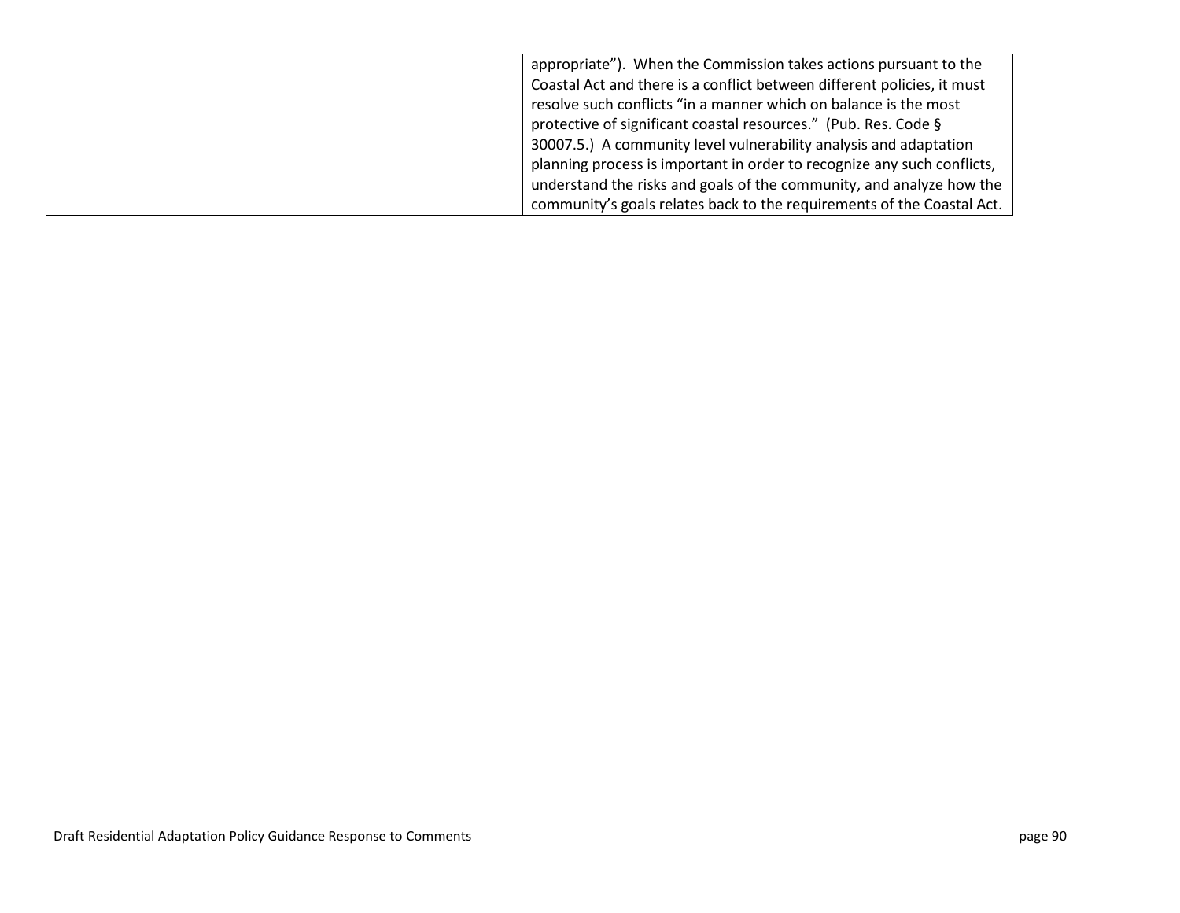| | | |
|---|---|---|
| | | appropriate"). When the Commission takes actions pursuant to the Coastal Act and there is a conflict between different policies, it must resolve such conflicts "in a manner which on balance is the most protective of significant coastal resources." (Pub. Res. Code § 30007.5.) A community level vulnerability analysis and adaptation planning process is important in order to recognize any such conflicts, understand the risks and goals of the community, and analyze how the community's goals relates back to the requirements of the Coastal Act. |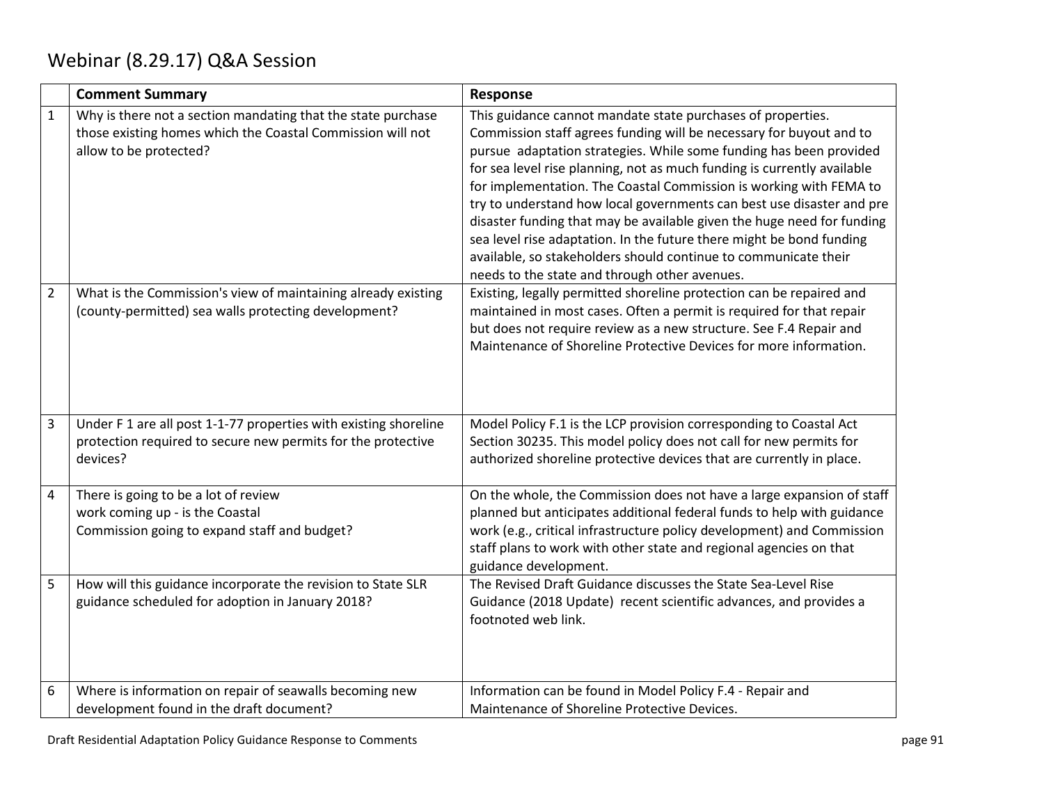# Webinar (8.29.17) Q&A Session

| | Comment Summary | Response |
|---|---|---|
| 1 | Why is there not a section mandating that the state purchase those existing homes which the Coastal Commission will not allow to be protected? | This guidance cannot mandate state purchases of properties. Commission staff agrees funding will be necessary for buyout and to pursue adaptation strategies. While some funding has been provided for sea level rise planning, not as much funding is currently available for implementation. The Coastal Commission is working with FEMA to try to understand how local governments can best use disaster and pre disaster funding that may be available given the huge need for funding sea level rise adaptation. In the future there might be bond funding available, so stakeholders should continue to communicate their needs to the state and through other avenues. |
| 2 | What is the Commission's view of maintaining already existing (county-permitted) sea walls protecting development? | Existing, legally permitted shoreline protection can be repaired and maintained in most cases. Often a permit is required for that repair but does not require review as a new structure. See F.4 Repair and Maintenance of Shoreline Protective Devices for more information. |
| 3 | Under F 1 are all post 1-1-77 properties with existing shoreline protection required to secure new permits for the protective devices? | Model Policy F.1 is the LCP provision corresponding to Coastal Act Section 30235. This model policy does not call for new permits for authorized shoreline protective devices that are currently in place. |
| 4 | There is going to be a lot of review work coming up - is the Coastal Commission going to expand staff and budget? | On the whole, the Commission does not have a large expansion of staff planned but anticipates additional federal funds to help with guidance work (e.g., critical infrastructure policy development) and Commission staff plans to work with other state and regional agencies on that guidance development. |
| 5 | How will this guidance incorporate the revision to State SLR guidance scheduled for adoption in January 2018? | The Revised Draft Guidance discusses the State Sea-Level Rise Guidance (2018 Update) recent scientific advances, and provides a footnoted web link. |
| 6 | Where is information on repair of seawalls becoming new development found in the draft document? | Information can be found in Model Policy F.4 - Repair and Maintenance of Shoreline Protective Devices. |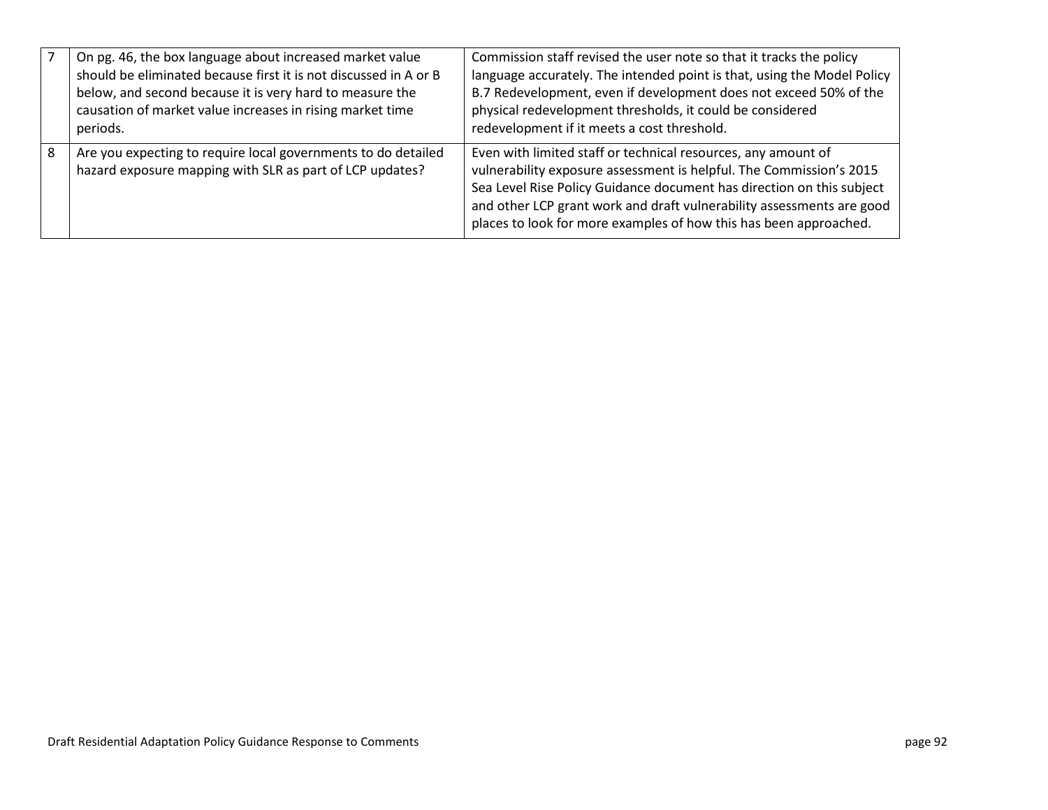| | | |
|---|---|---|
| 7 | On pg. 46, the box language about increased market value should be eliminated because first it is not discussed in A or B below, and second because it is very hard to measure the causation of market value increases in rising market time periods. | Commission staff revised the user note so that it tracks the policy language accurately. The intended point is that, using the Model Policy B.7 Redevelopment, even if development does not exceed 50% of the physical redevelopment thresholds, it could be considered redevelopment if it meets a cost threshold. |
| 8 | Are you expecting to require local governments to do detailed hazard exposure mapping with SLR as part of LCP updates? | Even with limited staff or technical resources, any amount of vulnerability exposure assessment is helpful. The Commission's 2015 Sea Level Rise Policy Guidance document has direction on this subject and other LCP grant work and draft vulnerability assessments are good places to look for more examples of how this has been approached. |